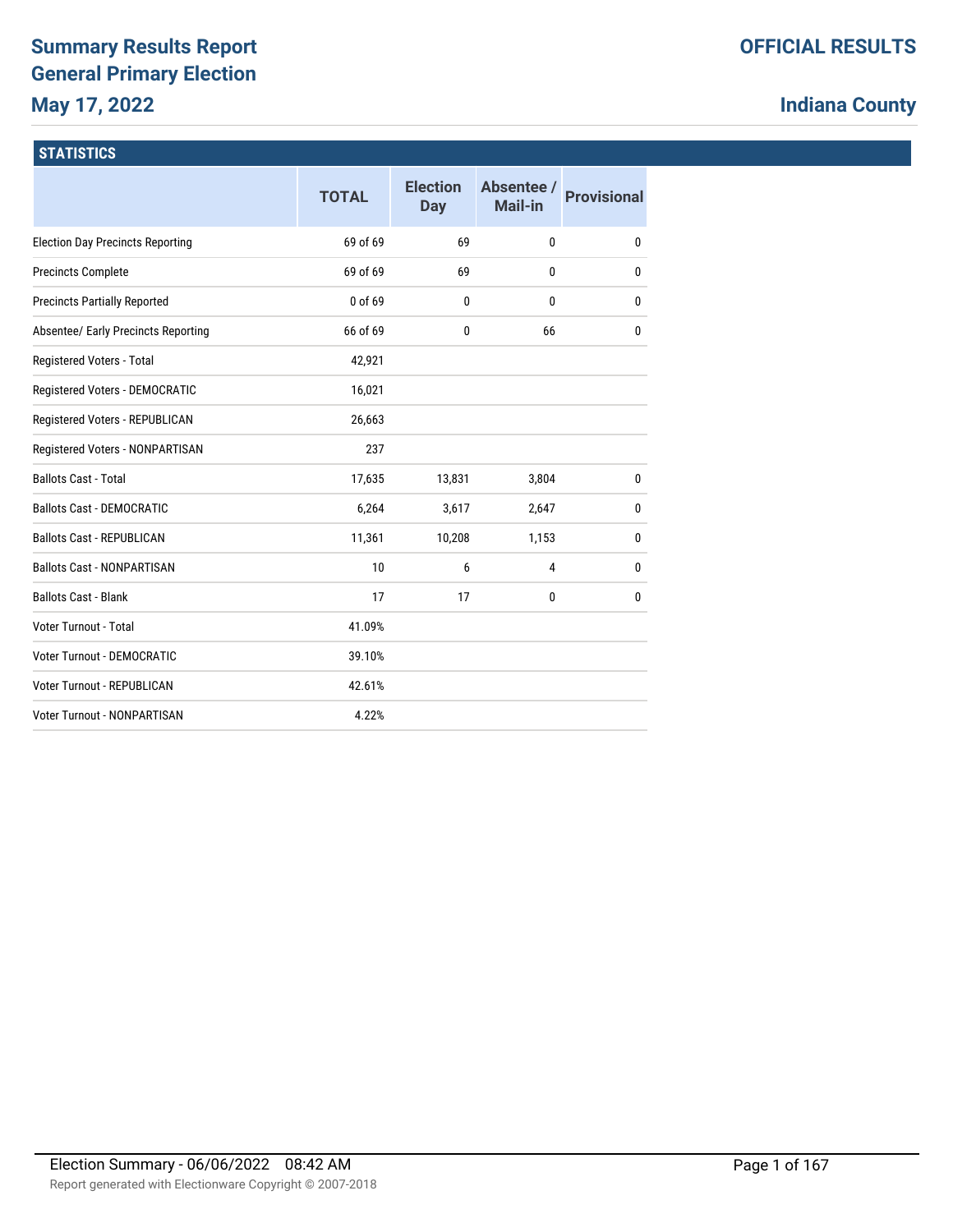# Summary Results Report
# General Primary Election
## May 17, 2022

**OFFICIAL RESULTS**

**Indiana County**

### STATISTICS

| | TOTAL | Election Day | Absentee / Mail-in | Provisional |
|---|---|---|---|---|
| Election Day Precincts Reporting | 69 of 69 | 69 | 0 | 0 |
| Precincts Complete | 69 of 69 | 69 | 0 | 0 |
| Precincts Partially Reported | 0 of 69 | 0 | 0 | 0 |
| Absentee/ Early Precincts Reporting | 66 of 69 | 0 | 66 | 0 |
| Registered Voters - Total | 42,921 | | | |
| Registered Voters - DEMOCRATIC | 16,021 | | | |
| Registered Voters - REPUBLICAN | 26,663 | | | |
| Registered Voters - NONPARTISAN | 237 | | | |
| Ballots Cast - Total | 17,635 | 13,831 | 3,804 | 0 |
| Ballots Cast - DEMOCRATIC | 6,264 | 3,617 | 2,647 | 0 |
| Ballots Cast - REPUBLICAN | 11,361 | 10,208 | 1,153 | 0 |
| Ballots Cast - NONPARTISAN | 10 | 6 | 4 | 0 |
| Ballots Cast - Blank | 17 | 17 | 0 | 0 |
| Voter Turnout - Total | 41.09% | | | |
| Voter Turnout - DEMOCRATIC | 39.10% | | | |
| Voter Turnout - REPUBLICAN | 42.61% | | | |
| Voter Turnout - NONPARTISAN | 4.22% | | | |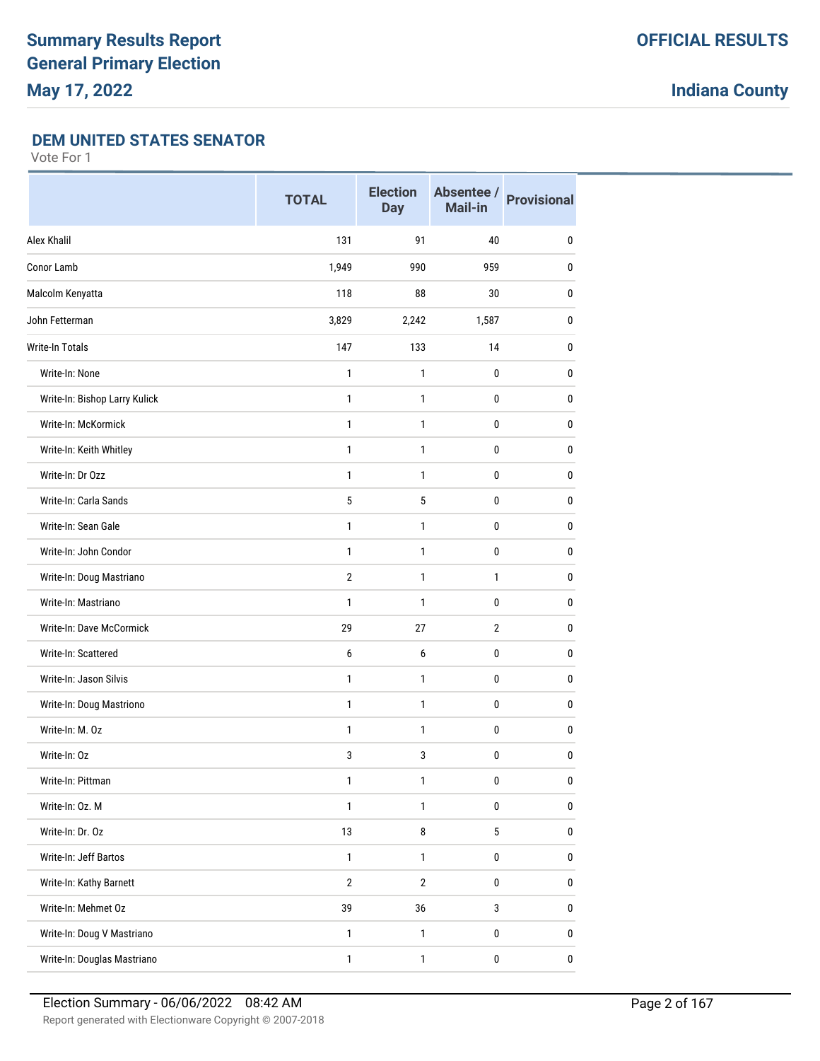**Summary Results Report**
**General Primary Election**
**May 17, 2022**

**OFFICIAL RESULTS**

**Indiana County**

## DEM UNITED STATES SENATOR

Vote For 1

| | TOTAL | Election Day | Absentee / Mail-in | Provisional |
|---|---|---|---|---|
| Alex Khalil | 131 | 91 | 40 | 0 |
| Conor Lamb | 1,949 | 990 | 959 | 0 |
| Malcolm Kenyatta | 118 | 88 | 30 | 0 |
| John Fetterman | 3,829 | 2,242 | 1,587 | 0 |
| Write-In Totals | 147 | 133 | 14 | 0 |
| Write-In: None | 1 | 1 | 0 | 0 |
| Write-In: Bishop Larry Kulick | 1 | 1 | 0 | 0 |
| Write-In: McKormick | 1 | 1 | 0 | 0 |
| Write-In: Keith Whitley | 1 | 1 | 0 | 0 |
| Write-In: Dr Ozz | 1 | 1 | 0 | 0 |
| Write-In: Carla Sands | 5 | 5 | 0 | 0 |
| Write-In: Sean Gale | 1 | 1 | 0 | 0 |
| Write-In: John Condor | 1 | 1 | 0 | 0 |
| Write-In: Doug Mastriano | 2 | 1 | 1 | 0 |
| Write-In: Mastriano | 1 | 1 | 0 | 0 |
| Write-In: Dave McCormick | 29 | 27 | 2 | 0 |
| Write-In: Scattered | 6 | 6 | 0 | 0 |
| Write-In: Jason Silvis | 1 | 1 | 0 | 0 |
| Write-In: Doug Mastriono | 1 | 1 | 0 | 0 |
| Write-In: M. Oz | 1 | 1 | 0 | 0 |
| Write-In: Oz | 3 | 3 | 0 | 0 |
| Write-In: Pittman | 1 | 1 | 0 | 0 |
| Write-In: Oz. M | 1 | 1 | 0 | 0 |
| Write-In: Dr. Oz | 13 | 8 | 5 | 0 |
| Write-In: Jeff Bartos | 1 | 1 | 0 | 0 |
| Write-In: Kathy Barnett | 2 | 2 | 0 | 0 |
| Write-In: Mehmet Oz | 39 | 36 | 3 | 0 |
| Write-In: Doug V Mastriano | 1 | 1 | 0 | 0 |
| Write-In: Douglas Mastriano | 1 | 1 | 0 | 0 |

Election Summary - 06/06/2022 08:42 AM

Report generated with Electionware Copyright © 2007-2018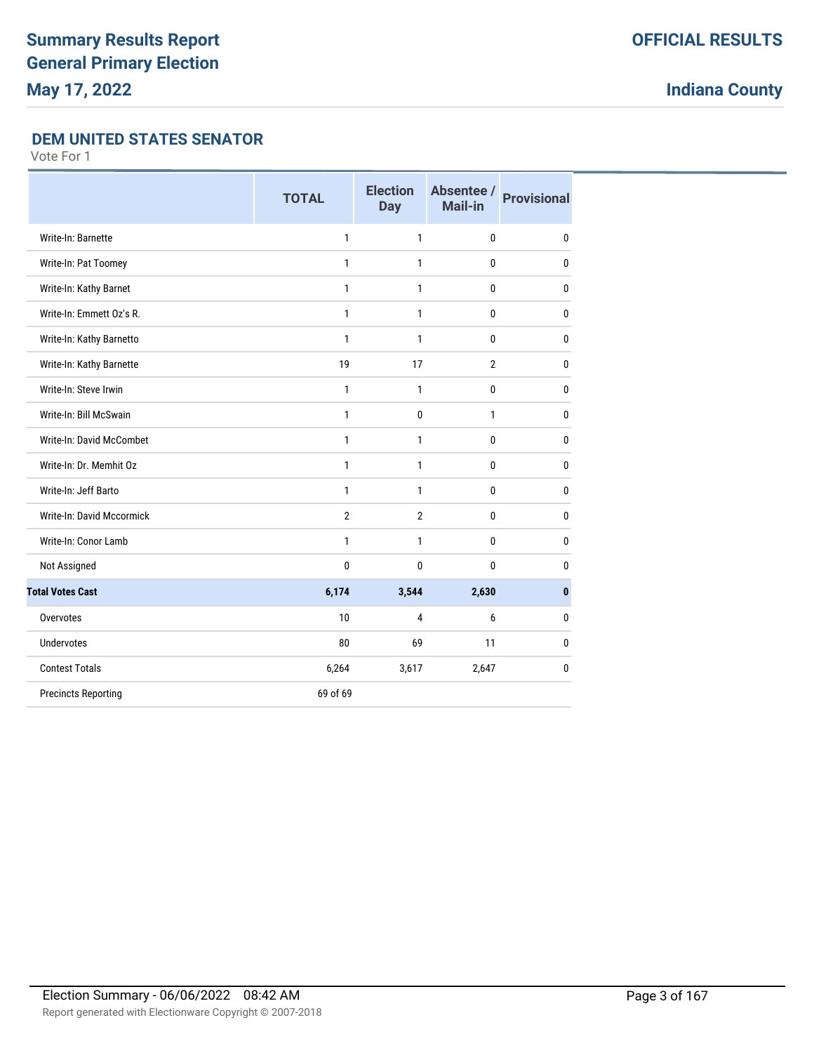# Summary Results Report
# General Primary Election
# May 17, 2022

**OFFICIAL RESULTS**

**Indiana County**

## DEM UNITED STATES SENATOR

Vote For 1

| | TOTAL | Election Day | Absentee / Mail-in | Provisional |
|---|---|---|---|---|
| Write-In: Barnette | 1 | 1 | 0 | 0 |
| Write-In: Pat Toomey | 1 | 1 | 0 | 0 |
| Write-In: Kathy Barnet | 1 | 1 | 0 | 0 |
| Write-In: Emmett Oz's R. | 1 | 1 | 0 | 0 |
| Write-In: Kathy Barnetto | 1 | 1 | 0 | 0 |
| Write-In: Kathy Barnette | 19 | 17 | 2 | 0 |
| Write-In: Steve Irwin | 1 | 1 | 0 | 0 |
| Write-In: Bill McSwain | 1 | 0 | 1 | 0 |
| Write-In: David McCombet | 1 | 1 | 0 | 0 |
| Write-In: Dr. Memhit Oz | 1 | 1 | 0 | 0 |
| Write-In: Jeff Barto | 1 | 1 | 0 | 0 |
| Write-In: David Mccormick | 2 | 2 | 0 | 0 |
| Write-In: Conor Lamb | 1 | 1 | 0 | 0 |
| Not Assigned | 0 | 0 | 0 | 0 |
| **Total Votes Cast** | **6,174** | **3,544** | **2,630** | **0** |
| Overvotes | 10 | 4 | 6 | 0 |
| Undervotes | 80 | 69 | 11 | 0 |
| Contest Totals | 6,264 | 3,617 | 2,647 | 0 |
| Precincts Reporting | 69 of 69 | | | |

Election Summary - 06/06/2022 08:42 AM

Report generated with Electionware Copyright © 2007-2018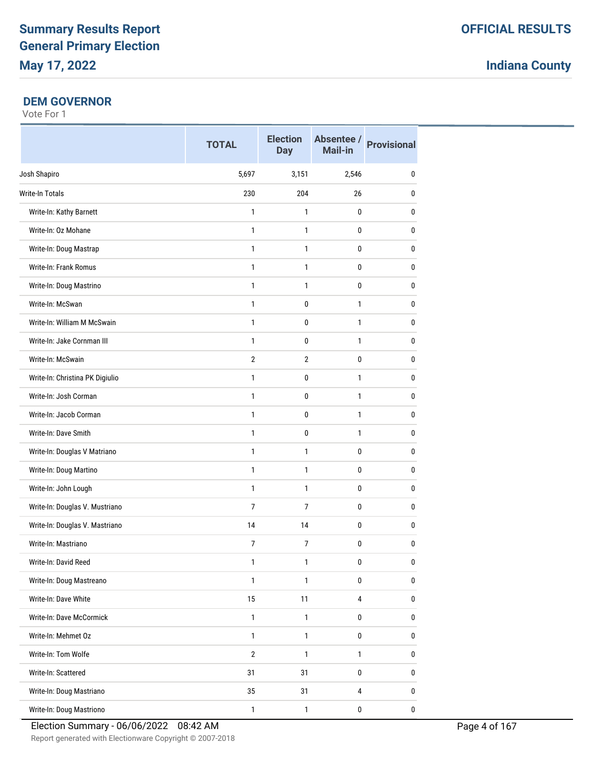# Summary Results Report
# General Primary Election
# May 17, 2022

**OFFICIAL RESULTS**

**Indiana County**

### DEM GOVERNOR

Vote For 1

| | TOTAL | Election Day | Absentee / Mail-in | Provisional |
|---|---|---|---|---|
| Josh Shapiro | 5,697 | 3,151 | 2,546 | 0 |
| Write-In Totals | 230 | 204 | 26 | 0 |
| Write-In: Kathy Barnett | 1 | 1 | 0 | 0 |
| Write-In: Oz Mohane | 1 | 1 | 0 | 0 |
| Write-In: Doug Mastrap | 1 | 1 | 0 | 0 |
| Write-In: Frank Romus | 1 | 1 | 0 | 0 |
| Write-In: Doug Mastrino | 1 | 1 | 0 | 0 |
| Write-In: McSwan | 1 | 0 | 1 | 0 |
| Write-In: William M McSwain | 1 | 0 | 1 | 0 |
| Write-In: Jake Cornman III | 1 | 0 | 1 | 0 |
| Write-In: McSwain | 2 | 2 | 0 | 0 |
| Write-In: Christina PK Digiulio | 1 | 0 | 1 | 0 |
| Write-In: Josh Corman | 1 | 0 | 1 | 0 |
| Write-In: Jacob Corman | 1 | 0 | 1 | 0 |
| Write-In: Dave Smith | 1 | 0 | 1 | 0 |
| Write-In: Douglas V Matriano | 1 | 1 | 0 | 0 |
| Write-In: Doug Martino | 1 | 1 | 0 | 0 |
| Write-In: John Lough | 1 | 1 | 0 | 0 |
| Write-In: Douglas V. Mustriano | 7 | 7 | 0 | 0 |
| Write-In: Douglas V. Mastriano | 14 | 14 | 0 | 0 |
| Write-In: Mastriano | 7 | 7 | 0 | 0 |
| Write-In: David Reed | 1 | 1 | 0 | 0 |
| Write-In: Doug Mastreano | 1 | 1 | 0 | 0 |
| Write-In: Dave White | 15 | 11 | 4 | 0 |
| Write-In: Dave McCormick | 1 | 1 | 0 | 0 |
| Write-In: Mehmet Oz | 1 | 1 | 0 | 0 |
| Write-In: Tom Wolfe | 2 | 1 | 1 | 0 |
| Write-In: Scattered | 31 | 31 | 0 | 0 |
| Write-In: Doug Mastriano | 35 | 31 | 4 | 0 |
| Write-In: Doug Mastriono | 1 | 1 | 0 | 0 |

Election Summary - 06/06/2022 08:42 AM

Report generated with Electionware Copyright © 2007-2018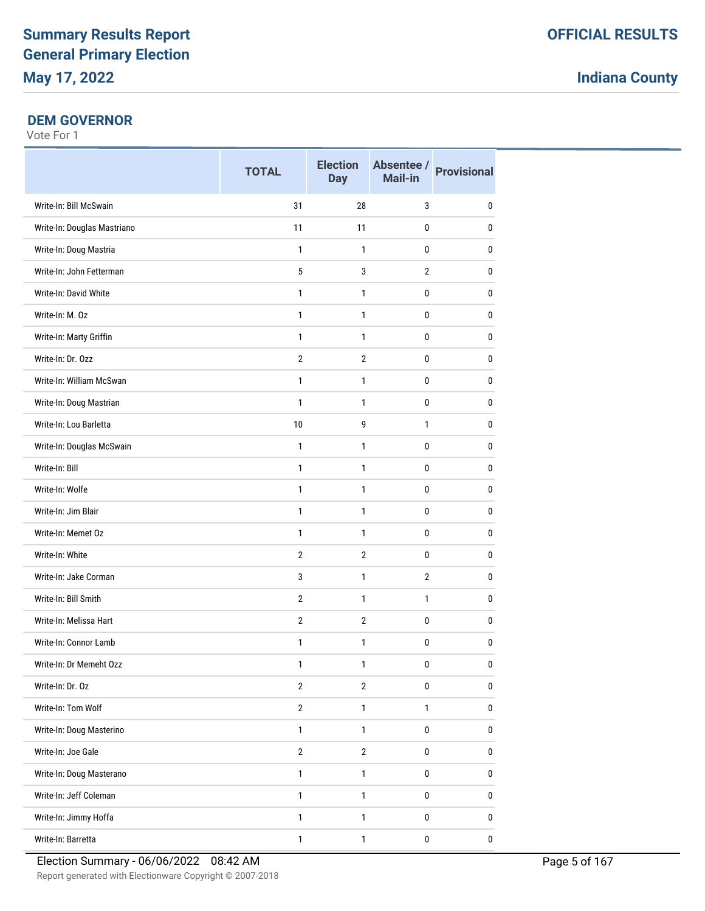**Summary Results Report**
**General Primary Election**
**May 17, 2022**

**OFFICIAL RESULTS**

**Indiana County**

### DEM GOVERNOR

Vote For 1

| | TOTAL | Election Day | Absentee / Mail-in | Provisional |
|---|---|---|---|---|
| Write-In: Bill McSwain | 31 | 28 | 3 | 0 |
| Write-In: Douglas Mastriano | 11 | 11 | 0 | 0 |
| Write-In: Doug Mastria | 1 | 1 | 0 | 0 |
| Write-In: John Fetterman | 5 | 3 | 2 | 0 |
| Write-In: David White | 1 | 1 | 0 | 0 |
| Write-In: M. Oz | 1 | 1 | 0 | 0 |
| Write-In: Marty Griffin | 1 | 1 | 0 | 0 |
| Write-In: Dr. Ozz | 2 | 2 | 0 | 0 |
| Write-In: William McSwan | 1 | 1 | 0 | 0 |
| Write-In: Doug Mastrian | 1 | 1 | 0 | 0 |
| Write-In: Lou Barletta | 10 | 9 | 1 | 0 |
| Write-In: Douglas McSwain | 1 | 1 | 0 | 0 |
| Write-In: Bill | 1 | 1 | 0 | 0 |
| Write-In: Wolfe | 1 | 1 | 0 | 0 |
| Write-In: Jim Blair | 1 | 1 | 0 | 0 |
| Write-In: Memet Oz | 1 | 1 | 0 | 0 |
| Write-In: White | 2 | 2 | 0 | 0 |
| Write-In: Jake Corman | 3 | 1 | 2 | 0 |
| Write-In: Bill Smith | 2 | 1 | 1 | 0 |
| Write-In: Melissa Hart | 2 | 2 | 0 | 0 |
| Write-In: Connor Lamb | 1 | 1 | 0 | 0 |
| Write-In: Dr Memeht Ozz | 1 | 1 | 0 | 0 |
| Write-In: Dr. Oz | 2 | 2 | 0 | 0 |
| Write-In: Tom Wolf | 2 | 1 | 1 | 0 |
| Write-In: Doug Masterino | 1 | 1 | 0 | 0 |
| Write-In: Joe Gale | 2 | 2 | 0 | 0 |
| Write-In: Doug Masterano | 1 | 1 | 0 | 0 |
| Write-In: Jeff Coleman | 1 | 1 | 0 | 0 |
| Write-In: Jimmy Hoffa | 1 | 1 | 0 | 0 |
| Write-In: Barretta | 1 | 1 | 0 | 0 |

Election Summary - 06/06/2022 08:42 AM

Report generated with Electionware Copyright © 2007-2018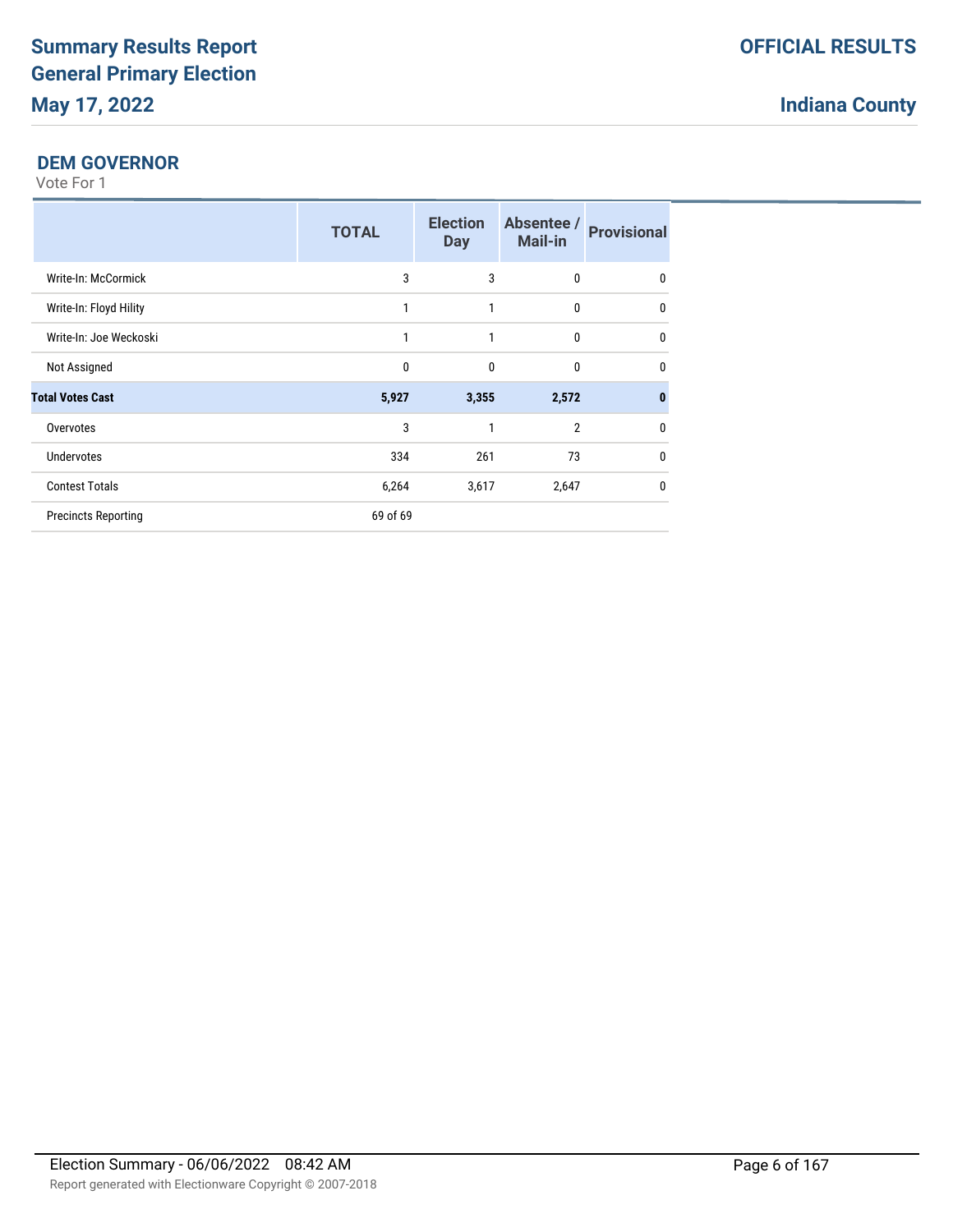**Summary Results Report**
**General Primary Election**
**May 17, 2022**

**OFFICIAL RESULTS**

**Indiana County**

## DEM GOVERNOR

Vote For 1

| | TOTAL | Election Day | Absentee / Mail-in | Provisional |
|---|---|---|---|---|
| Write-In: McCormick | 3 | 3 | 0 | 0 |
| Write-In: Floyd Hility | 1 | 1 | 0 | 0 |
| Write-In: Joe Weckoski | 1 | 1 | 0 | 0 |
| Not Assigned | 0 | 0 | 0 | 0 |
| **Total Votes Cast** | **5,927** | **3,355** | **2,572** | **0** |
| Overvotes | 3 | 1 | 2 | 0 |
| Undervotes | 334 | 261 | 73 | 0 |
| Contest Totals | 6,264 | 3,617 | 2,647 | 0 |
| Precincts Reporting | 69 of 69 | | | |

Election Summary - 06/06/2022 08:42 AM

Report generated with Electionware Copyright © 2007-2018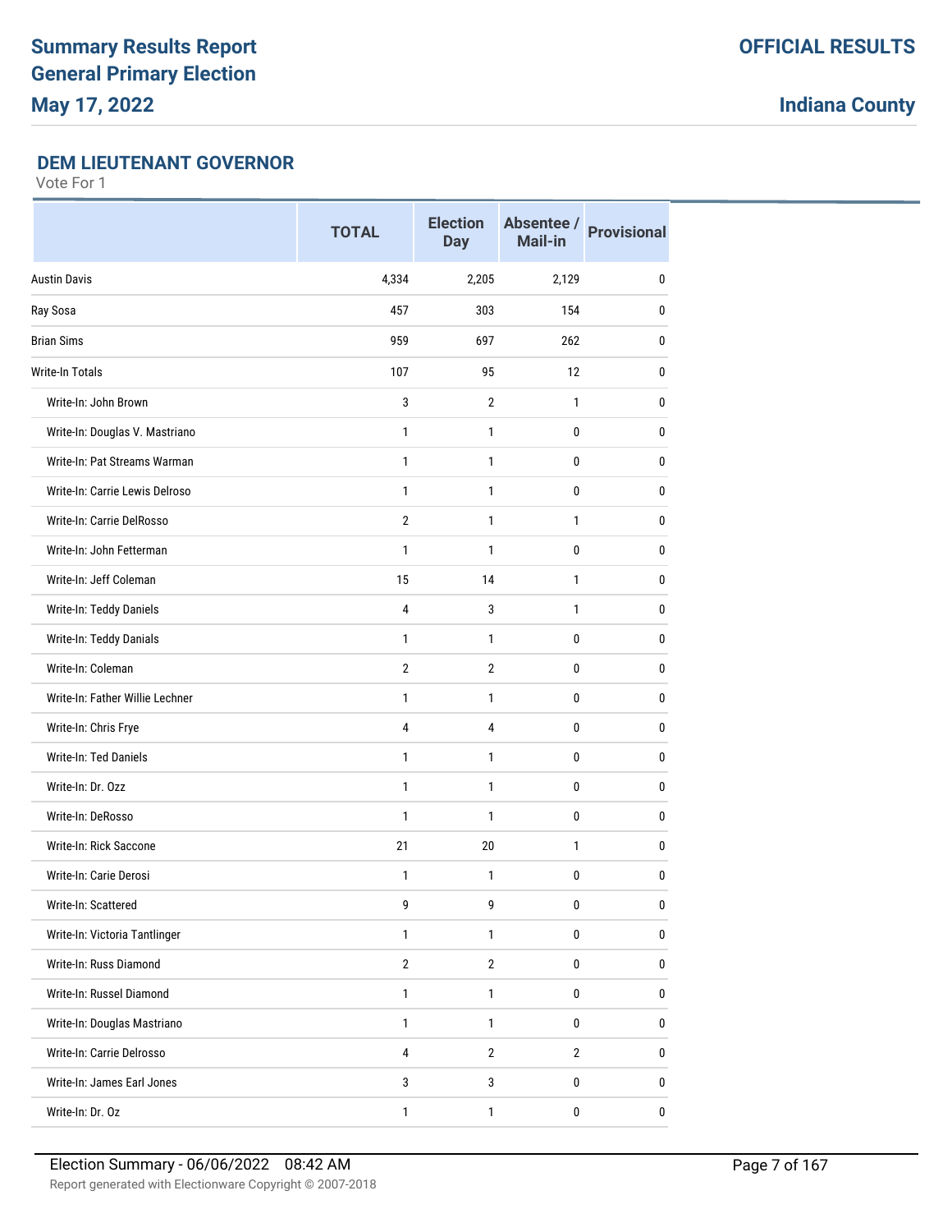## DEM LIEUTENANT GOVERNOR

Vote For 1

| | TOTAL | Election Day | Absentee / Mail-in | Provisional |
|---|---|---|---|---|
| Austin Davis | 4,334 | 2,205 | 2,129 | 0 |
| Ray Sosa | 457 | 303 | 154 | 0 |
| Brian Sims | 959 | 697 | 262 | 0 |
| Write-In Totals | 107 | 95 | 12 | 0 |
| Write-In: John Brown | 3 | 2 | 1 | 0 |
| Write-In: Douglas V. Mastriano | 1 | 1 | 0 | 0 |
| Write-In: Pat Streams Warman | 1 | 1 | 0 | 0 |
| Write-In: Carrie Lewis Delroso | 1 | 1 | 0 | 0 |
| Write-In: Carrie DelRosso | 2 | 1 | 1 | 0 |
| Write-In: John Fetterman | 1 | 1 | 0 | 0 |
| Write-In: Jeff Coleman | 15 | 14 | 1 | 0 |
| Write-In: Teddy Daniels | 4 | 3 | 1 | 0 |
| Write-In: Teddy Danials | 1 | 1 | 0 | 0 |
| Write-In: Coleman | 2 | 2 | 0 | 0 |
| Write-In: Father Willie Lechner | 1 | 1 | 0 | 0 |
| Write-In: Chris Frye | 4 | 4 | 0 | 0 |
| Write-In: Ted Daniels | 1 | 1 | 0 | 0 |
| Write-In: Dr. Ozz | 1 | 1 | 0 | 0 |
| Write-In: DeRosso | 1 | 1 | 0 | 0 |
| Write-In: Rick Saccone | 21 | 20 | 1 | 0 |
| Write-In: Carie Derosi | 1 | 1 | 0 | 0 |
| Write-In: Scattered | 9 | 9 | 0 | 0 |
| Write-In: Victoria Tantlinger | 1 | 1 | 0 | 0 |
| Write-In: Russ Diamond | 2 | 2 | 0 | 0 |
| Write-In: Russel Diamond | 1 | 1 | 0 | 0 |
| Write-In: Douglas Mastriano | 1 | 1 | 0 | 0 |
| Write-In: Carrie Delrosso | 4 | 2 | 2 | 0 |
| Write-In: James Earl Jones | 3 | 3 | 0 | 0 |
| Write-In: Dr. Oz | 1 | 1 | 0 | 0 |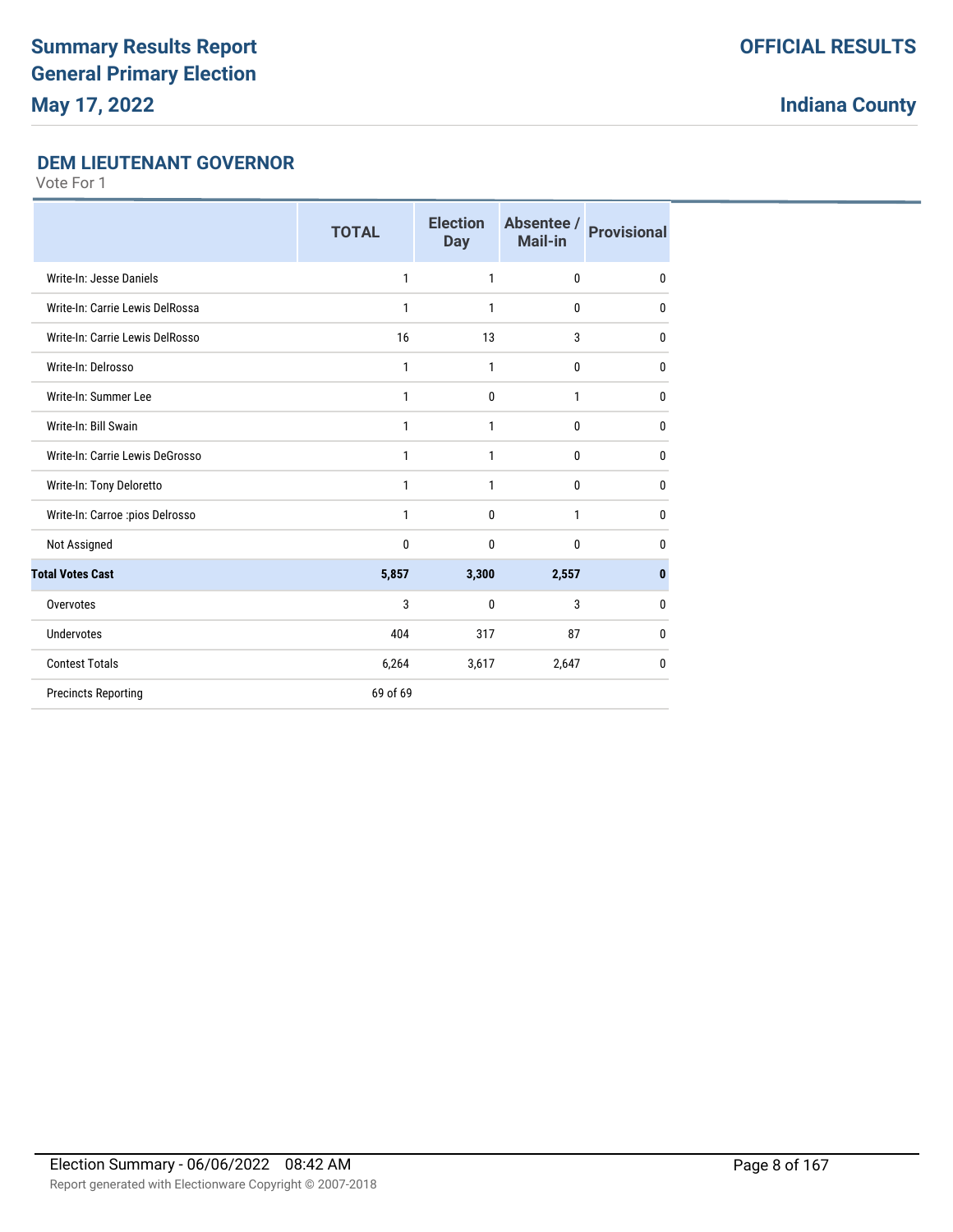### DEM LIEUTENANT GOVERNOR

Vote For 1

| | TOTAL | Election Day | Absentee / Mail-in | Provisional |
|---|---|---|---|---|
| Write-In: Jesse Daniels | 1 | 1 | 0 | 0 |
| Write-In: Carrie Lewis DelRossa | 1 | 1 | 0 | 0 |
| Write-In: Carrie Lewis DelRosso | 16 | 13 | 3 | 0 |
| Write-In: Delrosso | 1 | 1 | 0 | 0 |
| Write-In: Summer Lee | 1 | 0 | 1 | 0 |
| Write-In: Bill Swain | 1 | 1 | 0 | 0 |
| Write-In: Carrie Lewis DeGrosso | 1 | 1 | 0 | 0 |
| Write-In: Tony Deloretto | 1 | 1 | 0 | 0 |
| Write-In: Carroe :pios Delrosso | 1 | 0 | 1 | 0 |
| Not Assigned | 0 | 0 | 0 | 0 |
| **Total Votes Cast** | **5,857** | **3,300** | **2,557** | **0** |
| Overvotes | 3 | 0 | 3 | 0 |
| Undervotes | 404 | 317 | 87 | 0 |
| Contest Totals | 6,264 | 3,617 | 2,647 | 0 |
| Precincts Reporting | 69 of 69 | | | |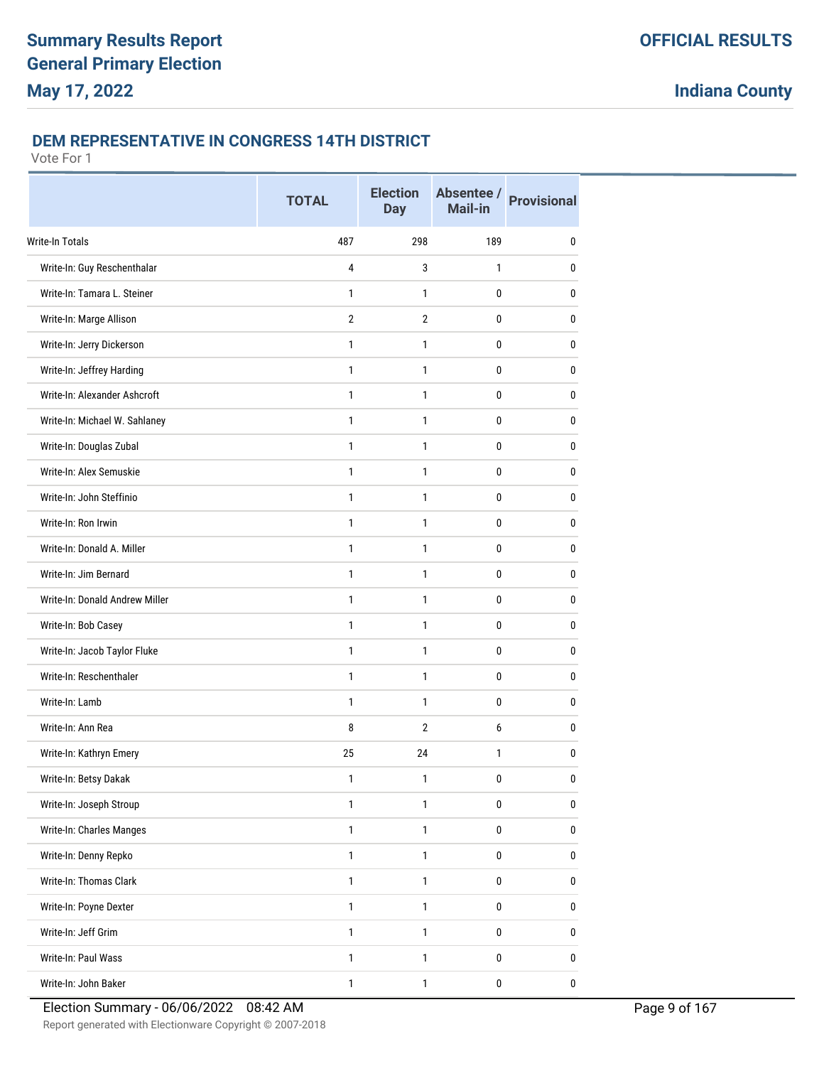# Summary Results Report
# General Primary Election
# May 17, 2022

**OFFICIAL RESULTS**

**Indiana County**

## DEM REPRESENTATIVE IN CONGRESS 14TH DISTRICT

Vote For 1

| | TOTAL | Election Day | Absentee / Mail-in | Provisional |
|---|---|---|---|---|
| Write-In Totals | 487 | 298 | 189 | 0 |
| Write-In: Guy Reschenthalar | 4 | 3 | 1 | 0 |
| Write-In: Tamara L. Steiner | 1 | 1 | 0 | 0 |
| Write-In: Marge Allison | 2 | 2 | 0 | 0 |
| Write-In: Jerry Dickerson | 1 | 1 | 0 | 0 |
| Write-In: Jeffrey Harding | 1 | 1 | 0 | 0 |
| Write-In: Alexander Ashcroft | 1 | 1 | 0 | 0 |
| Write-In: Michael W. Sahlaney | 1 | 1 | 0 | 0 |
| Write-In: Douglas Zubal | 1 | 1 | 0 | 0 |
| Write-In: Alex Semuskie | 1 | 1 | 0 | 0 |
| Write-In: John Steffinio | 1 | 1 | 0 | 0 |
| Write-In: Ron Irwin | 1 | 1 | 0 | 0 |
| Write-In: Donald A. Miller | 1 | 1 | 0 | 0 |
| Write-In: Jim Bernard | 1 | 1 | 0 | 0 |
| Write-In: Donald Andrew Miller | 1 | 1 | 0 | 0 |
| Write-In: Bob Casey | 1 | 1 | 0 | 0 |
| Write-In: Jacob Taylor Fluke | 1 | 1 | 0 | 0 |
| Write-In: Reschenthaler | 1 | 1 | 0 | 0 |
| Write-In: Lamb | 1 | 1 | 0 | 0 |
| Write-In: Ann Rea | 8 | 2 | 6 | 0 |
| Write-In: Kathryn Emery | 25 | 24 | 1 | 0 |
| Write-In: Betsy Dakak | 1 | 1 | 0 | 0 |
| Write-In: Joseph Stroup | 1 | 1 | 0 | 0 |
| Write-In: Charles Manges | 1 | 1 | 0 | 0 |
| Write-In: Denny Repko | 1 | 1 | 0 | 0 |
| Write-In: Thomas Clark | 1 | 1 | 0 | 0 |
| Write-In: Poyne Dexter | 1 | 1 | 0 | 0 |
| Write-In: Jeff Grim | 1 | 1 | 0 | 0 |
| Write-In: Paul Wass | 1 | 1 | 0 | 0 |
| Write-In: John Baker | 1 | 1 | 0 | 0 |

Election Summary - 06/06/2022 08:42 AM

Report generated with Electionware Copyright © 2007-2018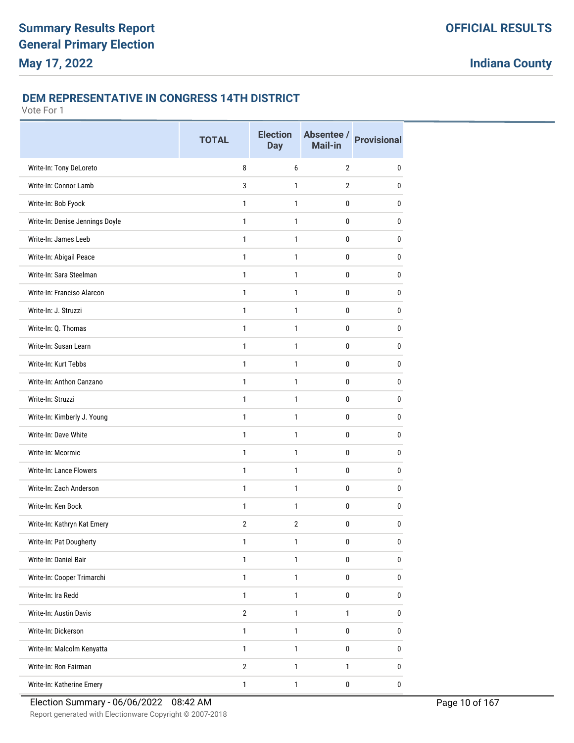**Summary Results Report**
**General Primary Election**
**May 17, 2022**

**OFFICIAL RESULTS**

**Indiana County**

### DEM REPRESENTATIVE IN CONGRESS 14TH DISTRICT

Vote For 1

| | TOTAL | Election Day | Absentee / Mail-in | Provisional |
|---|---|---|---|---|
| Write-In: Tony DeLoreto | 8 | 6 | 2 | 0 |
| Write-In: Connor Lamb | 3 | 1 | 2 | 0 |
| Write-In: Bob Fyock | 1 | 1 | 0 | 0 |
| Write-In: Denise Jennings Doyle | 1 | 1 | 0 | 0 |
| Write-In: James Leeb | 1 | 1 | 0 | 0 |
| Write-In: Abigail Peace | 1 | 1 | 0 | 0 |
| Write-In: Sara Steelman | 1 | 1 | 0 | 0 |
| Write-In: Franciso Alarcon | 1 | 1 | 0 | 0 |
| Write-In: J. Struzzi | 1 | 1 | 0 | 0 |
| Write-In: Q. Thomas | 1 | 1 | 0 | 0 |
| Write-In: Susan Learn | 1 | 1 | 0 | 0 |
| Write-In: Kurt Tebbs | 1 | 1 | 0 | 0 |
| Write-In: Anthon Canzano | 1 | 1 | 0 | 0 |
| Write-In: Struzzi | 1 | 1 | 0 | 0 |
| Write-In: Kimberly J. Young | 1 | 1 | 0 | 0 |
| Write-In: Dave White | 1 | 1 | 0 | 0 |
| Write-In: Mcormic | 1 | 1 | 0 | 0 |
| Write-In: Lance Flowers | 1 | 1 | 0 | 0 |
| Write-In: Zach Anderson | 1 | 1 | 0 | 0 |
| Write-In: Ken Bock | 1 | 1 | 0 | 0 |
| Write-In: Kathryn Kat Emery | 2 | 2 | 0 | 0 |
| Write-In: Pat Dougherty | 1 | 1 | 0 | 0 |
| Write-In: Daniel Bair | 1 | 1 | 0 | 0 |
| Write-In: Cooper Trimarchi | 1 | 1 | 0 | 0 |
| Write-In: Ira Redd | 1 | 1 | 0 | 0 |
| Write-In: Austin Davis | 2 | 1 | 1 | 0 |
| Write-In: Dickerson | 1 | 1 | 0 | 0 |
| Write-In: Malcolm Kenyatta | 1 | 1 | 0 | 0 |
| Write-In: Ron Fairman | 2 | 1 | 1 | 0 |
| Write-In: Katherine Emery | 1 | 1 | 0 | 0 |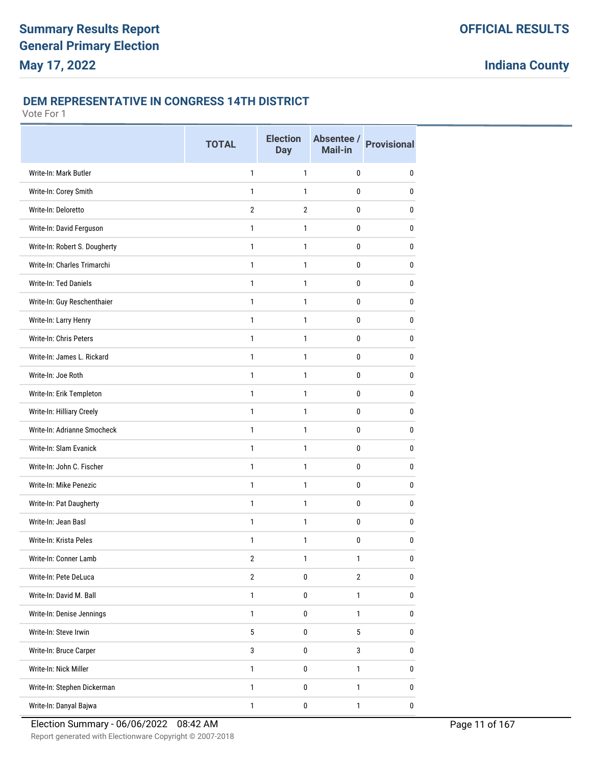## Summary Results Report
## General Primary Election
## May 17, 2022

**OFFICIAL RESULTS**

**Indiana County**

### DEM REPRESENTATIVE IN CONGRESS 14TH DISTRICT

Vote For 1

| | TOTAL | Election Day | Absentee / Mail-in | Provisional |
|---|---|---|---|---|
| Write-In: Mark Butler | 1 | 1 | 0 | 0 |
| Write-In: Corey Smith | 1 | 1 | 0 | 0 |
| Write-In: Deloretto | 2 | 2 | 0 | 0 |
| Write-In: David Ferguson | 1 | 1 | 0 | 0 |
| Write-In: Robert S. Dougherty | 1 | 1 | 0 | 0 |
| Write-In: Charles Trimarchi | 1 | 1 | 0 | 0 |
| Write-In: Ted Daniels | 1 | 1 | 0 | 0 |
| Write-In: Guy Reschenthaier | 1 | 1 | 0 | 0 |
| Write-In: Larry Henry | 1 | 1 | 0 | 0 |
| Write-In: Chris Peters | 1 | 1 | 0 | 0 |
| Write-In: James L. Rickard | 1 | 1 | 0 | 0 |
| Write-In: Joe Roth | 1 | 1 | 0 | 0 |
| Write-In: Erik Templeton | 1 | 1 | 0 | 0 |
| Write-In: Hilliary Creely | 1 | 1 | 0 | 0 |
| Write-In: Adrianne Smocheck | 1 | 1 | 0 | 0 |
| Write-In: Slam Evanick | 1 | 1 | 0 | 0 |
| Write-In: John C. Fischer | 1 | 1 | 0 | 0 |
| Write-In: Mike Penezic | 1 | 1 | 0 | 0 |
| Write-In: Pat Daugherty | 1 | 1 | 0 | 0 |
| Write-In: Jean Basl | 1 | 1 | 0 | 0 |
| Write-In: Krista Peles | 1 | 1 | 0 | 0 |
| Write-In: Conner Lamb | 2 | 1 | 1 | 0 |
| Write-In: Pete DeLuca | 2 | 0 | 2 | 0 |
| Write-In: David M. Ball | 1 | 0 | 1 | 0 |
| Write-In: Denise Jennings | 1 | 0 | 1 | 0 |
| Write-In: Steve Irwin | 5 | 0 | 5 | 0 |
| Write-In: Bruce Carper | 3 | 0 | 3 | 0 |
| Write-In: Nick Miller | 1 | 0 | 1 | 0 |
| Write-In: Stephen Dickerman | 1 | 0 | 1 | 0 |
| Write-In: Danyal Bajwa | 1 | 0 | 1 | 0 |

Election Summary - 06/06/2022 08:42 AM

Report generated with Electionware Copyright © 2007-2018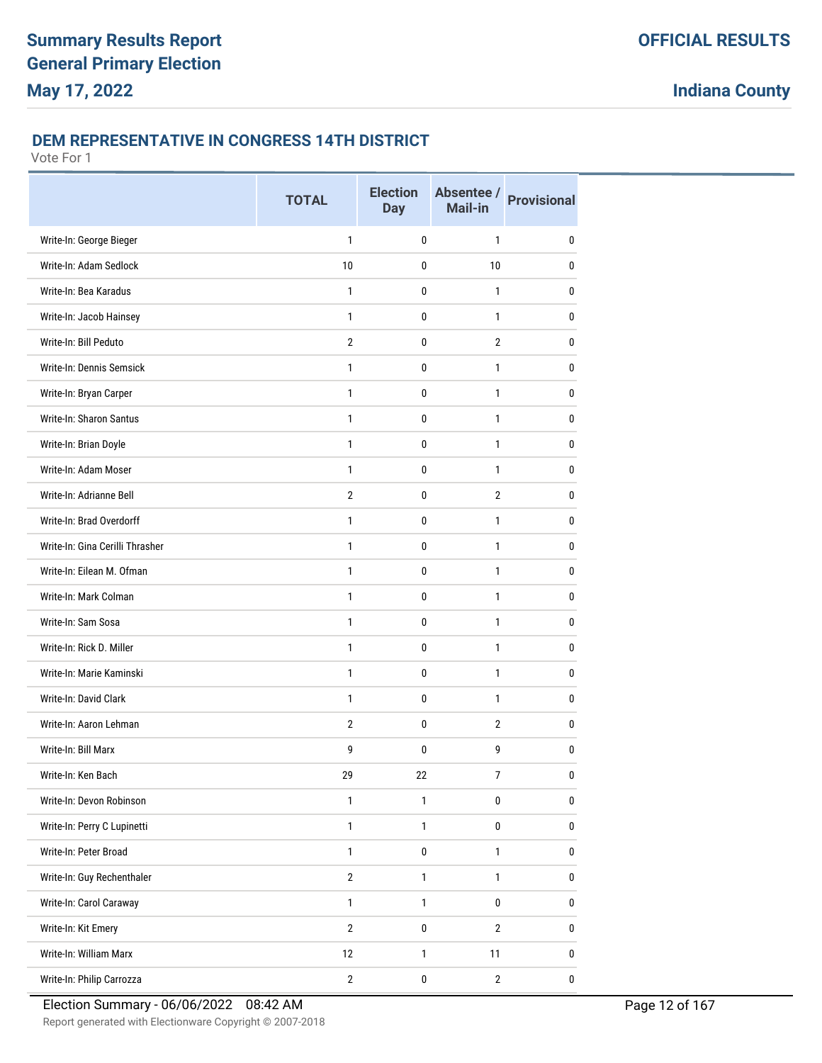# Summary Results Report
# General Primary Election
# May 17, 2022

**OFFICIAL RESULTS**

**Indiana County**

### DEM REPRESENTATIVE IN CONGRESS 14TH DISTRICT

Vote For 1

| | TOTAL | Election Day | Absentee / Mail-in | Provisional |
|---|---|---|---|---|
| Write-In: George Bieger | 1 | 0 | 1 | 0 |
| Write-In: Adam Sedlock | 10 | 0 | 10 | 0 |
| Write-In: Bea Karadus | 1 | 0 | 1 | 0 |
| Write-In: Jacob Hainsey | 1 | 0 | 1 | 0 |
| Write-In: Bill Peduto | 2 | 0 | 2 | 0 |
| Write-In: Dennis Semsick | 1 | 0 | 1 | 0 |
| Write-In: Bryan Carper | 1 | 0 | 1 | 0 |
| Write-In: Sharon Santus | 1 | 0 | 1 | 0 |
| Write-In: Brian Doyle | 1 | 0 | 1 | 0 |
| Write-In: Adam Moser | 1 | 0 | 1 | 0 |
| Write-In: Adrianne Bell | 2 | 0 | 2 | 0 |
| Write-In: Brad Overdorff | 1 | 0 | 1 | 0 |
| Write-In: Gina Cerilli Thrasher | 1 | 0 | 1 | 0 |
| Write-In: Eilean M. Ofman | 1 | 0 | 1 | 0 |
| Write-In: Mark Colman | 1 | 0 | 1 | 0 |
| Write-In: Sam Sosa | 1 | 0 | 1 | 0 |
| Write-In: Rick D. Miller | 1 | 0 | 1 | 0 |
| Write-In: Marie Kaminski | 1 | 0 | 1 | 0 |
| Write-In: David Clark | 1 | 0 | 1 | 0 |
| Write-In: Aaron Lehman | 2 | 0 | 2 | 0 |
| Write-In: Bill Marx | 9 | 0 | 9 | 0 |
| Write-In: Ken Bach | 29 | 22 | 7 | 0 |
| Write-In: Devon Robinson | 1 | 1 | 0 | 0 |
| Write-In: Perry C Lupinetti | 1 | 1 | 0 | 0 |
| Write-In: Peter Broad | 1 | 0 | 1 | 0 |
| Write-In: Guy Rechenthaler | 2 | 1 | 1 | 0 |
| Write-In: Carol Caraway | 1 | 1 | 0 | 0 |
| Write-In: Kit Emery | 2 | 0 | 2 | 0 |
| Write-In: William Marx | 12 | 1 | 11 | 0 |
| Write-In: Philip Carrozza | 2 | 0 | 2 | 0 |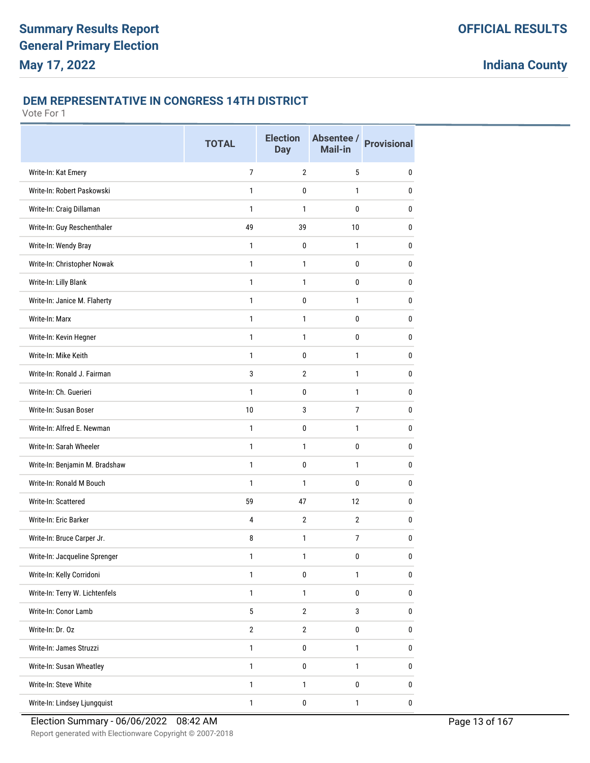# Summary Results Report
# General Primary Election
# May 17, 2022

**OFFICIAL RESULTS**

**Indiana County**

## DEM REPRESENTATIVE IN CONGRESS 14TH DISTRICT

Vote For 1

| | TOTAL | Election Day | Absentee / Mail-in | Provisional |
|---|---|---|---|---|
| Write-In: Kat Emery | 7 | 2 | 5 | 0 |
| Write-In: Robert Paskowski | 1 | 0 | 1 | 0 |
| Write-In: Craig Dillaman | 1 | 1 | 0 | 0 |
| Write-In: Guy Reschenthaler | 49 | 39 | 10 | 0 |
| Write-In: Wendy Bray | 1 | 0 | 1 | 0 |
| Write-In: Christopher Nowak | 1 | 1 | 0 | 0 |
| Write-In: Lilly Blank | 1 | 1 | 0 | 0 |
| Write-In: Janice M. Flaherty | 1 | 0 | 1 | 0 |
| Write-In: Marx | 1 | 1 | 0 | 0 |
| Write-In: Kevin Hegner | 1 | 1 | 0 | 0 |
| Write-In: Mike Keith | 1 | 0 | 1 | 0 |
| Write-In: Ronald J. Fairman | 3 | 2 | 1 | 0 |
| Write-In: Ch. Guerieri | 1 | 0 | 1 | 0 |
| Write-In: Susan Boser | 10 | 3 | 7 | 0 |
| Write-In: Alfred E. Newman | 1 | 0 | 1 | 0 |
| Write-In: Sarah Wheeler | 1 | 1 | 0 | 0 |
| Write-In: Benjamin M. Bradshaw | 1 | 0 | 1 | 0 |
| Write-In: Ronald M Bouch | 1 | 1 | 0 | 0 |
| Write-In: Scattered | 59 | 47 | 12 | 0 |
| Write-In: Eric Barker | 4 | 2 | 2 | 0 |
| Write-In: Bruce Carper Jr. | 8 | 1 | 7 | 0 |
| Write-In: Jacqueline Sprenger | 1 | 1 | 0 | 0 |
| Write-In: Kelly Corridoni | 1 | 0 | 1 | 0 |
| Write-In: Terry W. Lichtenfels | 1 | 1 | 0 | 0 |
| Write-In: Conor Lamb | 5 | 2 | 3 | 0 |
| Write-In: Dr. Oz | 2 | 2 | 0 | 0 |
| Write-In: James Struzzi | 1 | 0 | 1 | 0 |
| Write-In: Susan Wheatley | 1 | 0 | 1 | 0 |
| Write-In: Steve White | 1 | 1 | 0 | 0 |
| Write-In: Lindsey Ljungquist | 1 | 0 | 1 | 0 |

Election Summary - 06/06/2022 08:42 AM

Report generated with Electionware Copyright © 2007-2018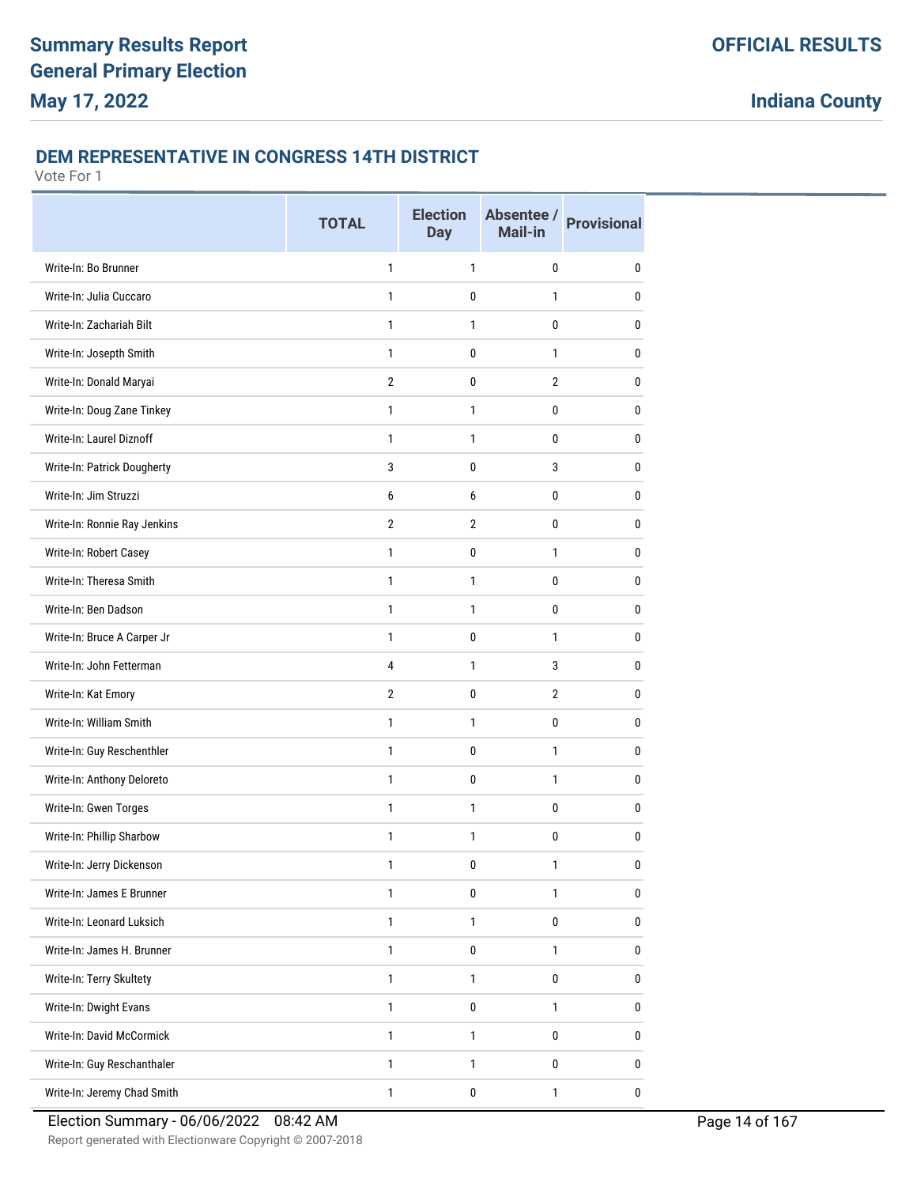# Summary Results Report General Primary Election May 17, 2022

**OFFICIAL RESULTS**

**Indiana County**

### DEM REPRESENTATIVE IN CONGRESS 14TH DISTRICT

Vote For 1

| | TOTAL | Election Day | Absentee / Mail-in | Provisional |
|---|---|---|---|---|
| Write-In: Bo Brunner | 1 | 1 | 0 | 0 |
| Write-In: Julia Cuccaro | 1 | 0 | 1 | 0 |
| Write-In: Zachariah Bilt | 1 | 1 | 0 | 0 |
| Write-In: Josepth Smith | 1 | 0 | 1 | 0 |
| Write-In: Donald Maryai | 2 | 0 | 2 | 0 |
| Write-In: Doug Zane Tinkey | 1 | 1 | 0 | 0 |
| Write-In: Laurel Diznoff | 1 | 1 | 0 | 0 |
| Write-In: Patrick Dougherty | 3 | 0 | 3 | 0 |
| Write-In: Jim Struzzi | 6 | 6 | 0 | 0 |
| Write-In: Ronnie Ray Jenkins | 2 | 2 | 0 | 0 |
| Write-In: Robert Casey | 1 | 0 | 1 | 0 |
| Write-In: Theresa Smith | 1 | 1 | 0 | 0 |
| Write-In: Ben Dadson | 1 | 1 | 0 | 0 |
| Write-In: Bruce A Carper Jr | 1 | 0 | 1 | 0 |
| Write-In: John Fetterman | 4 | 1 | 3 | 0 |
| Write-In: Kat Emory | 2 | 0 | 2 | 0 |
| Write-In: William Smith | 1 | 1 | 0 | 0 |
| Write-In: Guy Reschenthler | 1 | 0 | 1 | 0 |
| Write-In: Anthony Deloreto | 1 | 0 | 1 | 0 |
| Write-In: Gwen Torges | 1 | 1 | 0 | 0 |
| Write-In: Phillip Sharbow | 1 | 1 | 0 | 0 |
| Write-In: Jerry Dickenson | 1 | 0 | 1 | 0 |
| Write-In: James E Brunner | 1 | 0 | 1 | 0 |
| Write-In: Leonard Luksich | 1 | 1 | 0 | 0 |
| Write-In: James H. Brunner | 1 | 0 | 1 | 0 |
| Write-In: Terry Skultety | 1 | 1 | 0 | 0 |
| Write-In: Dwight Evans | 1 | 0 | 1 | 0 |
| Write-In: David McCormick | 1 | 1 | 0 | 0 |
| Write-In: Guy Reschanthaler | 1 | 1 | 0 | 0 |
| Write-In: Jeremy Chad Smith | 1 | 0 | 1 | 0 |

Election Summary - 06/06/2022 08:42 AM

Report generated with Electionware Copyright © 2007-2018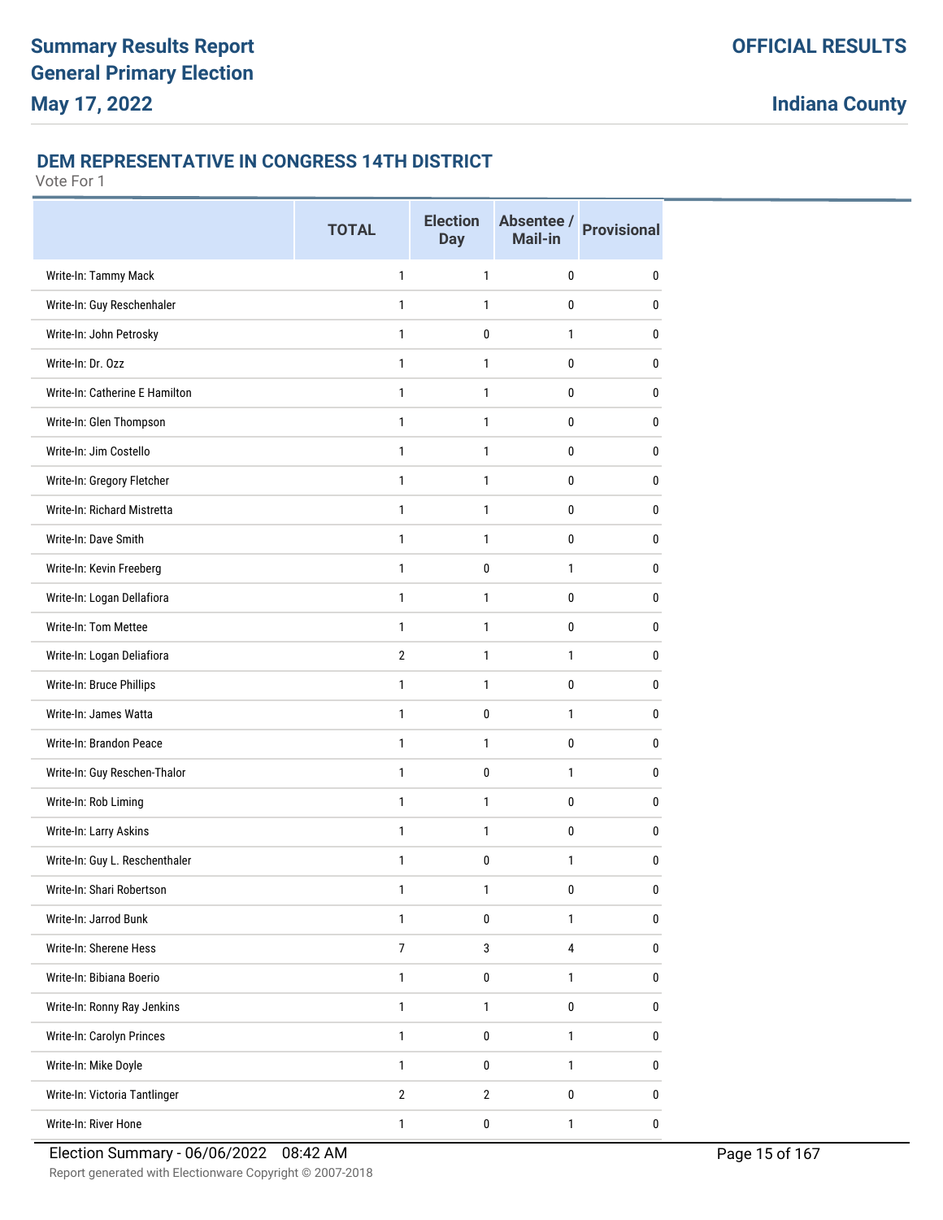# Summary Results Report
# General Primary Election
# May 17, 2022

**OFFICIAL RESULTS**

**Indiana County**

### DEM REPRESENTATIVE IN CONGRESS 14TH DISTRICT

Vote For 1

| | TOTAL | Election Day | Absentee / Mail-in | Provisional |
|---|---|---|---|---|
| Write-In: Tammy Mack | 1 | 1 | 0 | 0 |
| Write-In: Guy Reschenhaler | 1 | 1 | 0 | 0 |
| Write-In: John Petrosky | 1 | 0 | 1 | 0 |
| Write-In: Dr. Ozz | 1 | 1 | 0 | 0 |
| Write-In: Catherine E Hamilton | 1 | 1 | 0 | 0 |
| Write-In: Glen Thompson | 1 | 1 | 0 | 0 |
| Write-In: Jim Costello | 1 | 1 | 0 | 0 |
| Write-In: Gregory Fletcher | 1 | 1 | 0 | 0 |
| Write-In: Richard Mistretta | 1 | 1 | 0 | 0 |
| Write-In: Dave Smith | 1 | 1 | 0 | 0 |
| Write-In: Kevin Freeberg | 1 | 0 | 1 | 0 |
| Write-In: Logan Dellafiora | 1 | 1 | 0 | 0 |
| Write-In: Tom Mettee | 1 | 1 | 0 | 0 |
| Write-In: Logan Deliafiora | 2 | 1 | 1 | 0 |
| Write-In: Bruce Phillips | 1 | 1 | 0 | 0 |
| Write-In: James Watta | 1 | 0 | 1 | 0 |
| Write-In: Brandon Peace | 1 | 1 | 0 | 0 |
| Write-In: Guy Reschen-Thalor | 1 | 0 | 1 | 0 |
| Write-In: Rob Liming | 1 | 1 | 0 | 0 |
| Write-In: Larry Askins | 1 | 1 | 0 | 0 |
| Write-In: Guy L. Reschenthaler | 1 | 0 | 1 | 0 |
| Write-In: Shari Robertson | 1 | 1 | 0 | 0 |
| Write-In: Jarrod Bunk | 1 | 0 | 1 | 0 |
| Write-In: Sherene Hess | 7 | 3 | 4 | 0 |
| Write-In: Bibiana Boerio | 1 | 0 | 1 | 0 |
| Write-In: Ronny Ray Jenkins | 1 | 1 | 0 | 0 |
| Write-In: Carolyn Princes | 1 | 0 | 1 | 0 |
| Write-In: Mike Doyle | 1 | 0 | 1 | 0 |
| Write-In: Victoria Tantlinger | 2 | 2 | 0 | 0 |
| Write-In: River Hone | 1 | 0 | 1 | 0 |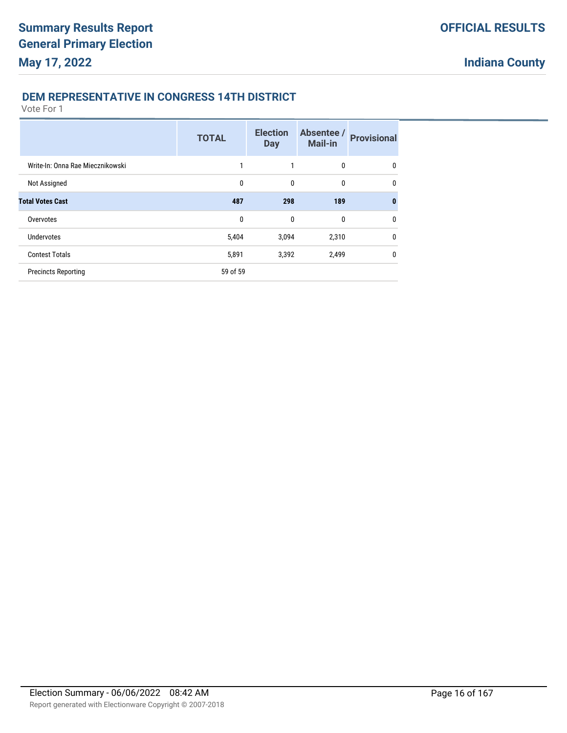## DEM REPRESENTATIVE IN CONGRESS 14TH DISTRICT

Vote For 1

| | TOTAL | Election Day | Absentee / Mail-in | Provisional |
|---|---|---|---|---|
| Write-In: Onna Rae Miecznikowski | 1 | 1 | 0 | 0 |
| Not Assigned | 0 | 0 | 0 | 0 |
| **Total Votes Cast** | **487** | **298** | **189** | **0** |
| Overvotes | 0 | 0 | 0 | 0 |
| Undervotes | 5,404 | 3,094 | 2,310 | 0 |
| Contest Totals | 5,891 | 3,392 | 2,499 | 0 |
| Precincts Reporting | 59 of 59 | | | |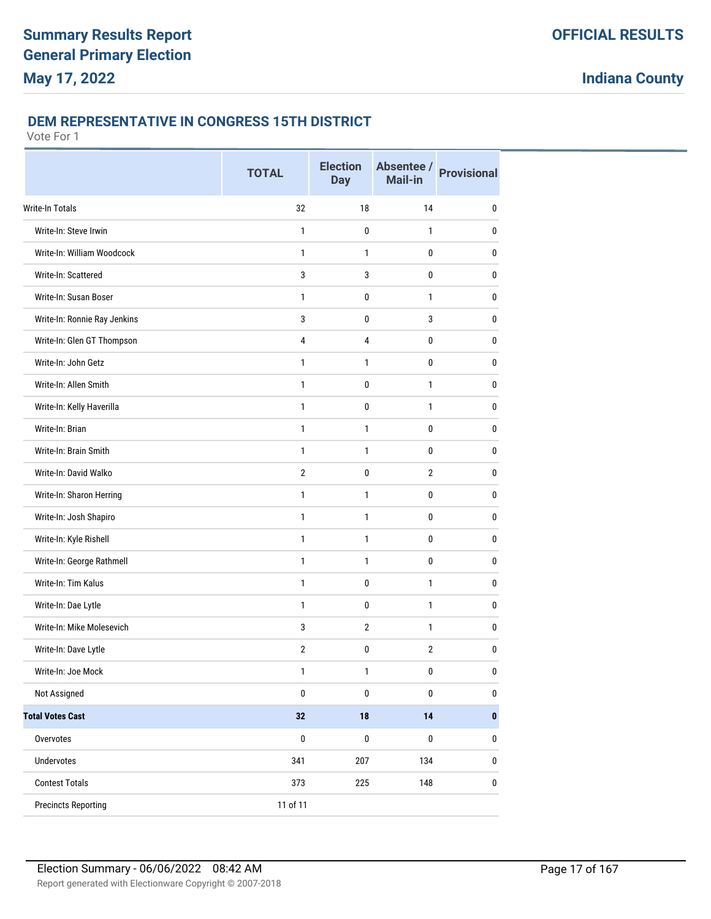**Summary Results Report**
**General Primary Election**
**May 17, 2022**

**OFFICIAL RESULTS**

**Indiana County**

### DEM REPRESENTATIVE IN CONGRESS 15TH DISTRICT

Vote For 1

| | TOTAL | Election Day | Absentee / Mail-in | Provisional |
|---|---|---|---|---|
| Write-In Totals | 32 | 18 | 14 | 0 |
| Write-In: Steve Irwin | 1 | 0 | 1 | 0 |
| Write-In: William Woodcock | 1 | 1 | 0 | 0 |
| Write-In: Scattered | 3 | 3 | 0 | 0 |
| Write-In: Susan Boser | 1 | 0 | 1 | 0 |
| Write-In: Ronnie Ray Jenkins | 3 | 0 | 3 | 0 |
| Write-In: Glen GT Thompson | 4 | 4 | 0 | 0 |
| Write-In: John Getz | 1 | 1 | 0 | 0 |
| Write-In: Allen Smith | 1 | 0 | 1 | 0 |
| Write-In: Kelly Haverilla | 1 | 0 | 1 | 0 |
| Write-In: Brian | 1 | 1 | 0 | 0 |
| Write-In: Brain Smith | 1 | 1 | 0 | 0 |
| Write-In: David Walko | 2 | 0 | 2 | 0 |
| Write-In: Sharon Herring | 1 | 1 | 0 | 0 |
| Write-In: Josh Shapiro | 1 | 1 | 0 | 0 |
| Write-In: Kyle Rishell | 1 | 1 | 0 | 0 |
| Write-In: George Rathmell | 1 | 1 | 0 | 0 |
| Write-In: Tim Kalus | 1 | 0 | 1 | 0 |
| Write-In: Dae Lytle | 1 | 0 | 1 | 0 |
| Write-In: Mike Molesevich | 3 | 2 | 1 | 0 |
| Write-In: Dave Lytle | 2 | 0 | 2 | 0 |
| Write-In: Joe Mock | 1 | 1 | 0 | 0 |
| Not Assigned | 0 | 0 | 0 | 0 |
| **Total Votes Cast** | **32** | **18** | **14** | **0** |
| Overvotes | 0 | 0 | 0 | 0 |
| Undervotes | 341 | 207 | 134 | 0 |
| Contest Totals | 373 | 225 | 148 | 0 |
| Precincts Reporting | 11 of 11 | | | |

Election Summary - 06/06/2022 08:42 AM

Report generated with Electionware Copyright © 2007-2018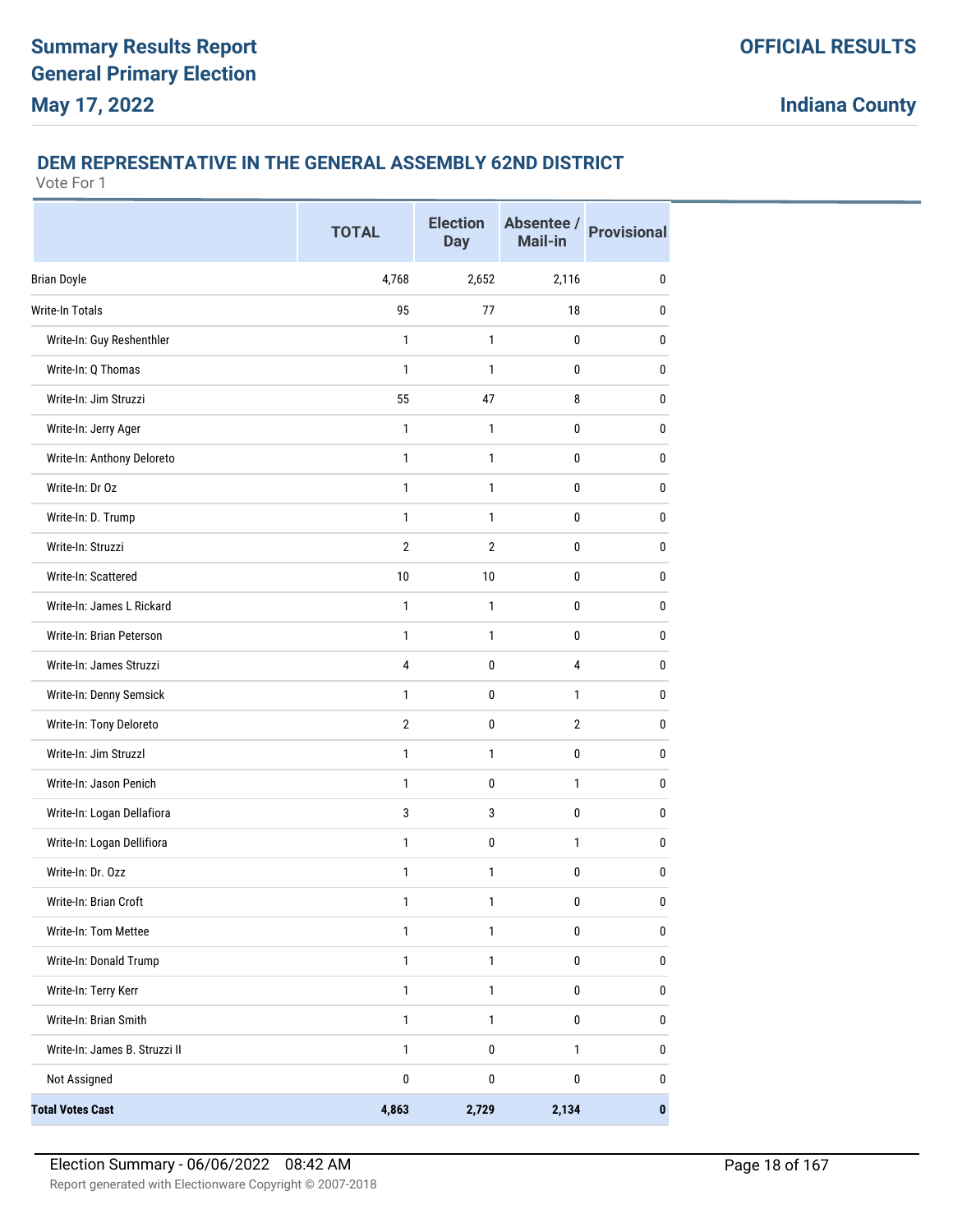# Summary Results Report General Primary Election May 17, 2022

**OFFICIAL RESULTS**

**Indiana County**

## DEM REPRESENTATIVE IN THE GENERAL ASSEMBLY 62ND DISTRICT

Vote For 1

| | TOTAL | Election Day | Absentee / Mail-in | Provisional |
|---|---|---|---|---|
| Brian Doyle | 4,768 | 2,652 | 2,116 | 0 |
| Write-In Totals | 95 | 77 | 18 | 0 |
| Write-In: Guy Reshenthler | 1 | 1 | 0 | 0 |
| Write-In: Q Thomas | 1 | 1 | 0 | 0 |
| Write-In: Jim Struzzi | 55 | 47 | 8 | 0 |
| Write-In: Jerry Ager | 1 | 1 | 0 | 0 |
| Write-In: Anthony Deloreto | 1 | 1 | 0 | 0 |
| Write-In: Dr Oz | 1 | 1 | 0 | 0 |
| Write-In: D. Trump | 1 | 1 | 0 | 0 |
| Write-In: Struzzi | 2 | 2 | 0 | 0 |
| Write-In: Scattered | 10 | 10 | 0 | 0 |
| Write-In: James L Rickard | 1 | 1 | 0 | 0 |
| Write-In: Brian Peterson | 1 | 1 | 0 | 0 |
| Write-In: James Struzzi | 4 | 0 | 4 | 0 |
| Write-In: Denny Semsick | 1 | 0 | 1 | 0 |
| Write-In: Tony Deloreto | 2 | 0 | 2 | 0 |
| Write-In: Jim Struzzl | 1 | 1 | 0 | 0 |
| Write-In: Jason Penich | 1 | 0 | 1 | 0 |
| Write-In: Logan Dellafiora | 3 | 3 | 0 | 0 |
| Write-In: Logan Dellifiora | 1 | 0 | 1 | 0 |
| Write-In: Dr. Ozz | 1 | 1 | 0 | 0 |
| Write-In: Brian Croft | 1 | 1 | 0 | 0 |
| Write-In: Tom Mettee | 1 | 1 | 0 | 0 |
| Write-In: Donald Trump | 1 | 1 | 0 | 0 |
| Write-In: Terry Kerr | 1 | 1 | 0 | 0 |
| Write-In: Brian Smith | 1 | 1 | 0 | 0 |
| Write-In: James B. Struzzi II | 1 | 0 | 1 | 0 |
| Not Assigned | 0 | 0 | 0 | 0 |
| **Total Votes Cast** | **4,863** | **2,729** | **2,134** | **0** |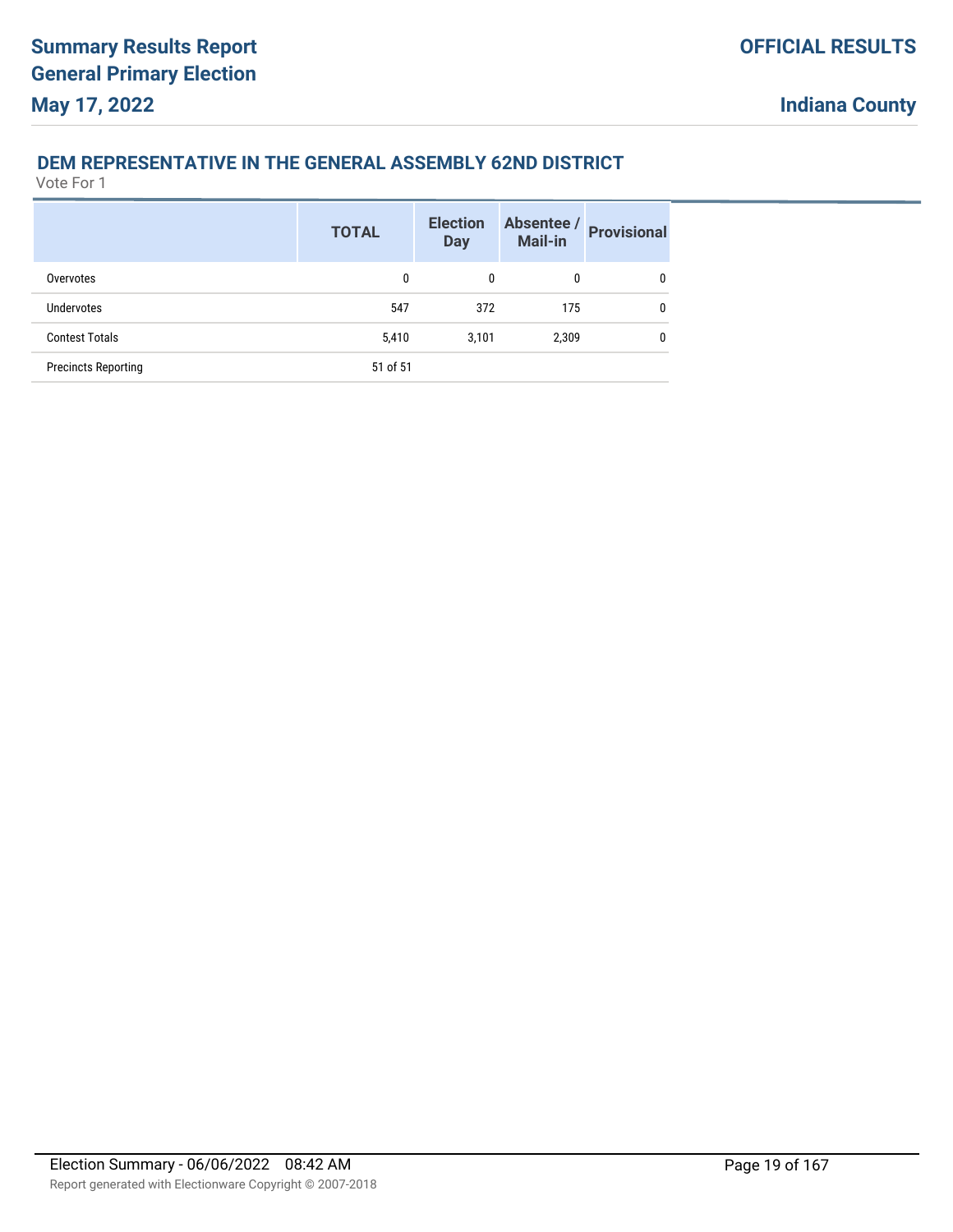### DEM REPRESENTATIVE IN THE GENERAL ASSEMBLY 62ND DISTRICT

Vote For 1

| | TOTAL | Election Day | Absentee / Mail-in | Provisional |
|---|---|---|---|---|
| Overvotes | 0 | 0 | 0 | 0 |
| Undervotes | 547 | 372 | 175 | 0 |
| Contest Totals | 5,410 | 3,101 | 2,309 | 0 |
| Precincts Reporting | 51 of 51 | | | |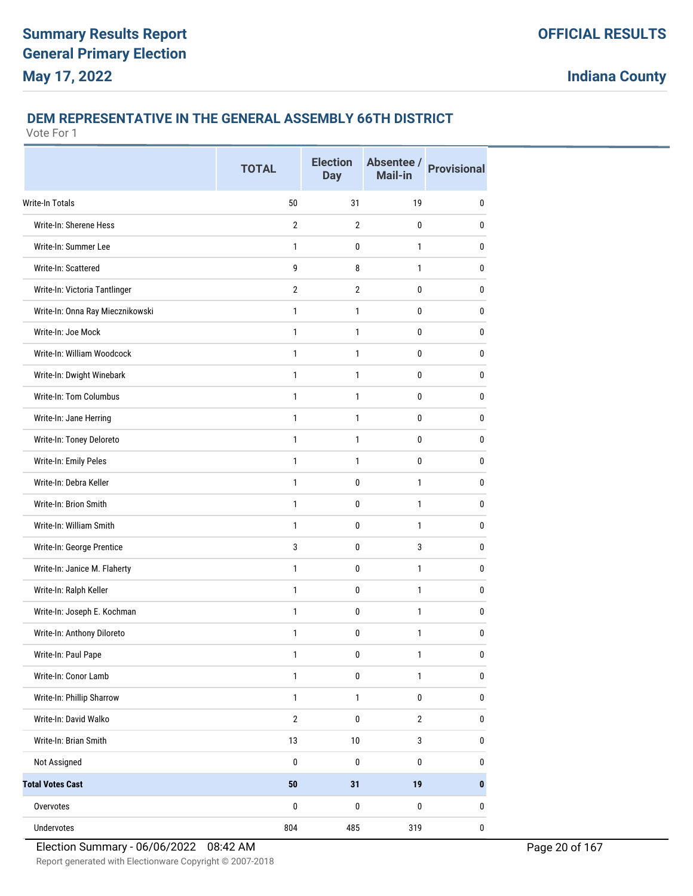## DEM REPRESENTATIVE IN THE GENERAL ASSEMBLY 66TH DISTRICT

Vote For 1

| | TOTAL | Election Day | Absentee / Mail-in | Provisional |
|---|---|---|---|---|
| Write-In Totals | 50 | 31 | 19 | 0 |
| Write-In: Sherene Hess | 2 | 2 | 0 | 0 |
| Write-In: Summer Lee | 1 | 0 | 1 | 0 |
| Write-In: Scattered | 9 | 8 | 1 | 0 |
| Write-In: Victoria Tantlinger | 2 | 2 | 0 | 0 |
| Write-In: Onna Ray Miecznikowski | 1 | 1 | 0 | 0 |
| Write-In: Joe Mock | 1 | 1 | 0 | 0 |
| Write-In: William Woodcock | 1 | 1 | 0 | 0 |
| Write-In: Dwight Winebark | 1 | 1 | 0 | 0 |
| Write-In: Tom Columbus | 1 | 1 | 0 | 0 |
| Write-In: Jane Herring | 1 | 1 | 0 | 0 |
| Write-In: Toney Deloreto | 1 | 1 | 0 | 0 |
| Write-In: Emily Peles | 1 | 1 | 0 | 0 |
| Write-In: Debra Keller | 1 | 0 | 1 | 0 |
| Write-In: Brion Smith | 1 | 0 | 1 | 0 |
| Write-In: William Smith | 1 | 0 | 1 | 0 |
| Write-In: George Prentice | 3 | 0 | 3 | 0 |
| Write-In: Janice M. Flaherty | 1 | 0 | 1 | 0 |
| Write-In: Ralph Keller | 1 | 0 | 1 | 0 |
| Write-In: Joseph E. Kochman | 1 | 0 | 1 | 0 |
| Write-In: Anthony Diloreto | 1 | 0 | 1 | 0 |
| Write-In: Paul Pape | 1 | 0 | 1 | 0 |
| Write-In: Conor Lamb | 1 | 0 | 1 | 0 |
| Write-In: Phillip Sharrow | 1 | 1 | 0 | 0 |
| Write-In: David Walko | 2 | 0 | 2 | 0 |
| Write-In: Brian Smith | 13 | 10 | 3 | 0 |
| Not Assigned | 0 | 0 | 0 | 0 |
| **Total Votes Cast** | **50** | **31** | **19** | **0** |
| Overvotes | 0 | 0 | 0 | 0 |
| Undervotes | 804 | 485 | 319 | 0 |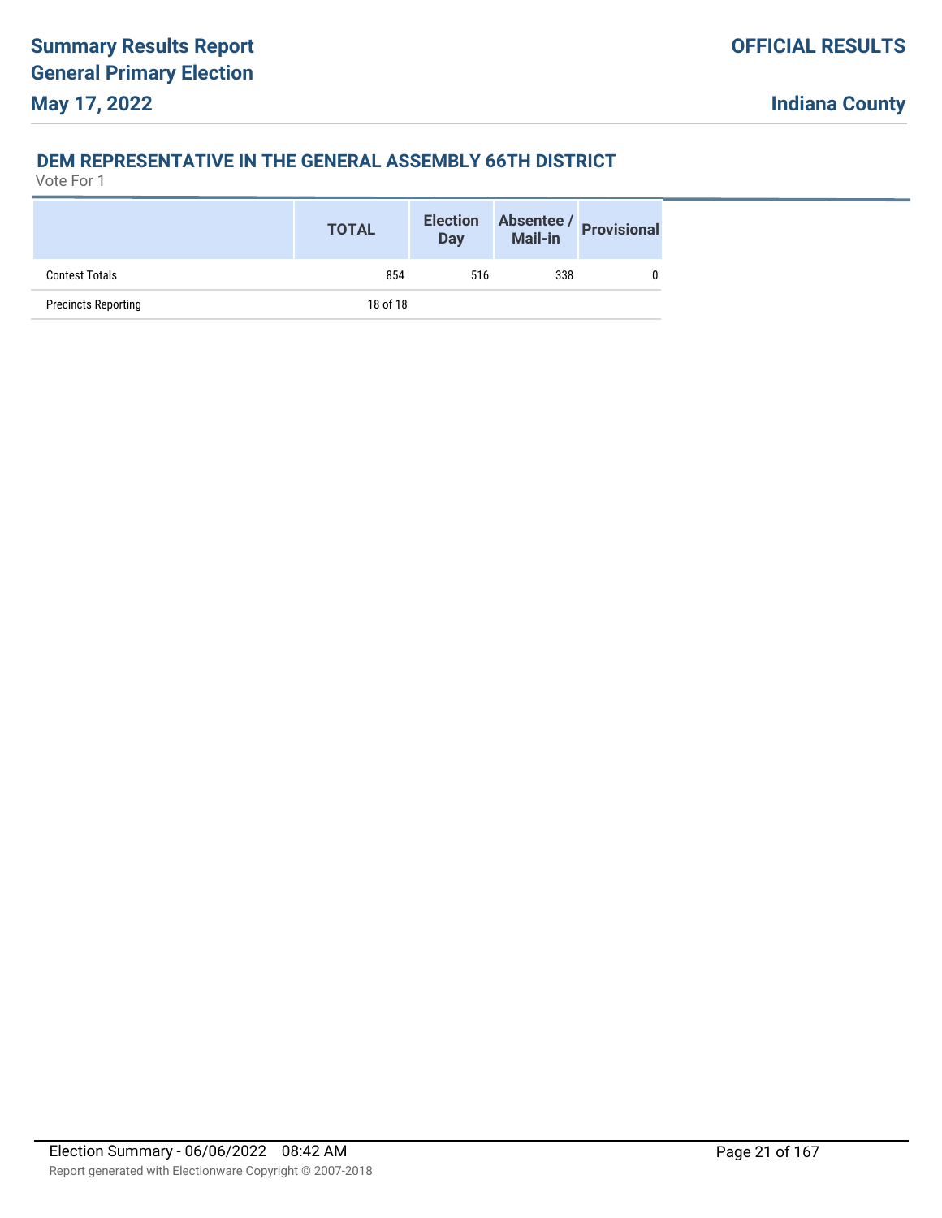## DEM REPRESENTATIVE IN THE GENERAL ASSEMBLY 66TH DISTRICT

Vote For 1

| | TOTAL | Election Day | Absentee / Mail-in | Provisional |
|---|---|---|---|---|
| Contest Totals | 854 | 516 | 338 | 0 |
| Precincts Reporting | 18 of 18 | | | |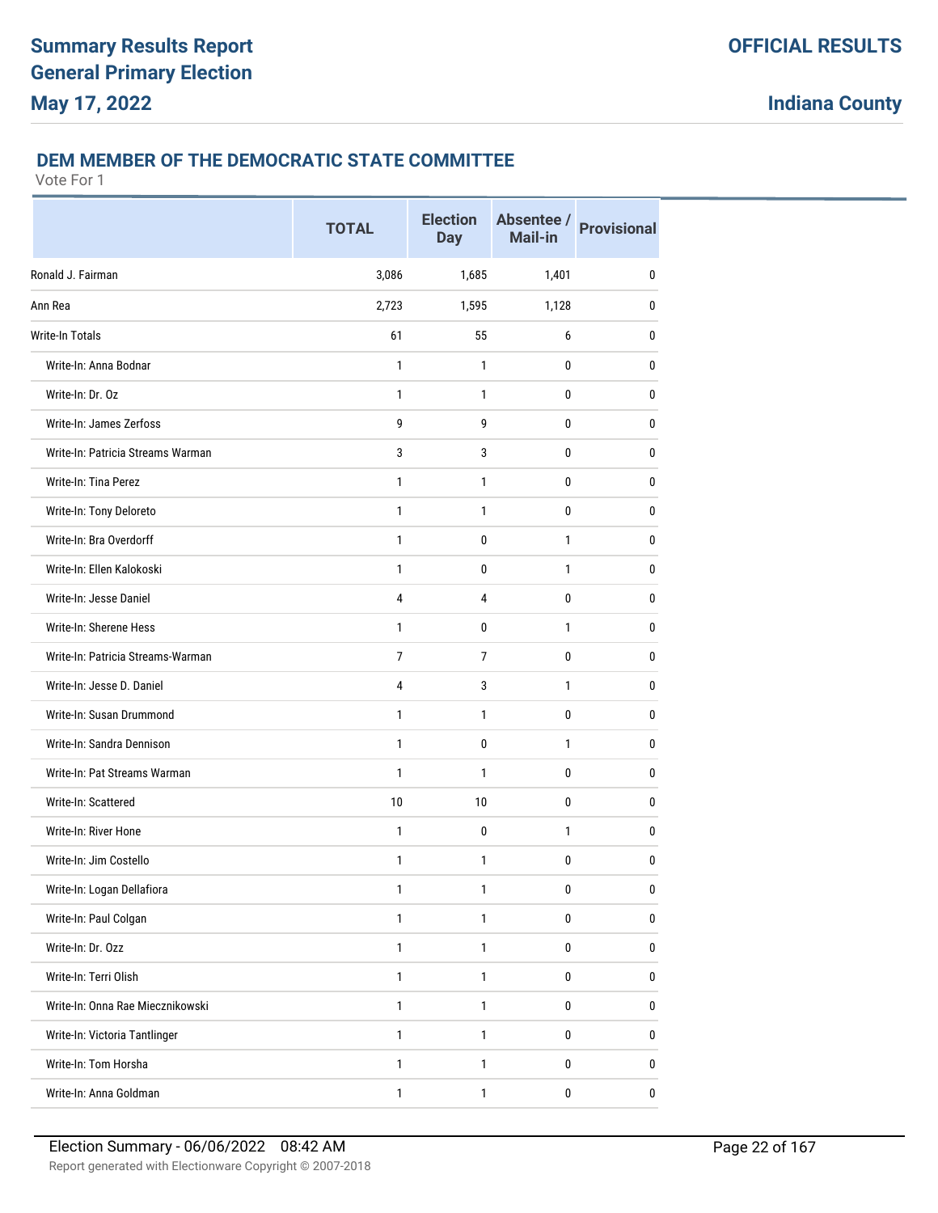# Summary Results Report
# General Primary Election
# May 17, 2022

**OFFICIAL RESULTS**

**Indiana County**

## DEM MEMBER OF THE DEMOCRATIC STATE COMMITTEE

Vote For 1

| | TOTAL | Election Day | Absentee / Mail-in | Provisional |
|---|---|---|---|---|
| Ronald J. Fairman | 3,086 | 1,685 | 1,401 | 0 |
| Ann Rea | 2,723 | 1,595 | 1,128 | 0 |
| Write-In Totals | 61 | 55 | 6 | 0 |
| Write-In: Anna Bodnar | 1 | 1 | 0 | 0 |
| Write-In: Dr. Oz | 1 | 1 | 0 | 0 |
| Write-In: James Zerfoss | 9 | 9 | 0 | 0 |
| Write-In: Patricia Streams Warman | 3 | 3 | 0 | 0 |
| Write-In: Tina Perez | 1 | 1 | 0 | 0 |
| Write-In: Tony Deloreto | 1 | 1 | 0 | 0 |
| Write-In: Bra Overdorff | 1 | 0 | 1 | 0 |
| Write-In: Ellen Kalokoski | 1 | 0 | 1 | 0 |
| Write-In: Jesse Daniel | 4 | 4 | 0 | 0 |
| Write-In: Sherene Hess | 1 | 0 | 1 | 0 |
| Write-In: Patricia Streams-Warman | 7 | 7 | 0 | 0 |
| Write-In: Jesse D. Daniel | 4 | 3 | 1 | 0 |
| Write-In: Susan Drummond | 1 | 1 | 0 | 0 |
| Write-In: Sandra Dennison | 1 | 0 | 1 | 0 |
| Write-In: Pat Streams Warman | 1 | 1 | 0 | 0 |
| Write-In: Scattered | 10 | 10 | 0 | 0 |
| Write-In: River Hone | 1 | 0 | 1 | 0 |
| Write-In: Jim Costello | 1 | 1 | 0 | 0 |
| Write-In: Logan Dellafiora | 1 | 1 | 0 | 0 |
| Write-In: Paul Colgan | 1 | 1 | 0 | 0 |
| Write-In: Dr. Ozz | 1 | 1 | 0 | 0 |
| Write-In: Terri Olish | 1 | 1 | 0 | 0 |
| Write-In: Onna Rae Miecznikowski | 1 | 1 | 0 | 0 |
| Write-In: Victoria Tantlinger | 1 | 1 | 0 | 0 |
| Write-In: Tom Horsha | 1 | 1 | 0 | 0 |
| Write-In: Anna Goldman | 1 | 1 | 0 | 0 |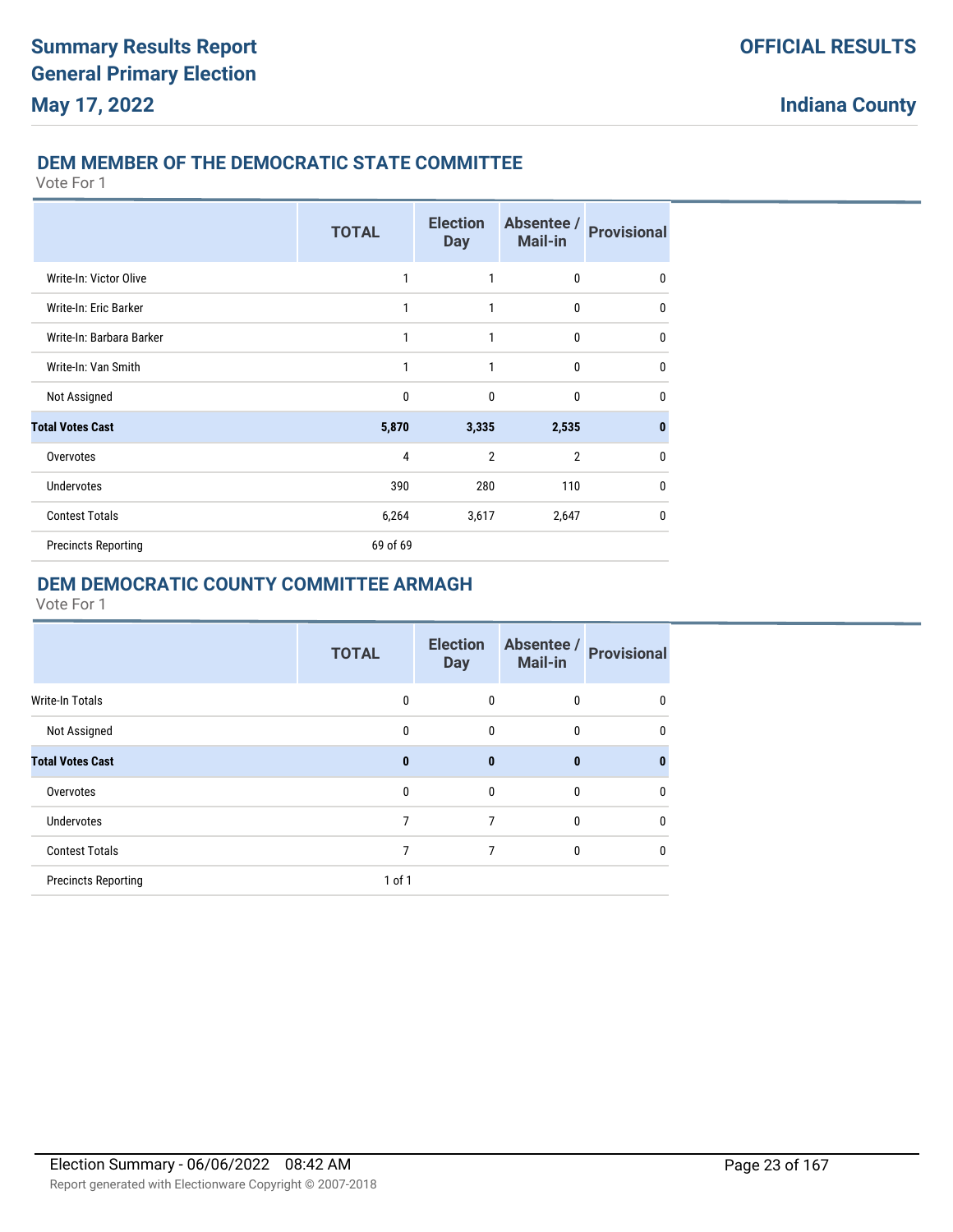## DEM MEMBER OF THE DEMOCRATIC STATE COMMITTEE

Vote For 1

| | TOTAL | Election Day | Absentee / Mail-in | Provisional |
|---|---|---|---|---|
| Write-In: Victor Olive | 1 | 1 | 0 | 0 |
| Write-In: Eric Barker | 1 | 1 | 0 | 0 |
| Write-In: Barbara Barker | 1 | 1 | 0 | 0 |
| Write-In: Van Smith | 1 | 1 | 0 | 0 |
| Not Assigned | 0 | 0 | 0 | 0 |
| **Total Votes Cast** | **5,870** | **3,335** | **2,535** | **0** |
| Overvotes | 4 | 2 | 2 | 0 |
| Undervotes | 390 | 280 | 110 | 0 |
| Contest Totals | 6,264 | 3,617 | 2,647 | 0 |
| Precincts Reporting | 69 of 69 | | | |

## DEM DEMOCRATIC COUNTY COMMITTEE ARMAGH

Vote For 1

| | TOTAL | Election Day | Absentee / Mail-in | Provisional |
|---|---|---|---|---|
| Write-In Totals | 0 | 0 | 0 | 0 |
| Not Assigned | 0 | 0 | 0 | 0 |
| **Total Votes Cast** | **0** | **0** | **0** | **0** |
| Overvotes | 0 | 0 | 0 | 0 |
| Undervotes | 7 | 7 | 0 | 0 |
| Contest Totals | 7 | 7 | 0 | 0 |
| Precincts Reporting | 1 of 1 | | | |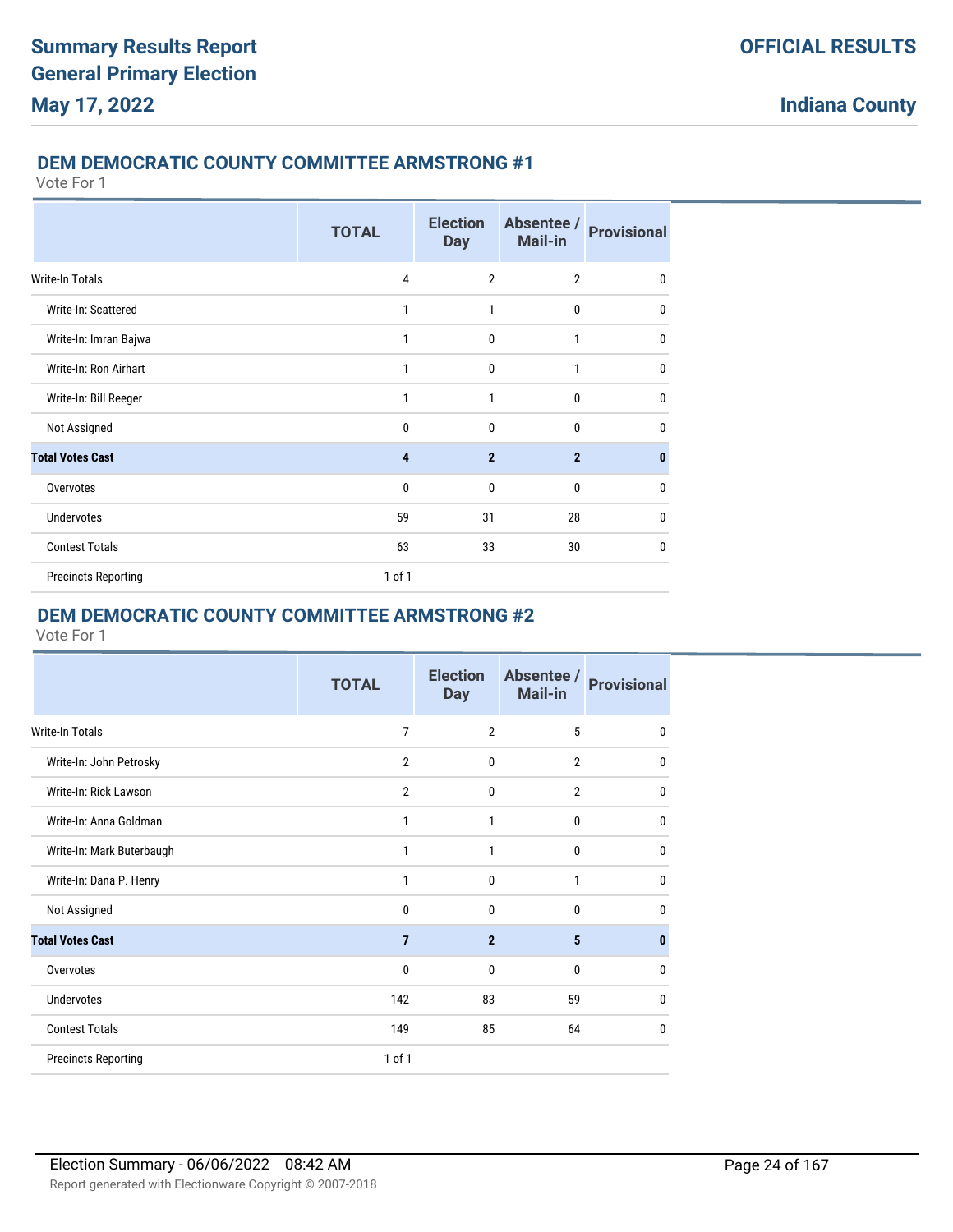# Summary Results Report
# General Primary Election
## May 17, 2022

**OFFICIAL RESULTS**

**Indiana County**

### DEM DEMOCRATIC COUNTY COMMITTEE ARMSTRONG #1

Vote For 1

| | TOTAL | Election Day | Absentee / Mail-in | Provisional |
|---|---|---|---|---|
| Write-In Totals | 4 | 2 | 2 | 0 |
| Write-In: Scattered | 1 | 1 | 0 | 0 |
| Write-In: Imran Bajwa | 1 | 0 | 1 | 0 |
| Write-In: Ron Airhart | 1 | 0 | 1 | 0 |
| Write-In: Bill Reeger | 1 | 1 | 0 | 0 |
| Not Assigned | 0 | 0 | 0 | 0 |
| **Total Votes Cast** | **4** | **2** | **2** | **0** |
| Overvotes | 0 | 0 | 0 | 0 |
| Undervotes | 59 | 31 | 28 | 0 |
| Contest Totals | 63 | 33 | 30 | 0 |
| Precincts Reporting | 1 of 1 | | | |

### DEM DEMOCRATIC COUNTY COMMITTEE ARMSTRONG #2

Vote For 1

| | TOTAL | Election Day | Absentee / Mail-in | Provisional |
|---|---|---|---|---|
| Write-In Totals | 7 | 2 | 5 | 0 |
| Write-In: John Petrosky | 2 | 0 | 2 | 0 |
| Write-In: Rick Lawson | 2 | 0 | 2 | 0 |
| Write-In: Anna Goldman | 1 | 1 | 0 | 0 |
| Write-In: Mark Buterbaugh | 1 | 1 | 0 | 0 |
| Write-In: Dana P. Henry | 1 | 0 | 1 | 0 |
| Not Assigned | 0 | 0 | 0 | 0 |
| **Total Votes Cast** | **7** | **2** | **5** | **0** |
| Overvotes | 0 | 0 | 0 | 0 |
| Undervotes | 142 | 83 | 59 | 0 |
| Contest Totals | 149 | 85 | 64 | 0 |
| Precincts Reporting | 1 of 1 | | | |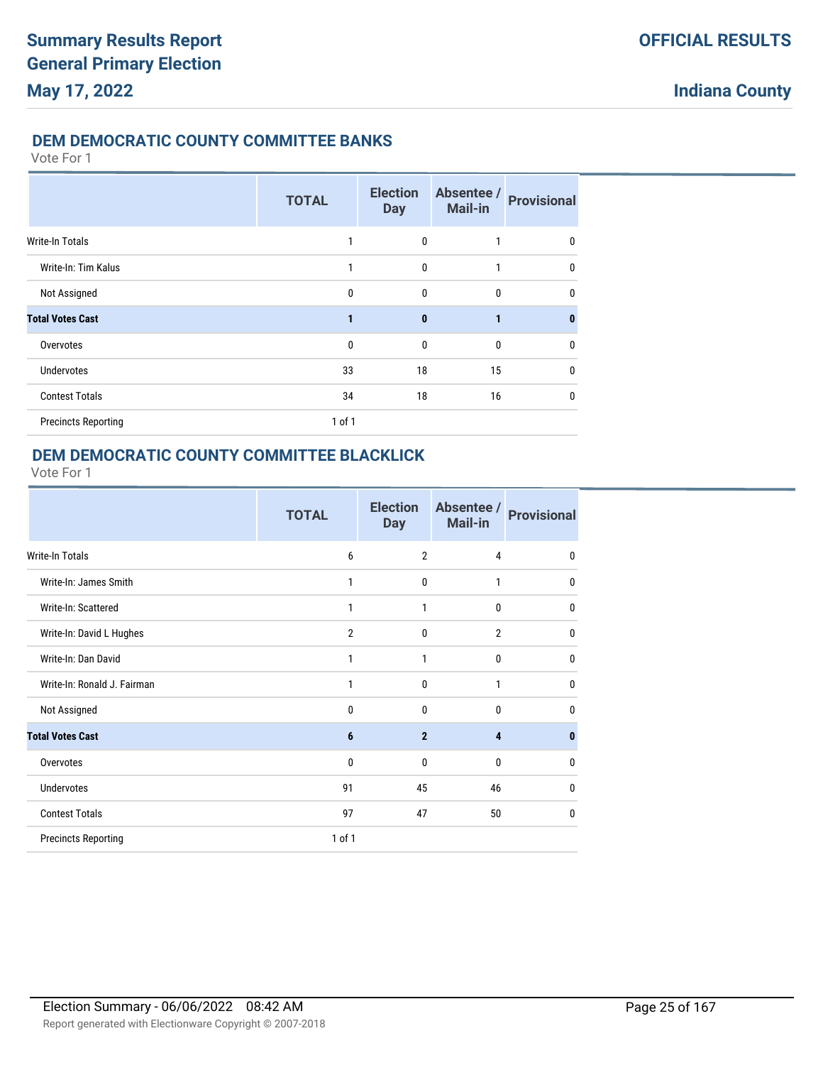## DEM DEMOCRATIC COUNTY COMMITTEE BANKS

Vote For 1

| | TOTAL | Election Day | Absentee / Mail-in | Provisional |
|---|---|---|---|---|
| Write-In Totals | 1 | 0 | 1 | 0 |
| Write-In: Tim Kalus | 1 | 0 | 1 | 0 |
| Not Assigned | 0 | 0 | 0 | 0 |
| **Total Votes Cast** | **1** | **0** | **1** | **0** |
| Overvotes | 0 | 0 | 0 | 0 |
| Undervotes | 33 | 18 | 15 | 0 |
| Contest Totals | 34 | 18 | 16 | 0 |
| Precincts Reporting | 1 of 1 | | | |

## DEM DEMOCRATIC COUNTY COMMITTEE BLACKLICK

Vote For 1

| | TOTAL | Election Day | Absentee / Mail-in | Provisional |
|---|---|---|---|---|
| Write-In Totals | 6 | 2 | 4 | 0 |
| Write-In: James Smith | 1 | 0 | 1 | 0 |
| Write-In: Scattered | 1 | 1 | 0 | 0 |
| Write-In: David L Hughes | 2 | 0 | 2 | 0 |
| Write-In: Dan David | 1 | 1 | 0 | 0 |
| Write-In: Ronald J. Fairman | 1 | 0 | 1 | 0 |
| Not Assigned | 0 | 0 | 0 | 0 |
| **Total Votes Cast** | **6** | **2** | **4** | **0** |
| Overvotes | 0 | 0 | 0 | 0 |
| Undervotes | 91 | 45 | 46 | 0 |
| Contest Totals | 97 | 47 | 50 | 0 |
| Precincts Reporting | 1 of 1 | | | |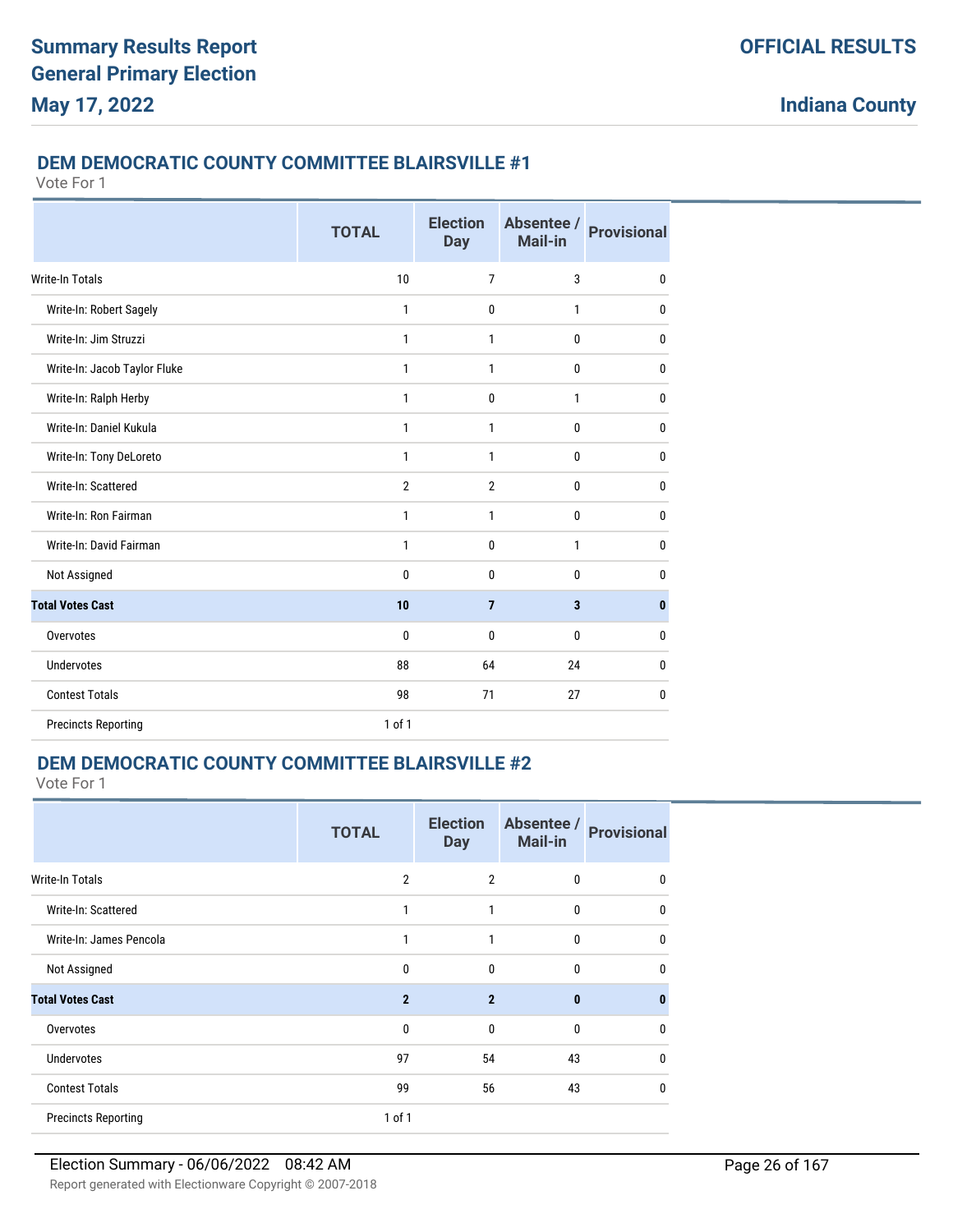# Summary Results Report
# General Primary Election
# May 17, 2022

**OFFICIAL RESULTS**

**Indiana County**

## DEM DEMOCRATIC COUNTY COMMITTEE BLAIRSVILLE #1

Vote For 1

| | TOTAL | Election Day | Absentee / Mail-in | Provisional |
|---|---|---|---|---|
| Write-In Totals | 10 | 7 | 3 | 0 |
| Write-In: Robert Sagely | 1 | 0 | 1 | 0 |
| Write-In: Jim Struzzi | 1 | 1 | 0 | 0 |
| Write-In: Jacob Taylor Fluke | 1 | 1 | 0 | 0 |
| Write-In: Ralph Herby | 1 | 0 | 1 | 0 |
| Write-In: Daniel Kukula | 1 | 1 | 0 | 0 |
| Write-In: Tony DeLoreto | 1 | 1 | 0 | 0 |
| Write-In: Scattered | 2 | 2 | 0 | 0 |
| Write-In: Ron Fairman | 1 | 1 | 0 | 0 |
| Write-In: David Fairman | 1 | 0 | 1 | 0 |
| Not Assigned | 0 | 0 | 0 | 0 |
| **Total Votes Cast** | **10** | **7** | **3** | **0** |
| Overvotes | 0 | 0 | 0 | 0 |
| Undervotes | 88 | 64 | 24 | 0 |
| Contest Totals | 98 | 71 | 27 | 0 |
| Precincts Reporting | 1 of 1 | | | |

## DEM DEMOCRATIC COUNTY COMMITTEE BLAIRSVILLE #2

Vote For 1

| | TOTAL | Election Day | Absentee / Mail-in | Provisional |
|---|---|---|---|---|
| Write-In Totals | 2 | 2 | 0 | 0 |
| Write-In: Scattered | 1 | 1 | 0 | 0 |
| Write-In: James Pencola | 1 | 1 | 0 | 0 |
| Not Assigned | 0 | 0 | 0 | 0 |
| **Total Votes Cast** | **2** | **2** | **0** | **0** |
| Overvotes | 0 | 0 | 0 | 0 |
| Undervotes | 97 | 54 | 43 | 0 |
| Contest Totals | 99 | 56 | 43 | 0 |
| Precincts Reporting | 1 of 1 | | | |

Election Summary - 06/06/2022 08:42 AM

Report generated with Electionware Copyright © 2007-2018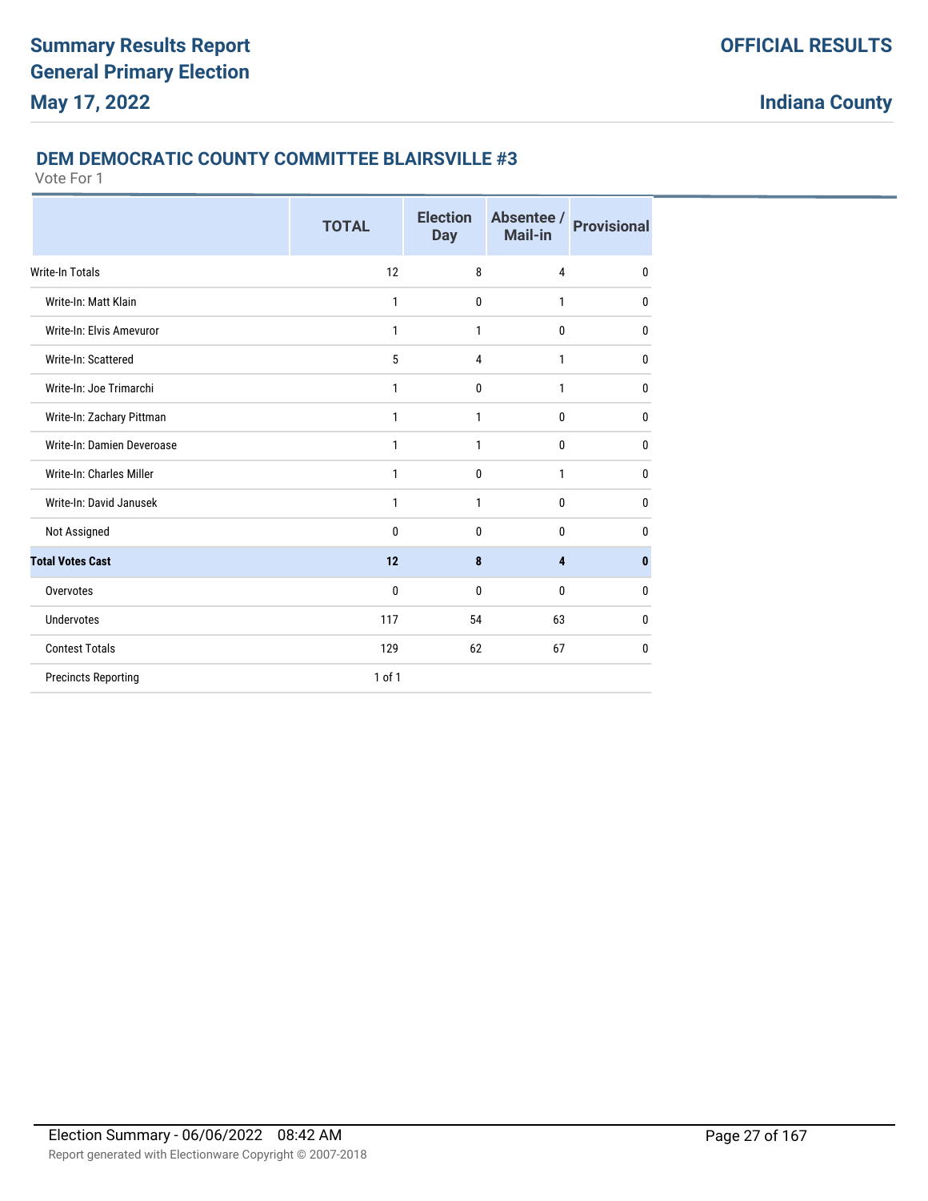# Summary Results Report General Primary Election

**May 17, 2022**

**OFFICIAL RESULTS**

**Indiana County**

## DEM DEMOCRATIC COUNTY COMMITTEE BLAIRSVILLE #3

Vote For 1

| | TOTAL | Election Day | Absentee / Mail-in | Provisional |
|---|---|---|---|---|
| Write-In Totals | 12 | 8 | 4 | 0 |
| Write-In: Matt Klain | 1 | 0 | 1 | 0 |
| Write-In: Elvis Amevuror | 1 | 1 | 0 | 0 |
| Write-In: Scattered | 5 | 4 | 1 | 0 |
| Write-In: Joe Trimarchi | 1 | 0 | 1 | 0 |
| Write-In: Zachary Pittman | 1 | 1 | 0 | 0 |
| Write-In: Damien Deveroase | 1 | 1 | 0 | 0 |
| Write-In: Charles Miller | 1 | 0 | 1 | 0 |
| Write-In: David Janusek | 1 | 1 | 0 | 0 |
| Not Assigned | 0 | 0 | 0 | 0 |
| **Total Votes Cast** | **12** | **8** | **4** | **0** |
| Overvotes | 0 | 0 | 0 | 0 |
| Undervotes | 117 | 54 | 63 | 0 |
| Contest Totals | 129 | 62 | 67 | 0 |
| Precincts Reporting | 1 of 1 | | | |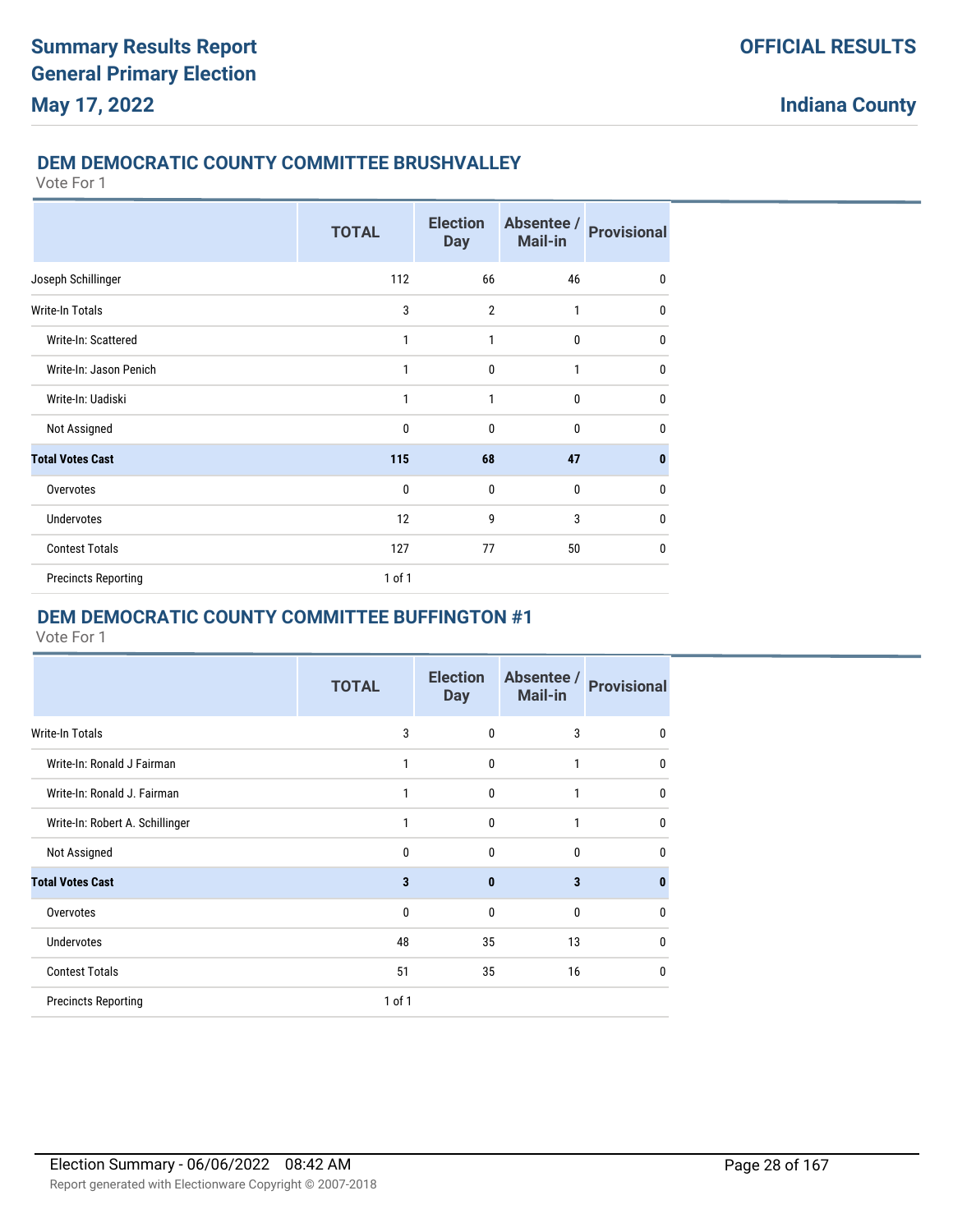# Summary Results Report
# General Primary Election
# May 17, 2022

**OFFICIAL RESULTS**

**Indiana County**

## DEM DEMOCRATIC COUNTY COMMITTEE BRUSHVALLEY

Vote For 1

| | TOTAL | Election Day | Absentee / Mail-in | Provisional |
|---|---|---|---|---|
| Joseph Schillinger | 112 | 66 | 46 | 0 |
| Write-In Totals | 3 | 2 | 1 | 0 |
| Write-In: Scattered | 1 | 1 | 0 | 0 |
| Write-In: Jason Penich | 1 | 0 | 1 | 0 |
| Write-In: Uadiski | 1 | 1 | 0 | 0 |
| Not Assigned | 0 | 0 | 0 | 0 |
| **Total Votes Cast** | **115** | **68** | **47** | **0** |
| Overvotes | 0 | 0 | 0 | 0 |
| Undervotes | 12 | 9 | 3 | 0 |
| Contest Totals | 127 | 77 | 50 | 0 |
| Precincts Reporting | 1 of 1 | | | |

## DEM DEMOCRATIC COUNTY COMMITTEE BUFFINGTON #1

Vote For 1

| | TOTAL | Election Day | Absentee / Mail-in | Provisional |
|---|---|---|---|---|
| Write-In Totals | 3 | 0 | 3 | 0 |
| Write-In: Ronald J Fairman | 1 | 0 | 1 | 0 |
| Write-In: Ronald J. Fairman | 1 | 0 | 1 | 0 |
| Write-In: Robert A. Schillinger | 1 | 0 | 1 | 0 |
| Not Assigned | 0 | 0 | 0 | 0 |
| **Total Votes Cast** | **3** | **0** | **3** | **0** |
| Overvotes | 0 | 0 | 0 | 0 |
| Undervotes | 48 | 35 | 13 | 0 |
| Contest Totals | 51 | 35 | 16 | 0 |
| Precincts Reporting | 1 of 1 | | | |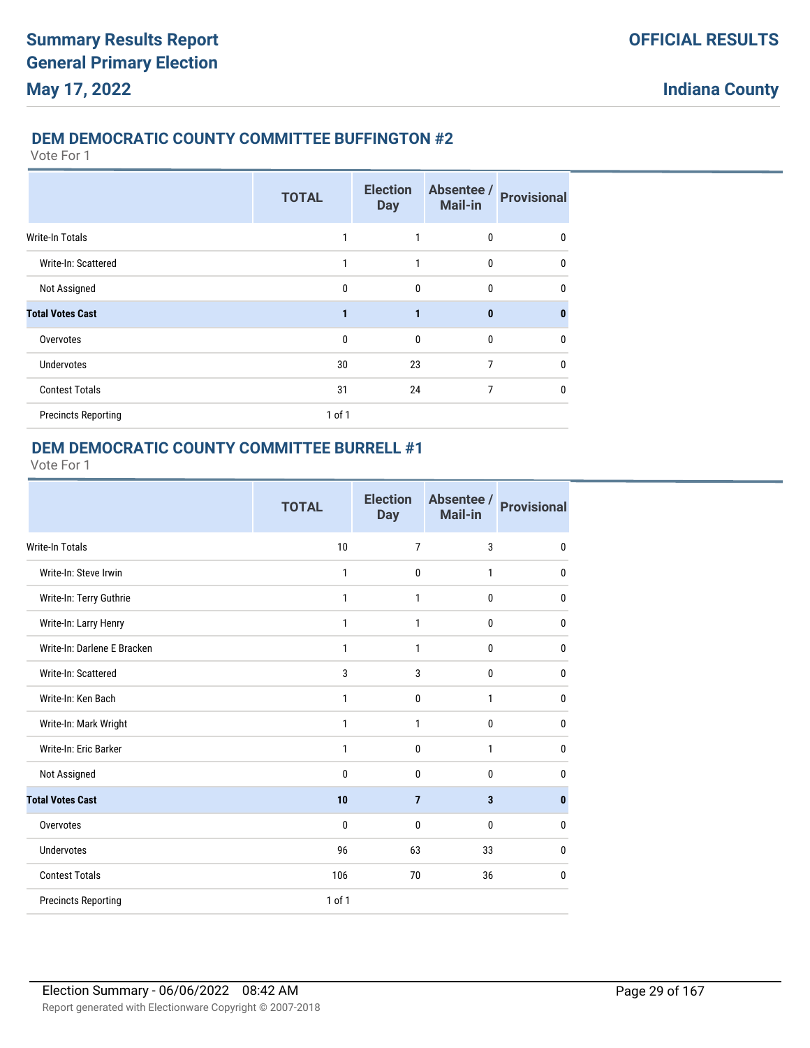## DEM DEMOCRATIC COUNTY COMMITTEE BUFFINGTON #2

Vote For 1

| | TOTAL | Election Day | Absentee / Mail-in | Provisional |
|---|---|---|---|---|
| Write-In Totals | 1 | 1 | 0 | 0 |
| Write-In: Scattered | 1 | 1 | 0 | 0 |
| Not Assigned | 0 | 0 | 0 | 0 |
| **Total Votes Cast** | **1** | **1** | **0** | **0** |
| Overvotes | 0 | 0 | 0 | 0 |
| Undervotes | 30 | 23 | 7 | 0 |
| Contest Totals | 31 | 24 | 7 | 0 |
| Precincts Reporting | 1 of 1 | | | |

## DEM DEMOCRATIC COUNTY COMMITTEE BURRELL #1

Vote For 1

| | TOTAL | Election Day | Absentee / Mail-in | Provisional |
|---|---|---|---|---|
| Write-In Totals | 10 | 7 | 3 | 0 |
| Write-In: Steve Irwin | 1 | 0 | 1 | 0 |
| Write-In: Terry Guthrie | 1 | 1 | 0 | 0 |
| Write-In: Larry Henry | 1 | 1 | 0 | 0 |
| Write-In: Darlene E Bracken | 1 | 1 | 0 | 0 |
| Write-In: Scattered | 3 | 3 | 0 | 0 |
| Write-In: Ken Bach | 1 | 0 | 1 | 0 |
| Write-In: Mark Wright | 1 | 1 | 0 | 0 |
| Write-In: Eric Barker | 1 | 0 | 1 | 0 |
| Not Assigned | 0 | 0 | 0 | 0 |
| **Total Votes Cast** | **10** | **7** | **3** | **0** |
| Overvotes | 0 | 0 | 0 | 0 |
| Undervotes | 96 | 63 | 33 | 0 |
| Contest Totals | 106 | 70 | 36 | 0 |
| Precincts Reporting | 1 of 1 | | | |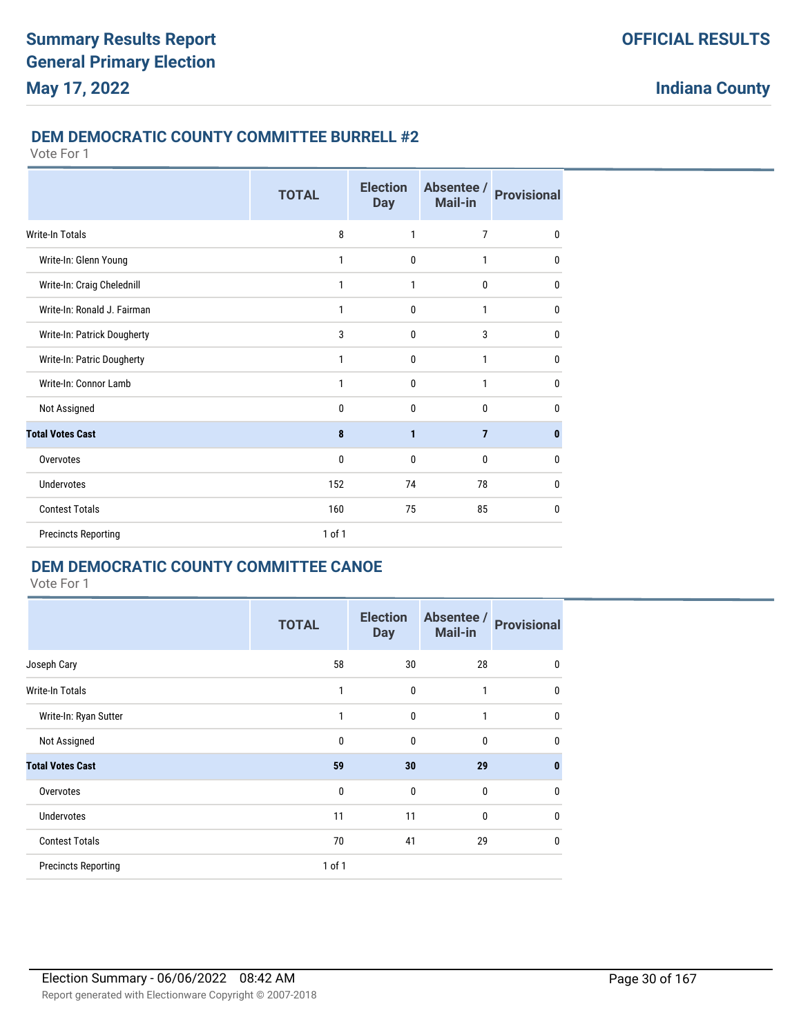## DEM DEMOCRATIC COUNTY COMMITTEE BURRELL #2

Vote For 1

| | TOTAL | Election Day | Absentee / Mail-in | Provisional |
|---|---|---|---|---|
| Write-In Totals | 8 | 1 | 7 | 0 |
| Write-In: Glenn Young | 1 | 0 | 1 | 0 |
| Write-In: Craig Chelednill | 1 | 1 | 0 | 0 |
| Write-In: Ronald J. Fairman | 1 | 0 | 1 | 0 |
| Write-In: Patrick Dougherty | 3 | 0 | 3 | 0 |
| Write-In: Patric Dougherty | 1 | 0 | 1 | 0 |
| Write-In: Connor Lamb | 1 | 0 | 1 | 0 |
| Not Assigned | 0 | 0 | 0 | 0 |
| **Total Votes Cast** | **8** | **1** | **7** | **0** |
| Overvotes | 0 | 0 | 0 | 0 |
| Undervotes | 152 | 74 | 78 | 0 |
| Contest Totals | 160 | 75 | 85 | 0 |
| Precincts Reporting | 1 of 1 | | | |

## DEM DEMOCRATIC COUNTY COMMITTEE CANOE

Vote For 1

| | TOTAL | Election Day | Absentee / Mail-in | Provisional |
|---|---|---|---|---|
| Joseph Cary | 58 | 30 | 28 | 0 |
| Write-In Totals | 1 | 0 | 1 | 0 |
| Write-In: Ryan Sutter | 1 | 0 | 1 | 0 |
| Not Assigned | 0 | 0 | 0 | 0 |
| **Total Votes Cast** | **59** | **30** | **29** | **0** |
| Overvotes | 0 | 0 | 0 | 0 |
| Undervotes | 11 | 11 | 0 | 0 |
| Contest Totals | 70 | 41 | 29 | 0 |
| Precincts Reporting | 1 of 1 | | | |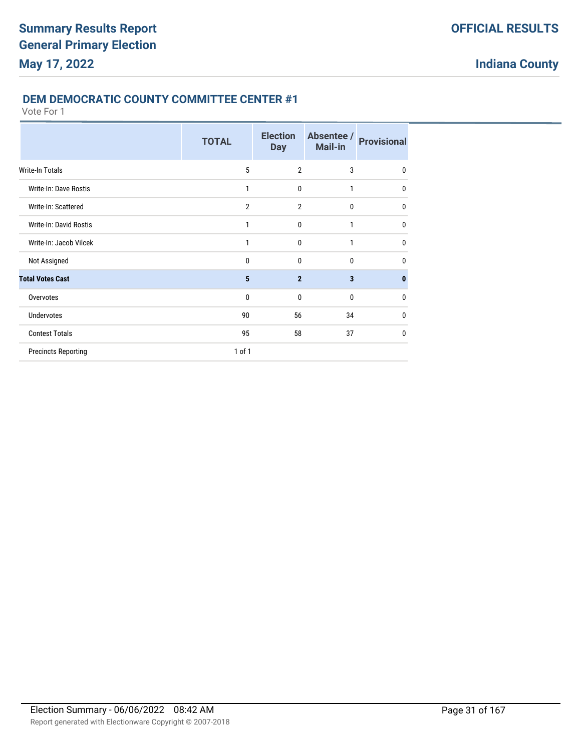## DEM DEMOCRATIC COUNTY COMMITTEE CENTER #1

Vote For 1

| | TOTAL | Election Day | Absentee / Mail-in | Provisional |
|---|---|---|---|---|
| Write-In Totals | 5 | 2 | 3 | 0 |
| Write-In: Dave Rostis | 1 | 0 | 1 | 0 |
| Write-In: Scattered | 2 | 2 | 0 | 0 |
| Write-In: David Rostis | 1 | 0 | 1 | 0 |
| Write-In: Jacob Vilcek | 1 | 0 | 1 | 0 |
| Not Assigned | 0 | 0 | 0 | 0 |
| **Total Votes Cast** | **5** | **2** | **3** | **0** |
| Overvotes | 0 | 0 | 0 | 0 |
| Undervotes | 90 | 56 | 34 | 0 |
| Contest Totals | 95 | 58 | 37 | 0 |
| Precincts Reporting | 1 of 1 | | | |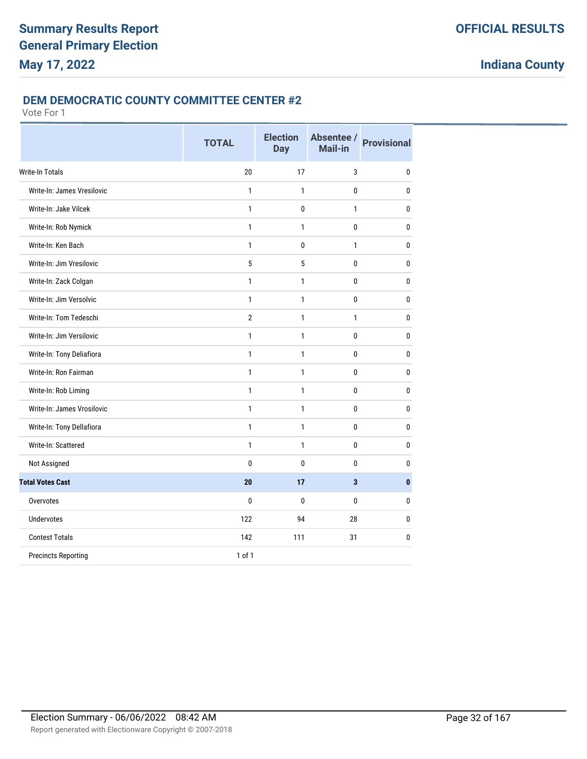## DEM DEMOCRATIC COUNTY COMMITTEE CENTER #2

Vote For 1

| | TOTAL | Election Day | Absentee / Mail-in | Provisional |
|---|---|---|---|---|
| Write-In Totals | 20 | 17 | 3 | 0 |
| Write-In: James Vresilovic | 1 | 1 | 0 | 0 |
| Write-In: Jake Vilcek | 1 | 0 | 1 | 0 |
| Write-In: Rob Nymick | 1 | 1 | 0 | 0 |
| Write-In: Ken Bach | 1 | 0 | 1 | 0 |
| Write-In: Jim Vresilovic | 5 | 5 | 0 | 0 |
| Write-In: Zack Colgan | 1 | 1 | 0 | 0 |
| Write-In: Jim Versolvic | 1 | 1 | 0 | 0 |
| Write-In: Tom Tedeschi | 2 | 1 | 1 | 0 |
| Write-In: Jim Versilovic | 1 | 1 | 0 | 0 |
| Write-In: Tony Deliafiora | 1 | 1 | 0 | 0 |
| Write-In: Ron Fairman | 1 | 1 | 0 | 0 |
| Write-In: Rob Liming | 1 | 1 | 0 | 0 |
| Write-In: James Vrosilovic | 1 | 1 | 0 | 0 |
| Write-In: Tony Dellafiora | 1 | 1 | 0 | 0 |
| Write-In: Scattered | 1 | 1 | 0 | 0 |
| Not Assigned | 0 | 0 | 0 | 0 |
| **Total Votes Cast** | **20** | **17** | **3** | **0** |
| Overvotes | 0 | 0 | 0 | 0 |
| Undervotes | 122 | 94 | 28 | 0 |
| Contest Totals | 142 | 111 | 31 | 0 |
| Precincts Reporting | 1 of 1 | | | |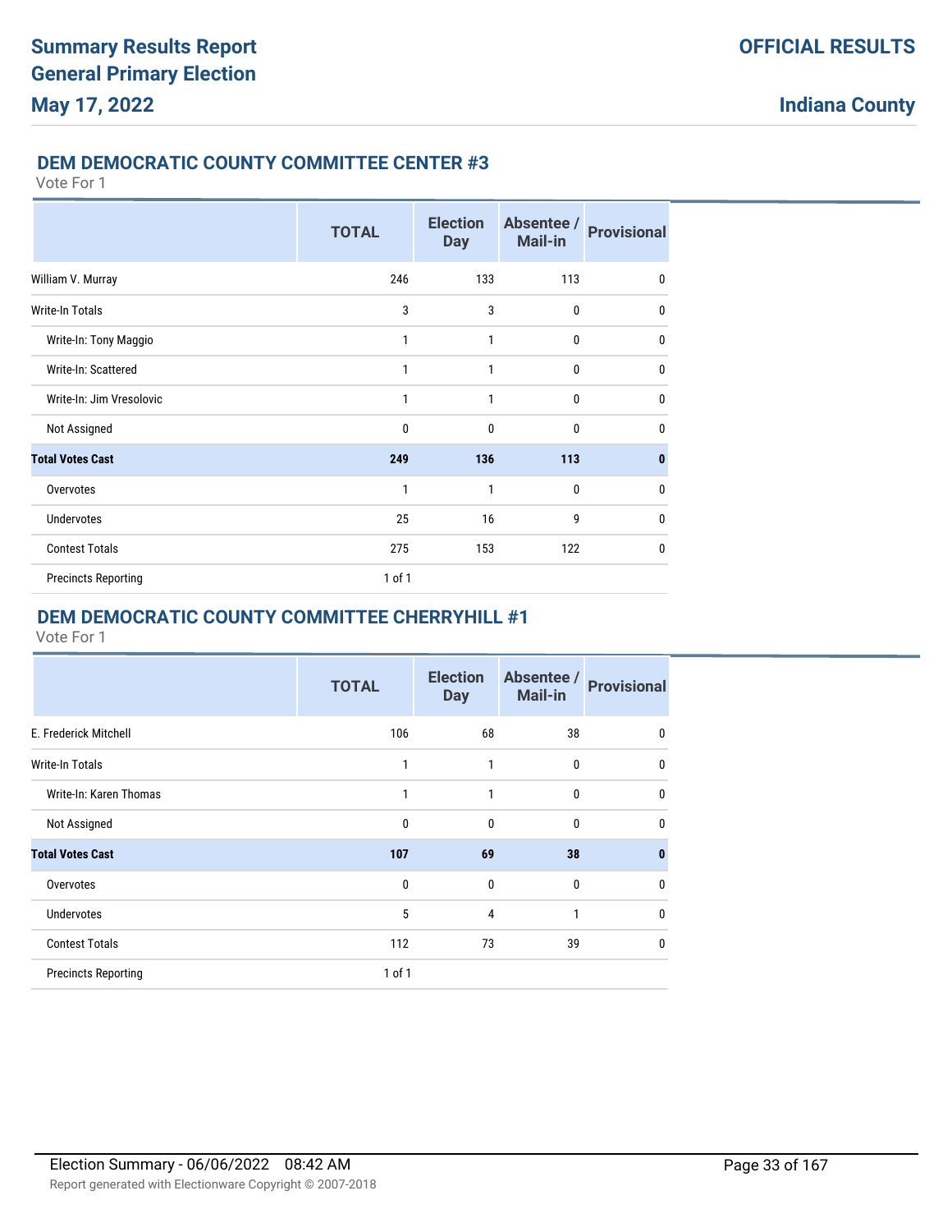## DEM DEMOCRATIC COUNTY COMMITTEE CENTER #3

Vote For 1

| | TOTAL | Election Day | Absentee / Mail-in | Provisional |
|---|---|---|---|---|
| William V. Murray | 246 | 133 | 113 | 0 |
| Write-In Totals | 3 | 3 | 0 | 0 |
| Write-In: Tony Maggio | 1 | 1 | 0 | 0 |
| Write-In: Scattered | 1 | 1 | 0 | 0 |
| Write-In: Jim Vresolovic | 1 | 1 | 0 | 0 |
| Not Assigned | 0 | 0 | 0 | 0 |
| **Total Votes Cast** | **249** | **136** | **113** | **0** |
| Overvotes | 1 | 1 | 0 | 0 |
| Undervotes | 25 | 16 | 9 | 0 |
| Contest Totals | 275 | 153 | 122 | 0 |
| Precincts Reporting | 1 of 1 | | | |

## DEM DEMOCRATIC COUNTY COMMITTEE CHERRYHILL #1

Vote For 1

| | TOTAL | Election Day | Absentee / Mail-in | Provisional |
|---|---|---|---|---|
| E. Frederick Mitchell | 106 | 68 | 38 | 0 |
| Write-In Totals | 1 | 1 | 0 | 0 |
| Write-In: Karen Thomas | 1 | 1 | 0 | 0 |
| Not Assigned | 0 | 0 | 0 | 0 |
| **Total Votes Cast** | **107** | **69** | **38** | **0** |
| Overvotes | 0 | 0 | 0 | 0 |
| Undervotes | 5 | 4 | 1 | 0 |
| Contest Totals | 112 | 73 | 39 | 0 |
| Precincts Reporting | 1 of 1 | | | |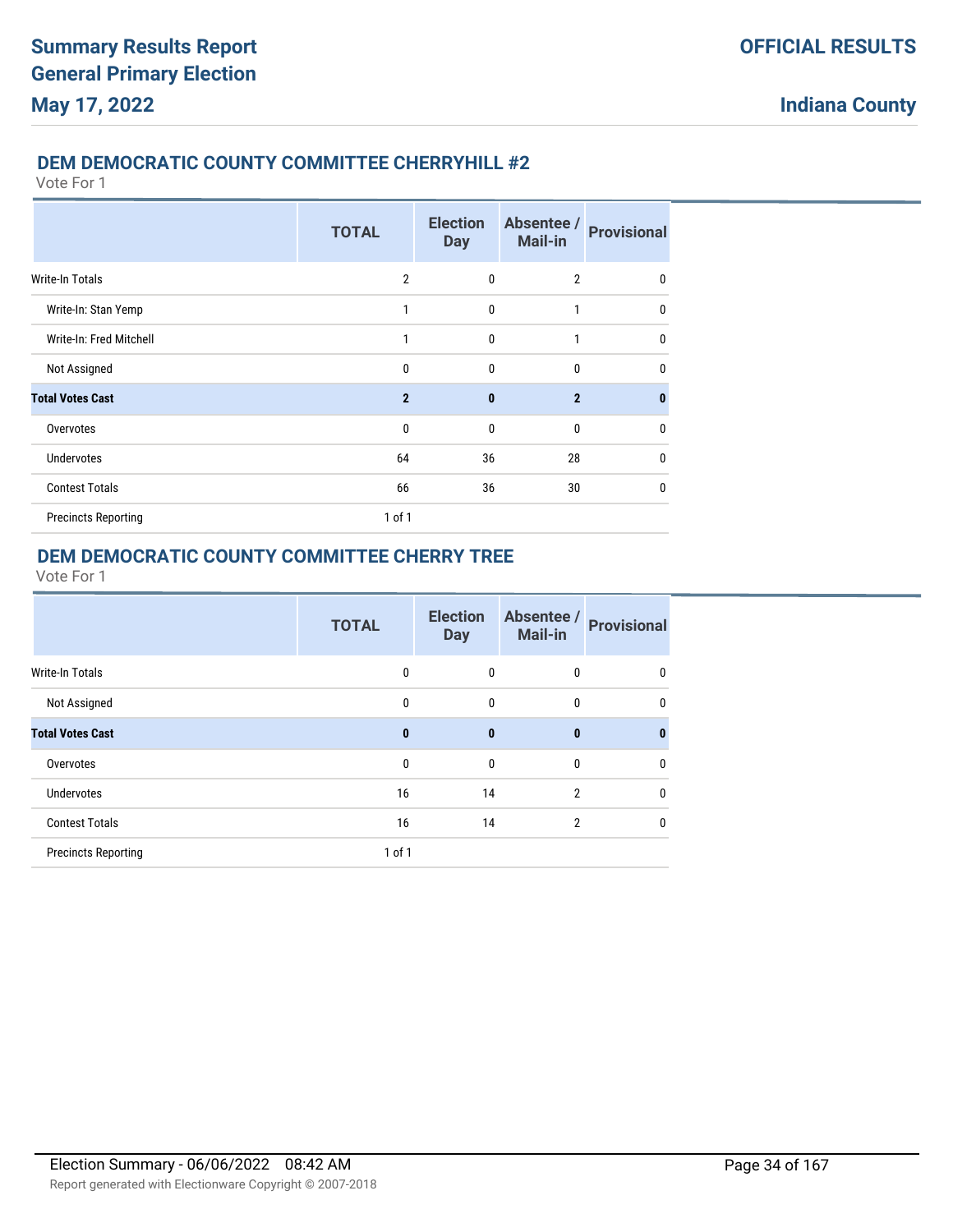## DEM DEMOCRATIC COUNTY COMMITTEE CHERRYHILL #2

Vote For 1

| | TOTAL | Election Day | Absentee / Mail-in | Provisional |
|---|---|---|---|---|
| Write-In Totals | 2 | 0 | 2 | 0 |
| Write-In: Stan Yemp | 1 | 0 | 1 | 0 |
| Write-In: Fred Mitchell | 1 | 0 | 1 | 0 |
| Not Assigned | 0 | 0 | 0 | 0 |
| **Total Votes Cast** | **2** | **0** | **2** | **0** |
| Overvotes | 0 | 0 | 0 | 0 |
| Undervotes | 64 | 36 | 28 | 0 |
| Contest Totals | 66 | 36 | 30 | 0 |
| Precincts Reporting | 1 of 1 | | | |

## DEM DEMOCRATIC COUNTY COMMITTEE CHERRY TREE

Vote For 1

| | TOTAL | Election Day | Absentee / Mail-in | Provisional |
|---|---|---|---|---|
| Write-In Totals | 0 | 0 | 0 | 0 |
| Not Assigned | 0 | 0 | 0 | 0 |
| **Total Votes Cast** | **0** | **0** | **0** | **0** |
| Overvotes | 0 | 0 | 0 | 0 |
| Undervotes | 16 | 14 | 2 | 0 |
| Contest Totals | 16 | 14 | 2 | 0 |
| Precincts Reporting | 1 of 1 | | | |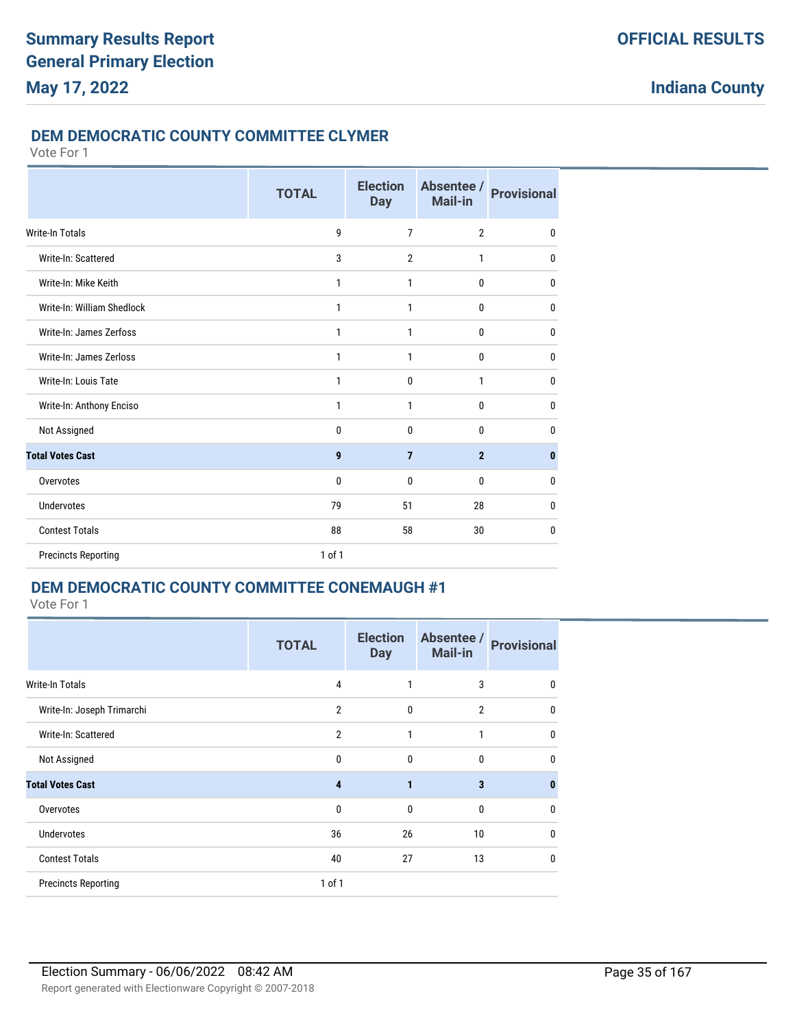## DEM DEMOCRATIC COUNTY COMMITTEE CLYMER

Vote For 1

| | TOTAL | Election Day | Absentee / Mail-in | Provisional |
|---|---|---|---|---|
| Write-In Totals | 9 | 7 | 2 | 0 |
| Write-In: Scattered | 3 | 2 | 1 | 0 |
| Write-In: Mike Keith | 1 | 1 | 0 | 0 |
| Write-In: William Shedlock | 1 | 1 | 0 | 0 |
| Write-In: James Zerfoss | 1 | 1 | 0 | 0 |
| Write-In: James Zerloss | 1 | 1 | 0 | 0 |
| Write-In: Louis Tate | 1 | 0 | 1 | 0 |
| Write-In: Anthony Enciso | 1 | 1 | 0 | 0 |
| Not Assigned | 0 | 0 | 0 | 0 |
| **Total Votes Cast** | **9** | **7** | **2** | **0** |
| Overvotes | 0 | 0 | 0 | 0 |
| Undervotes | 79 | 51 | 28 | 0 |
| Contest Totals | 88 | 58 | 30 | 0 |
| Precincts Reporting | 1 of 1 | | | |

## DEM DEMOCRATIC COUNTY COMMITTEE CONEMAUGH #1

Vote For 1

| | TOTAL | Election Day | Absentee / Mail-in | Provisional |
|---|---|---|---|---|
| Write-In Totals | 4 | 1 | 3 | 0 |
| Write-In: Joseph Trimarchi | 2 | 0 | 2 | 0 |
| Write-In: Scattered | 2 | 1 | 1 | 0 |
| Not Assigned | 0 | 0 | 0 | 0 |
| **Total Votes Cast** | **4** | **1** | **3** | **0** |
| Overvotes | 0 | 0 | 0 | 0 |
| Undervotes | 36 | 26 | 10 | 0 |
| Contest Totals | 40 | 27 | 13 | 0 |
| Precincts Reporting | 1 of 1 | | | |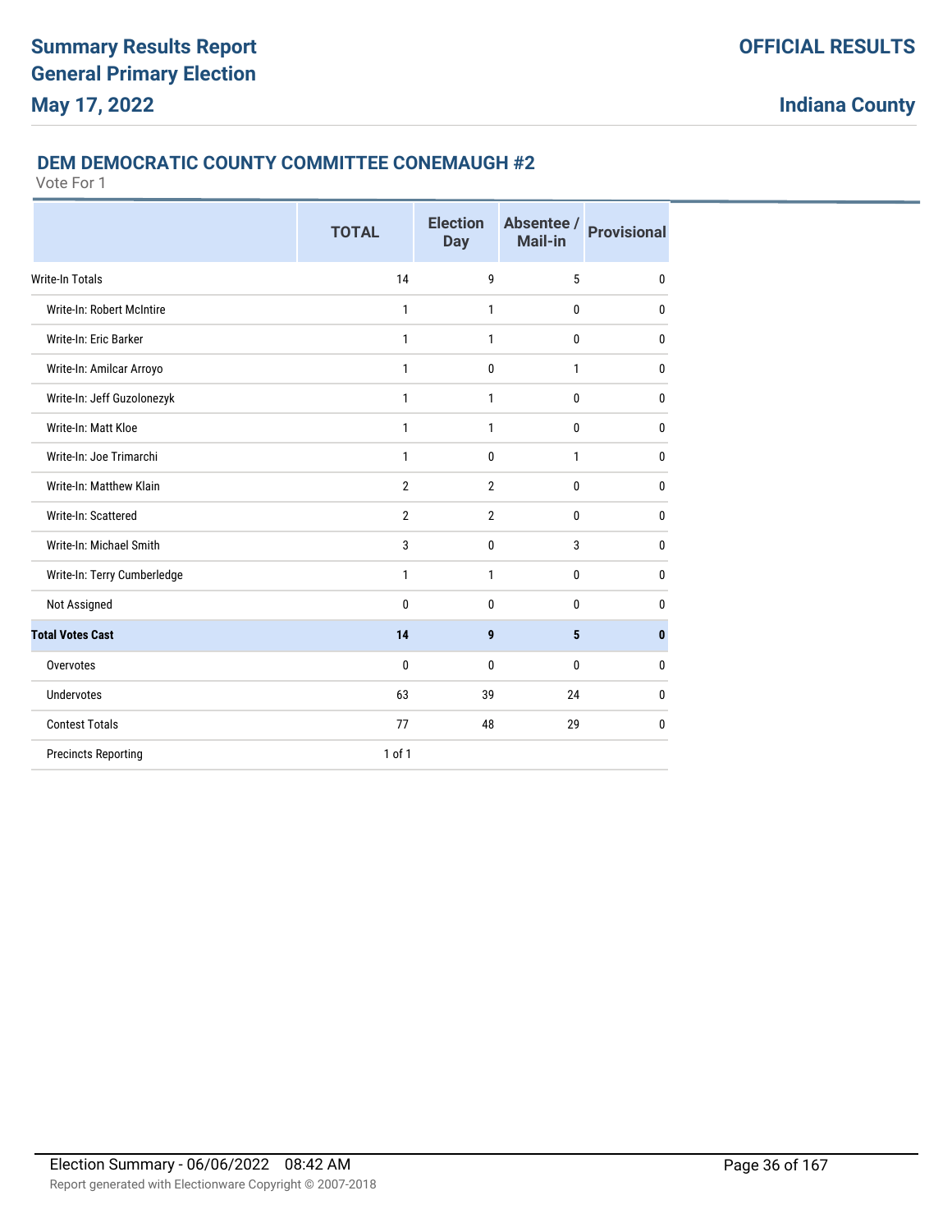## DEM DEMOCRATIC COUNTY COMMITTEE CONEMAUGH #2

Vote For 1

| | TOTAL | Election Day | Absentee / Mail-in | Provisional |
|---|---|---|---|---|
| Write-In Totals | 14 | 9 | 5 | 0 |
| Write-In: Robert McIntire | 1 | 1 | 0 | 0 |
| Write-In: Eric Barker | 1 | 1 | 0 | 0 |
| Write-In: Amilcar Arroyo | 1 | 0 | 1 | 0 |
| Write-In: Jeff Guzolonezyk | 1 | 1 | 0 | 0 |
| Write-In: Matt Kloe | 1 | 1 | 0 | 0 |
| Write-In: Joe Trimarchi | 1 | 0 | 1 | 0 |
| Write-In: Matthew Klain | 2 | 2 | 0 | 0 |
| Write-In: Scattered | 2 | 2 | 0 | 0 |
| Write-In: Michael Smith | 3 | 0 | 3 | 0 |
| Write-In: Terry Cumberledge | 1 | 1 | 0 | 0 |
| Not Assigned | 0 | 0 | 0 | 0 |
| **Total Votes Cast** | **14** | **9** | **5** | **0** |
| Overvotes | 0 | 0 | 0 | 0 |
| Undervotes | 63 | 39 | 24 | 0 |
| Contest Totals | 77 | 48 | 29 | 0 |
| Precincts Reporting | 1 of 1 | | | |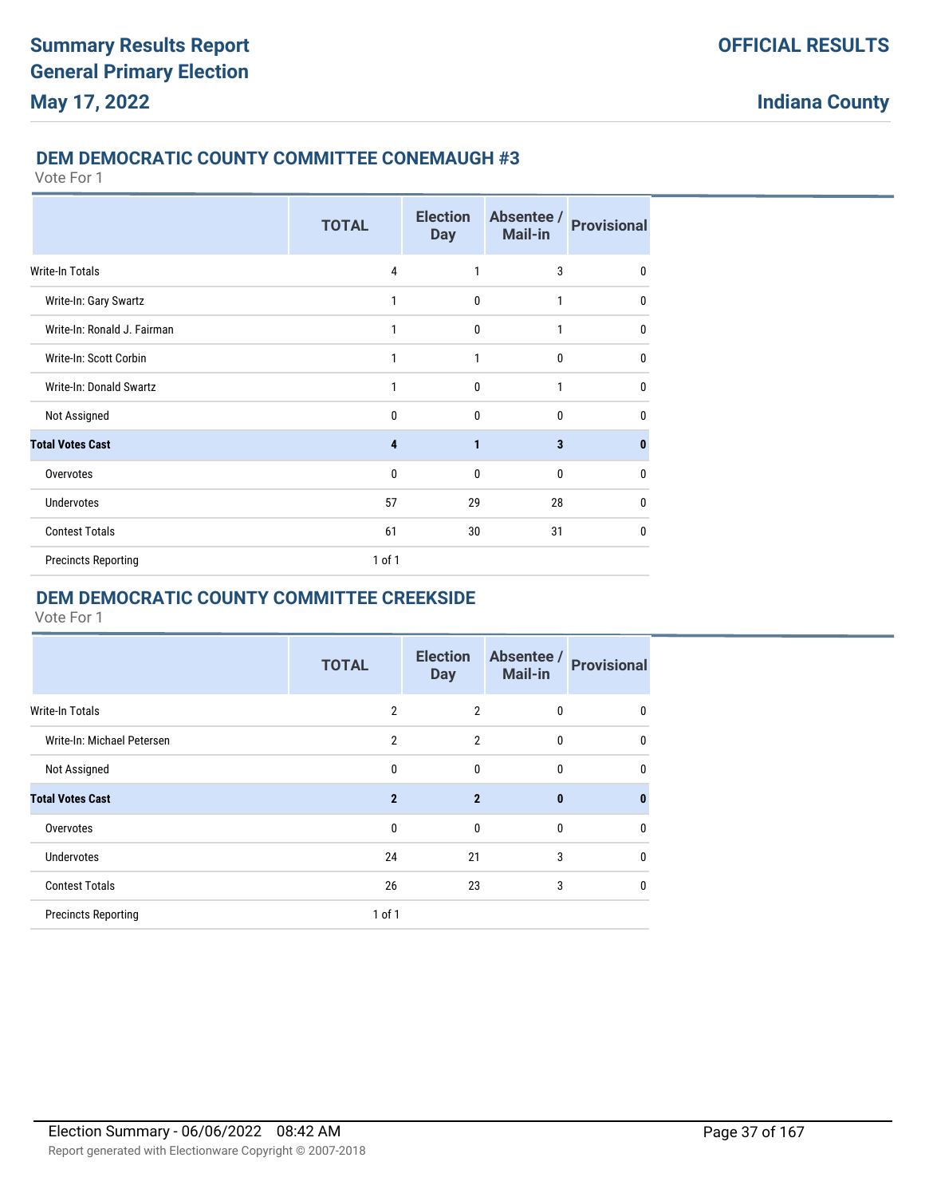## DEM DEMOCRATIC COUNTY COMMITTEE CONEMAUGH #3

Vote For 1

| | TOTAL | Election Day | Absentee / Mail-in | Provisional |
|---|---|---|---|---|
| Write-In Totals | 4 | 1 | 3 | 0 |
| Write-In: Gary Swartz | 1 | 0 | 1 | 0 |
| Write-In: Ronald J. Fairman | 1 | 0 | 1 | 0 |
| Write-In: Scott Corbin | 1 | 1 | 0 | 0 |
| Write-In: Donald Swartz | 1 | 0 | 1 | 0 |
| Not Assigned | 0 | 0 | 0 | 0 |
| **Total Votes Cast** | **4** | **1** | **3** | **0** |
| Overvotes | 0 | 0 | 0 | 0 |
| Undervotes | 57 | 29 | 28 | 0 |
| Contest Totals | 61 | 30 | 31 | 0 |
| Precincts Reporting | 1 of 1 | | | |

## DEM DEMOCRATIC COUNTY COMMITTEE CREEKSIDE

Vote For 1

| | TOTAL | Election Day | Absentee / Mail-in | Provisional |
|---|---|---|---|---|
| Write-In Totals | 2 | 2 | 0 | 0 |
| Write-In: Michael Petersen | 2 | 2 | 0 | 0 |
| Not Assigned | 0 | 0 | 0 | 0 |
| **Total Votes Cast** | **2** | **2** | **0** | **0** |
| Overvotes | 0 | 0 | 0 | 0 |
| Undervotes | 24 | 21 | 3 | 0 |
| Contest Totals | 26 | 23 | 3 | 0 |
| Precincts Reporting | 1 of 1 | | | |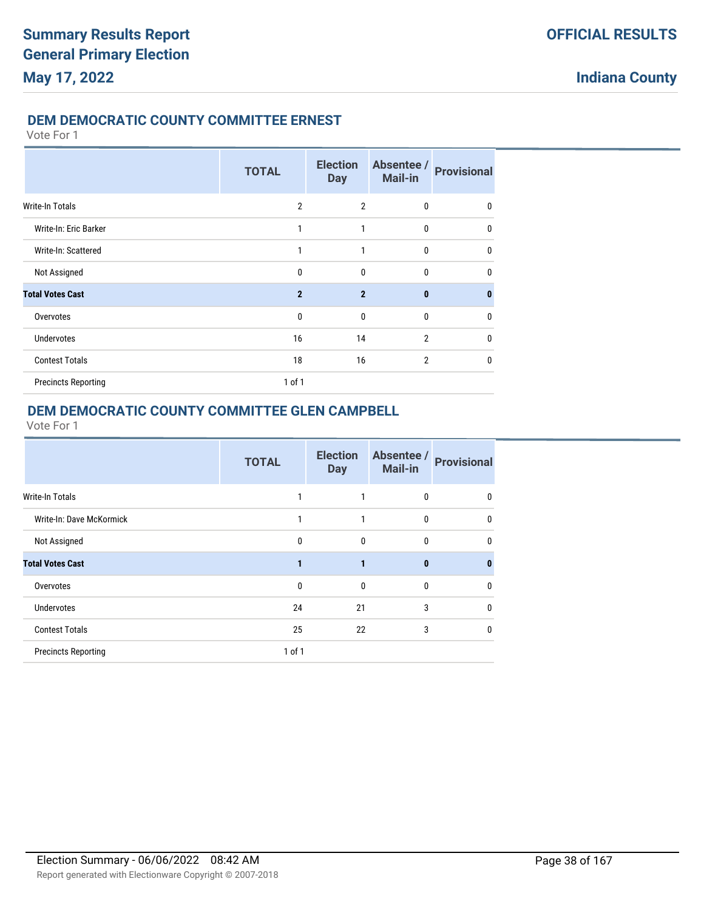## DEM DEMOCRATIC COUNTY COMMITTEE ERNEST

Vote For 1

| | TOTAL | Election Day | Absentee / Mail-in | Provisional |
|---|---|---|---|---|
| Write-In Totals | 2 | 2 | 0 | 0 |
| Write-In: Eric Barker | 1 | 1 | 0 | 0 |
| Write-In: Scattered | 1 | 1 | 0 | 0 |
| Not Assigned | 0 | 0 | 0 | 0 |
| **Total Votes Cast** | **2** | **2** | **0** | **0** |
| Overvotes | 0 | 0 | 0 | 0 |
| Undervotes | 16 | 14 | 2 | 0 |
| Contest Totals | 18 | 16 | 2 | 0 |
| Precincts Reporting | 1 of 1 | | | |

## DEM DEMOCRATIC COUNTY COMMITTEE GLEN CAMPBELL

Vote For 1

| | TOTAL | Election Day | Absentee / Mail-in | Provisional |
|---|---|---|---|---|
| Write-In Totals | 1 | 1 | 0 | 0 |
| Write-In: Dave McKormick | 1 | 1 | 0 | 0 |
| Not Assigned | 0 | 0 | 0 | 0 |
| **Total Votes Cast** | **1** | **1** | **0** | **0** |
| Overvotes | 0 | 0 | 0 | 0 |
| Undervotes | 24 | 21 | 3 | 0 |
| Contest Totals | 25 | 22 | 3 | 0 |
| Precincts Reporting | 1 of 1 | | | |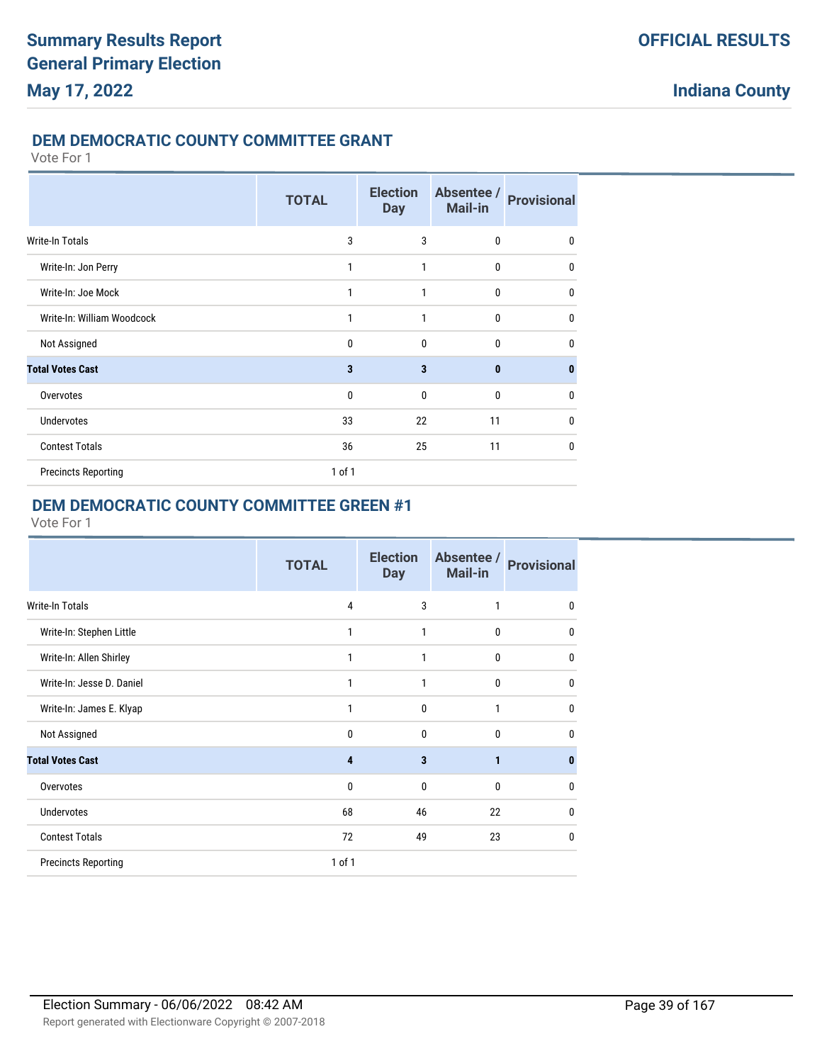## DEM DEMOCRATIC COUNTY COMMITTEE GRANT

Vote For 1

| | TOTAL | Election Day | Absentee / Mail-in | Provisional |
|---|---|---|---|---|
| Write-In Totals | 3 | 3 | 0 | 0 |
| Write-In: Jon Perry | 1 | 1 | 0 | 0 |
| Write-In: Joe Mock | 1 | 1 | 0 | 0 |
| Write-In: William Woodcock | 1 | 1 | 0 | 0 |
| Not Assigned | 0 | 0 | 0 | 0 |
| **Total Votes Cast** | **3** | **3** | **0** | **0** |
| Overvotes | 0 | 0 | 0 | 0 |
| Undervotes | 33 | 22 | 11 | 0 |
| Contest Totals | 36 | 25 | 11 | 0 |
| Precincts Reporting | 1 of 1 | | | |

## DEM DEMOCRATIC COUNTY COMMITTEE GREEN #1

Vote For 1

| | TOTAL | Election Day | Absentee / Mail-in | Provisional |
|---|---|---|---|---|
| Write-In Totals | 4 | 3 | 1 | 0 |
| Write-In: Stephen Little | 1 | 1 | 0 | 0 |
| Write-In: Allen Shirley | 1 | 1 | 0 | 0 |
| Write-In: Jesse D. Daniel | 1 | 1 | 0 | 0 |
| Write-In: James E. Klyap | 1 | 0 | 1 | 0 |
| Not Assigned | 0 | 0 | 0 | 0 |
| **Total Votes Cast** | **4** | **3** | **1** | **0** |
| Overvotes | 0 | 0 | 0 | 0 |
| Undervotes | 68 | 46 | 22 | 0 |
| Contest Totals | 72 | 49 | 23 | 0 |
| Precincts Reporting | 1 of 1 | | | |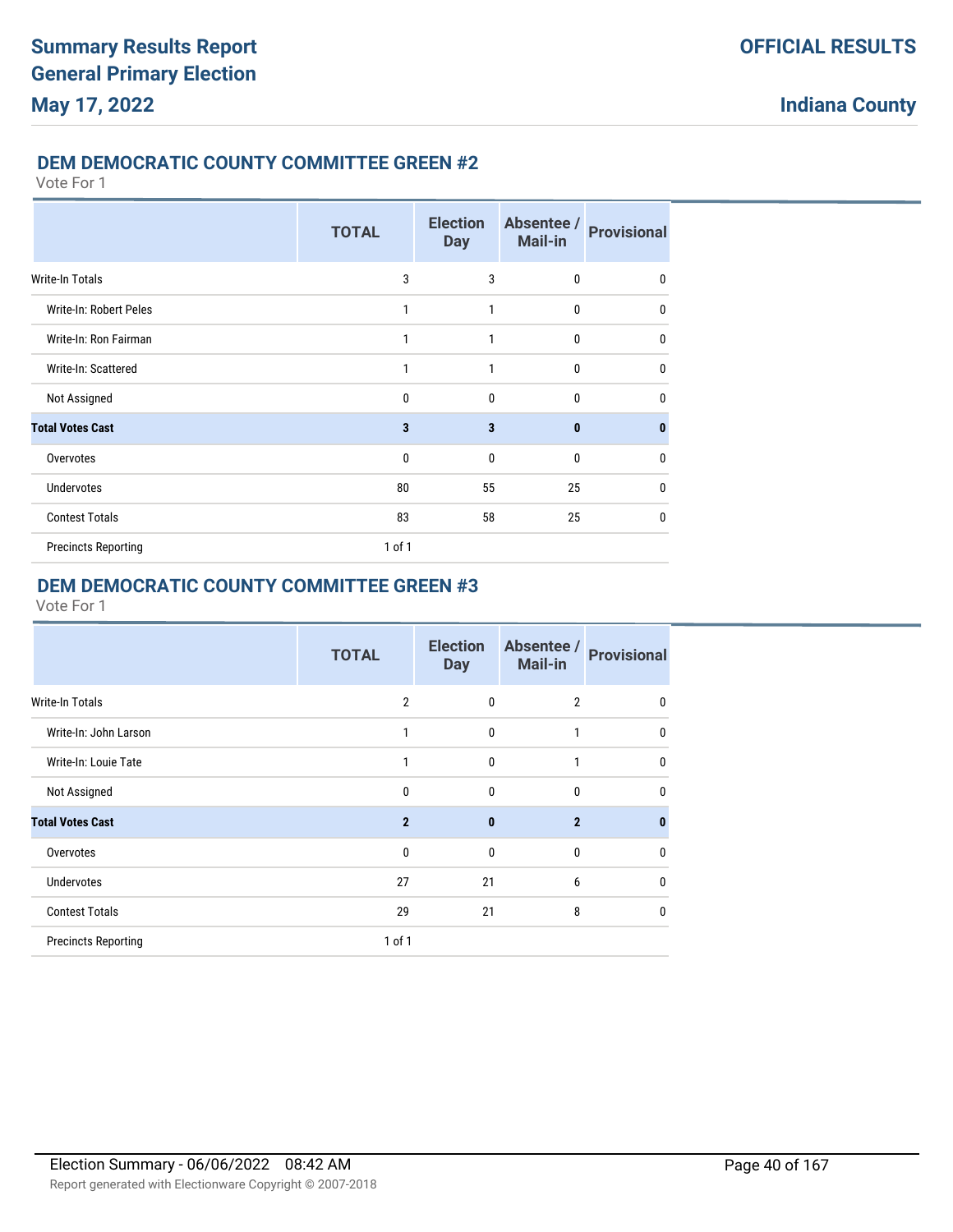## DEM DEMOCRATIC COUNTY COMMITTEE GREEN #2

Vote For 1

| | TOTAL | Election Day | Absentee / Mail-in | Provisional |
|---|---|---|---|---|
| Write-In Totals | 3 | 3 | 0 | 0 |
| Write-In: Robert Peles | 1 | 1 | 0 | 0 |
| Write-In: Ron Fairman | 1 | 1 | 0 | 0 |
| Write-In: Scattered | 1 | 1 | 0 | 0 |
| Not Assigned | 0 | 0 | 0 | 0 |
| **Total Votes Cast** | **3** | **3** | **0** | **0** |
| Overvotes | 0 | 0 | 0 | 0 |
| Undervotes | 80 | 55 | 25 | 0 |
| Contest Totals | 83 | 58 | 25 | 0 |
| Precincts Reporting | 1 of 1 | | | |

## DEM DEMOCRATIC COUNTY COMMITTEE GREEN #3

Vote For 1

| | TOTAL | Election Day | Absentee / Mail-in | Provisional |
|---|---|---|---|---|
| Write-In Totals | 2 | 0 | 2 | 0 |
| Write-In: John Larson | 1 | 0 | 1 | 0 |
| Write-In: Louie Tate | 1 | 0 | 1 | 0 |
| Not Assigned | 0 | 0 | 0 | 0 |
| **Total Votes Cast** | **2** | **0** | **2** | **0** |
| Overvotes | 0 | 0 | 0 | 0 |
| Undervotes | 27 | 21 | 6 | 0 |
| Contest Totals | 29 | 21 | 8 | 0 |
| Precincts Reporting | 1 of 1 | | | |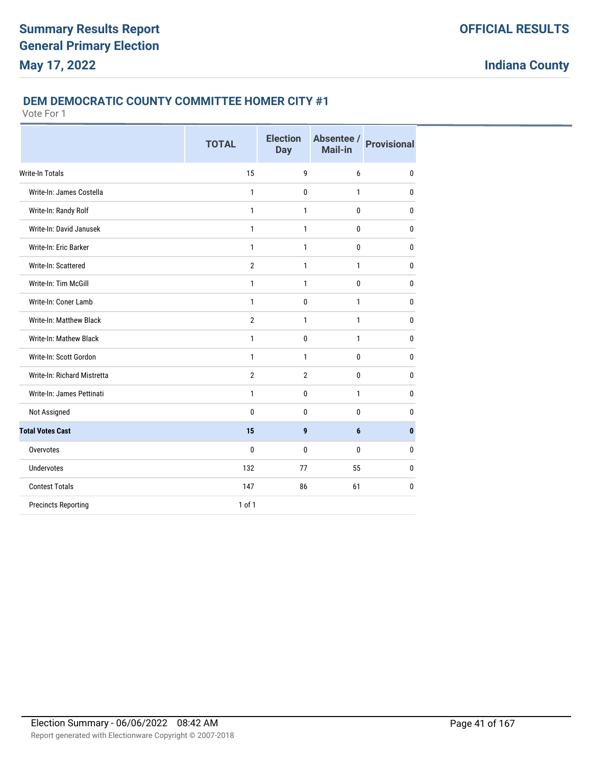# Summary Results Report General Primary Election

**May 17, 2022**

**OFFICIAL RESULTS**

**Indiana County**

## DEM DEMOCRATIC COUNTY COMMITTEE HOMER CITY #1

Vote For 1

| | TOTAL | Election Day | Absentee / Mail-in | Provisional |
|---|---|---|---|---|
| Write-In Totals | 15 | 9 | 6 | 0 |
| Write-In: James Costella | 1 | 0 | 1 | 0 |
| Write-In: Randy Rolf | 1 | 1 | 0 | 0 |
| Write-In: David Janusek | 1 | 1 | 0 | 0 |
| Write-In: Eric Barker | 1 | 1 | 0 | 0 |
| Write-In: Scattered | 2 | 1 | 1 | 0 |
| Write-In: Tim McGill | 1 | 1 | 0 | 0 |
| Write-In: Coner Lamb | 1 | 0 | 1 | 0 |
| Write-In: Matthew Black | 2 | 1 | 1 | 0 |
| Write-In: Mathew Black | 1 | 0 | 1 | 0 |
| Write-In: Scott Gordon | 1 | 1 | 0 | 0 |
| Write-In: Richard Mistretta | 2 | 2 | 0 | 0 |
| Write-In: James Pettinati | 1 | 0 | 1 | 0 |
| Not Assigned | 0 | 0 | 0 | 0 |
| **Total Votes Cast** | **15** | **9** | **6** | **0** |
| Overvotes | 0 | 0 | 0 | 0 |
| Undervotes | 132 | 77 | 55 | 0 |
| Contest Totals | 147 | 86 | 61 | 0 |
| Precincts Reporting | 1 of 1 | | | |

Election Summary - 06/06/2022 08:42 AM

Report generated with Electionware Copyright © 2007-2018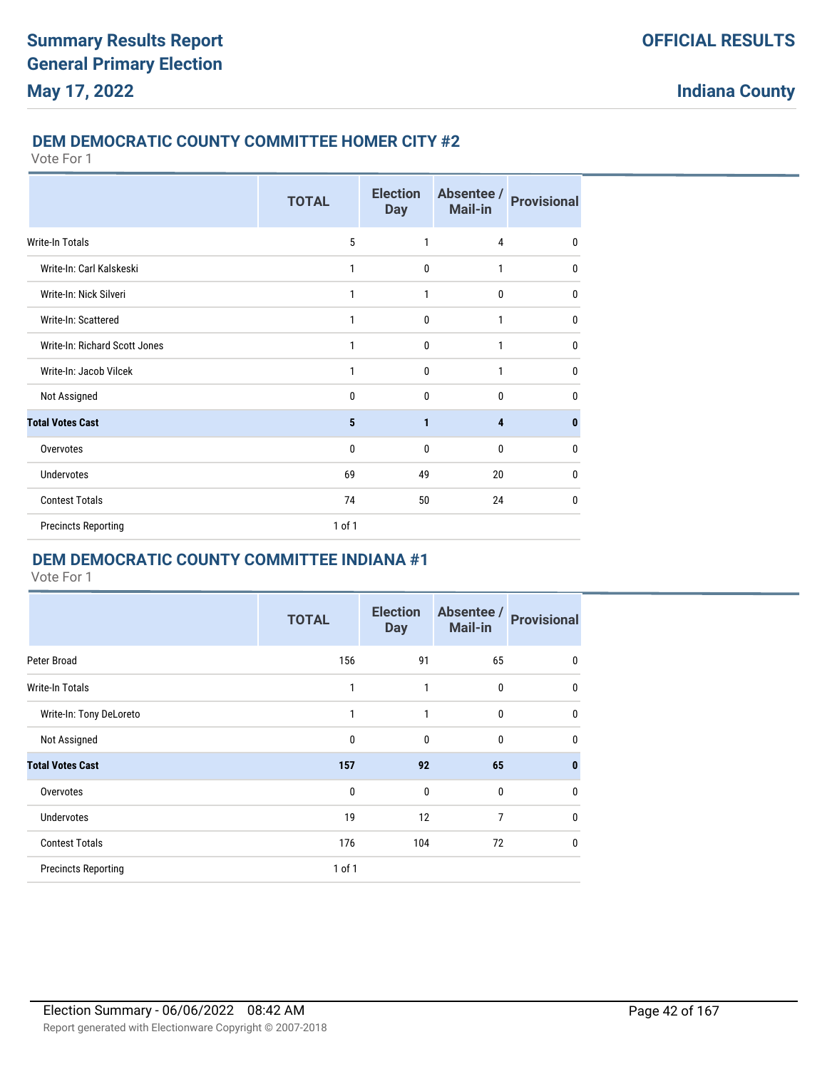# Summary Results Report
# General Primary Election
# May 17, 2022

**OFFICIAL RESULTS**

**Indiana County**

## DEM DEMOCRATIC COUNTY COMMITTEE HOMER CITY #2

Vote For 1

| | TOTAL | Election Day | Absentee / Mail-in | Provisional |
|---|---|---|---|---|
| Write-In Totals | 5 | 1 | 4 | 0 |
| Write-In: Carl Kalskeski | 1 | 0 | 1 | 0 |
| Write-In: Nick Silveri | 1 | 1 | 0 | 0 |
| Write-In: Scattered | 1 | 0 | 1 | 0 |
| Write-In: Richard Scott Jones | 1 | 0 | 1 | 0 |
| Write-In: Jacob Vilcek | 1 | 0 | 1 | 0 |
| Not Assigned | 0 | 0 | 0 | 0 |
| **Total Votes Cast** | **5** | **1** | **4** | **0** |
| Overvotes | 0 | 0 | 0 | 0 |
| Undervotes | 69 | 49 | 20 | 0 |
| Contest Totals | 74 | 50 | 24 | 0 |
| Precincts Reporting | 1 of 1 | | | |

## DEM DEMOCRATIC COUNTY COMMITTEE INDIANA #1

Vote For 1

| | TOTAL | Election Day | Absentee / Mail-in | Provisional |
|---|---|---|---|---|
| Peter Broad | 156 | 91 | 65 | 0 |
| Write-In Totals | 1 | 1 | 0 | 0 |
| Write-In: Tony DeLoreto | 1 | 1 | 0 | 0 |
| Not Assigned | 0 | 0 | 0 | 0 |
| **Total Votes Cast** | **157** | **92** | **65** | **0** |
| Overvotes | 0 | 0 | 0 | 0 |
| Undervotes | 19 | 12 | 7 | 0 |
| Contest Totals | 176 | 104 | 72 | 0 |
| Precincts Reporting | 1 of 1 | | | |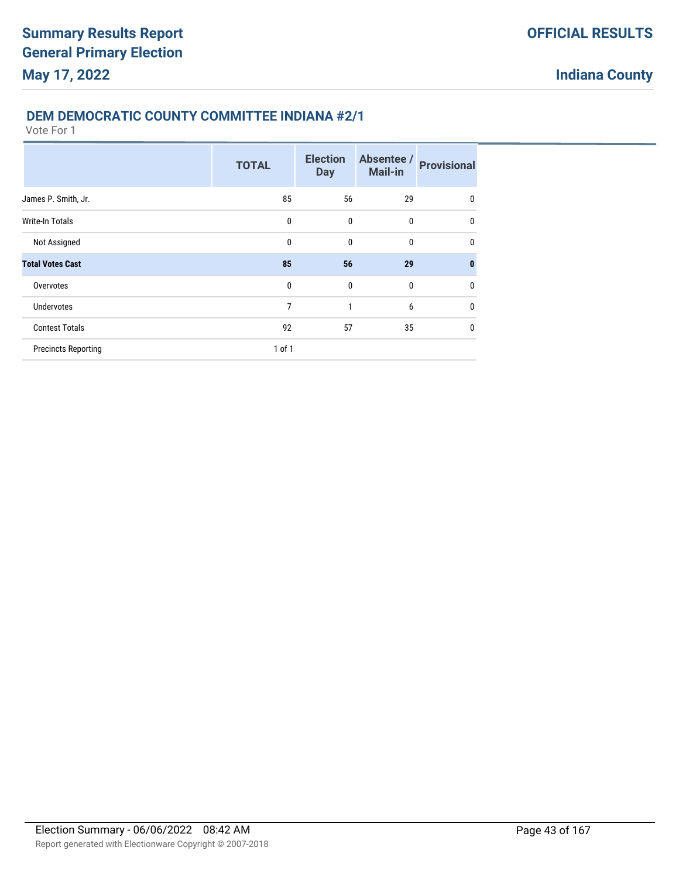**Summary Results Report**
**General Primary Election**
**May 17, 2022**

**OFFICIAL RESULTS**

**Indiana County**

## DEM DEMOCRATIC COUNTY COMMITTEE INDIANA #2/1

Vote For 1

| | TOTAL | Election Day | Absentee / Mail-in | Provisional |
|---|---|---|---|---|
| James P. Smith, Jr. | 85 | 56 | 29 | 0 |
| Write-In Totals | 0 | 0 | 0 | 0 |
| Not Assigned | 0 | 0 | 0 | 0 |
| **Total Votes Cast** | **85** | **56** | **29** | **0** |
| Overvotes | 0 | 0 | 0 | 0 |
| Undervotes | 7 | 1 | 6 | 0 |
| Contest Totals | 92 | 57 | 35 | 0 |
| Precincts Reporting | 1 of 1 | | | |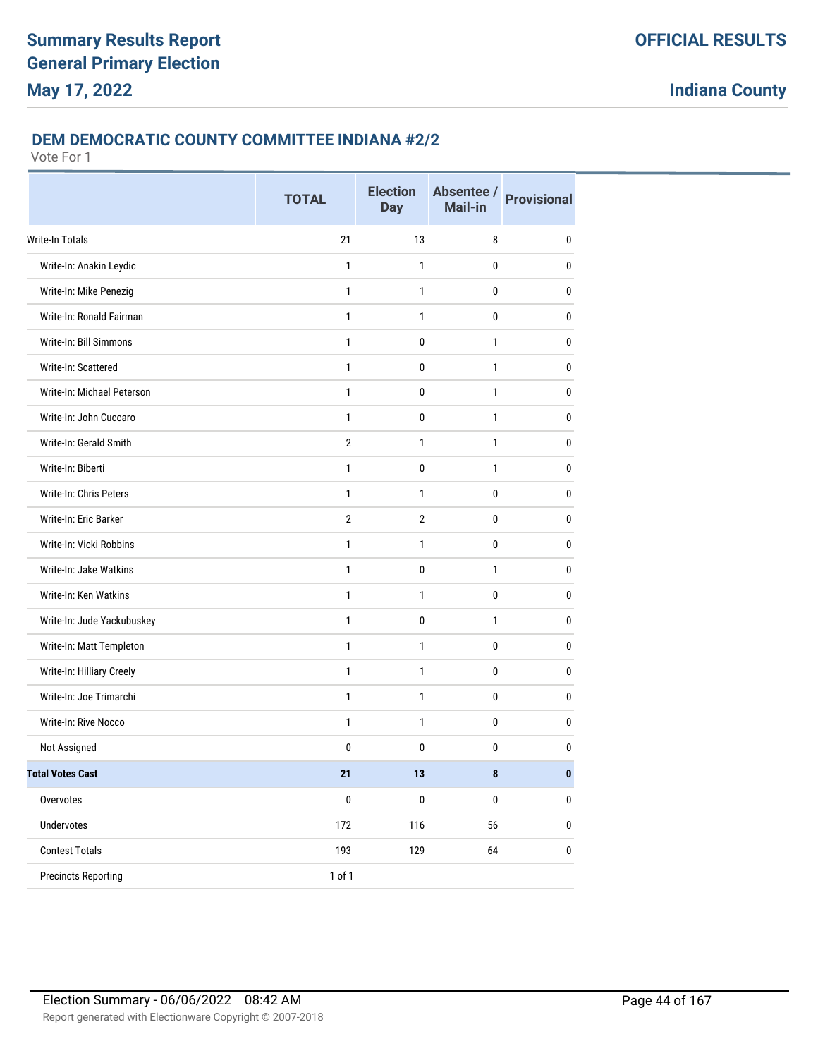# Summary Results Report
# General Primary Election
# May 17, 2022

**OFFICIAL RESULTS**

**Indiana County**

## DEM DEMOCRATIC COUNTY COMMITTEE INDIANA #2/2

Vote For 1

| | TOTAL | Election Day | Absentee / Mail-in | Provisional |
|---|---|---|---|---|
| Write-In Totals | 21 | 13 | 8 | 0 |
| Write-In: Anakin Leydic | 1 | 1 | 0 | 0 |
| Write-In: Mike Penezig | 1 | 1 | 0 | 0 |
| Write-In: Ronald Fairman | 1 | 1 | 0 | 0 |
| Write-In: Bill Simmons | 1 | 0 | 1 | 0 |
| Write-In: Scattered | 1 | 0 | 1 | 0 |
| Write-In: Michael Peterson | 1 | 0 | 1 | 0 |
| Write-In: John Cuccaro | 1 | 0 | 1 | 0 |
| Write-In: Gerald Smith | 2 | 1 | 1 | 0 |
| Write-In: Biberti | 1 | 0 | 1 | 0 |
| Write-In: Chris Peters | 1 | 1 | 0 | 0 |
| Write-In: Eric Barker | 2 | 2 | 0 | 0 |
| Write-In: Vicki Robbins | 1 | 1 | 0 | 0 |
| Write-In: Jake Watkins | 1 | 0 | 1 | 0 |
| Write-In: Ken Watkins | 1 | 1 | 0 | 0 |
| Write-In: Jude Yackubuskey | 1 | 0 | 1 | 0 |
| Write-In: Matt Templeton | 1 | 1 | 0 | 0 |
| Write-In: Hilliary Creely | 1 | 1 | 0 | 0 |
| Write-In: Joe Trimarchi | 1 | 1 | 0 | 0 |
| Write-In: Rive Nocco | 1 | 1 | 0 | 0 |
| Not Assigned | 0 | 0 | 0 | 0 |
| **Total Votes Cast** | **21** | **13** | **8** | **0** |
| Overvotes | 0 | 0 | 0 | 0 |
| Undervotes | 172 | 116 | 56 | 0 |
| Contest Totals | 193 | 129 | 64 | 0 |
| Precincts Reporting | 1 of 1 | | | |

Election Summary - 06/06/2022 08:42 AM

Report generated with Electionware Copyright © 2007-2018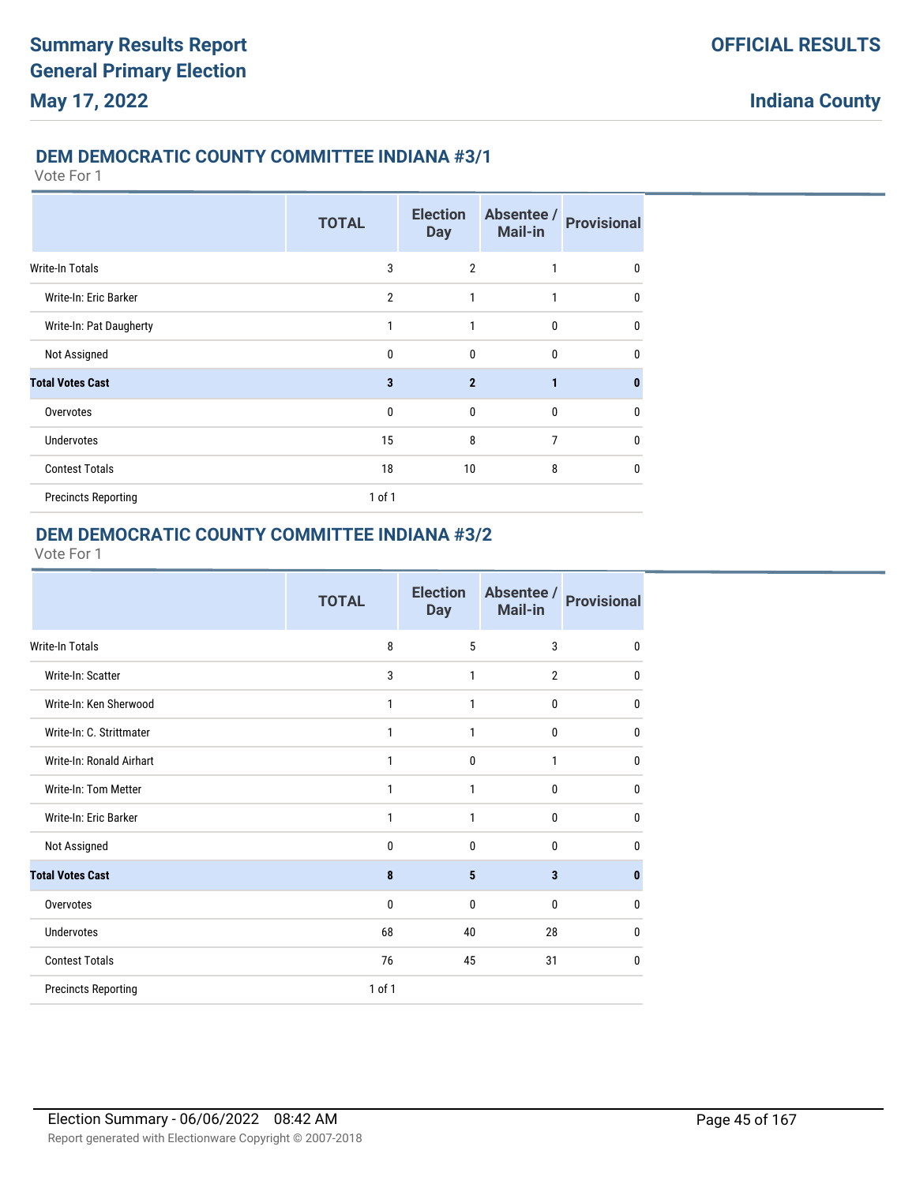# Summary Results Report
# General Primary Election
# May 17, 2022

**OFFICIAL RESULTS**

**Indiana County**

## DEM DEMOCRATIC COUNTY COMMITTEE INDIANA #3/1

Vote For 1

| | TOTAL | Election Day | Absentee / Mail-in | Provisional |
|---|---|---|---|---|
| Write-In Totals | 3 | 2 | 1 | 0 |
| Write-In: Eric Barker | 2 | 1 | 1 | 0 |
| Write-In: Pat Daugherty | 1 | 1 | 0 | 0 |
| Not Assigned | 0 | 0 | 0 | 0 |
| **Total Votes Cast** | **3** | **2** | **1** | **0** |
| Overvotes | 0 | 0 | 0 | 0 |
| Undervotes | 15 | 8 | 7 | 0 |
| Contest Totals | 18 | 10 | 8 | 0 |
| Precincts Reporting | 1 of 1 | | | |

## DEM DEMOCRATIC COUNTY COMMITTEE INDIANA #3/2

Vote For 1

| | TOTAL | Election Day | Absentee / Mail-in | Provisional |
|---|---|---|---|---|
| Write-In Totals | 8 | 5 | 3 | 0 |
| Write-In: Scatter | 3 | 1 | 2 | 0 |
| Write-In: Ken Sherwood | 1 | 1 | 0 | 0 |
| Write-In: C. Strittmater | 1 | 1 | 0 | 0 |
| Write-In: Ronald Airhart | 1 | 0 | 1 | 0 |
| Write-In: Tom Metter | 1 | 1 | 0 | 0 |
| Write-In: Eric Barker | 1 | 1 | 0 | 0 |
| Not Assigned | 0 | 0 | 0 | 0 |
| **Total Votes Cast** | **8** | **5** | **3** | **0** |
| Overvotes | 0 | 0 | 0 | 0 |
| Undervotes | 68 | 40 | 28 | 0 |
| Contest Totals | 76 | 45 | 31 | 0 |
| Precincts Reporting | 1 of 1 | | | |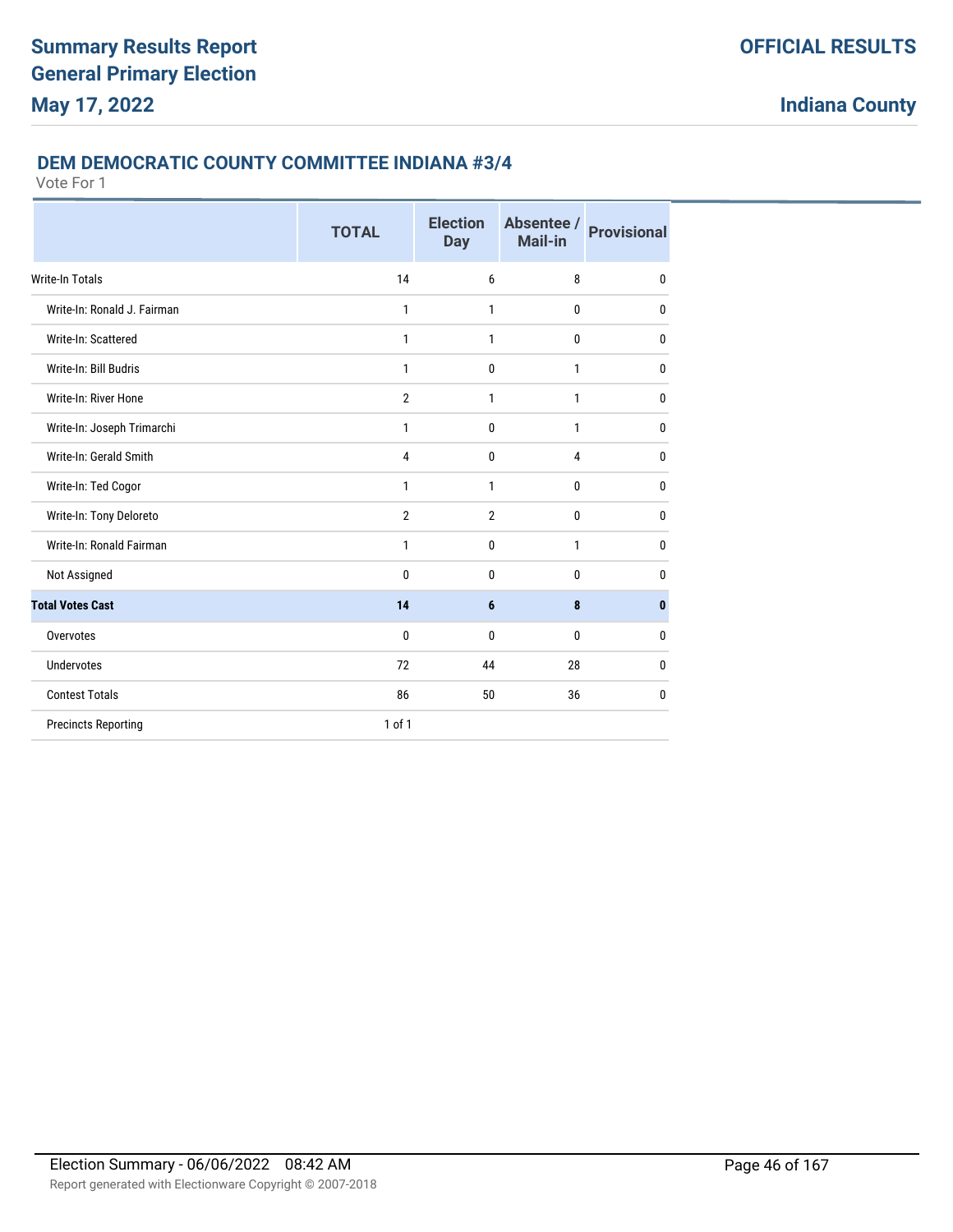# Summary Results Report
# General Primary Election
# May 17, 2022

**OFFICIAL RESULTS**

**Indiana County**

## DEM DEMOCRATIC COUNTY COMMITTEE INDIANA #3/4

Vote For 1

| | TOTAL | Election Day | Absentee / Mail-in | Provisional |
|---|---|---|---|---|
| Write-In Totals | 14 | 6 | 8 | 0 |
| Write-In: Ronald J. Fairman | 1 | 1 | 0 | 0 |
| Write-In: Scattered | 1 | 1 | 0 | 0 |
| Write-In: Bill Budris | 1 | 0 | 1 | 0 |
| Write-In: River Hone | 2 | 1 | 1 | 0 |
| Write-In: Joseph Trimarchi | 1 | 0 | 1 | 0 |
| Write-In: Gerald Smith | 4 | 0 | 4 | 0 |
| Write-In: Ted Cogor | 1 | 1 | 0 | 0 |
| Write-In: Tony Deloreto | 2 | 2 | 0 | 0 |
| Write-In: Ronald Fairman | 1 | 0 | 1 | 0 |
| Not Assigned | 0 | 0 | 0 | 0 |
| **Total Votes Cast** | **14** | **6** | **8** | **0** |
| Overvotes | 0 | 0 | 0 | 0 |
| Undervotes | 72 | 44 | 28 | 0 |
| Contest Totals | 86 | 50 | 36 | 0 |
| Precincts Reporting | 1 of 1 | | | |

Election Summary - 06/06/2022 08:42 AM

Report generated with Electionware Copyright © 2007-2018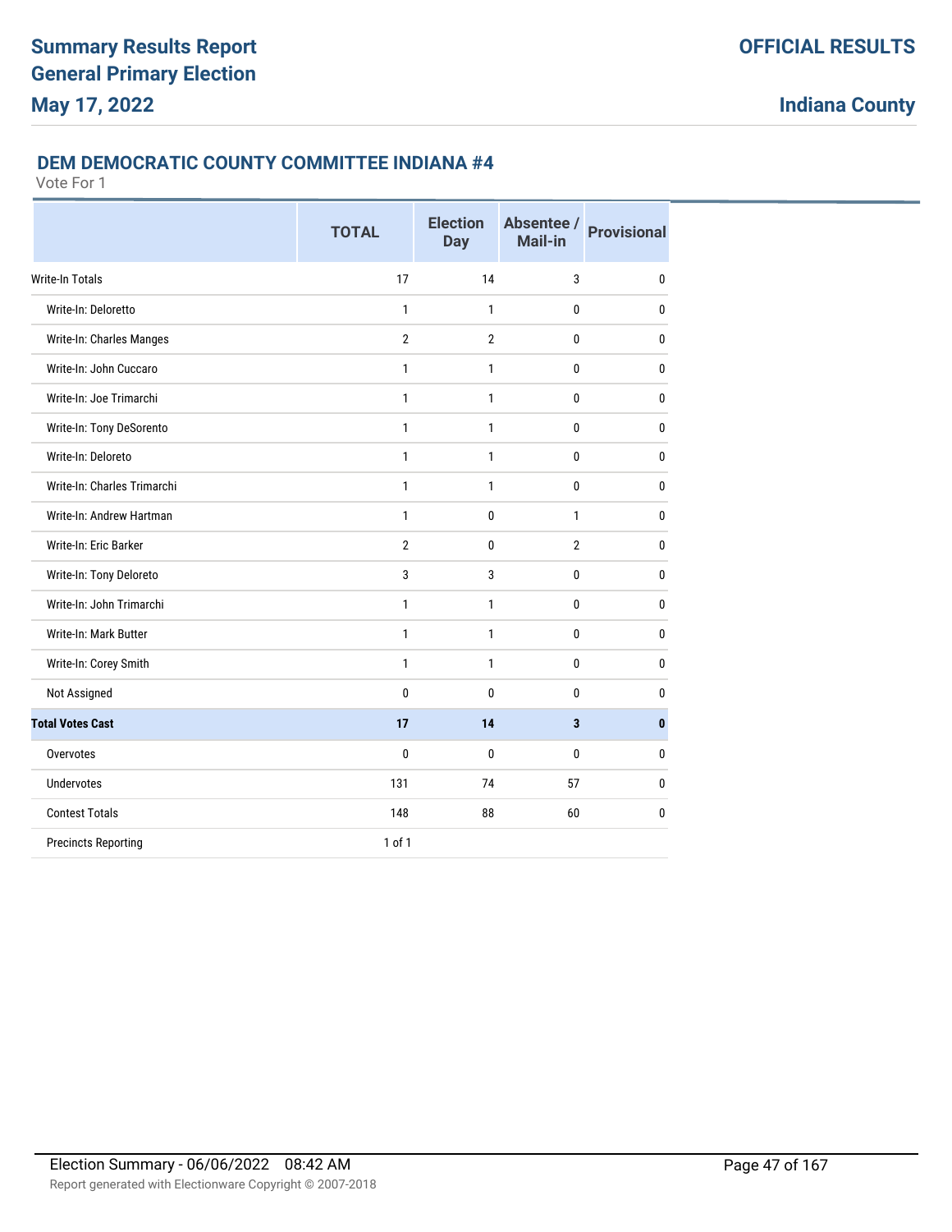# Summary Results Report
# General Primary Election
# May 17, 2022

**OFFICIAL RESULTS**

**Indiana County**

## DEM DEMOCRATIC COUNTY COMMITTEE INDIANA #4

Vote For 1

| | TOTAL | Election Day | Absentee / Mail-in | Provisional |
|---|---|---|---|---|
| Write-In Totals | 17 | 14 | 3 | 0 |
| Write-In: Deloretto | 1 | 1 | 0 | 0 |
| Write-In: Charles Manges | 2 | 2 | 0 | 0 |
| Write-In: John Cuccaro | 1 | 1 | 0 | 0 |
| Write-In: Joe Trimarchi | 1 | 1 | 0 | 0 |
| Write-In: Tony DeSorento | 1 | 1 | 0 | 0 |
| Write-In: Deloreto | 1 | 1 | 0 | 0 |
| Write-In: Charles Trimarchi | 1 | 1 | 0 | 0 |
| Write-In: Andrew Hartman | 1 | 0 | 1 | 0 |
| Write-In: Eric Barker | 2 | 0 | 2 | 0 |
| Write-In: Tony Deloreto | 3 | 3 | 0 | 0 |
| Write-In: John Trimarchi | 1 | 1 | 0 | 0 |
| Write-In: Mark Butter | 1 | 1 | 0 | 0 |
| Write-In: Corey Smith | 1 | 1 | 0 | 0 |
| Not Assigned | 0 | 0 | 0 | 0 |
| **Total Votes Cast** | **17** | **14** | **3** | **0** |
| Overvotes | 0 | 0 | 0 | 0 |
| Undervotes | 131 | 74 | 57 | 0 |
| Contest Totals | 148 | 88 | 60 | 0 |
| Precincts Reporting | 1 of 1 | | | |

Election Summary - 06/06/2022 08:42 AM

Report generated with Electionware Copyright © 2007-2018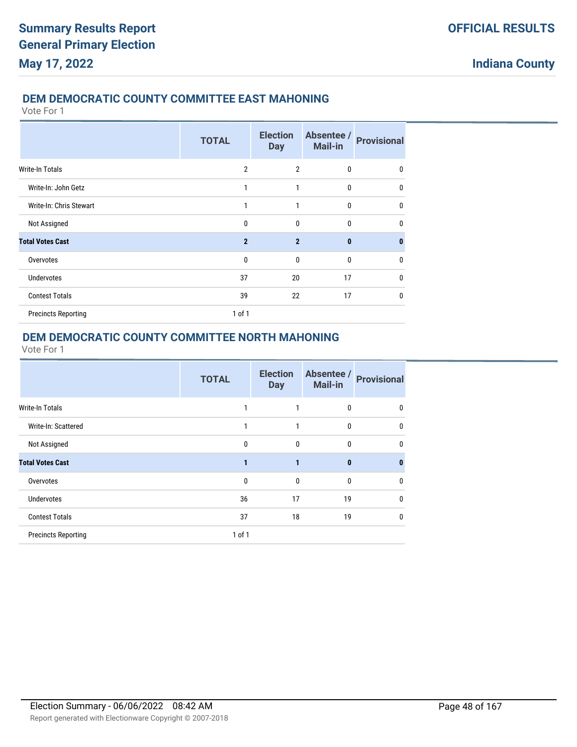## DEM DEMOCRATIC COUNTY COMMITTEE EAST MAHONING

Vote For 1

| | TOTAL | Election Day | Absentee / Mail-in | Provisional |
|---|---|---|---|---|
| Write-In Totals | 2 | 2 | 0 | 0 |
| Write-In: John Getz | 1 | 1 | 0 | 0 |
| Write-In: Chris Stewart | 1 | 1 | 0 | 0 |
| Not Assigned | 0 | 0 | 0 | 0 |
| **Total Votes Cast** | **2** | **2** | **0** | **0** |
| Overvotes | 0 | 0 | 0 | 0 |
| Undervotes | 37 | 20 | 17 | 0 |
| Contest Totals | 39 | 22 | 17 | 0 |
| Precincts Reporting | 1 of 1 | | | |

## DEM DEMOCRATIC COUNTY COMMITTEE NORTH MAHONING

Vote For 1

| | TOTAL | Election Day | Absentee / Mail-in | Provisional |
|---|---|---|---|---|
| Write-In Totals | 1 | 1 | 0 | 0 |
| Write-In: Scattered | 1 | 1 | 0 | 0 |
| Not Assigned | 0 | 0 | 0 | 0 |
| **Total Votes Cast** | **1** | **1** | **0** | **0** |
| Overvotes | 0 | 0 | 0 | 0 |
| Undervotes | 36 | 17 | 19 | 0 |
| Contest Totals | 37 | 18 | 19 | 0 |
| Precincts Reporting | 1 of 1 | | | |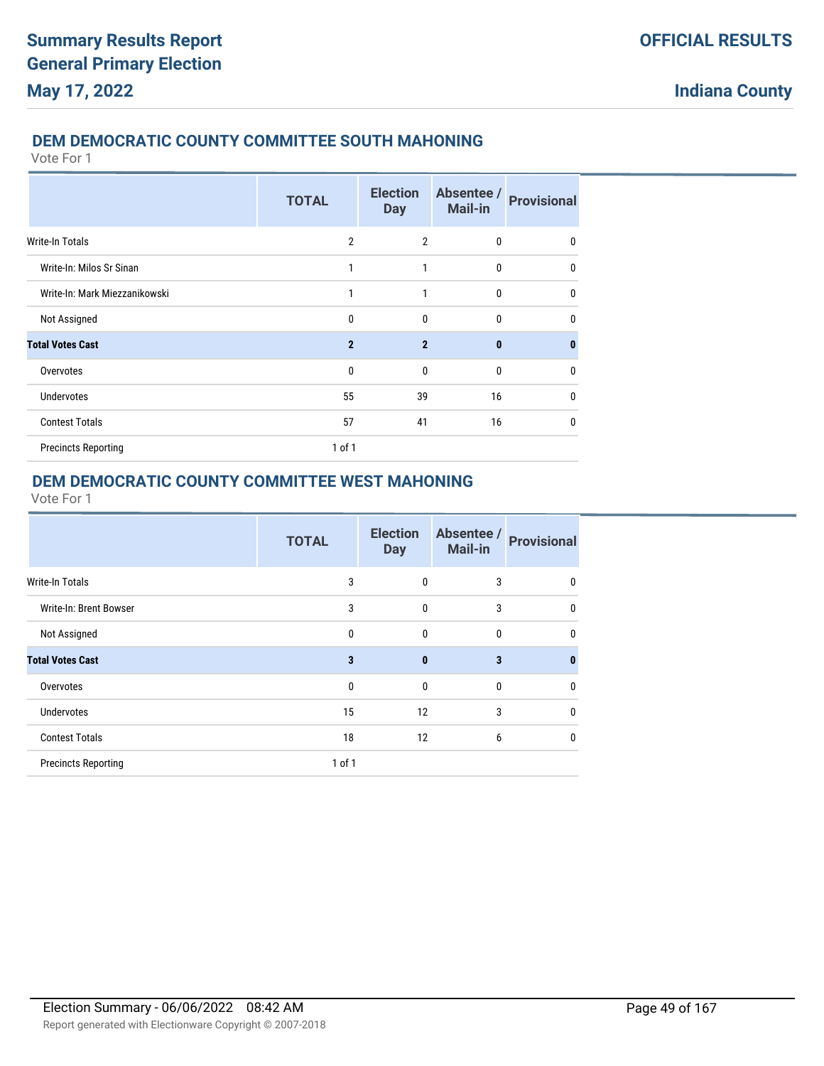# Summary Results Report
# General Primary Election
# May 17, 2022

**OFFICIAL RESULTS**

**Indiana County**

## DEM DEMOCRATIC COUNTY COMMITTEE SOUTH MAHONING

Vote For 1

| | TOTAL | Election Day | Absentee / Mail-in | Provisional |
|---|---|---|---|---|
| Write-In Totals | 2 | 2 | 0 | 0 |
| Write-In: Milos Sr Sinan | 1 | 1 | 0 | 0 |
| Write-In: Mark Miezzanikowski | 1 | 1 | 0 | 0 |
| Not Assigned | 0 | 0 | 0 | 0 |
| **Total Votes Cast** | **2** | **2** | **0** | **0** |
| Overvotes | 0 | 0 | 0 | 0 |
| Undervotes | 55 | 39 | 16 | 0 |
| Contest Totals | 57 | 41 | 16 | 0 |
| Precincts Reporting | 1 of 1 | | | |

## DEM DEMOCRATIC COUNTY COMMITTEE WEST MAHONING

Vote For 1

| | TOTAL | Election Day | Absentee / Mail-in | Provisional |
|---|---|---|---|---|
| Write-In Totals | 3 | 0 | 3 | 0 |
| Write-In: Brent Bowser | 3 | 0 | 3 | 0 |
| Not Assigned | 0 | 0 | 0 | 0 |
| **Total Votes Cast** | **3** | **0** | **3** | **0** |
| Overvotes | 0 | 0 | 0 | 0 |
| Undervotes | 15 | 12 | 3 | 0 |
| Contest Totals | 18 | 12 | 6 | 0 |
| Precincts Reporting | 1 of 1 | | | |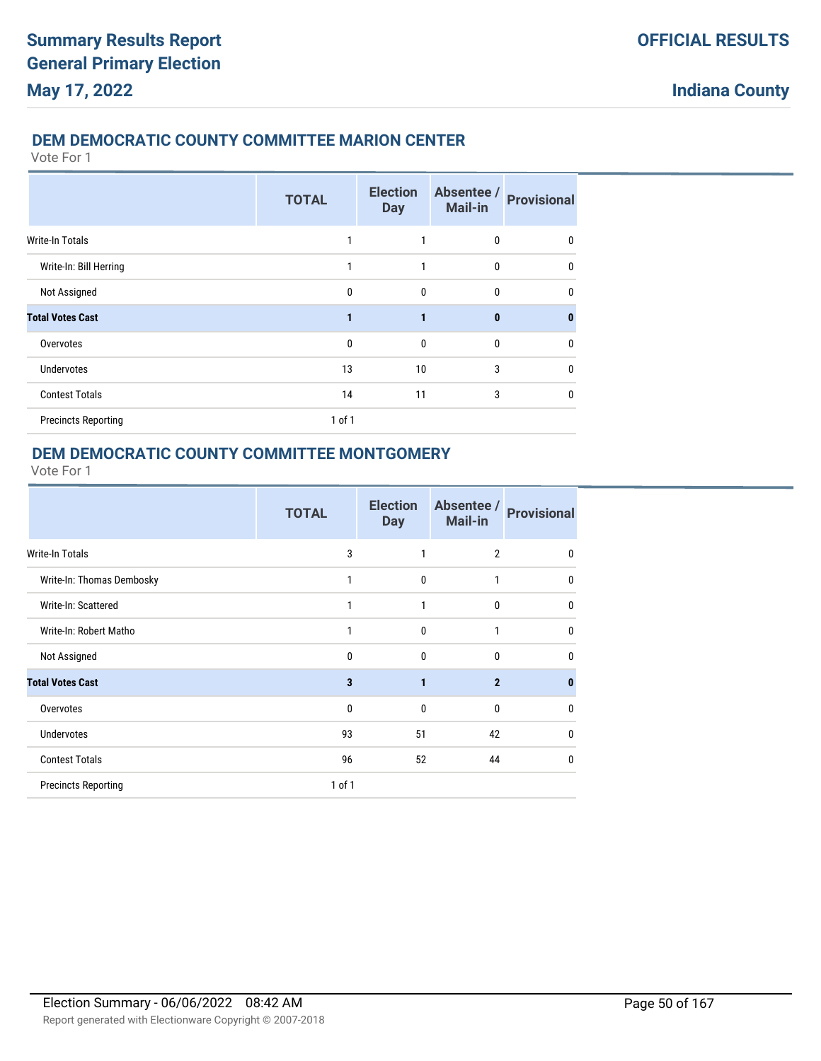## DEM DEMOCRATIC COUNTY COMMITTEE MARION CENTER

Vote For 1

| | TOTAL | Election Day | Absentee / Mail-in | Provisional |
|---|---|---|---|---|
| Write-In Totals | 1 | 1 | 0 | 0 |
| Write-In: Bill Herring | 1 | 1 | 0 | 0 |
| Not Assigned | 0 | 0 | 0 | 0 |
| **Total Votes Cast** | **1** | **1** | **0** | **0** |
| Overvotes | 0 | 0 | 0 | 0 |
| Undervotes | 13 | 10 | 3 | 0 |
| Contest Totals | 14 | 11 | 3 | 0 |
| Precincts Reporting | 1 of 1 | | | |

## DEM DEMOCRATIC COUNTY COMMITTEE MONTGOMERY

Vote For 1

| | TOTAL | Election Day | Absentee / Mail-in | Provisional |
|---|---|---|---|---|
| Write-In Totals | 3 | 1 | 2 | 0 |
| Write-In: Thomas Dembosky | 1 | 0 | 1 | 0 |
| Write-In: Scattered | 1 | 1 | 0 | 0 |
| Write-In: Robert Matho | 1 | 0 | 1 | 0 |
| Not Assigned | 0 | 0 | 0 | 0 |
| **Total Votes Cast** | **3** | **1** | **2** | **0** |
| Overvotes | 0 | 0 | 0 | 0 |
| Undervotes | 93 | 51 | 42 | 0 |
| Contest Totals | 96 | 52 | 44 | 0 |
| Precincts Reporting | 1 of 1 | | | |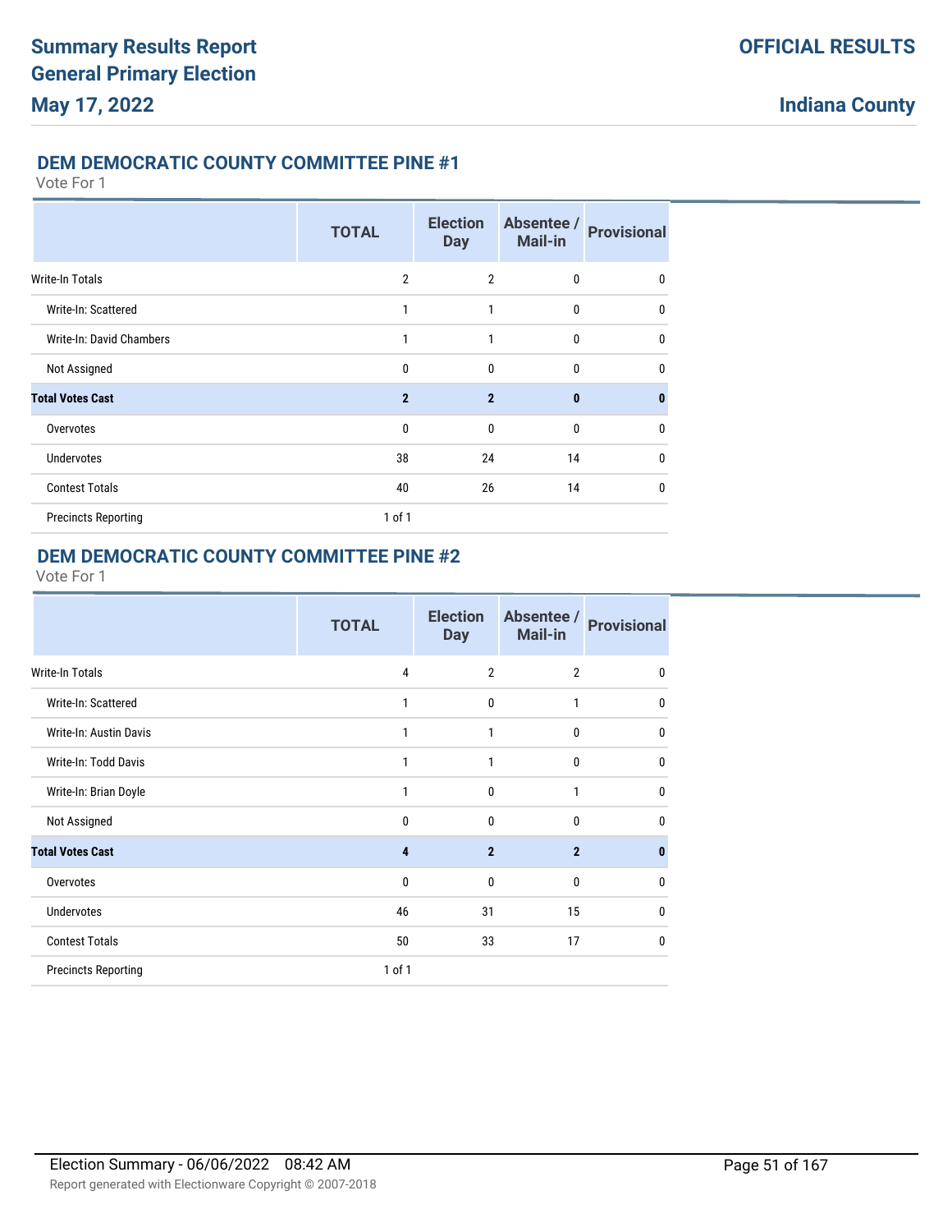# Summary Results Report
# General Primary Election
# May 17, 2022

**OFFICIAL RESULTS**

**Indiana County**

## DEM DEMOCRATIC COUNTY COMMITTEE PINE #1

Vote For 1

| | TOTAL | Election Day | Absentee / Mail-in | Provisional |
|---|---|---|---|---|
| Write-In Totals | 2 | 2 | 0 | 0 |
| Write-In: Scattered | 1 | 1 | 0 | 0 |
| Write-In: David Chambers | 1 | 1 | 0 | 0 |
| Not Assigned | 0 | 0 | 0 | 0 |
| **Total Votes Cast** | **2** | **2** | **0** | **0** |
| Overvotes | 0 | 0 | 0 | 0 |
| Undervotes | 38 | 24 | 14 | 0 |
| Contest Totals | 40 | 26 | 14 | 0 |
| Precincts Reporting | 1 of 1 | | | |

## DEM DEMOCRATIC COUNTY COMMITTEE PINE #2

Vote For 1

| | TOTAL | Election Day | Absentee / Mail-in | Provisional |
|---|---|---|---|---|
| Write-In Totals | 4 | 2 | 2 | 0 |
| Write-In: Scattered | 1 | 0 | 1 | 0 |
| Write-In: Austin Davis | 1 | 1 | 0 | 0 |
| Write-In: Todd Davis | 1 | 1 | 0 | 0 |
| Write-In: Brian Doyle | 1 | 0 | 1 | 0 |
| Not Assigned | 0 | 0 | 0 | 0 |
| **Total Votes Cast** | **4** | **2** | **2** | **0** |
| Overvotes | 0 | 0 | 0 | 0 |
| Undervotes | 46 | 31 | 15 | 0 |
| Contest Totals | 50 | 33 | 17 | 0 |
| Precincts Reporting | 1 of 1 | | | |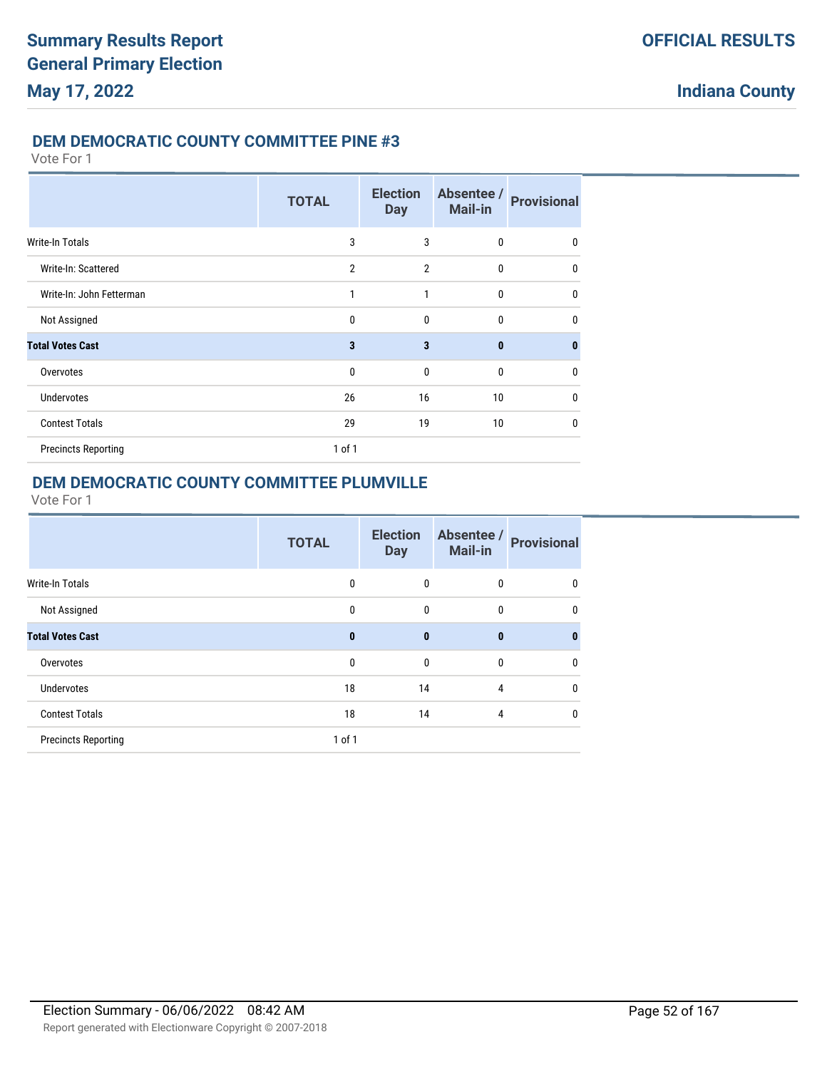## DEM DEMOCRATIC COUNTY COMMITTEE PINE #3

Vote For 1

| | TOTAL | Election Day | Absentee / Mail-in | Provisional |
|---|---|---|---|---|
| Write-In Totals | 3 | 3 | 0 | 0 |
| Write-In: Scattered | 2 | 2 | 0 | 0 |
| Write-In: John Fetterman | 1 | 1 | 0 | 0 |
| Not Assigned | 0 | 0 | 0 | 0 |
| **Total Votes Cast** | **3** | **3** | **0** | **0** |
| Overvotes | 0 | 0 | 0 | 0 |
| Undervotes | 26 | 16 | 10 | 0 |
| Contest Totals | 29 | 19 | 10 | 0 |
| Precincts Reporting | 1 of 1 | | | |

## DEM DEMOCRATIC COUNTY COMMITTEE PLUMVILLE

Vote For 1

| | TOTAL | Election Day | Absentee / Mail-in | Provisional |
|---|---|---|---|---|
| Write-In Totals | 0 | 0 | 0 | 0 |
| Not Assigned | 0 | 0 | 0 | 0 |
| **Total Votes Cast** | **0** | **0** | **0** | **0** |
| Overvotes | 0 | 0 | 0 | 0 |
| Undervotes | 18 | 14 | 4 | 0 |
| Contest Totals | 18 | 14 | 4 | 0 |
| Precincts Reporting | 1 of 1 | | | |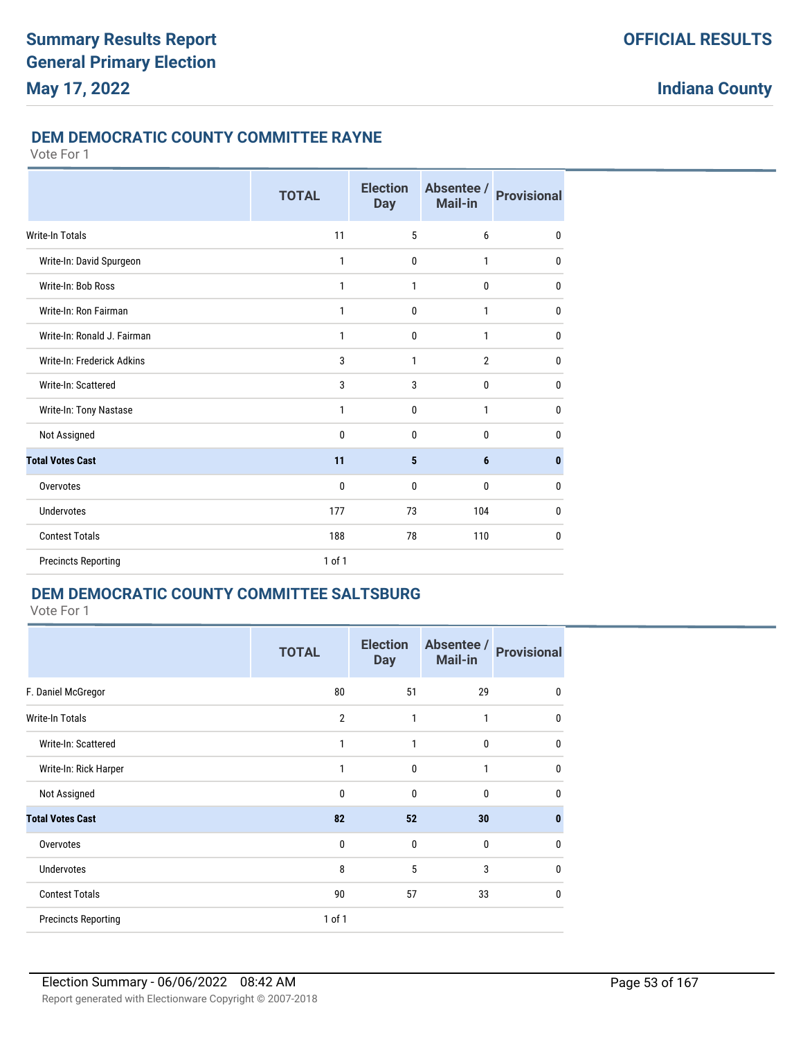## DEM DEMOCRATIC COUNTY COMMITTEE RAYNE

Vote For 1

| | TOTAL | Election Day | Absentee / Mail-in | Provisional |
|---|---|---|---|---|
| Write-In Totals | 11 | 5 | 6 | 0 |
| Write-In: David Spurgeon | 1 | 0 | 1 | 0 |
| Write-In: Bob Ross | 1 | 1 | 0 | 0 |
| Write-In: Ron Fairman | 1 | 0 | 1 | 0 |
| Write-In: Ronald J. Fairman | 1 | 0 | 1 | 0 |
| Write-In: Frederick Adkins | 3 | 1 | 2 | 0 |
| Write-In: Scattered | 3 | 3 | 0 | 0 |
| Write-In: Tony Nastase | 1 | 0 | 1 | 0 |
| Not Assigned | 0 | 0 | 0 | 0 |
| **Total Votes Cast** | **11** | **5** | **6** | **0** |
| Overvotes | 0 | 0 | 0 | 0 |
| Undervotes | 177 | 73 | 104 | 0 |
| Contest Totals | 188 | 78 | 110 | 0 |
| Precincts Reporting | 1 of 1 | | | |

## DEM DEMOCRATIC COUNTY COMMITTEE SALTSBURG

Vote For 1

| | TOTAL | Election Day | Absentee / Mail-in | Provisional |
|---|---|---|---|---|
| F. Daniel McGregor | 80 | 51 | 29 | 0 |
| Write-In Totals | 2 | 1 | 1 | 0 |
| Write-In: Scattered | 1 | 1 | 0 | 0 |
| Write-In: Rick Harper | 1 | 0 | 1 | 0 |
| Not Assigned | 0 | 0 | 0 | 0 |
| **Total Votes Cast** | **82** | **52** | **30** | **0** |
| Overvotes | 0 | 0 | 0 | 0 |
| Undervotes | 8 | 5 | 3 | 0 |
| Contest Totals | 90 | 57 | 33 | 0 |
| Precincts Reporting | 1 of 1 | | | |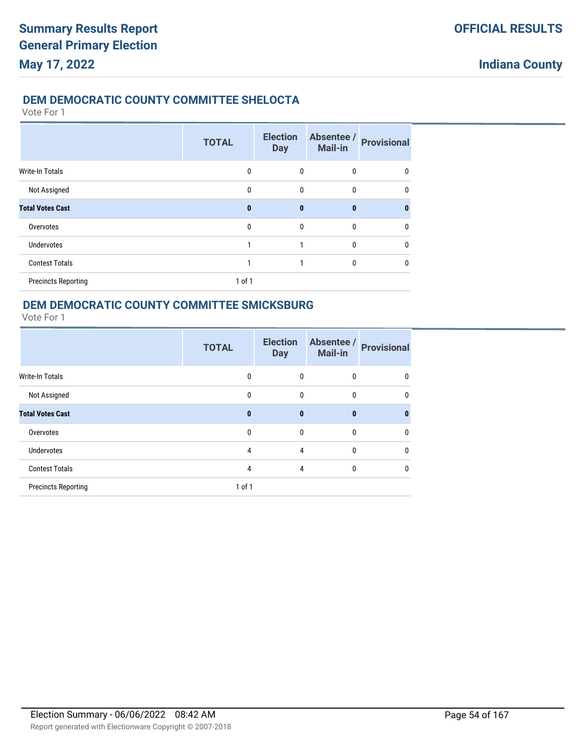## DEM DEMOCRATIC COUNTY COMMITTEE SHELOCTA

Vote For 1

| | TOTAL | Election Day | Absentee / Mail-in | Provisional |
|---|---|---|---|---|
| Write-In Totals | 0 | 0 | 0 | 0 |
| Not Assigned | 0 | 0 | 0 | 0 |
| **Total Votes Cast** | **0** | **0** | **0** | **0** |
| Overvotes | 0 | 0 | 0 | 0 |
| Undervotes | 1 | 1 | 0 | 0 |
| Contest Totals | 1 | 1 | 0 | 0 |
| Precincts Reporting | 1 of 1 | | | |

## DEM DEMOCRATIC COUNTY COMMITTEE SMICKSBURG

Vote For 1

| | TOTAL | Election Day | Absentee / Mail-in | Provisional |
|---|---|---|---|---|
| Write-In Totals | 0 | 0 | 0 | 0 |
| Not Assigned | 0 | 0 | 0 | 0 |
| **Total Votes Cast** | **0** | **0** | **0** | **0** |
| Overvotes | 0 | 0 | 0 | 0 |
| Undervotes | 4 | 4 | 0 | 0 |
| Contest Totals | 4 | 4 | 0 | 0 |
| Precincts Reporting | 1 of 1 | | | |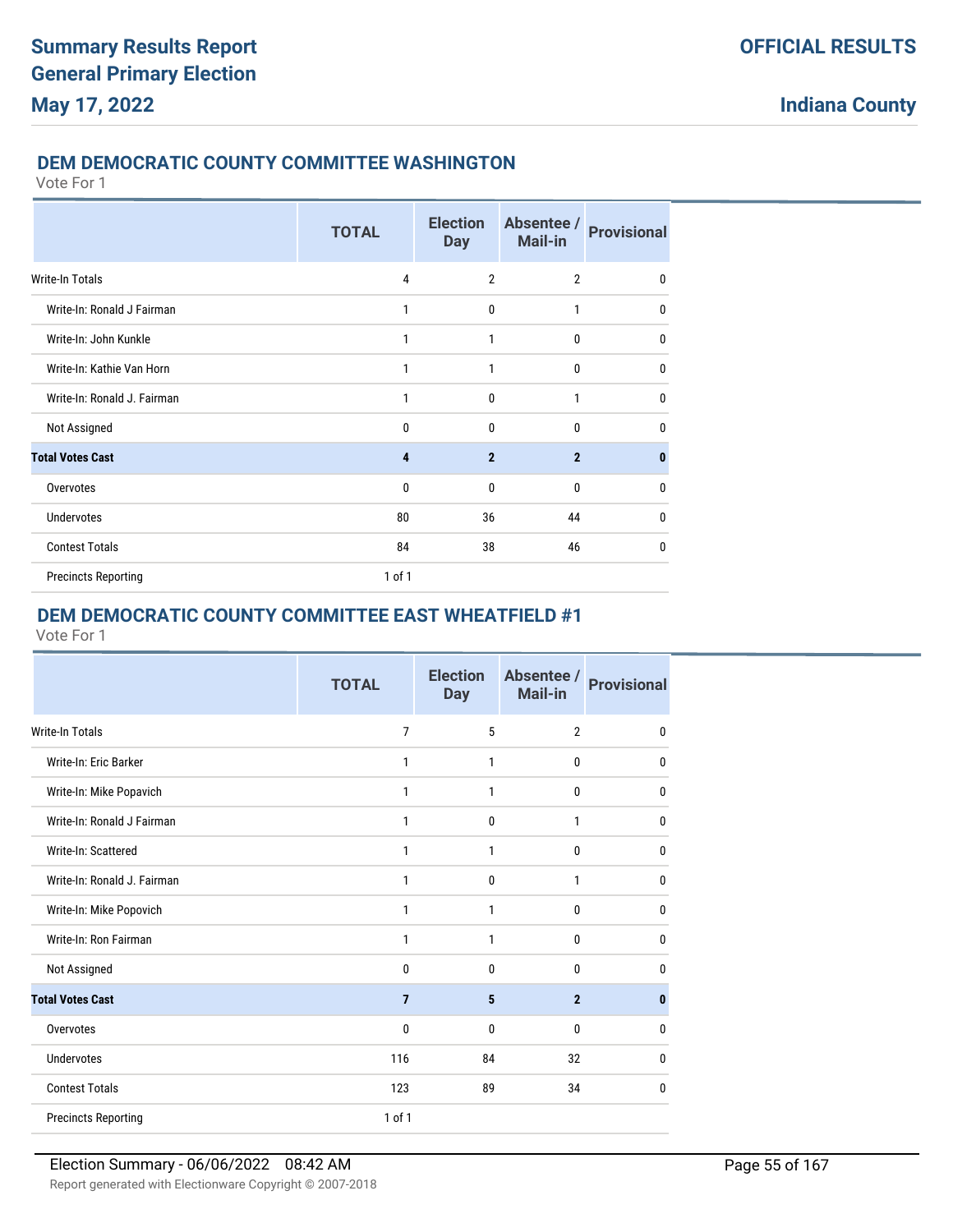## DEM DEMOCRATIC COUNTY COMMITTEE WASHINGTON

Vote For 1

| | TOTAL | Election Day | Absentee / Mail-in | Provisional |
|---|---|---|---|---|
| Write-In Totals | 4 | 2 | 2 | 0 |
| Write-In: Ronald J Fairman | 1 | 0 | 1 | 0 |
| Write-In: John Kunkle | 1 | 1 | 0 | 0 |
| Write-In: Kathie Van Horn | 1 | 1 | 0 | 0 |
| Write-In: Ronald J. Fairman | 1 | 0 | 1 | 0 |
| Not Assigned | 0 | 0 | 0 | 0 |
| **Total Votes Cast** | **4** | **2** | **2** | **0** |
| Overvotes | 0 | 0 | 0 | 0 |
| Undervotes | 80 | 36 | 44 | 0 |
| Contest Totals | 84 | 38 | 46 | 0 |
| Precincts Reporting | 1 of 1 | | | |

## DEM DEMOCRATIC COUNTY COMMITTEE EAST WHEATFIELD #1

Vote For 1

| | TOTAL | Election Day | Absentee / Mail-in | Provisional |
|---|---|---|---|---|
| Write-In Totals | 7 | 5 | 2 | 0 |
| Write-In: Eric Barker | 1 | 1 | 0 | 0 |
| Write-In: Mike Popavich | 1 | 1 | 0 | 0 |
| Write-In: Ronald J Fairman | 1 | 0 | 1 | 0 |
| Write-In: Scattered | 1 | 1 | 0 | 0 |
| Write-In: Ronald J. Fairman | 1 | 0 | 1 | 0 |
| Write-In: Mike Popovich | 1 | 1 | 0 | 0 |
| Write-In: Ron Fairman | 1 | 1 | 0 | 0 |
| Not Assigned | 0 | 0 | 0 | 0 |
| **Total Votes Cast** | **7** | **5** | **2** | **0** |
| Overvotes | 0 | 0 | 0 | 0 |
| Undervotes | 116 | 84 | 32 | 0 |
| Contest Totals | 123 | 89 | 34 | 0 |
| Precincts Reporting | 1 of 1 | | | |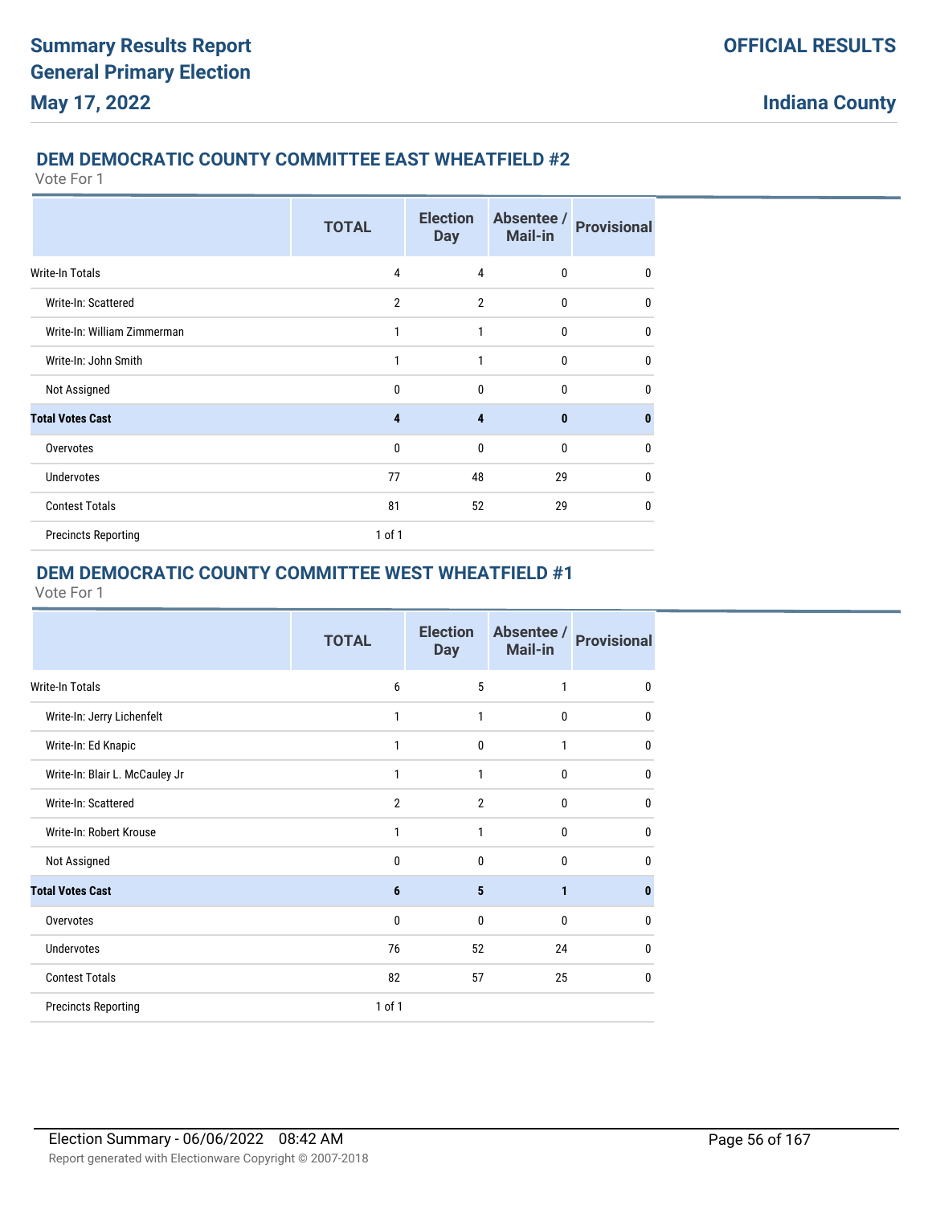## DEM DEMOCRATIC COUNTY COMMITTEE EAST WHEATFIELD #2

Vote For 1

| | TOTAL | Election Day | Absentee / Mail-in | Provisional |
|---|---|---|---|---|
| Write-In Totals | 4 | 4 | 0 | 0 |
| Write-In: Scattered | 2 | 2 | 0 | 0 |
| Write-In: William Zimmerman | 1 | 1 | 0 | 0 |
| Write-In: John Smith | 1 | 1 | 0 | 0 |
| Not Assigned | 0 | 0 | 0 | 0 |
| **Total Votes Cast** | **4** | **4** | **0** | **0** |
| Overvotes | 0 | 0 | 0 | 0 |
| Undervotes | 77 | 48 | 29 | 0 |
| Contest Totals | 81 | 52 | 29 | 0 |
| Precincts Reporting | 1 of 1 | | | |

## DEM DEMOCRATIC COUNTY COMMITTEE WEST WHEATFIELD #1

Vote For 1

| | TOTAL | Election Day | Absentee / Mail-in | Provisional |
|---|---|---|---|---|
| Write-In Totals | 6 | 5 | 1 | 0 |
| Write-In: Jerry Lichenfelt | 1 | 1 | 0 | 0 |
| Write-In: Ed Knapic | 1 | 0 | 1 | 0 |
| Write-In: Blair L. McCauley Jr | 1 | 1 | 0 | 0 |
| Write-In: Scattered | 2 | 2 | 0 | 0 |
| Write-In: Robert Krouse | 1 | 1 | 0 | 0 |
| Not Assigned | 0 | 0 | 0 | 0 |
| **Total Votes Cast** | **6** | **5** | **1** | **0** |
| Overvotes | 0 | 0 | 0 | 0 |
| Undervotes | 76 | 52 | 24 | 0 |
| Contest Totals | 82 | 57 | 25 | 0 |
| Precincts Reporting | 1 of 1 | | | |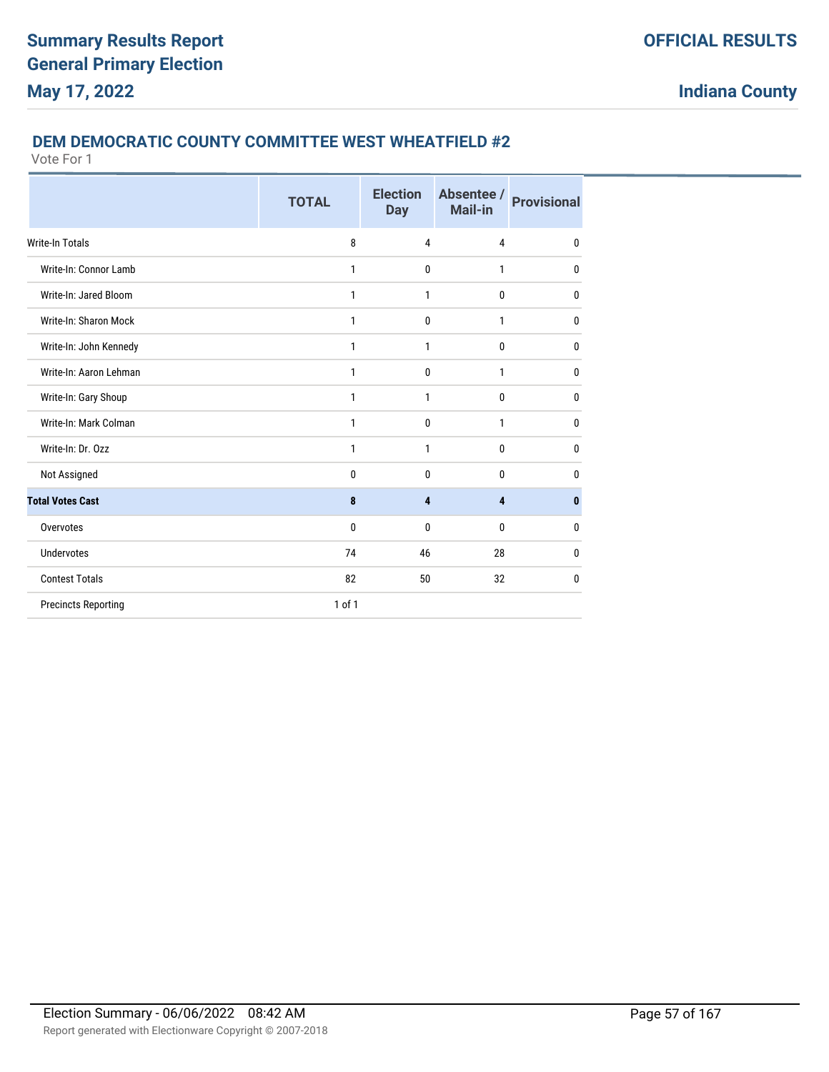## DEM DEMOCRATIC COUNTY COMMITTEE WEST WHEATFIELD #2

Vote For 1

| | TOTAL | Election Day | Absentee / Mail-in | Provisional |
|---|---|---|---|---|
| Write-In Totals | 8 | 4 | 4 | 0 |
| Write-In: Connor Lamb | 1 | 0 | 1 | 0 |
| Write-In: Jared Bloom | 1 | 1 | 0 | 0 |
| Write-In: Sharon Mock | 1 | 0 | 1 | 0 |
| Write-In: John Kennedy | 1 | 1 | 0 | 0 |
| Write-In: Aaron Lehman | 1 | 0 | 1 | 0 |
| Write-In: Gary Shoup | 1 | 1 | 0 | 0 |
| Write-In: Mark Colman | 1 | 0 | 1 | 0 |
| Write-In: Dr. Ozz | 1 | 1 | 0 | 0 |
| Not Assigned | 0 | 0 | 0 | 0 |
| **Total Votes Cast** | **8** | **4** | **4** | **0** |
| Overvotes | 0 | 0 | 0 | 0 |
| Undervotes | 74 | 46 | 28 | 0 |
| Contest Totals | 82 | 50 | 32 | 0 |
| Precincts Reporting | 1 of 1 | | | |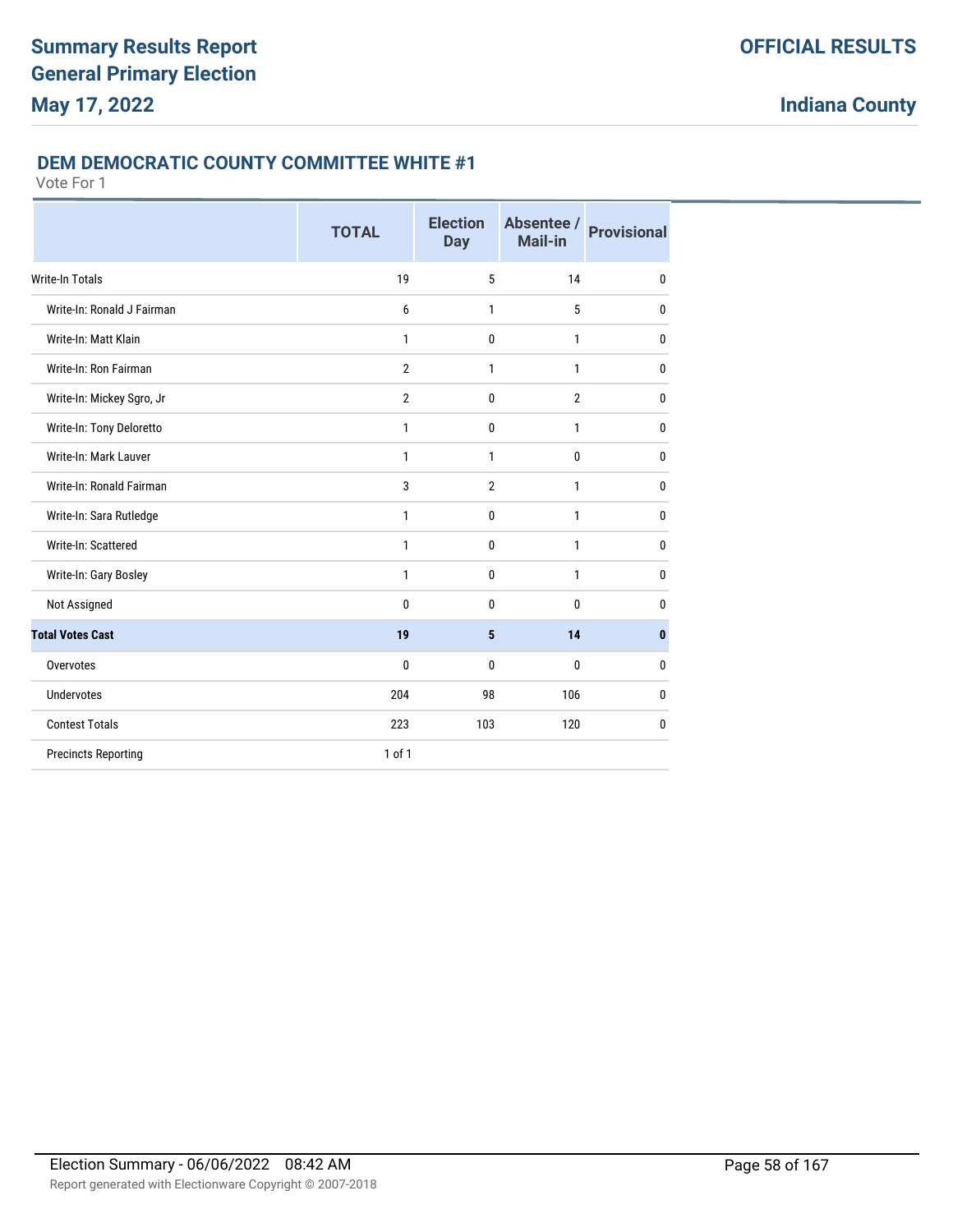## DEM DEMOCRATIC COUNTY COMMITTEE WHITE #1

Vote For 1

| | TOTAL | Election Day | Absentee / Mail-in | Provisional |
|---|---|---|---|---|
| Write-In Totals | 19 | 5 | 14 | 0 |
| Write-In: Ronald J Fairman | 6 | 1 | 5 | 0 |
| Write-In: Matt Klain | 1 | 0 | 1 | 0 |
| Write-In: Ron Fairman | 2 | 1 | 1 | 0 |
| Write-In: Mickey Sgro, Jr | 2 | 0 | 2 | 0 |
| Write-In: Tony Deloretto | 1 | 0 | 1 | 0 |
| Write-In: Mark Lauver | 1 | 1 | 0 | 0 |
| Write-In: Ronald Fairman | 3 | 2 | 1 | 0 |
| Write-In: Sara Rutledge | 1 | 0 | 1 | 0 |
| Write-In: Scattered | 1 | 0 | 1 | 0 |
| Write-In: Gary Bosley | 1 | 0 | 1 | 0 |
| Not Assigned | 0 | 0 | 0 | 0 |
| **Total Votes Cast** | **19** | **5** | **14** | **0** |
| Overvotes | 0 | 0 | 0 | 0 |
| Undervotes | 204 | 98 | 106 | 0 |
| Contest Totals | 223 | 103 | 120 | 0 |
| Precincts Reporting | 1 of 1 | | | |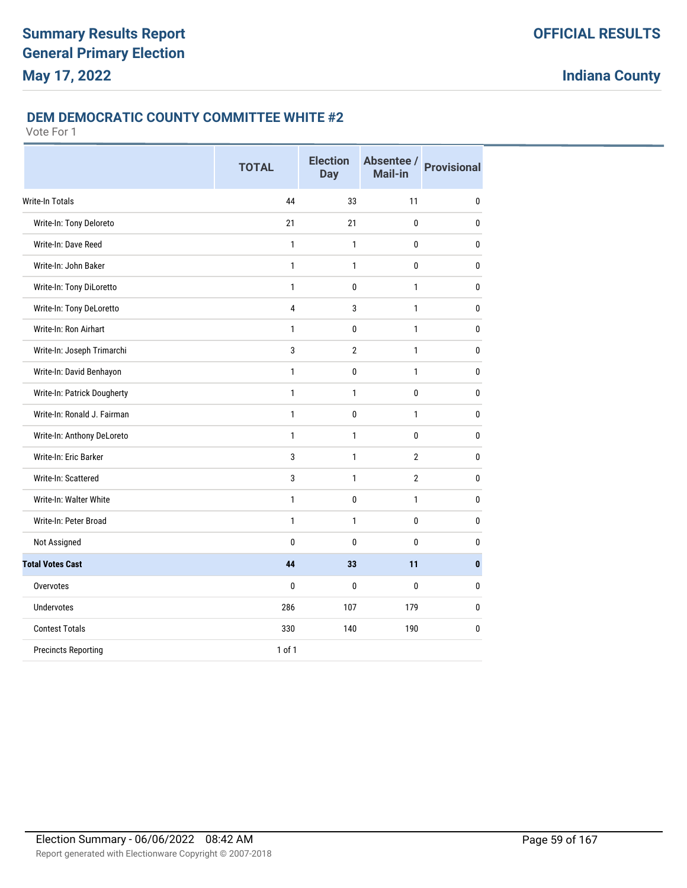## DEM DEMOCRATIC COUNTY COMMITTEE WHITE #2

Vote For 1

| | TOTAL | Election Day | Absentee / Mail-in | Provisional |
|---|---|---|---|---|
| Write-In Totals | 44 | 33 | 11 | 0 |
| Write-In: Tony Deloreto | 21 | 21 | 0 | 0 |
| Write-In: Dave Reed | 1 | 1 | 0 | 0 |
| Write-In: John Baker | 1 | 1 | 0 | 0 |
| Write-In: Tony DiLoretto | 1 | 0 | 1 | 0 |
| Write-In: Tony DeLoretto | 4 | 3 | 1 | 0 |
| Write-In: Ron Airhart | 1 | 0 | 1 | 0 |
| Write-In: Joseph Trimarchi | 3 | 2 | 1 | 0 |
| Write-In: David Benhayon | 1 | 0 | 1 | 0 |
| Write-In: Patrick Dougherty | 1 | 1 | 0 | 0 |
| Write-In: Ronald J. Fairman | 1 | 0 | 1 | 0 |
| Write-In: Anthony DeLoreto | 1 | 1 | 0 | 0 |
| Write-In: Eric Barker | 3 | 1 | 2 | 0 |
| Write-In: Scattered | 3 | 1 | 2 | 0 |
| Write-In: Walter White | 1 | 0 | 1 | 0 |
| Write-In: Peter Broad | 1 | 1 | 0 | 0 |
| Not Assigned | 0 | 0 | 0 | 0 |
| **Total Votes Cast** | **44** | **33** | **11** | **0** |
| Overvotes | 0 | 0 | 0 | 0 |
| Undervotes | 286 | 107 | 179 | 0 |
| Contest Totals | 330 | 140 | 190 | 0 |
| Precincts Reporting | 1 of 1 | | | |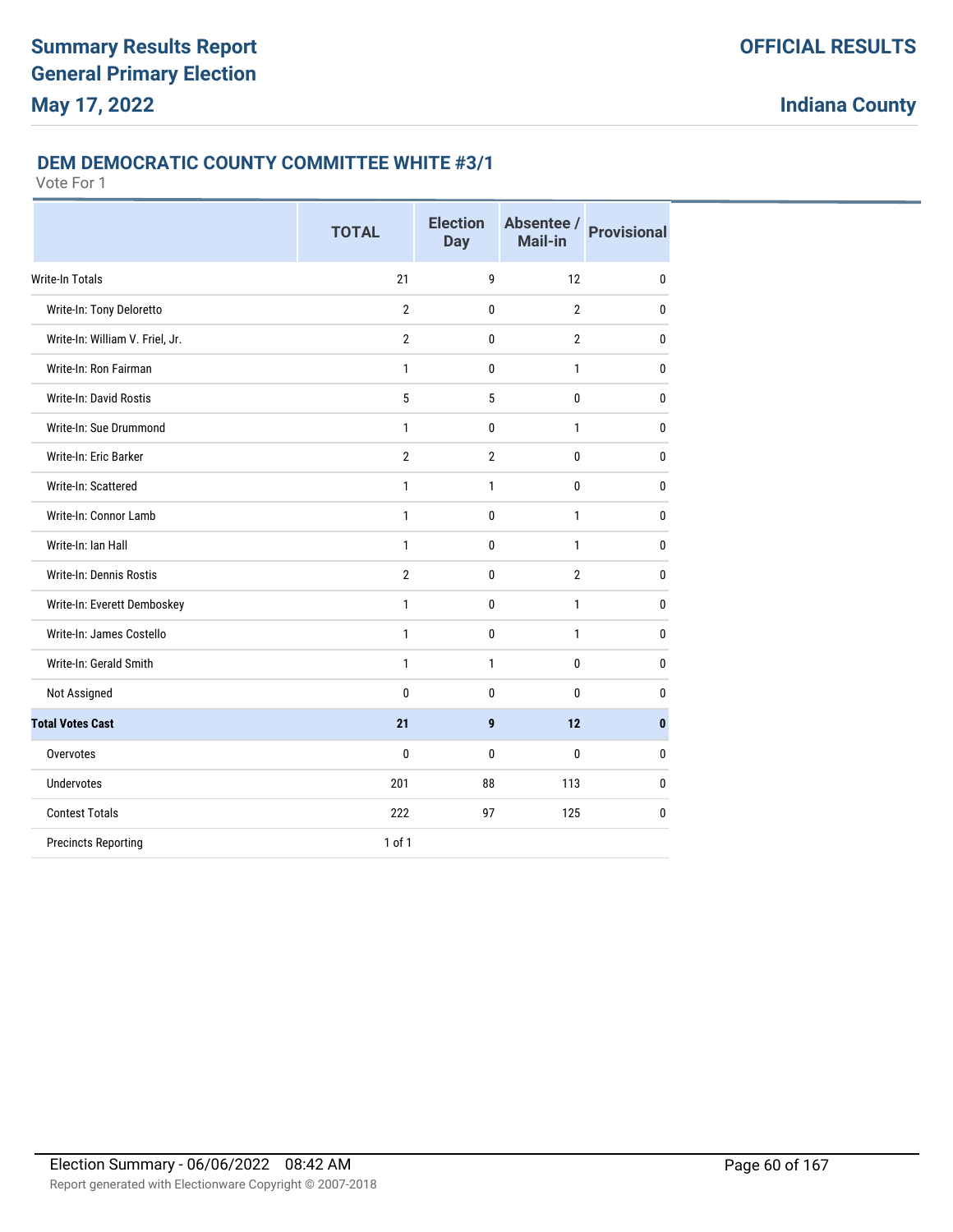## DEM DEMOCRATIC COUNTY COMMITTEE WHITE #3/1

Vote For 1

| | TOTAL | Election Day | Absentee / Mail-in | Provisional |
|---|---|---|---|---|
| Write-In Totals | 21 | 9 | 12 | 0 |
| Write-In: Tony Deloretto | 2 | 0 | 2 | 0 |
| Write-In: William V. Friel, Jr. | 2 | 0 | 2 | 0 |
| Write-In: Ron Fairman | 1 | 0 | 1 | 0 |
| Write-In: David Rostis | 5 | 5 | 0 | 0 |
| Write-In: Sue Drummond | 1 | 0 | 1 | 0 |
| Write-In: Eric Barker | 2 | 2 | 0 | 0 |
| Write-In: Scattered | 1 | 1 | 0 | 0 |
| Write-In: Connor Lamb | 1 | 0 | 1 | 0 |
| Write-In: Ian Hall | 1 | 0 | 1 | 0 |
| Write-In: Dennis Rostis | 2 | 0 | 2 | 0 |
| Write-In: Everett Demboskey | 1 | 0 | 1 | 0 |
| Write-In: James Costello | 1 | 0 | 1 | 0 |
| Write-In: Gerald Smith | 1 | 1 | 0 | 0 |
| Not Assigned | 0 | 0 | 0 | 0 |
| **Total Votes Cast** | **21** | **9** | **12** | **0** |
| Overvotes | 0 | 0 | 0 | 0 |
| Undervotes | 201 | 88 | 113 | 0 |
| Contest Totals | 222 | 97 | 125 | 0 |
| Precincts Reporting | 1 of 1 | | | |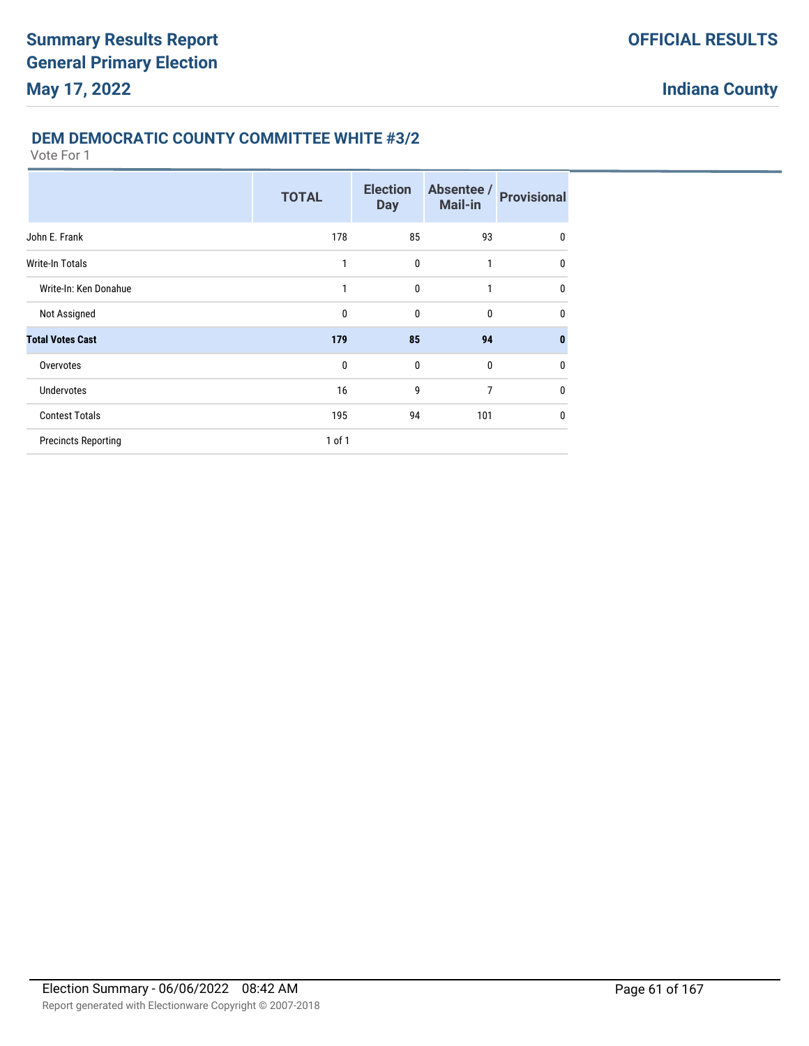## DEM DEMOCRATIC COUNTY COMMITTEE WHITE #3/2

Vote For 1

| | TOTAL | Election Day | Absentee / Mail-in | Provisional |
|---|---|---|---|---|
| John E. Frank | 178 | 85 | 93 | 0 |
| Write-In Totals | 1 | 0 | 1 | 0 |
| Write-In: Ken Donahue | 1 | 0 | 1 | 0 |
| Not Assigned | 0 | 0 | 0 | 0 |
| **Total Votes Cast** | **179** | **85** | **94** | **0** |
| Overvotes | 0 | 0 | 0 | 0 |
| Undervotes | 16 | 9 | 7 | 0 |
| Contest Totals | 195 | 94 | 101 | 0 |
| Precincts Reporting | 1 of 1 | | | |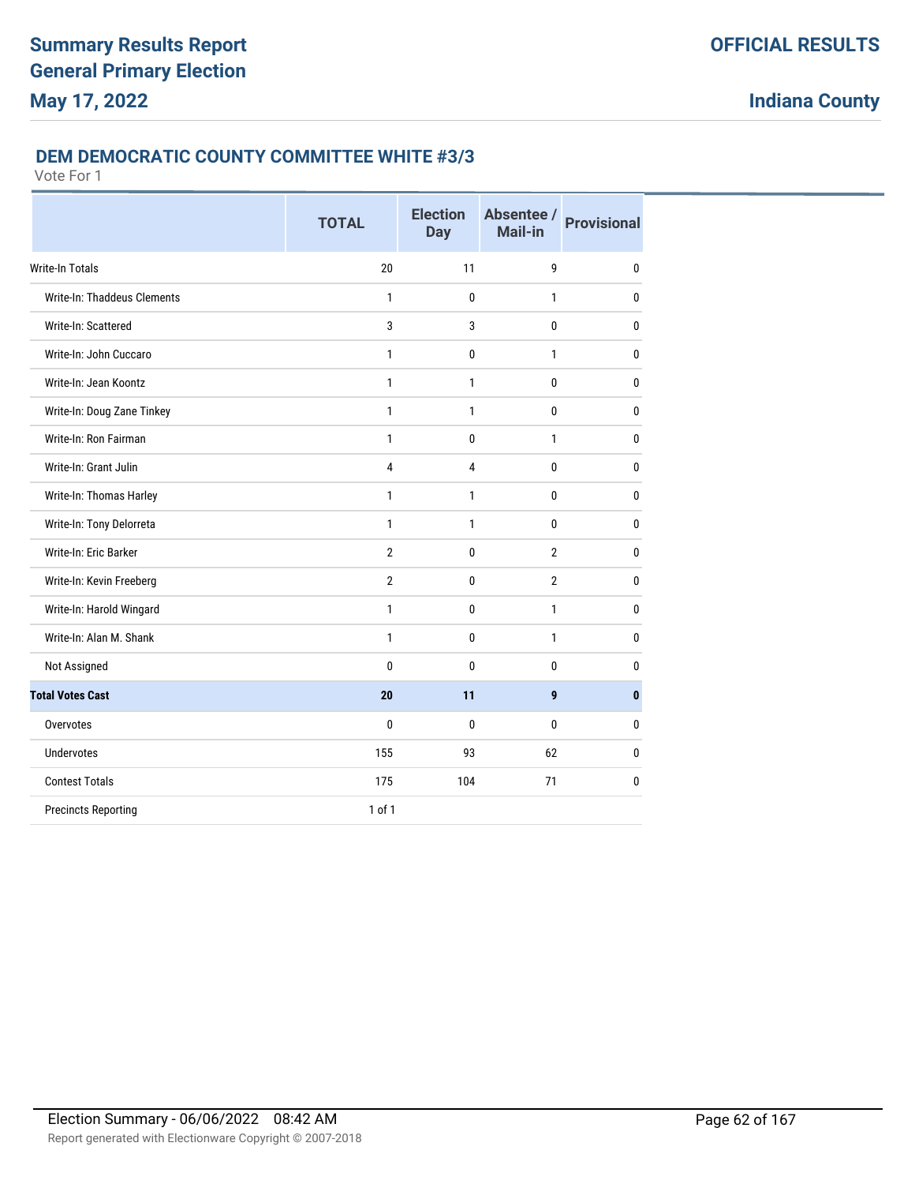# Summary Results Report
# General Primary Election
# May 17, 2022

**OFFICIAL RESULTS**

**Indiana County**

## DEM DEMOCRATIC COUNTY COMMITTEE WHITE #3/3

Vote For 1

| | TOTAL | Election Day | Absentee / Mail-in | Provisional |
|---|---|---|---|---|
| Write-In Totals | 20 | 11 | 9 | 0 |
| Write-In: Thaddeus Clements | 1 | 0 | 1 | 0 |
| Write-In: Scattered | 3 | 3 | 0 | 0 |
| Write-In: John Cuccaro | 1 | 0 | 1 | 0 |
| Write-In: Jean Koontz | 1 | 1 | 0 | 0 |
| Write-In: Doug Zane Tinkey | 1 | 1 | 0 | 0 |
| Write-In: Ron Fairman | 1 | 0 | 1 | 0 |
| Write-In: Grant Julin | 4 | 4 | 0 | 0 |
| Write-In: Thomas Harley | 1 | 1 | 0 | 0 |
| Write-In: Tony Delorreta | 1 | 1 | 0 | 0 |
| Write-In: Eric Barker | 2 | 0 | 2 | 0 |
| Write-In: Kevin Freeberg | 2 | 0 | 2 | 0 |
| Write-In: Harold Wingard | 1 | 0 | 1 | 0 |
| Write-In: Alan M. Shank | 1 | 0 | 1 | 0 |
| Not Assigned | 0 | 0 | 0 | 0 |
| **Total Votes Cast** | **20** | **11** | **9** | **0** |
| Overvotes | 0 | 0 | 0 | 0 |
| Undervotes | 155 | 93 | 62 | 0 |
| Contest Totals | 175 | 104 | 71 | 0 |
| Precincts Reporting | 1 of 1 | | | |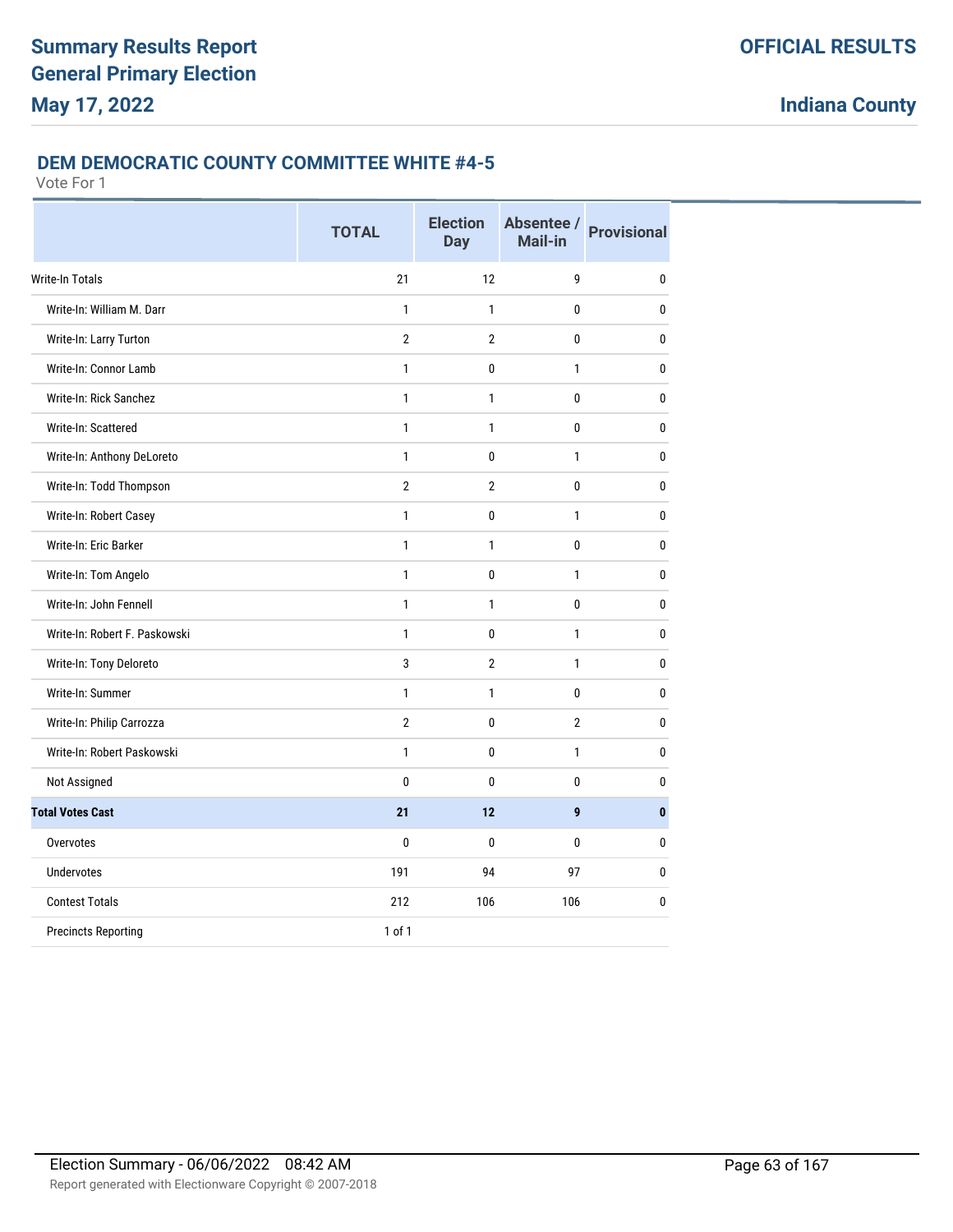# Summary Results Report
# General Primary Election
# May 17, 2022

**OFFICIAL RESULTS**

**Indiana County**

## DEM DEMOCRATIC COUNTY COMMITTEE WHITE #4-5

Vote For 1

| | TOTAL | Election Day | Absentee / Mail-in | Provisional |
|---|---|---|---|---|
| Write-In Totals | 21 | 12 | 9 | 0 |
| Write-In: William M. Darr | 1 | 1 | 0 | 0 |
| Write-In: Larry Turton | 2 | 2 | 0 | 0 |
| Write-In: Connor Lamb | 1 | 0 | 1 | 0 |
| Write-In: Rick Sanchez | 1 | 1 | 0 | 0 |
| Write-In: Scattered | 1 | 1 | 0 | 0 |
| Write-In: Anthony DeLoreto | 1 | 0 | 1 | 0 |
| Write-In: Todd Thompson | 2 | 2 | 0 | 0 |
| Write-In: Robert Casey | 1 | 0 | 1 | 0 |
| Write-In: Eric Barker | 1 | 1 | 0 | 0 |
| Write-In: Tom Angelo | 1 | 0 | 1 | 0 |
| Write-In: John Fennell | 1 | 1 | 0 | 0 |
| Write-In: Robert F. Paskowski | 1 | 0 | 1 | 0 |
| Write-In: Tony Deloreto | 3 | 2 | 1 | 0 |
| Write-In: Summer | 1 | 1 | 0 | 0 |
| Write-In: Philip Carrozza | 2 | 0 | 2 | 0 |
| Write-In: Robert Paskowski | 1 | 0 | 1 | 0 |
| Not Assigned | 0 | 0 | 0 | 0 |
| **Total Votes Cast** | **21** | **12** | **9** | **0** |
| Overvotes | 0 | 0 | 0 | 0 |
| Undervotes | 191 | 94 | 97 | 0 |
| Contest Totals | 212 | 106 | 106 | 0 |
| Precincts Reporting | 1 of 1 | | | |

Election Summary - 06/06/2022 08:42 AM

Report generated with Electionware Copyright © 2007-2018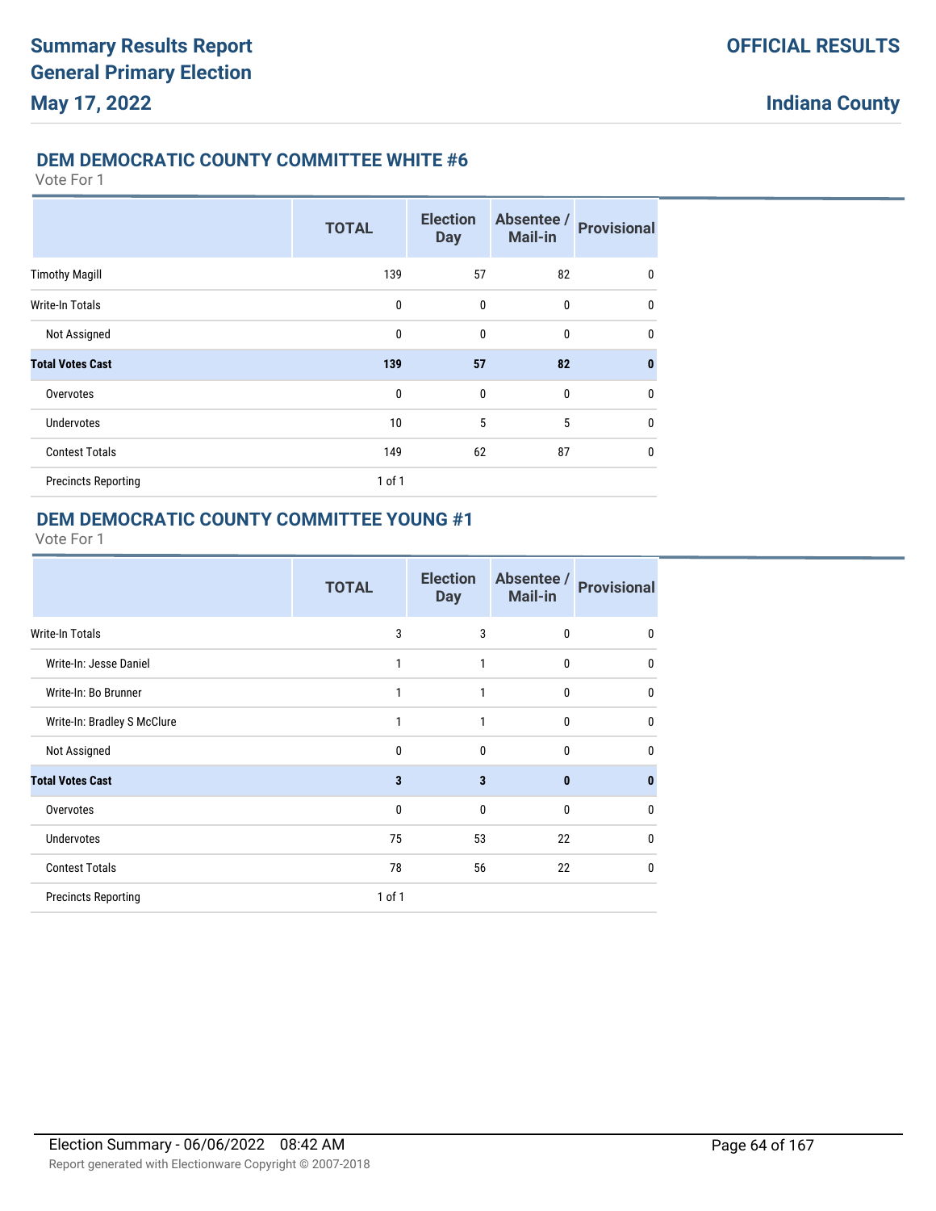## DEM DEMOCRATIC COUNTY COMMITTEE WHITE #6

Vote For 1

| | TOTAL | Election Day | Absentee / Mail-in | Provisional |
|---|---|---|---|---|
| Timothy Magill | 139 | 57 | 82 | 0 |
| Write-In Totals | 0 | 0 | 0 | 0 |
| Not Assigned | 0 | 0 | 0 | 0 |
| **Total Votes Cast** | **139** | **57** | **82** | **0** |
| Overvotes | 0 | 0 | 0 | 0 |
| Undervotes | 10 | 5 | 5 | 0 |
| Contest Totals | 149 | 62 | 87 | 0 |
| Precincts Reporting | 1 of 1 | | | |

## DEM DEMOCRATIC COUNTY COMMITTEE YOUNG #1

Vote For 1

| | TOTAL | Election Day | Absentee / Mail-in | Provisional |
|---|---|---|---|---|
| Write-In Totals | 3 | 3 | 0 | 0 |
| Write-In: Jesse Daniel | 1 | 1 | 0 | 0 |
| Write-In: Bo Brunner | 1 | 1 | 0 | 0 |
| Write-In: Bradley S McClure | 1 | 1 | 0 | 0 |
| Not Assigned | 0 | 0 | 0 | 0 |
| **Total Votes Cast** | **3** | **3** | **0** | **0** |
| Overvotes | 0 | 0 | 0 | 0 |
| Undervotes | 75 | 53 | 22 | 0 |
| Contest Totals | 78 | 56 | 22 | 0 |
| Precincts Reporting | 1 of 1 | | | |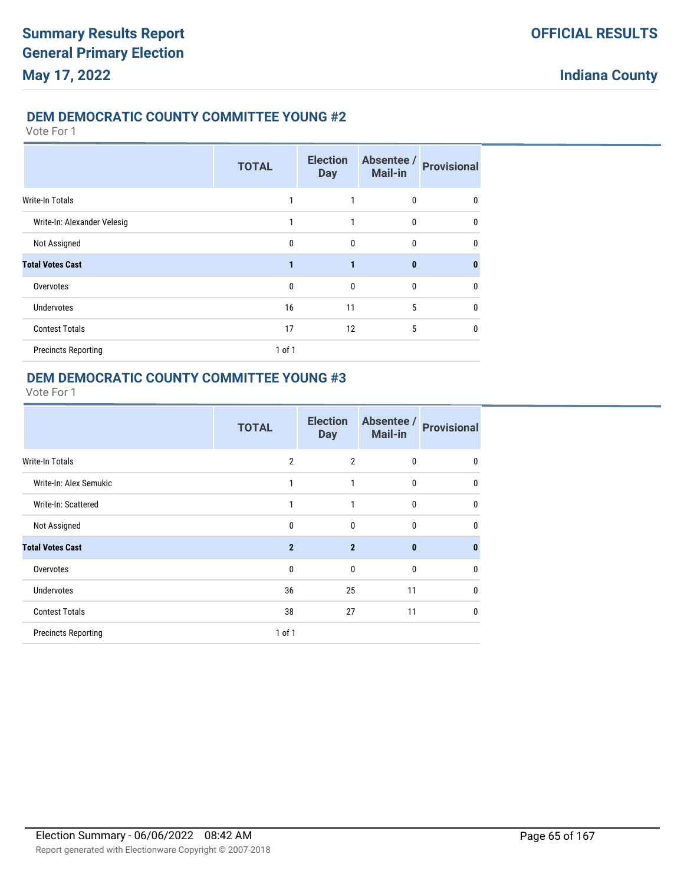## DEM DEMOCRATIC COUNTY COMMITTEE YOUNG #2

Vote For 1

| | TOTAL | Election Day | Absentee / Mail-in | Provisional |
|---|---|---|---|---|
| Write-In Totals | 1 | 1 | 0 | 0 |
| Write-In: Alexander Velesig | 1 | 1 | 0 | 0 |
| Not Assigned | 0 | 0 | 0 | 0 |
| **Total Votes Cast** | **1** | **1** | **0** | **0** |
| Overvotes | 0 | 0 | 0 | 0 |
| Undervotes | 16 | 11 | 5 | 0 |
| Contest Totals | 17 | 12 | 5 | 0 |
| Precincts Reporting | 1 of 1 | | | |

## DEM DEMOCRATIC COUNTY COMMITTEE YOUNG #3

Vote For 1

| | TOTAL | Election Day | Absentee / Mail-in | Provisional |
|---|---|---|---|---|
| Write-In Totals | 2 | 2 | 0 | 0 |
| Write-In: Alex Semukic | 1 | 1 | 0 | 0 |
| Write-In: Scattered | 1 | 1 | 0 | 0 |
| Not Assigned | 0 | 0 | 0 | 0 |
| **Total Votes Cast** | **2** | **2** | **0** | **0** |
| Overvotes | 0 | 0 | 0 | 0 |
| Undervotes | 36 | 25 | 11 | 0 |
| Contest Totals | 38 | 27 | 11 | 0 |
| Precincts Reporting | 1 of 1 | | | |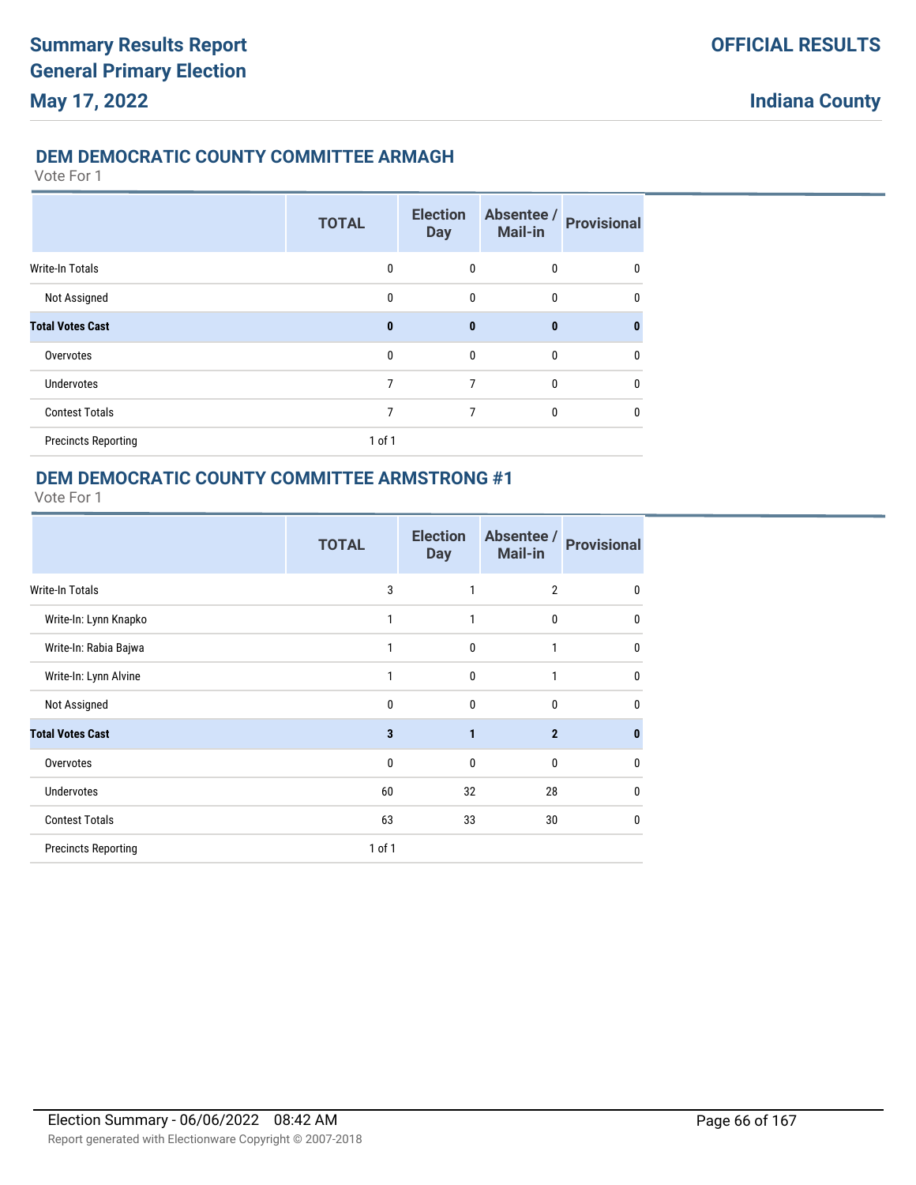## DEM DEMOCRATIC COUNTY COMMITTEE ARMAGH

Vote For 1

| | TOTAL | Election Day | Absentee / Mail-in | Provisional |
|---|---|---|---|---|
| Write-In Totals | 0 | 0 | 0 | 0 |
| Not Assigned | 0 | 0 | 0 | 0 |
| **Total Votes Cast** | **0** | **0** | **0** | **0** |
| Overvotes | 0 | 0 | 0 | 0 |
| Undervotes | 7 | 7 | 0 | 0 |
| Contest Totals | 7 | 7 | 0 | 0 |
| Precincts Reporting | 1 of 1 | | | |

## DEM DEMOCRATIC COUNTY COMMITTEE ARMSTRONG #1

Vote For 1

| | TOTAL | Election Day | Absentee / Mail-in | Provisional |
|---|---|---|---|---|
| Write-In Totals | 3 | 1 | 2 | 0 |
| Write-In: Lynn Knapko | 1 | 1 | 0 | 0 |
| Write-In: Rabia Bajwa | 1 | 0 | 1 | 0 |
| Write-In: Lynn Alvine | 1 | 0 | 1 | 0 |
| Not Assigned | 0 | 0 | 0 | 0 |
| **Total Votes Cast** | **3** | **1** | **2** | **0** |
| Overvotes | 0 | 0 | 0 | 0 |
| Undervotes | 60 | 32 | 28 | 0 |
| Contest Totals | 63 | 33 | 30 | 0 |
| Precincts Reporting | 1 of 1 | | | |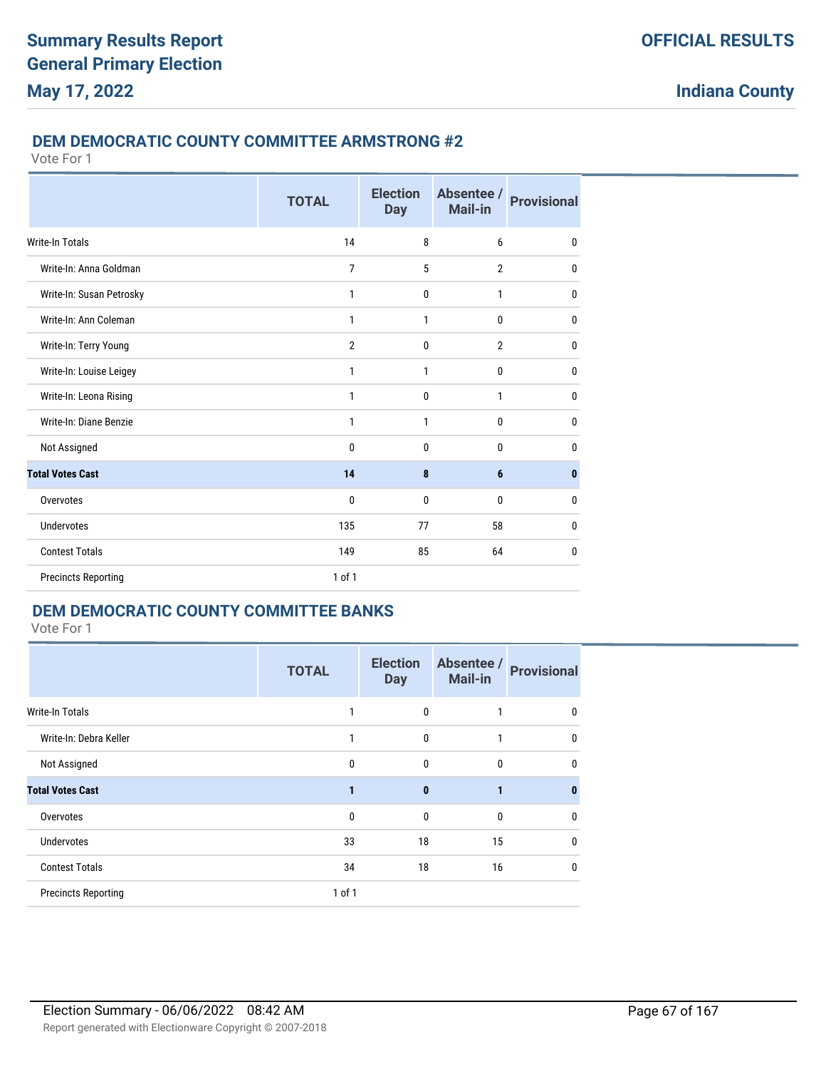## DEM DEMOCRATIC COUNTY COMMITTEE ARMSTRONG #2

Vote For 1

| | TOTAL | Election Day | Absentee / Mail-in | Provisional |
|---|---|---|---|---|
| Write-In Totals | 14 | 8 | 6 | 0 |
| Write-In: Anna Goldman | 7 | 5 | 2 | 0 |
| Write-In: Susan Petrosky | 1 | 0 | 1 | 0 |
| Write-In: Ann Coleman | 1 | 1 | 0 | 0 |
| Write-In: Terry Young | 2 | 0 | 2 | 0 |
| Write-In: Louise Leigey | 1 | 1 | 0 | 0 |
| Write-In: Leona Rising | 1 | 0 | 1 | 0 |
| Write-In: Diane Benzie | 1 | 1 | 0 | 0 |
| Not Assigned | 0 | 0 | 0 | 0 |
| **Total Votes Cast** | **14** | **8** | **6** | **0** |
| Overvotes | 0 | 0 | 0 | 0 |
| Undervotes | 135 | 77 | 58 | 0 |
| Contest Totals | 149 | 85 | 64 | 0 |
| Precincts Reporting | 1 of 1 | | | |

## DEM DEMOCRATIC COUNTY COMMITTEE BANKS

Vote For 1

| | TOTAL | Election Day | Absentee / Mail-in | Provisional |
|---|---|---|---|---|
| Write-In Totals | 1 | 0 | 1 | 0 |
| Write-In: Debra Keller | 1 | 0 | 1 | 0 |
| Not Assigned | 0 | 0 | 0 | 0 |
| **Total Votes Cast** | **1** | **0** | **1** | **0** |
| Overvotes | 0 | 0 | 0 | 0 |
| Undervotes | 33 | 18 | 15 | 0 |
| Contest Totals | 34 | 18 | 16 | 0 |
| Precincts Reporting | 1 of 1 | | | |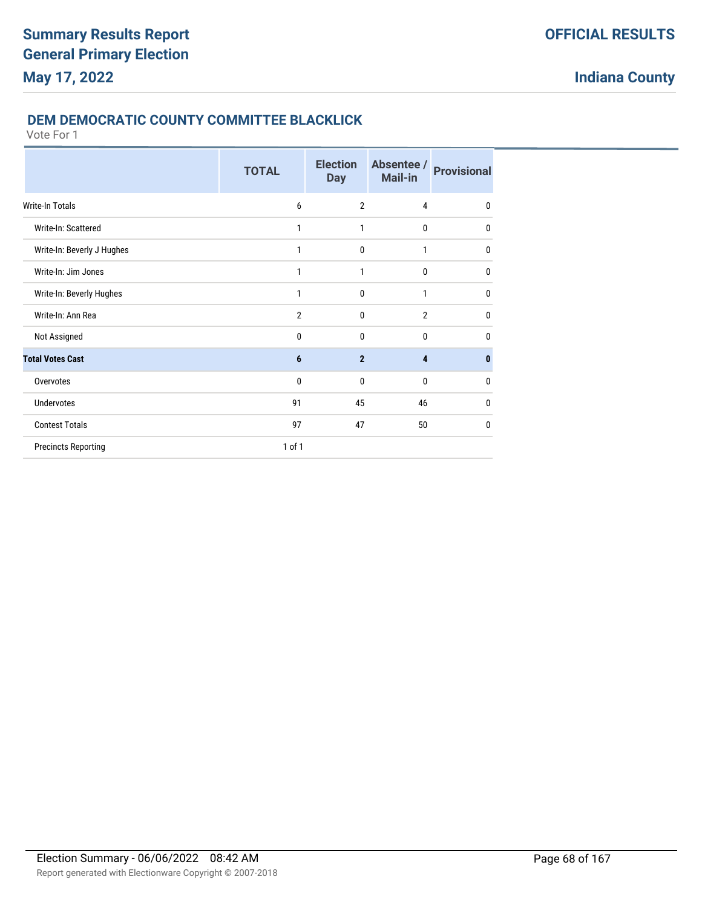## DEM DEMOCRATIC COUNTY COMMITTEE BLACKLICK

Vote For 1

| | TOTAL | Election Day | Absentee / Mail-in | Provisional |
|---|---|---|---|---|
| Write-In Totals | 6 | 2 | 4 | 0 |
| Write-In: Scattered | 1 | 1 | 0 | 0 |
| Write-In: Beverly J Hughes | 1 | 0 | 1 | 0 |
| Write-In: Jim Jones | 1 | 1 | 0 | 0 |
| Write-In: Beverly Hughes | 1 | 0 | 1 | 0 |
| Write-In: Ann Rea | 2 | 0 | 2 | 0 |
| Not Assigned | 0 | 0 | 0 | 0 |
| **Total Votes Cast** | **6** | **2** | **4** | **0** |
| Overvotes | 0 | 0 | 0 | 0 |
| Undervotes | 91 | 45 | 46 | 0 |
| Contest Totals | 97 | 47 | 50 | 0 |
| Precincts Reporting | 1 of 1 | | | |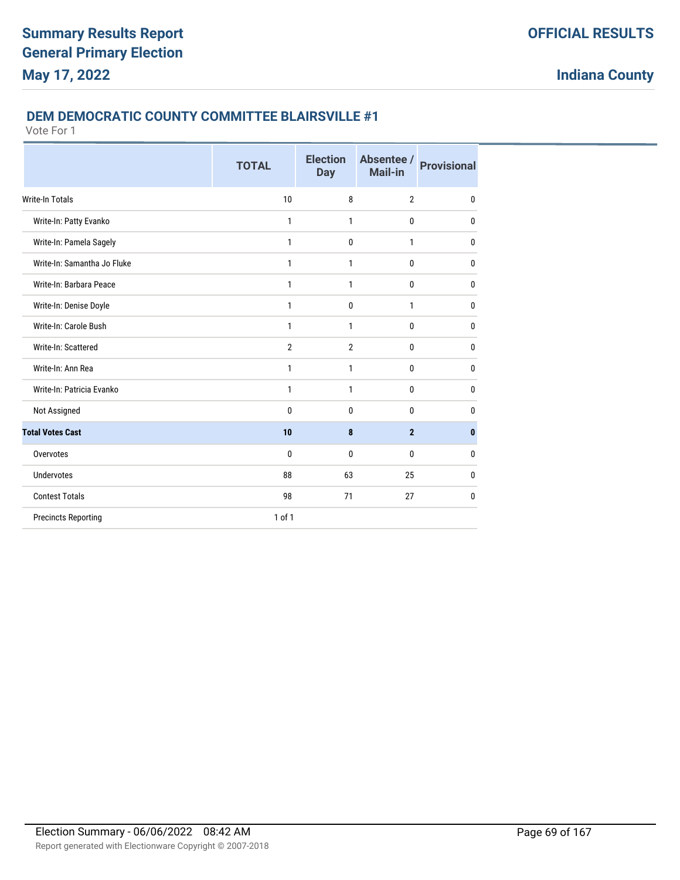**Summary Results Report**
**General Primary Election**
**May 17, 2022**

**OFFICIAL RESULTS**

**Indiana County**

## DEM DEMOCRATIC COUNTY COMMITTEE BLAIRSVILLE #1

Vote For 1

| | TOTAL | Election Day | Absentee / Mail-in | Provisional |
|---|---|---|---|---|
| Write-In Totals | 10 | 8 | 2 | 0 |
| Write-In: Patty Evanko | 1 | 1 | 0 | 0 |
| Write-In: Pamela Sagely | 1 | 0 | 1 | 0 |
| Write-In: Samantha Jo Fluke | 1 | 1 | 0 | 0 |
| Write-In: Barbara Peace | 1 | 1 | 0 | 0 |
| Write-In: Denise Doyle | 1 | 0 | 1 | 0 |
| Write-In: Carole Bush | 1 | 1 | 0 | 0 |
| Write-In: Scattered | 2 | 2 | 0 | 0 |
| Write-In: Ann Rea | 1 | 1 | 0 | 0 |
| Write-In: Patricia Evanko | 1 | 1 | 0 | 0 |
| Not Assigned | 0 | 0 | 0 | 0 |
| **Total Votes Cast** | **10** | **8** | **2** | **0** |
| Overvotes | 0 | 0 | 0 | 0 |
| Undervotes | 88 | 63 | 25 | 0 |
| Contest Totals | 98 | 71 | 27 | 0 |
| Precincts Reporting | 1 of 1 | | | |

Election Summary - 06/06/2022 08:42 AM

Report generated with Electionware Copyright © 2007-2018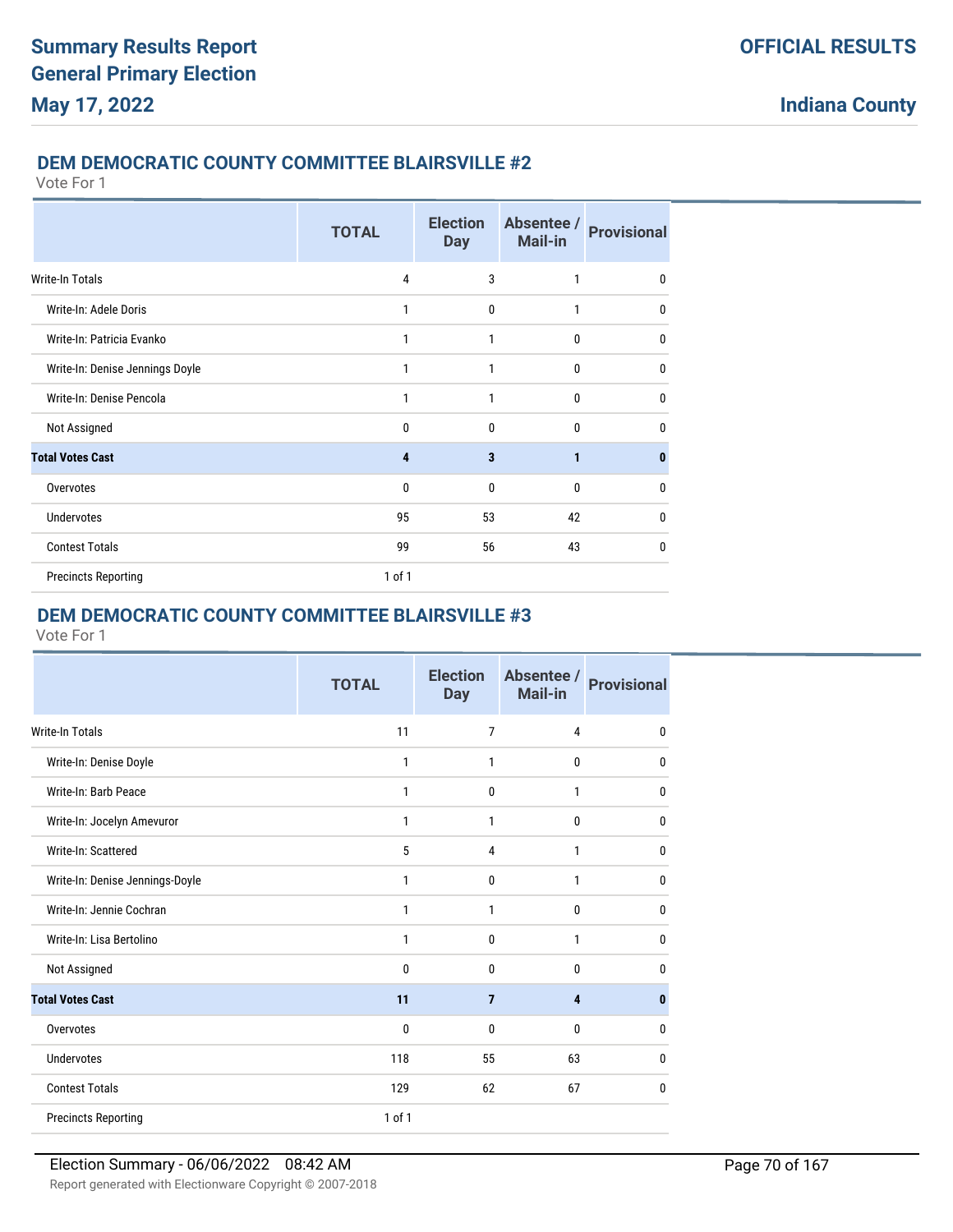# Summary Results Report
# General Primary Election
# May 17, 2022

**OFFICIAL RESULTS**

**Indiana County**

## DEM DEMOCRATIC COUNTY COMMITTEE BLAIRSVILLE #2

Vote For 1

| | TOTAL | Election Day | Absentee / Mail-in | Provisional |
|---|---|---|---|---|
| Write-In Totals | 4 | 3 | 1 | 0 |
| Write-In: Adele Doris | 1 | 0 | 1 | 0 |
| Write-In: Patricia Evanko | 1 | 1 | 0 | 0 |
| Write-In: Denise Jennings Doyle | 1 | 1 | 0 | 0 |
| Write-In: Denise Pencola | 1 | 1 | 0 | 0 |
| Not Assigned | 0 | 0 | 0 | 0 |
| **Total Votes Cast** | **4** | **3** | **1** | **0** |
| Overvotes | 0 | 0 | 0 | 0 |
| Undervotes | 95 | 53 | 42 | 0 |
| Contest Totals | 99 | 56 | 43 | 0 |
| Precincts Reporting | 1 of 1 | | | |

## DEM DEMOCRATIC COUNTY COMMITTEE BLAIRSVILLE #3

Vote For 1

| | TOTAL | Election Day | Absentee / Mail-in | Provisional |
|---|---|---|---|---|
| Write-In Totals | 11 | 7 | 4 | 0 |
| Write-In: Denise Doyle | 1 | 1 | 0 | 0 |
| Write-In: Barb Peace | 1 | 0 | 1 | 0 |
| Write-In: Jocelyn Amevuror | 1 | 1 | 0 | 0 |
| Write-In: Scattered | 5 | 4 | 1 | 0 |
| Write-In: Denise Jennings-Doyle | 1 | 0 | 1 | 0 |
| Write-In: Jennie Cochran | 1 | 1 | 0 | 0 |
| Write-In: Lisa Bertolino | 1 | 0 | 1 | 0 |
| Not Assigned | 0 | 0 | 0 | 0 |
| **Total Votes Cast** | **11** | **7** | **4** | **0** |
| Overvotes | 0 | 0 | 0 | 0 |
| Undervotes | 118 | 55 | 63 | 0 |
| Contest Totals | 129 | 62 | 67 | 0 |
| Precincts Reporting | 1 of 1 | | | |

Election Summary - 06/06/2022 08:42 AM

Report generated with Electionware Copyright © 2007-2018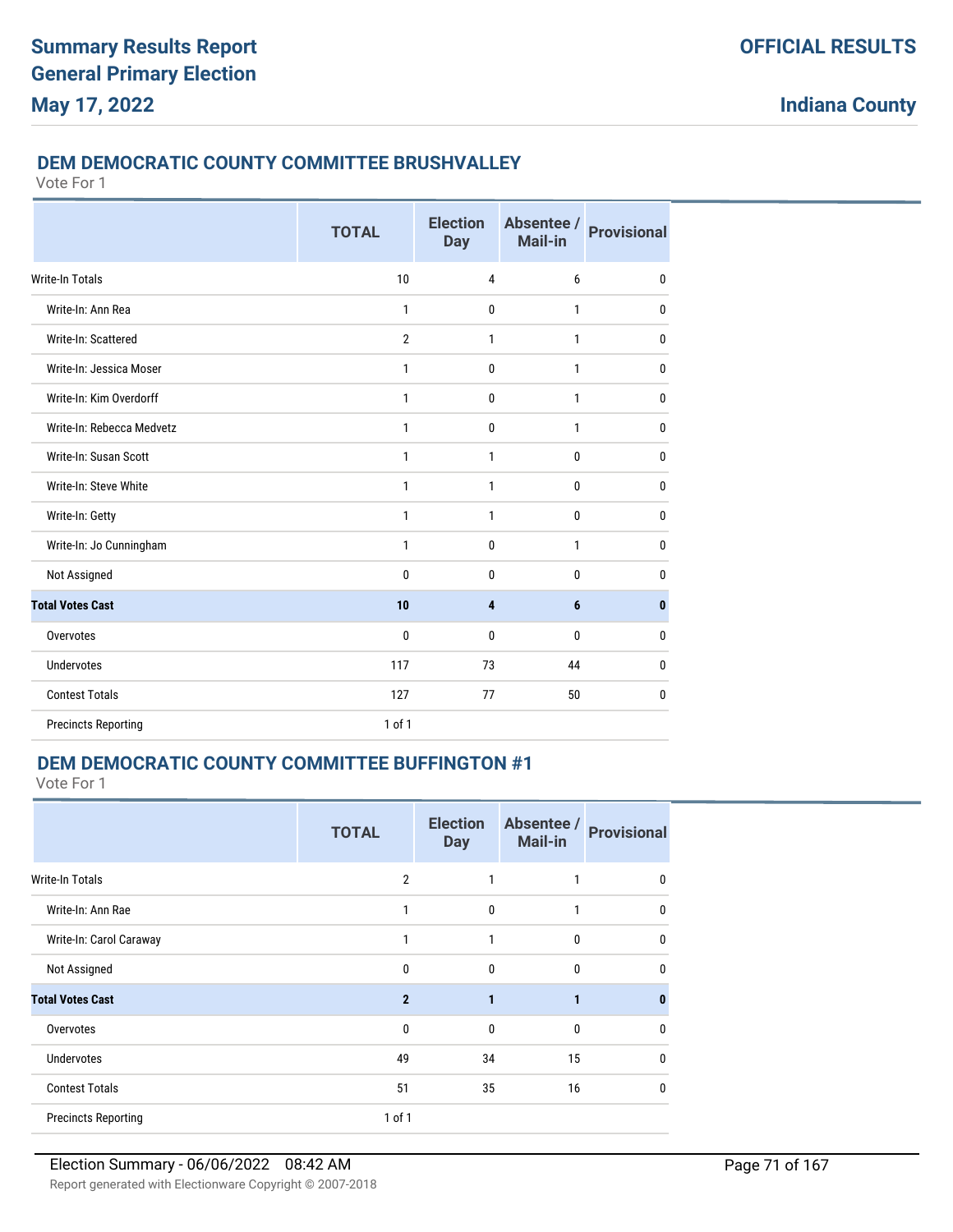## DEM DEMOCRATIC COUNTY COMMITTEE BRUSHVALLEY

Vote For 1

| | TOTAL | Election Day | Absentee / Mail-in | Provisional |
|---|---|---|---|---|
| Write-In Totals | 10 | 4 | 6 | 0 |
| Write-In: Ann Rea | 1 | 0 | 1 | 0 |
| Write-In: Scattered | 2 | 1 | 1 | 0 |
| Write-In: Jessica Moser | 1 | 0 | 1 | 0 |
| Write-In: Kim Overdorff | 1 | 0 | 1 | 0 |
| Write-In: Rebecca Medvetz | 1 | 0 | 1 | 0 |
| Write-In: Susan Scott | 1 | 1 | 0 | 0 |
| Write-In: Steve White | 1 | 1 | 0 | 0 |
| Write-In: Getty | 1 | 1 | 0 | 0 |
| Write-In: Jo Cunningham | 1 | 0 | 1 | 0 |
| Not Assigned | 0 | 0 | 0 | 0 |
| **Total Votes Cast** | **10** | **4** | **6** | **0** |
| Overvotes | 0 | 0 | 0 | 0 |
| Undervotes | 117 | 73 | 44 | 0 |
| Contest Totals | 127 | 77 | 50 | 0 |
| Precincts Reporting | 1 of 1 | | | |

## DEM DEMOCRATIC COUNTY COMMITTEE BUFFINGTON #1

Vote For 1

| | TOTAL | Election Day | Absentee / Mail-in | Provisional |
|---|---|---|---|---|
| Write-In Totals | 2 | 1 | 1 | 0 |
| Write-In: Ann Rae | 1 | 0 | 1 | 0 |
| Write-In: Carol Caraway | 1 | 1 | 0 | 0 |
| Not Assigned | 0 | 0 | 0 | 0 |
| **Total Votes Cast** | **2** | **1** | **1** | **0** |
| Overvotes | 0 | 0 | 0 | 0 |
| Undervotes | 49 | 34 | 15 | 0 |
| Contest Totals | 51 | 35 | 16 | 0 |
| Precincts Reporting | 1 of 1 | | | |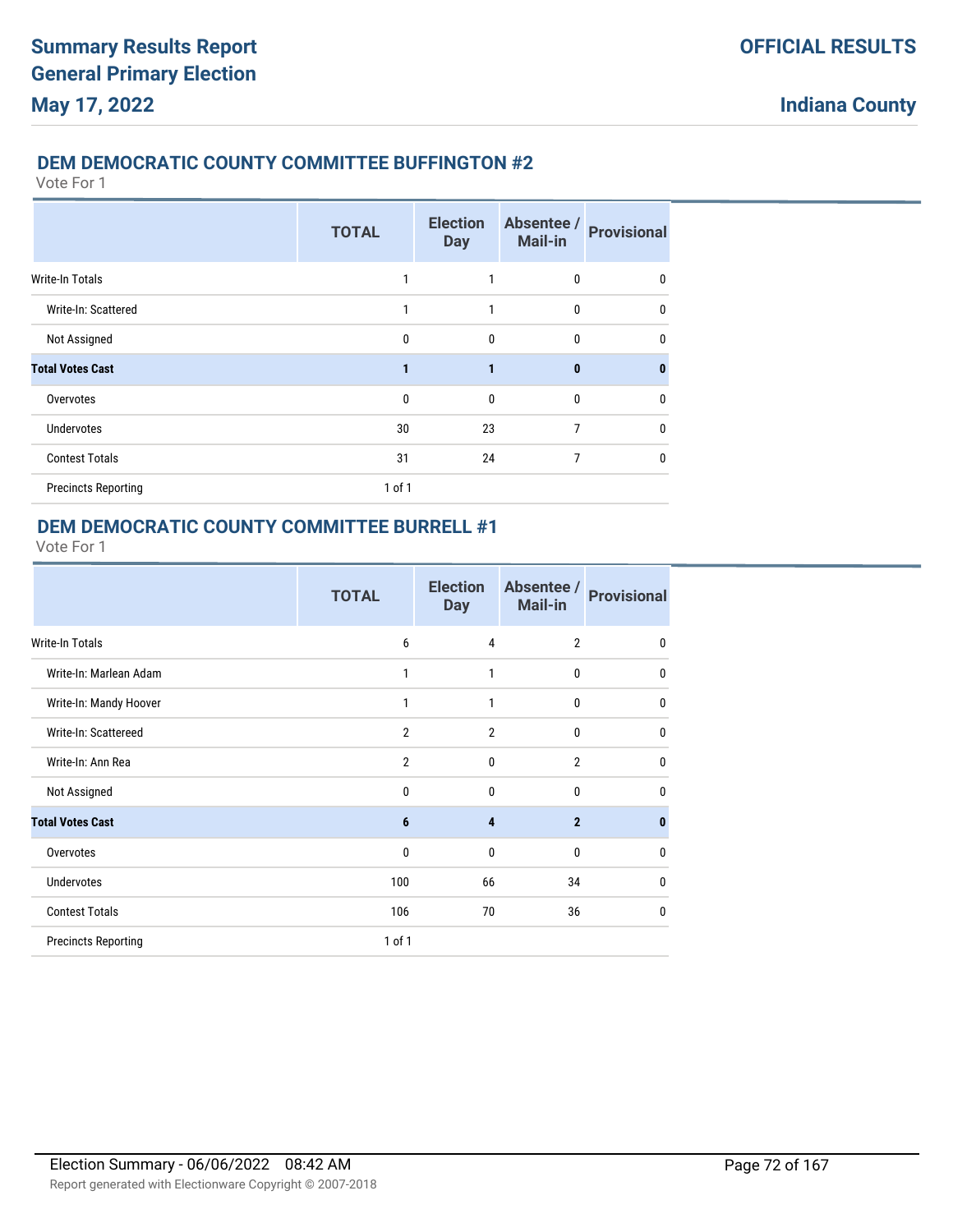## DEM DEMOCRATIC COUNTY COMMITTEE BUFFINGTON #2

Vote For 1

| | TOTAL | Election Day | Absentee / Mail-in | Provisional |
|---|---|---|---|---|
| Write-In Totals | 1 | 1 | 0 | 0 |
| Write-In: Scattered | 1 | 1 | 0 | 0 |
| Not Assigned | 0 | 0 | 0 | 0 |
| **Total Votes Cast** | **1** | **1** | **0** | **0** |
| Overvotes | 0 | 0 | 0 | 0 |
| Undervotes | 30 | 23 | 7 | 0 |
| Contest Totals | 31 | 24 | 7 | 0 |
| Precincts Reporting | 1 of 1 | | | |

## DEM DEMOCRATIC COUNTY COMMITTEE BURRELL #1

Vote For 1

| | TOTAL | Election Day | Absentee / Mail-in | Provisional |
|---|---|---|---|---|
| Write-In Totals | 6 | 4 | 2 | 0 |
| Write-In: Marlean Adam | 1 | 1 | 0 | 0 |
| Write-In: Mandy Hoover | 1 | 1 | 0 | 0 |
| Write-In: Scattereed | 2 | 2 | 0 | 0 |
| Write-In: Ann Rea | 2 | 0 | 2 | 0 |
| Not Assigned | 0 | 0 | 0 | 0 |
| **Total Votes Cast** | **6** | **4** | **2** | **0** |
| Overvotes | 0 | 0 | 0 | 0 |
| Undervotes | 100 | 66 | 34 | 0 |
| Contest Totals | 106 | 70 | 36 | 0 |
| Precincts Reporting | 1 of 1 | | | |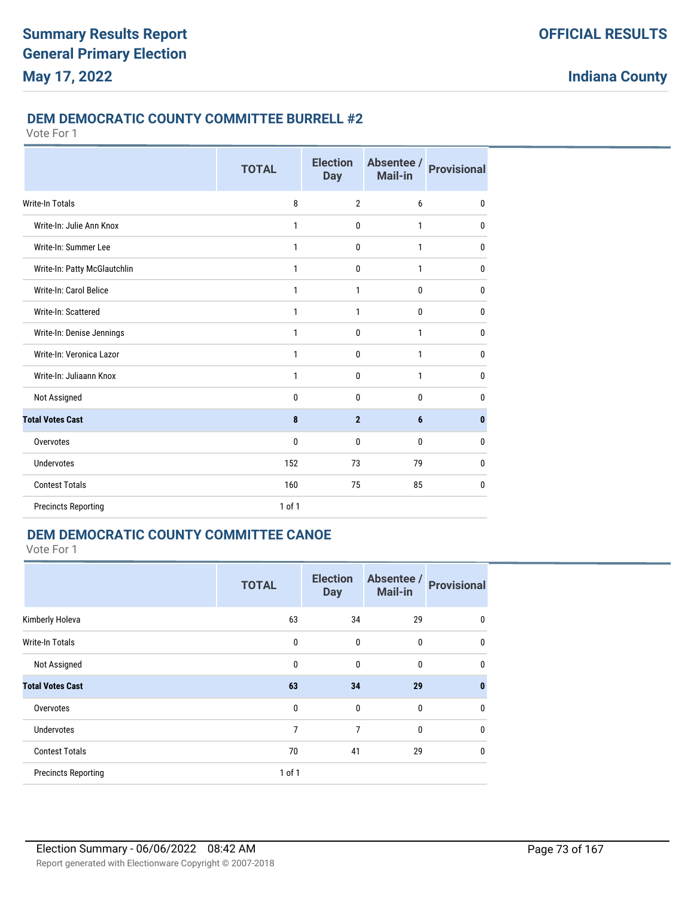# Summary Results Report
# General Primary Election
# May 17, 2022

**OFFICIAL RESULTS**

**Indiana County**

## DEM DEMOCRATIC COUNTY COMMITTEE BURRELL #2

Vote For 1

| | TOTAL | Election Day | Absentee / Mail-in | Provisional |
|---|---|---|---|---|
| Write-In Totals | 8 | 2 | 6 | 0 |
| Write-In: Julie Ann Knox | 1 | 0 | 1 | 0 |
| Write-In: Summer Lee | 1 | 0 | 1 | 0 |
| Write-In: Patty McGlautchlin | 1 | 0 | 1 | 0 |
| Write-In: Carol Belice | 1 | 1 | 0 | 0 |
| Write-In: Scattered | 1 | 1 | 0 | 0 |
| Write-In: Denise Jennings | 1 | 0 | 1 | 0 |
| Write-In: Veronica Lazor | 1 | 0 | 1 | 0 |
| Write-In: Juliaann Knox | 1 | 0 | 1 | 0 |
| Not Assigned | 0 | 0 | 0 | 0 |
| **Total Votes Cast** | **8** | **2** | **6** | **0** |
| Overvotes | 0 | 0 | 0 | 0 |
| Undervotes | 152 | 73 | 79 | 0 |
| Contest Totals | 160 | 75 | 85 | 0 |
| Precincts Reporting | 1 of 1 | | | |

## DEM DEMOCRATIC COUNTY COMMITTEE CANOE

Vote For 1

| | TOTAL | Election Day | Absentee / Mail-in | Provisional |
|---|---|---|---|---|
| Kimberly Holeva | 63 | 34 | 29 | 0 |
| Write-In Totals | 0 | 0 | 0 | 0 |
| Not Assigned | 0 | 0 | 0 | 0 |
| **Total Votes Cast** | **63** | **34** | **29** | **0** |
| Overvotes | 0 | 0 | 0 | 0 |
| Undervotes | 7 | 7 | 0 | 0 |
| Contest Totals | 70 | 41 | 29 | 0 |
| Precincts Reporting | 1 of 1 | | | |

Election Summary - 06/06/2022 08:42 AM

Report generated with Electionware Copyright © 2007-2018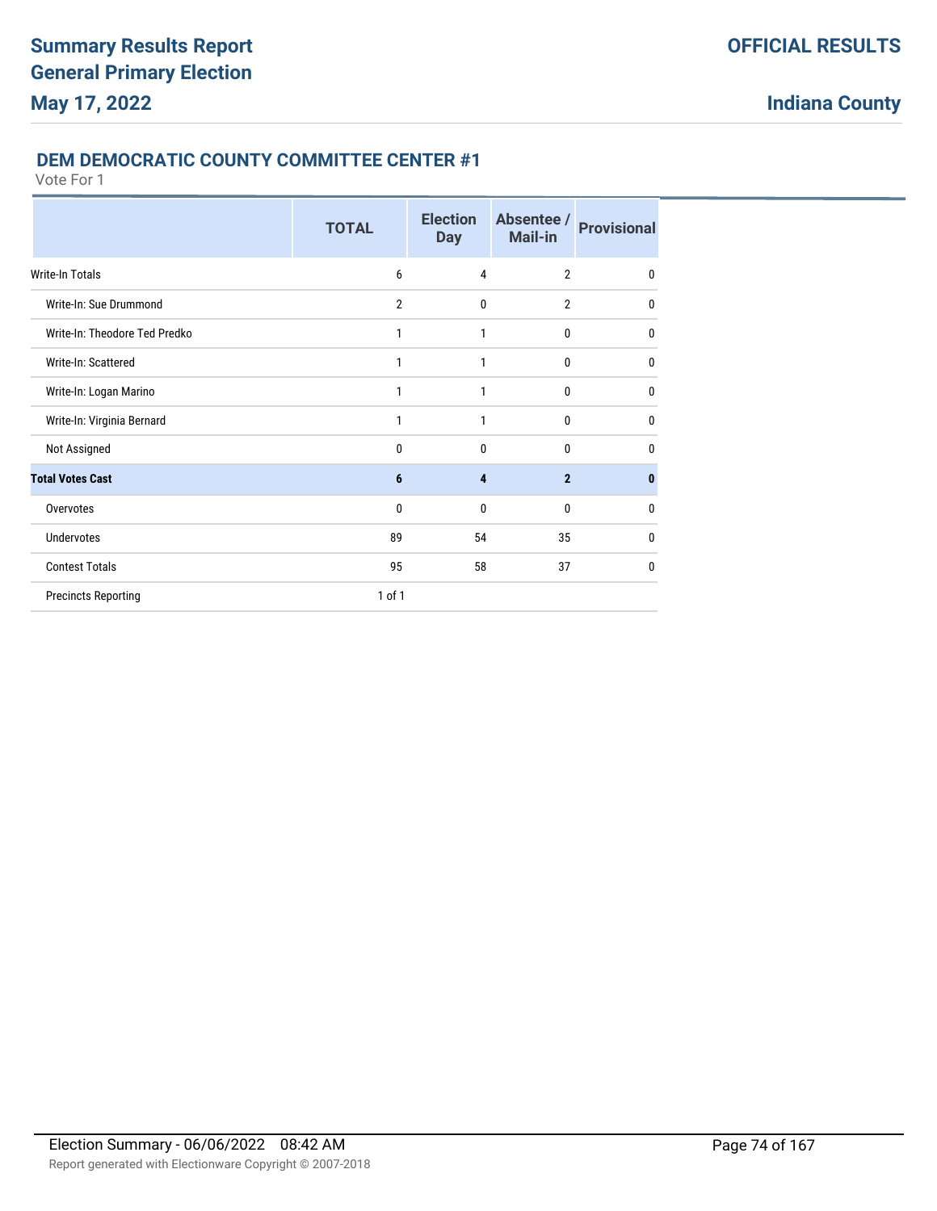# Summary Results Report
# General Primary Election
# May 17, 2022

**OFFICIAL RESULTS**

**Indiana County**

## DEM DEMOCRATIC COUNTY COMMITTEE CENTER #1

Vote For 1

| | TOTAL | Election Day | Absentee / Mail-in | Provisional |
|---|---|---|---|---|
| Write-In Totals | 6 | 4 | 2 | 0 |
| Write-In: Sue Drummond | 2 | 0 | 2 | 0 |
| Write-In: Theodore Ted Predko | 1 | 1 | 0 | 0 |
| Write-In: Scattered | 1 | 1 | 0 | 0 |
| Write-In: Logan Marino | 1 | 1 | 0 | 0 |
| Write-In: Virginia Bernard | 1 | 1 | 0 | 0 |
| Not Assigned | 0 | 0 | 0 | 0 |
| **Total Votes Cast** | **6** | **4** | **2** | **0** |
| Overvotes | 0 | 0 | 0 | 0 |
| Undervotes | 89 | 54 | 35 | 0 |
| Contest Totals | 95 | 58 | 37 | 0 |
| Precincts Reporting | 1 of 1 | | | |

Election Summary - 06/06/2022 08:42 AM

Report generated with Electionware Copyright © 2007-2018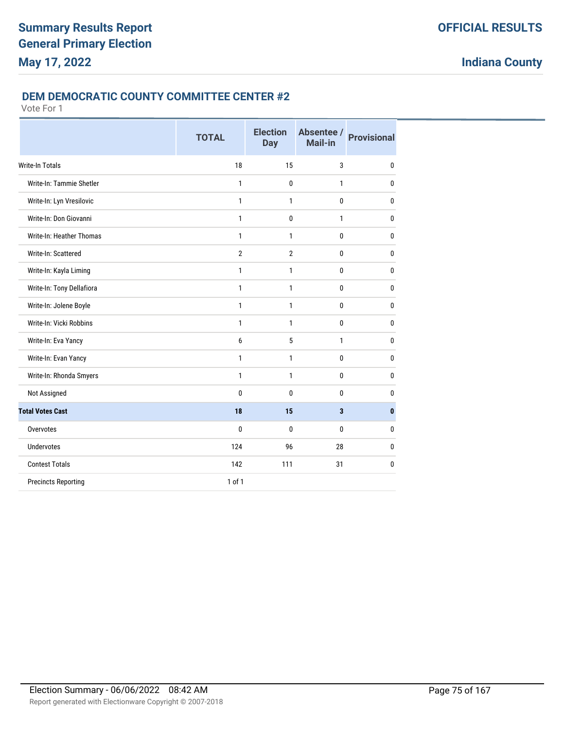## DEM DEMOCRATIC COUNTY COMMITTEE CENTER #2

Vote For 1

| | TOTAL | Election Day | Absentee / Mail-in | Provisional |
|---|---|---|---|---|
| Write-In Totals | 18 | 15 | 3 | 0 |
| Write-In: Tammie Shetler | 1 | 0 | 1 | 0 |
| Write-In: Lyn Vresilovic | 1 | 1 | 0 | 0 |
| Write-In: Don Giovanni | 1 | 0 | 1 | 0 |
| Write-In: Heather Thomas | 1 | 1 | 0 | 0 |
| Write-In: Scattered | 2 | 2 | 0 | 0 |
| Write-In: Kayla Liming | 1 | 1 | 0 | 0 |
| Write-In: Tony Dellafiora | 1 | 1 | 0 | 0 |
| Write-In: Jolene Boyle | 1 | 1 | 0 | 0 |
| Write-In: Vicki Robbins | 1 | 1 | 0 | 0 |
| Write-In: Eva Yancy | 6 | 5 | 1 | 0 |
| Write-In: Evan Yancy | 1 | 1 | 0 | 0 |
| Write-In: Rhonda Smyers | 1 | 1 | 0 | 0 |
| Not Assigned | 0 | 0 | 0 | 0 |
| **Total Votes Cast** | **18** | **15** | **3** | **0** |
| Overvotes | 0 | 0 | 0 | 0 |
| Undervotes | 124 | 96 | 28 | 0 |
| Contest Totals | 142 | 111 | 31 | 0 |
| Precincts Reporting | 1 of 1 | | | |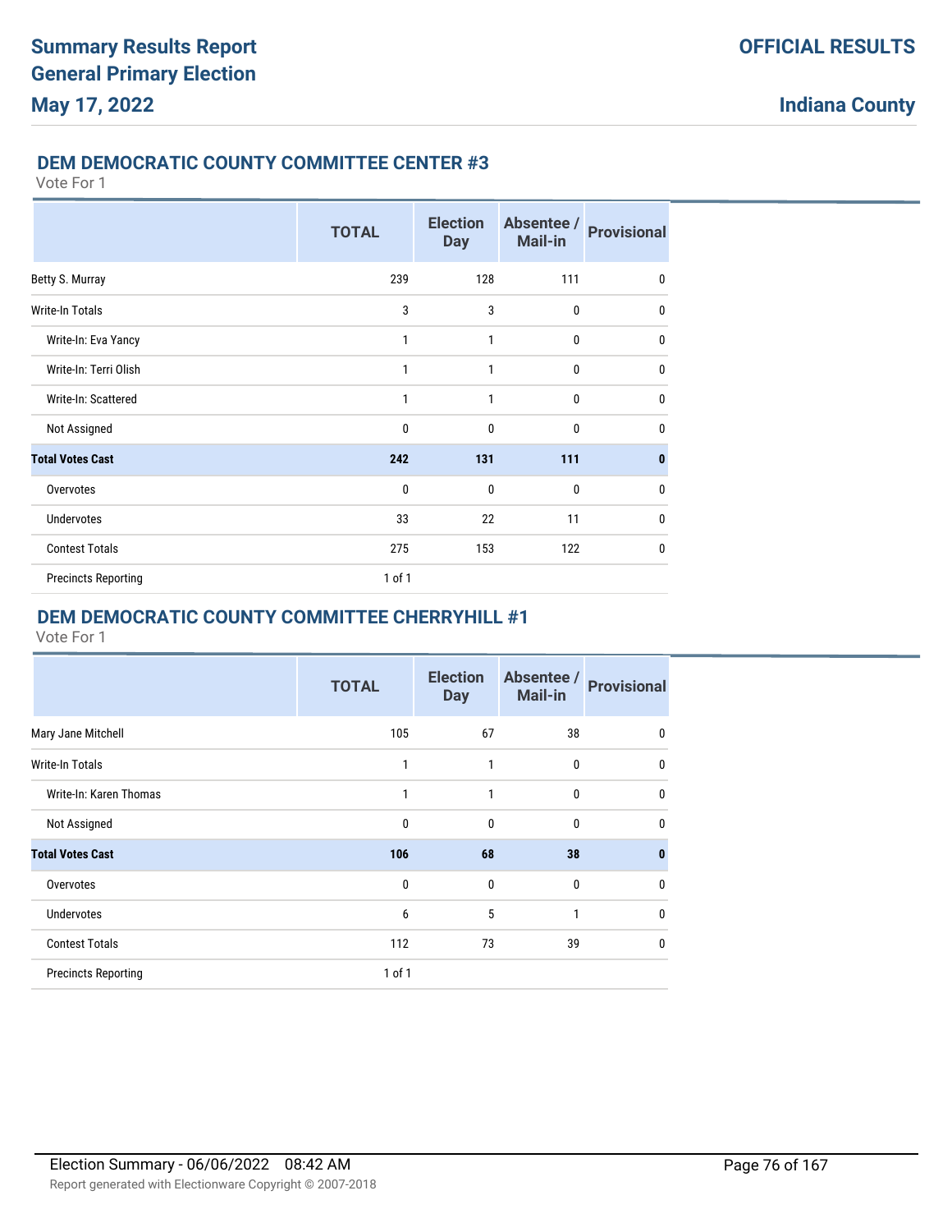## DEM DEMOCRATIC COUNTY COMMITTEE CENTER #3

Vote For 1

| | TOTAL | Election Day | Absentee / Mail-in | Provisional |
|---|---|---|---|---|
| Betty S. Murray | 239 | 128 | 111 | 0 |
| Write-In Totals | 3 | 3 | 0 | 0 |
| Write-In: Eva Yancy | 1 | 1 | 0 | 0 |
| Write-In: Terri Olish | 1 | 1 | 0 | 0 |
| Write-In: Scattered | 1 | 1 | 0 | 0 |
| Not Assigned | 0 | 0 | 0 | 0 |
| **Total Votes Cast** | **242** | **131** | **111** | **0** |
| Overvotes | 0 | 0 | 0 | 0 |
| Undervotes | 33 | 22 | 11 | 0 |
| Contest Totals | 275 | 153 | 122 | 0 |
| Precincts Reporting | 1 of 1 | | | |

## DEM DEMOCRATIC COUNTY COMMITTEE CHERRYHILL #1

Vote For 1

| | TOTAL | Election Day | Absentee / Mail-in | Provisional |
|---|---|---|---|---|
| Mary Jane Mitchell | 105 | 67 | 38 | 0 |
| Write-In Totals | 1 | 1 | 0 | 0 |
| Write-In: Karen Thomas | 1 | 1 | 0 | 0 |
| Not Assigned | 0 | 0 | 0 | 0 |
| **Total Votes Cast** | **106** | **68** | **38** | **0** |
| Overvotes | 0 | 0 | 0 | 0 |
| Undervotes | 6 | 5 | 1 | 0 |
| Contest Totals | 112 | 73 | 39 | 0 |
| Precincts Reporting | 1 of 1 | | | |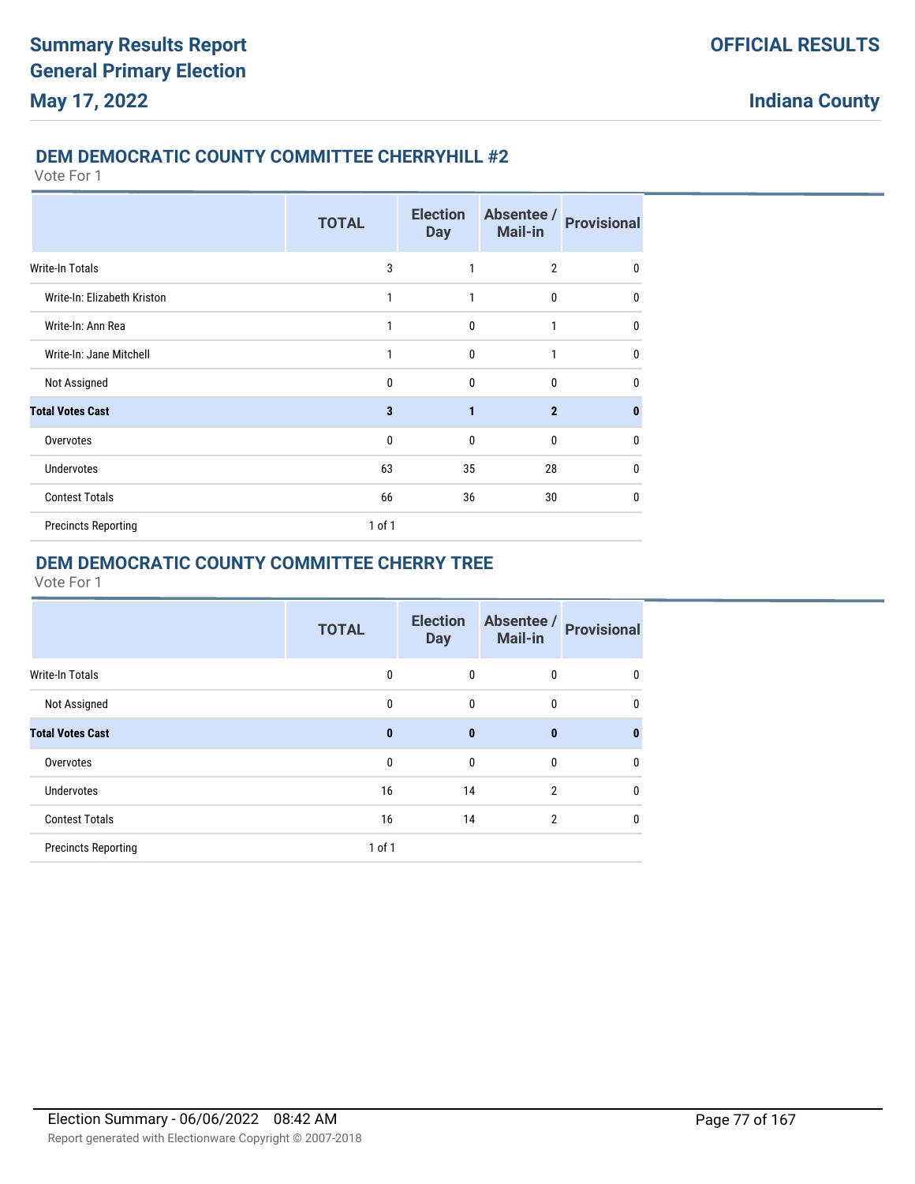## DEM DEMOCRATIC COUNTY COMMITTEE CHERRYHILL #2

Vote For 1

| | TOTAL | Election Day | Absentee / Mail-in | Provisional |
|---|---|---|---|---|
| Write-In Totals | 3 | 1 | 2 | 0 |
| Write-In: Elizabeth Kriston | 1 | 1 | 0 | 0 |
| Write-In: Ann Rea | 1 | 0 | 1 | 0 |
| Write-In: Jane Mitchell | 1 | 0 | 1 | 0 |
| Not Assigned | 0 | 0 | 0 | 0 |
| **Total Votes Cast** | **3** | **1** | **2** | **0** |
| Overvotes | 0 | 0 | 0 | 0 |
| Undervotes | 63 | 35 | 28 | 0 |
| Contest Totals | 66 | 36 | 30 | 0 |
| Precincts Reporting | 1 of 1 | | | |

## DEM DEMOCRATIC COUNTY COMMITTEE CHERRY TREE

Vote For 1

| | TOTAL | Election Day | Absentee / Mail-in | Provisional |
|---|---|---|---|---|
| Write-In Totals | 0 | 0 | 0 | 0 |
| Not Assigned | 0 | 0 | 0 | 0 |
| **Total Votes Cast** | **0** | **0** | **0** | **0** |
| Overvotes | 0 | 0 | 0 | 0 |
| Undervotes | 16 | 14 | 2 | 0 |
| Contest Totals | 16 | 14 | 2 | 0 |
| Precincts Reporting | 1 of 1 | | | |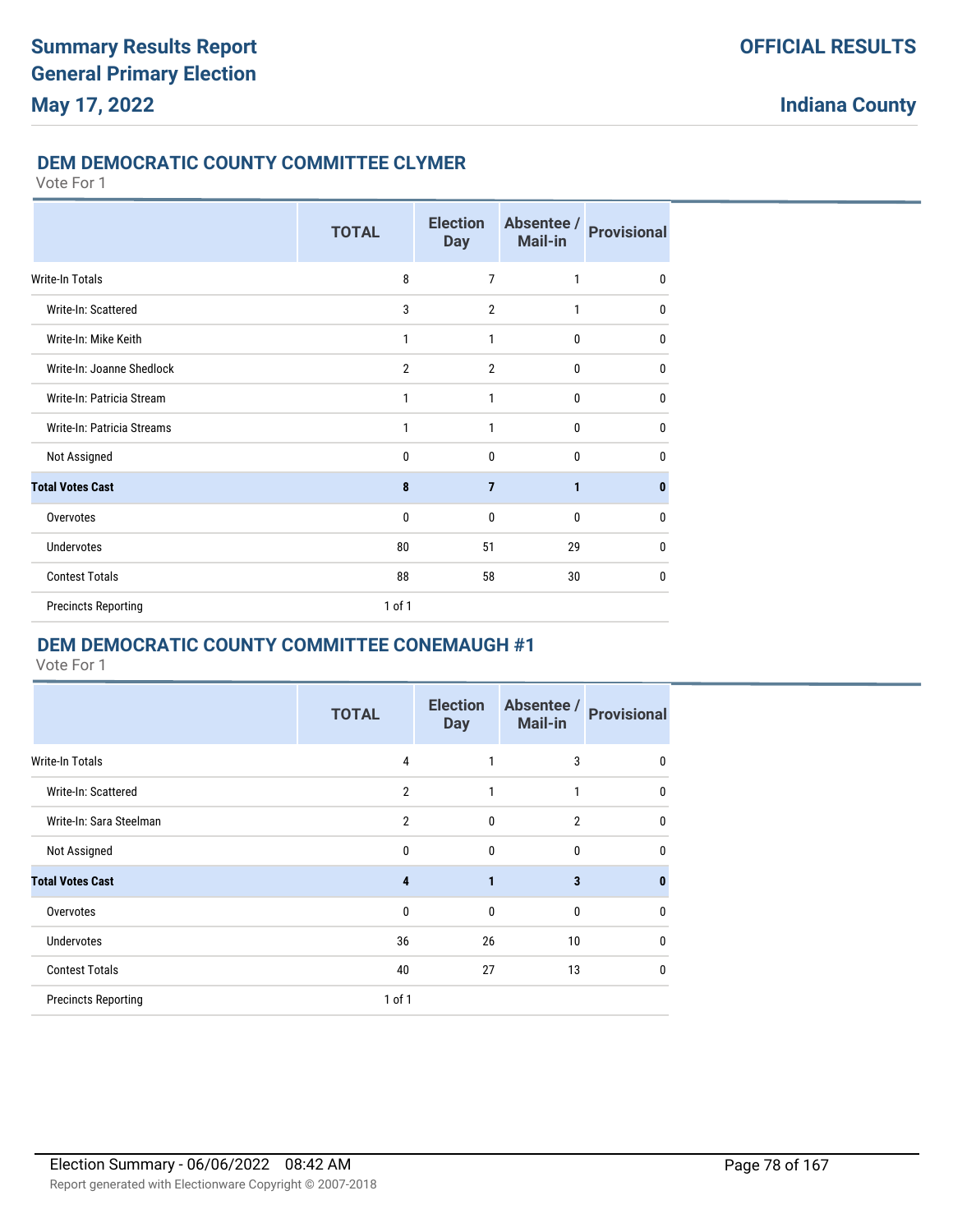# Summary Results Report
# General Primary Election
# May 17, 2022

**OFFICIAL RESULTS**

**Indiana County**

## DEM DEMOCRATIC COUNTY COMMITTEE CLYMER

Vote For 1

| | TOTAL | Election Day | Absentee / Mail-in | Provisional |
|---|---|---|---|---|
| Write-In Totals | 8 | 7 | 1 | 0 |
| Write-In: Scattered | 3 | 2 | 1 | 0 |
| Write-In: Mike Keith | 1 | 1 | 0 | 0 |
| Write-In: Joanne Shedlock | 2 | 2 | 0 | 0 |
| Write-In: Patricia Stream | 1 | 1 | 0 | 0 |
| Write-In: Patricia Streams | 1 | 1 | 0 | 0 |
| Not Assigned | 0 | 0 | 0 | 0 |
| **Total Votes Cast** | **8** | **7** | **1** | **0** |
| Overvotes | 0 | 0 | 0 | 0 |
| Undervotes | 80 | 51 | 29 | 0 |
| Contest Totals | 88 | 58 | 30 | 0 |
| Precincts Reporting | 1 of 1 | | | |

## DEM DEMOCRATIC COUNTY COMMITTEE CONEMAUGH #1

Vote For 1

| | TOTAL | Election Day | Absentee / Mail-in | Provisional |
|---|---|---|---|---|
| Write-In Totals | 4 | 1 | 3 | 0 |
| Write-In: Scattered | 2 | 1 | 1 | 0 |
| Write-In: Sara Steelman | 2 | 0 | 2 | 0 |
| Not Assigned | 0 | 0 | 0 | 0 |
| **Total Votes Cast** | **4** | **1** | **3** | **0** |
| Overvotes | 0 | 0 | 0 | 0 |
| Undervotes | 36 | 26 | 10 | 0 |
| Contest Totals | 40 | 27 | 13 | 0 |
| Precincts Reporting | 1 of 1 | | | |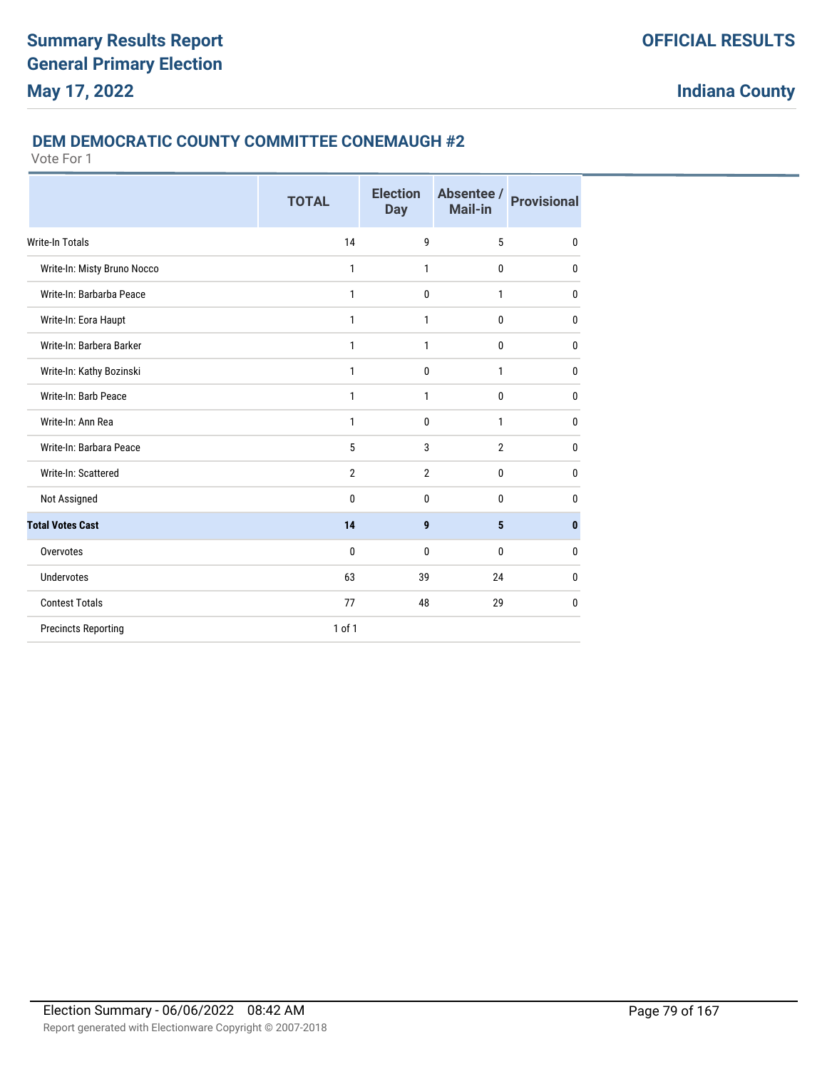# Summary Results Report
# General Primary Election
# May 17, 2022

**OFFICIAL RESULTS**

**Indiana County**

## DEM DEMOCRATIC COUNTY COMMITTEE CONEMAUGH #2

Vote For 1

| | TOTAL | Election Day | Absentee / Mail-in | Provisional |
|---|---|---|---|---|
| Write-In Totals | 14 | 9 | 5 | 0 |
| Write-In: Misty Bruno Nocco | 1 | 1 | 0 | 0 |
| Write-In: Barbarba Peace | 1 | 0 | 1 | 0 |
| Write-In: Eora Haupt | 1 | 1 | 0 | 0 |
| Write-In: Barbera Barker | 1 | 1 | 0 | 0 |
| Write-In: Kathy Bozinski | 1 | 0 | 1 | 0 |
| Write-In: Barb Peace | 1 | 1 | 0 | 0 |
| Write-In: Ann Rea | 1 | 0 | 1 | 0 |
| Write-In: Barbara Peace | 5 | 3 | 2 | 0 |
| Write-In: Scattered | 2 | 2 | 0 | 0 |
| Not Assigned | 0 | 0 | 0 | 0 |
| **Total Votes Cast** | **14** | **9** | **5** | **0** |
| Overvotes | 0 | 0 | 0 | 0 |
| Undervotes | 63 | 39 | 24 | 0 |
| Contest Totals | 77 | 48 | 29 | 0 |
| Precincts Reporting | 1 of 1 | | | |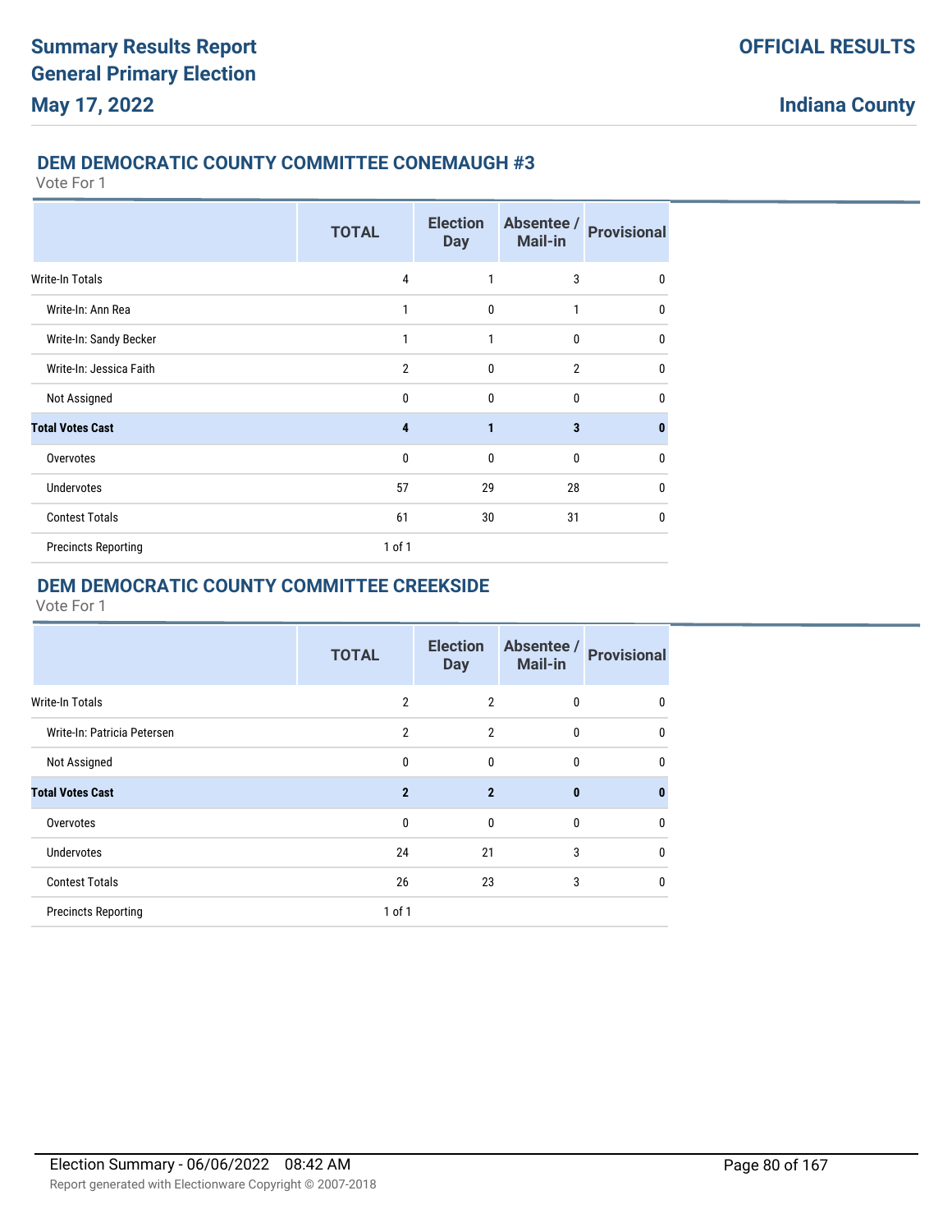### DEM DEMOCRATIC COUNTY COMMITTEE CONEMAUGH #3

Vote For 1

| | TOTAL | Election Day | Absentee / Mail-in | Provisional |
|---|---|---|---|---|
| Write-In Totals | 4 | 1 | 3 | 0 |
| Write-In: Ann Rea | 1 | 0 | 1 | 0 |
| Write-In: Sandy Becker | 1 | 1 | 0 | 0 |
| Write-In: Jessica Faith | 2 | 0 | 2 | 0 |
| Not Assigned | 0 | 0 | 0 | 0 |
| **Total Votes Cast** | **4** | **1** | **3** | **0** |
| Overvotes | 0 | 0 | 0 | 0 |
| Undervotes | 57 | 29 | 28 | 0 |
| Contest Totals | 61 | 30 | 31 | 0 |
| Precincts Reporting | 1 of 1 | | | |

### DEM DEMOCRATIC COUNTY COMMITTEE CREEKSIDE

Vote For 1

| | TOTAL | Election Day | Absentee / Mail-in | Provisional |
|---|---|---|---|---|
| Write-In Totals | 2 | 2 | 0 | 0 |
| Write-In: Patricia Petersen | 2 | 2 | 0 | 0 |
| Not Assigned | 0 | 0 | 0 | 0 |
| **Total Votes Cast** | **2** | **2** | **0** | **0** |
| Overvotes | 0 | 0 | 0 | 0 |
| Undervotes | 24 | 21 | 3 | 0 |
| Contest Totals | 26 | 23 | 3 | 0 |
| Precincts Reporting | 1 of 1 | | | |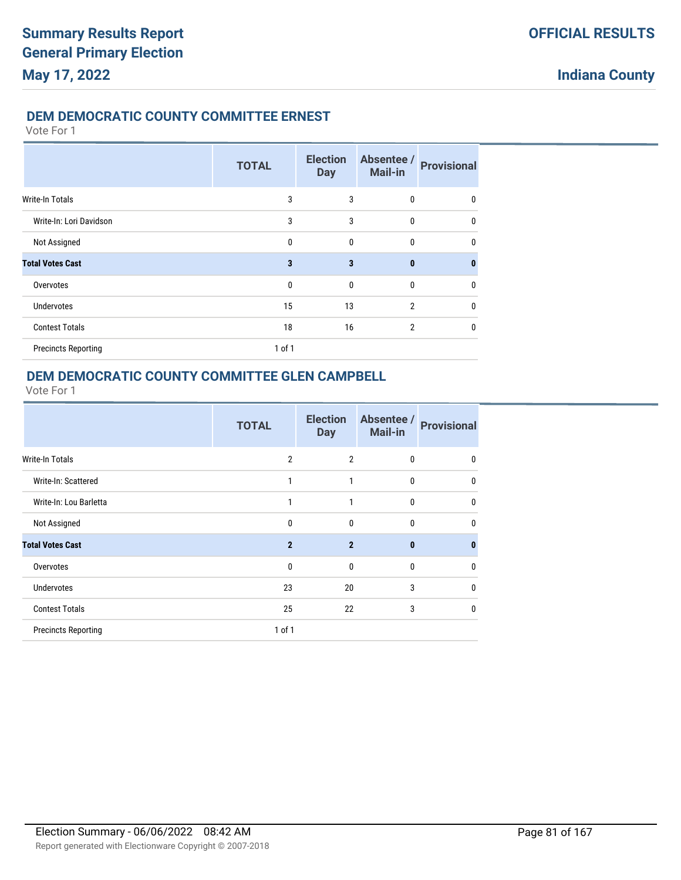# Summary Results Report
# General Primary Election
# May 17, 2022

**OFFICIAL RESULTS**

**Indiana County**

## DEM DEMOCRATIC COUNTY COMMITTEE ERNEST

Vote For 1

| | TOTAL | Election Day | Absentee / Mail-in | Provisional |
|---|---|---|---|---|
| Write-In Totals | 3 | 3 | 0 | 0 |
| Write-In: Lori Davidson | 3 | 3 | 0 | 0 |
| Not Assigned | 0 | 0 | 0 | 0 |
| **Total Votes Cast** | **3** | **3** | **0** | **0** |
| Overvotes | 0 | 0 | 0 | 0 |
| Undervotes | 15 | 13 | 2 | 0 |
| Contest Totals | 18 | 16 | 2 | 0 |
| Precincts Reporting | 1 of 1 | | | |

## DEM DEMOCRATIC COUNTY COMMITTEE GLEN CAMPBELL

Vote For 1

| | TOTAL | Election Day | Absentee / Mail-in | Provisional |
|---|---|---|---|---|
| Write-In Totals | 2 | 2 | 0 | 0 |
| Write-In: Scattered | 1 | 1 | 0 | 0 |
| Write-In: Lou Barletta | 1 | 1 | 0 | 0 |
| Not Assigned | 0 | 0 | 0 | 0 |
| **Total Votes Cast** | **2** | **2** | **0** | **0** |
| Overvotes | 0 | 0 | 0 | 0 |
| Undervotes | 23 | 20 | 3 | 0 |
| Contest Totals | 25 | 22 | 3 | 0 |
| Precincts Reporting | 1 of 1 | | | |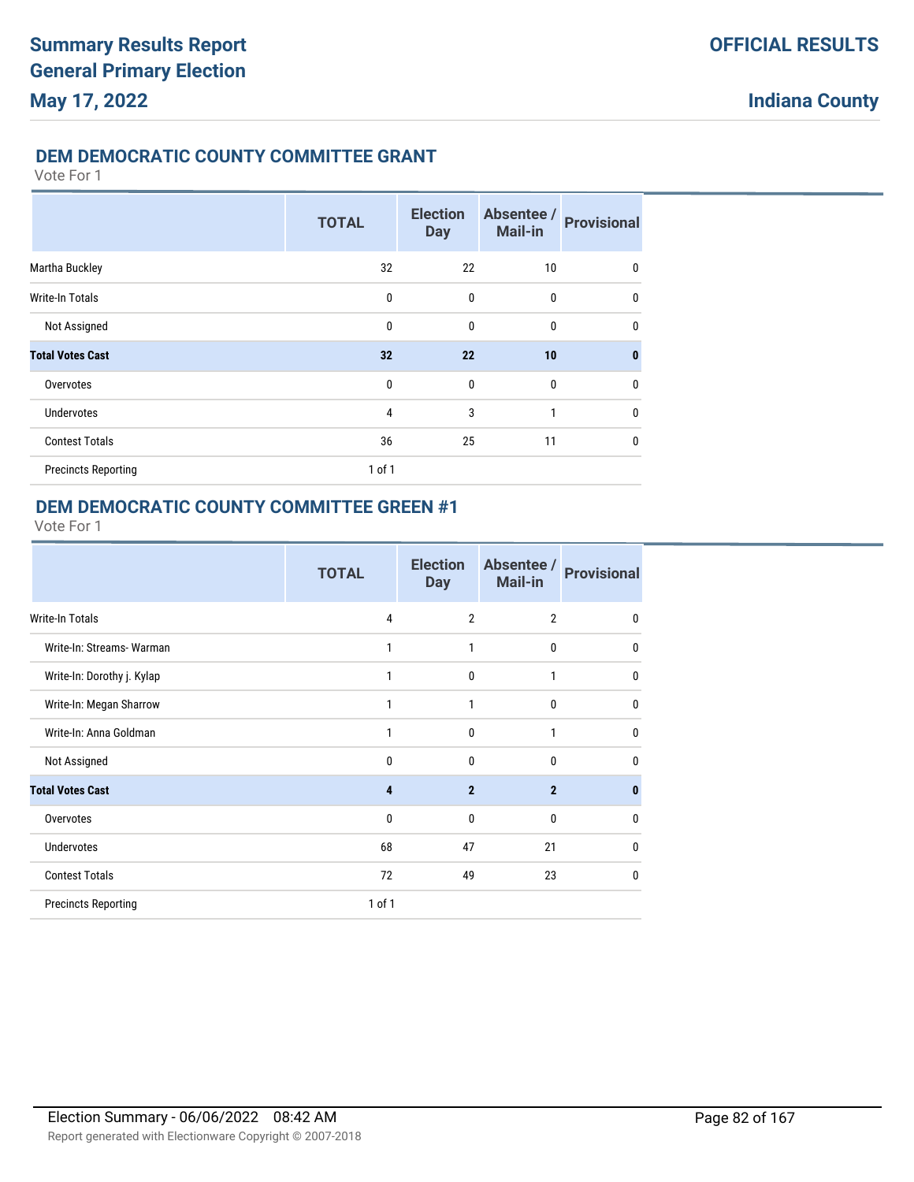## DEM DEMOCRATIC COUNTY COMMITTEE GRANT

Vote For 1

| | TOTAL | Election Day | Absentee / Mail-in | Provisional |
|---|---|---|---|---|
| Martha Buckley | 32 | 22 | 10 | 0 |
| Write-In Totals | 0 | 0 | 0 | 0 |
| Not Assigned | 0 | 0 | 0 | 0 |
| **Total Votes Cast** | **32** | **22** | **10** | **0** |
| Overvotes | 0 | 0 | 0 | 0 |
| Undervotes | 4 | 3 | 1 | 0 |
| Contest Totals | 36 | 25 | 11 | 0 |
| Precincts Reporting | 1 of 1 | | | |

## DEM DEMOCRATIC COUNTY COMMITTEE GREEN #1

Vote For 1

| | TOTAL | Election Day | Absentee / Mail-in | Provisional |
|---|---|---|---|---|
| Write-In Totals | 4 | 2 | 2 | 0 |
| Write-In: Streams- Warman | 1 | 1 | 0 | 0 |
| Write-In: Dorothy j. Kylap | 1 | 0 | 1 | 0 |
| Write-In: Megan Sharrow | 1 | 1 | 0 | 0 |
| Write-In: Anna Goldman | 1 | 0 | 1 | 0 |
| Not Assigned | 0 | 0 | 0 | 0 |
| **Total Votes Cast** | **4** | **2** | **2** | **0** |
| Overvotes | 0 | 0 | 0 | 0 |
| Undervotes | 68 | 47 | 21 | 0 |
| Contest Totals | 72 | 49 | 23 | 0 |
| Precincts Reporting | 1 of 1 | | | |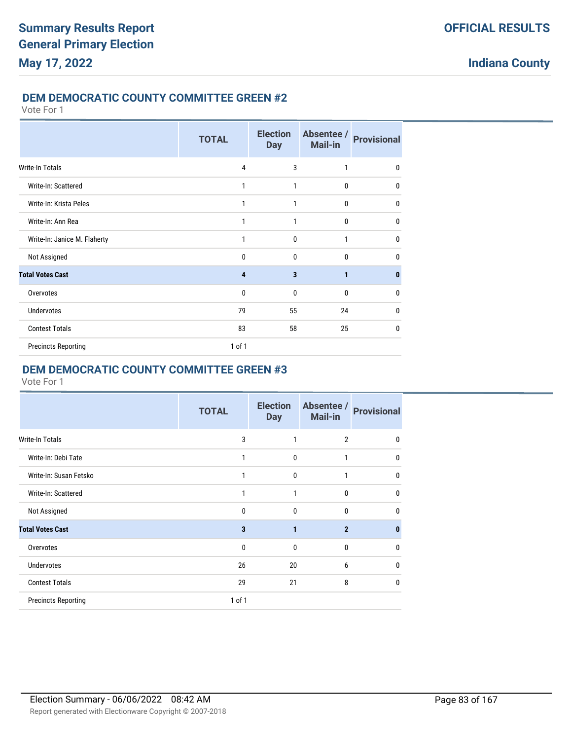## DEM DEMOCRATIC COUNTY COMMITTEE GREEN #2

Vote For 1

| | TOTAL | Election Day | Absentee / Mail-in | Provisional |
|---|---|---|---|---|
| Write-In Totals | 4 | 3 | 1 | 0 |
| Write-In: Scattered | 1 | 1 | 0 | 0 |
| Write-In: Krista Peles | 1 | 1 | 0 | 0 |
| Write-In: Ann Rea | 1 | 1 | 0 | 0 |
| Write-In: Janice M. Flaherty | 1 | 0 | 1 | 0 |
| Not Assigned | 0 | 0 | 0 | 0 |
| **Total Votes Cast** | **4** | **3** | **1** | **0** |
| Overvotes | 0 | 0 | 0 | 0 |
| Undervotes | 79 | 55 | 24 | 0 |
| Contest Totals | 83 | 58 | 25 | 0 |
| Precincts Reporting | 1 of 1 | | | |

## DEM DEMOCRATIC COUNTY COMMITTEE GREEN #3

Vote For 1

| | TOTAL | Election Day | Absentee / Mail-in | Provisional |
|---|---|---|---|---|
| Write-In Totals | 3 | 1 | 2 | 0 |
| Write-In: Debi Tate | 1 | 0 | 1 | 0 |
| Write-In: Susan Fetsko | 1 | 0 | 1 | 0 |
| Write-In: Scattered | 1 | 1 | 0 | 0 |
| Not Assigned | 0 | 0 | 0 | 0 |
| **Total Votes Cast** | **3** | **1** | **2** | **0** |
| Overvotes | 0 | 0 | 0 | 0 |
| Undervotes | 26 | 20 | 6 | 0 |
| Contest Totals | 29 | 21 | 8 | 0 |
| Precincts Reporting | 1 of 1 | | | |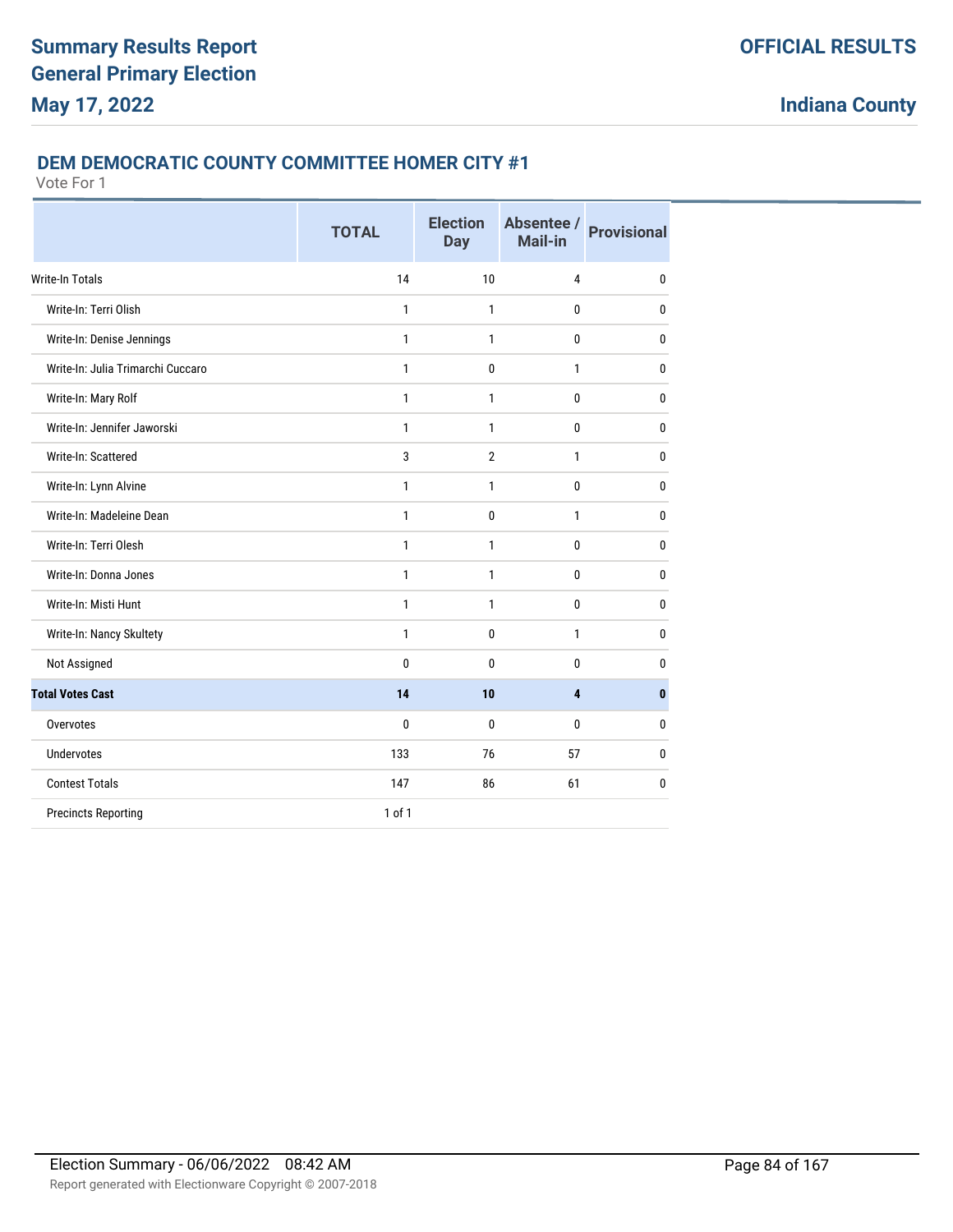# Summary Results Report
# General Primary Election
# May 17, 2022

**OFFICIAL RESULTS**

**Indiana County**

## DEM DEMOCRATIC COUNTY COMMITTEE HOMER CITY #1

Vote For 1

| | TOTAL | Election Day | Absentee / Mail-in | Provisional |
|---|---|---|---|---|
| Write-In Totals | 14 | 10 | 4 | 0 |
| Write-In: Terri Olish | 1 | 1 | 0 | 0 |
| Write-In: Denise Jennings | 1 | 1 | 0 | 0 |
| Write-In: Julia Trimarchi Cuccaro | 1 | 0 | 1 | 0 |
| Write-In: Mary Rolf | 1 | 1 | 0 | 0 |
| Write-In: Jennifer Jaworski | 1 | 1 | 0 | 0 |
| Write-In: Scattered | 3 | 2 | 1 | 0 |
| Write-In: Lynn Alvine | 1 | 1 | 0 | 0 |
| Write-In: Madeleine Dean | 1 | 0 | 1 | 0 |
| Write-In: Terri Olesh | 1 | 1 | 0 | 0 |
| Write-In: Donna Jones | 1 | 1 | 0 | 0 |
| Write-In: Misti Hunt | 1 | 1 | 0 | 0 |
| Write-In: Nancy Skultety | 1 | 0 | 1 | 0 |
| Not Assigned | 0 | 0 | 0 | 0 |
| **Total Votes Cast** | **14** | **10** | **4** | **0** |
| Overvotes | 0 | 0 | 0 | 0 |
| Undervotes | 133 | 76 | 57 | 0 |
| Contest Totals | 147 | 86 | 61 | 0 |
| Precincts Reporting | 1 of 1 | | | |

Election Summary - 06/06/2022 08:42 AM

Report generated with Electionware Copyright © 2007-2018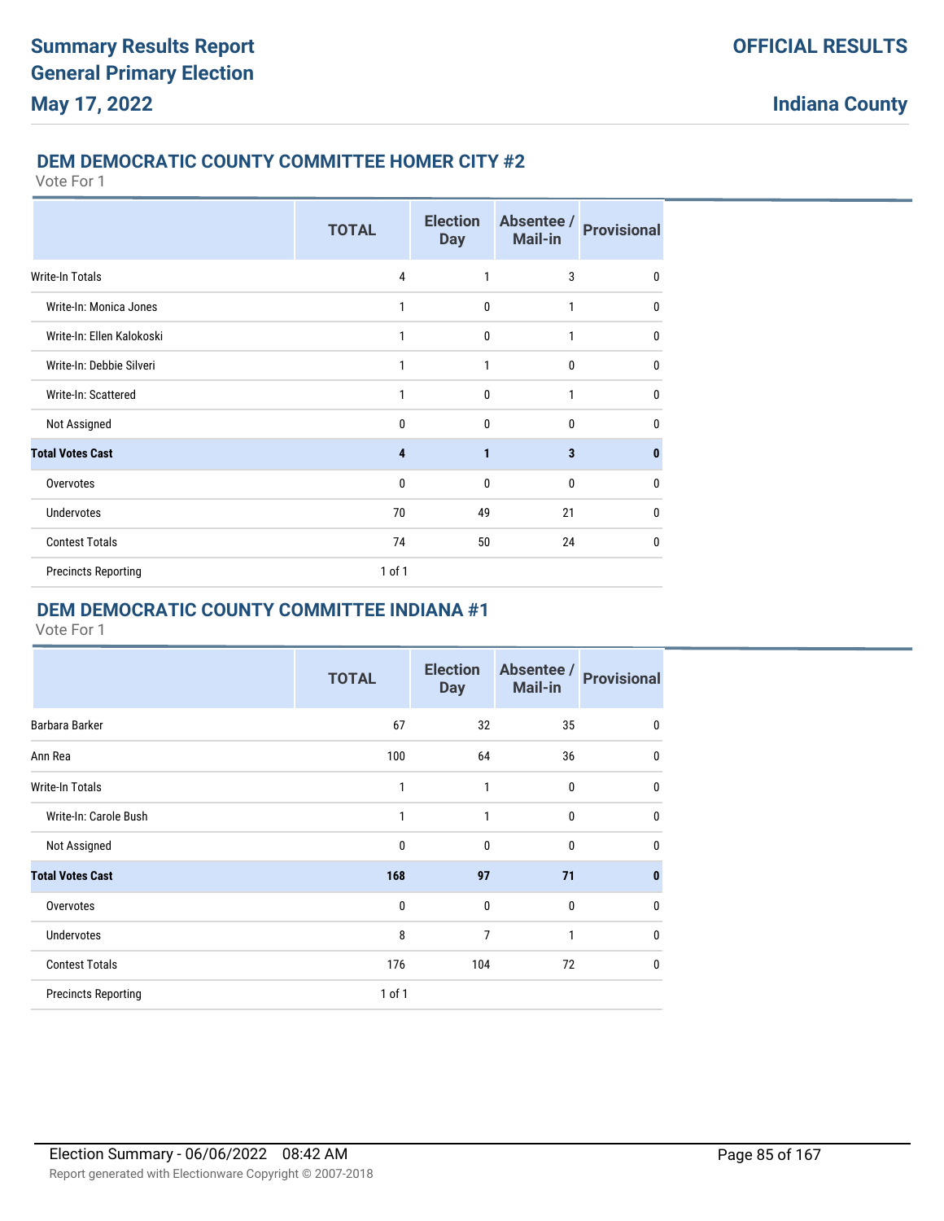## DEM DEMOCRATIC COUNTY COMMITTEE HOMER CITY #2

Vote For 1

| | TOTAL | Election Day | Absentee / Mail-in | Provisional |
|---|---|---|---|---|
| Write-In Totals | 4 | 1 | 3 | 0 |
| Write-In: Monica Jones | 1 | 0 | 1 | 0 |
| Write-In: Ellen Kalokoski | 1 | 0 | 1 | 0 |
| Write-In: Debbie Silveri | 1 | 1 | 0 | 0 |
| Write-In: Scattered | 1 | 0 | 1 | 0 |
| Not Assigned | 0 | 0 | 0 | 0 |
| **Total Votes Cast** | **4** | **1** | **3** | **0** |
| Overvotes | 0 | 0 | 0 | 0 |
| Undervotes | 70 | 49 | 21 | 0 |
| Contest Totals | 74 | 50 | 24 | 0 |
| Precincts Reporting | 1 of 1 | | | |

## DEM DEMOCRATIC COUNTY COMMITTEE INDIANA #1

Vote For 1

| | TOTAL | Election Day | Absentee / Mail-in | Provisional |
|---|---|---|---|---|
| Barbara Barker | 67 | 32 | 35 | 0 |
| Ann Rea | 100 | 64 | 36 | 0 |
| Write-In Totals | 1 | 1 | 0 | 0 |
| Write-In: Carole Bush | 1 | 1 | 0 | 0 |
| Not Assigned | 0 | 0 | 0 | 0 |
| **Total Votes Cast** | **168** | **97** | **71** | **0** |
| Overvotes | 0 | 0 | 0 | 0 |
| Undervotes | 8 | 7 | 1 | 0 |
| Contest Totals | 176 | 104 | 72 | 0 |
| Precincts Reporting | 1 of 1 | | | |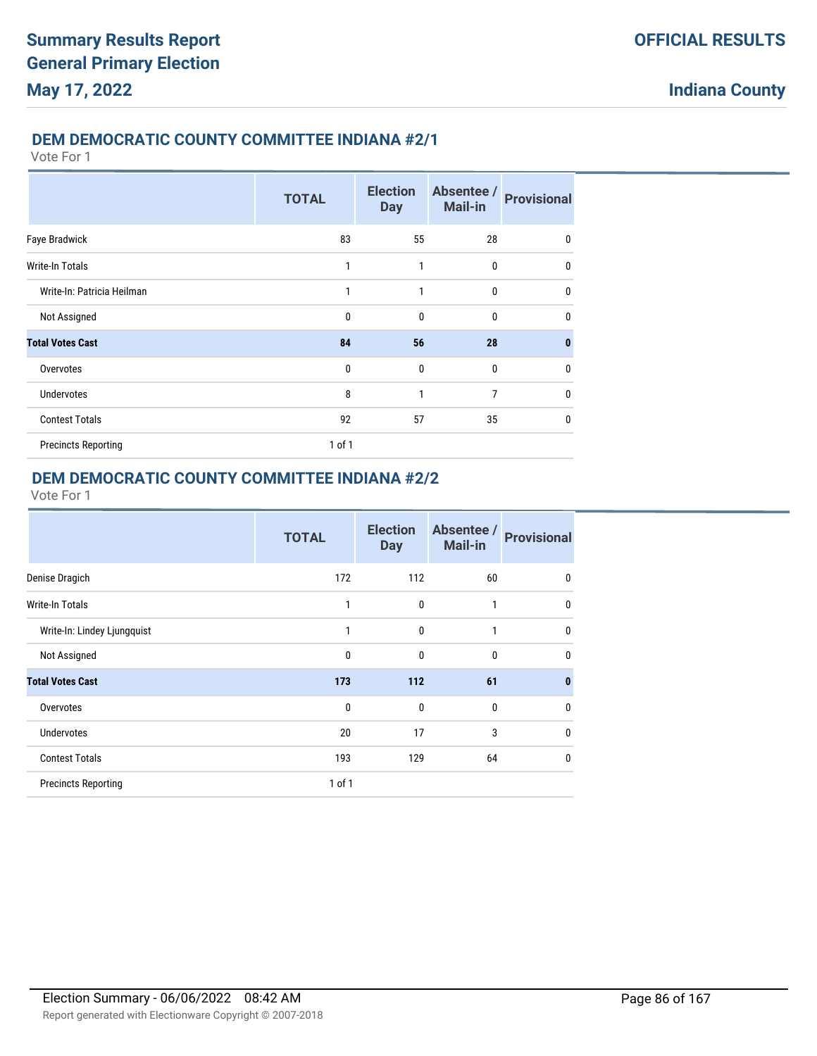## DEM DEMOCRATIC COUNTY COMMITTEE INDIANA #2/1

Vote For 1

| | TOTAL | Election Day | Absentee / Mail-in | Provisional |
|---|---|---|---|---|
| Faye Bradwick | 83 | 55 | 28 | 0 |
| Write-In Totals | 1 | 1 | 0 | 0 |
| Write-In: Patricia Heilman | 1 | 1 | 0 | 0 |
| Not Assigned | 0 | 0 | 0 | 0 |
| **Total Votes Cast** | **84** | **56** | **28** | **0** |
| Overvotes | 0 | 0 | 0 | 0 |
| Undervotes | 8 | 1 | 7 | 0 |
| Contest Totals | 92 | 57 | 35 | 0 |
| Precincts Reporting | 1 of 1 | | | |

## DEM DEMOCRATIC COUNTY COMMITTEE INDIANA #2/2

Vote For 1

| | TOTAL | Election Day | Absentee / Mail-in | Provisional |
|---|---|---|---|---|
| Denise Dragich | 172 | 112 | 60 | 0 |
| Write-In Totals | 1 | 0 | 1 | 0 |
| Write-In: Lindey Ljungquist | 1 | 0 | 1 | 0 |
| Not Assigned | 0 | 0 | 0 | 0 |
| **Total Votes Cast** | **173** | **112** | **61** | **0** |
| Overvotes | 0 | 0 | 0 | 0 |
| Undervotes | 20 | 17 | 3 | 0 |
| Contest Totals | 193 | 129 | 64 | 0 |
| Precincts Reporting | 1 of 1 | | | |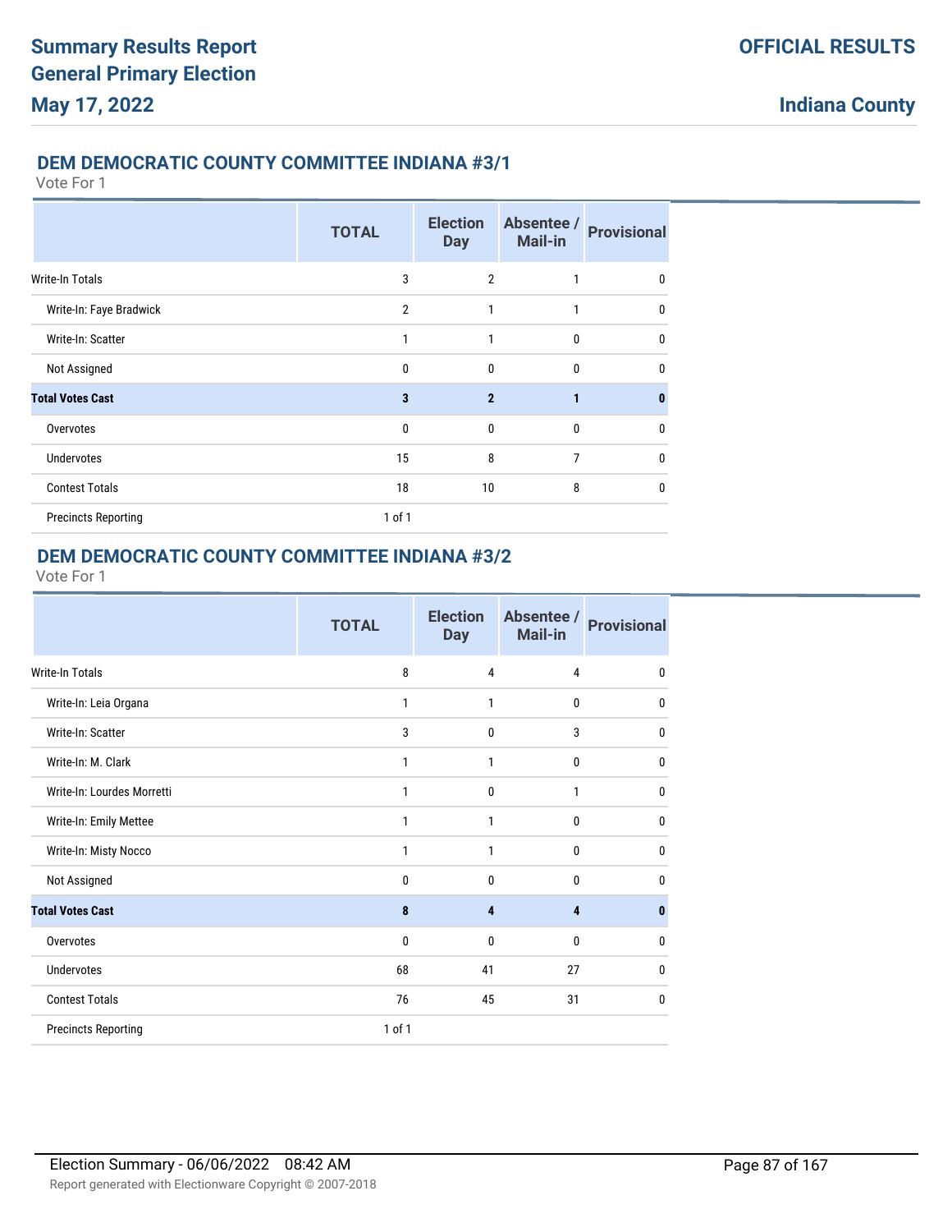# Summary Results Report
# General Primary Election
# May 17, 2022

**OFFICIAL RESULTS**

**Indiana County**

## DEM DEMOCRATIC COUNTY COMMITTEE INDIANA #3/1

Vote For 1

| | TOTAL | Election Day | Absentee / Mail-in | Provisional |
|---|---|---|---|---|
| Write-In Totals | 3 | 2 | 1 | 0 |
| Write-In: Faye Bradwick | 2 | 1 | 1 | 0 |
| Write-In: Scatter | 1 | 1 | 0 | 0 |
| Not Assigned | 0 | 0 | 0 | 0 |
| **Total Votes Cast** | **3** | **2** | **1** | **0** |
| Overvotes | 0 | 0 | 0 | 0 |
| Undervotes | 15 | 8 | 7 | 0 |
| Contest Totals | 18 | 10 | 8 | 0 |
| Precincts Reporting | 1 of 1 | | | |

## DEM DEMOCRATIC COUNTY COMMITTEE INDIANA #3/2

Vote For 1

| | TOTAL | Election Day | Absentee / Mail-in | Provisional |
|---|---|---|---|---|
| Write-In Totals | 8 | 4 | 4 | 0 |
| Write-In: Leia Organa | 1 | 1 | 0 | 0 |
| Write-In: Scatter | 3 | 0 | 3 | 0 |
| Write-In: M. Clark | 1 | 1 | 0 | 0 |
| Write-In: Lourdes Morretti | 1 | 0 | 1 | 0 |
| Write-In: Emily Mettee | 1 | 1 | 0 | 0 |
| Write-In: Misty Nocco | 1 | 1 | 0 | 0 |
| Not Assigned | 0 | 0 | 0 | 0 |
| **Total Votes Cast** | **8** | **4** | **4** | **0** |
| Overvotes | 0 | 0 | 0 | 0 |
| Undervotes | 68 | 41 | 27 | 0 |
| Contest Totals | 76 | 45 | 31 | 0 |
| Precincts Reporting | 1 of 1 | | | |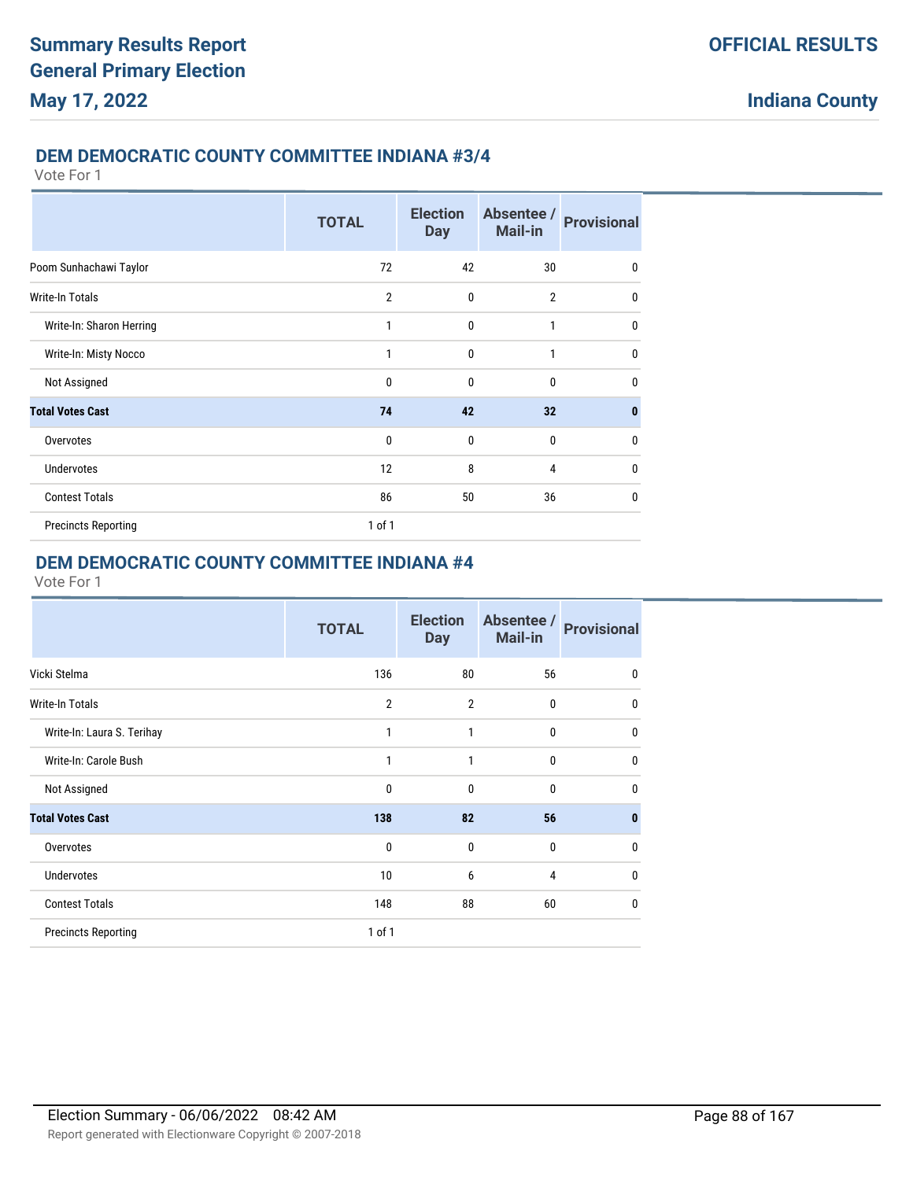## DEM DEMOCRATIC COUNTY COMMITTEE INDIANA #3/4

Vote For 1

| | TOTAL | Election Day | Absentee / Mail-in | Provisional |
|---|---|---|---|---|
| Poom Sunhachawi Taylor | 72 | 42 | 30 | 0 |
| Write-In Totals | 2 | 0 | 2 | 0 |
| Write-In: Sharon Herring | 1 | 0 | 1 | 0 |
| Write-In: Misty Nocco | 1 | 0 | 1 | 0 |
| Not Assigned | 0 | 0 | 0 | 0 |
| **Total Votes Cast** | **74** | **42** | **32** | **0** |
| Overvotes | 0 | 0 | 0 | 0 |
| Undervotes | 12 | 8 | 4 | 0 |
| Contest Totals | 86 | 50 | 36 | 0 |
| Precincts Reporting | 1 of 1 | | | |

## DEM DEMOCRATIC COUNTY COMMITTEE INDIANA #4

Vote For 1

| | TOTAL | Election Day | Absentee / Mail-in | Provisional |
|---|---|---|---|---|
| Vicki Stelma | 136 | 80 | 56 | 0 |
| Write-In Totals | 2 | 2 | 0 | 0 |
| Write-In: Laura S. Terihay | 1 | 1 | 0 | 0 |
| Write-In: Carole Bush | 1 | 1 | 0 | 0 |
| Not Assigned | 0 | 0 | 0 | 0 |
| **Total Votes Cast** | **138** | **82** | **56** | **0** |
| Overvotes | 0 | 0 | 0 | 0 |
| Undervotes | 10 | 6 | 4 | 0 |
| Contest Totals | 148 | 88 | 60 | 0 |
| Precincts Reporting | 1 of 1 | | | |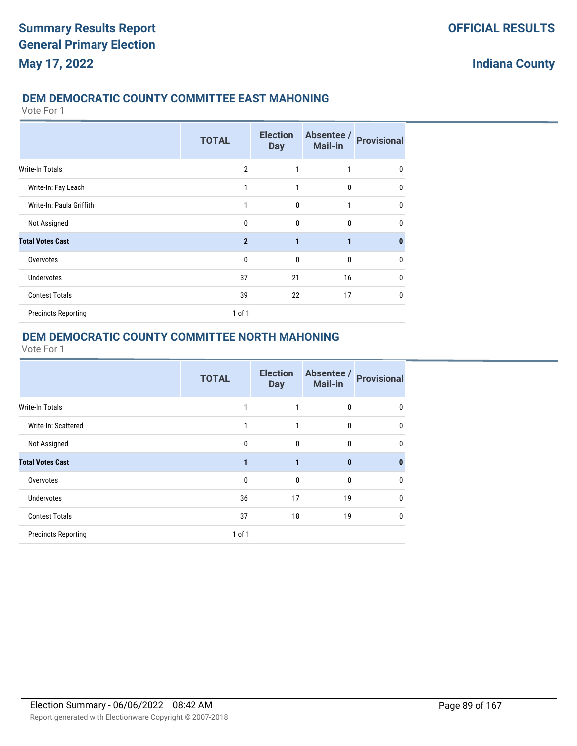## DEM DEMOCRATIC COUNTY COMMITTEE EAST MAHONING

Vote For 1

| | TOTAL | Election Day | Absentee / Mail-in | Provisional |
|---|---|---|---|---|
| Write-In Totals | 2 | 1 | 1 | 0 |
| Write-In: Fay Leach | 1 | 1 | 0 | 0 |
| Write-In: Paula Griffith | 1 | 0 | 1 | 0 |
| Not Assigned | 0 | 0 | 0 | 0 |
| **Total Votes Cast** | **2** | **1** | **1** | **0** |
| Overvotes | 0 | 0 | 0 | 0 |
| Undervotes | 37 | 21 | 16 | 0 |
| Contest Totals | 39 | 22 | 17 | 0 |
| Precincts Reporting | 1 of 1 | | | |

## DEM DEMOCRATIC COUNTY COMMITTEE NORTH MAHONING

Vote For 1

| | TOTAL | Election Day | Absentee / Mail-in | Provisional |
|---|---|---|---|---|
| Write-In Totals | 1 | 1 | 0 | 0 |
| Write-In: Scattered | 1 | 1 | 0 | 0 |
| Not Assigned | 0 | 0 | 0 | 0 |
| **Total Votes Cast** | **1** | **1** | **0** | **0** |
| Overvotes | 0 | 0 | 0 | 0 |
| Undervotes | 36 | 17 | 19 | 0 |
| Contest Totals | 37 | 18 | 19 | 0 |
| Precincts Reporting | 1 of 1 | | | |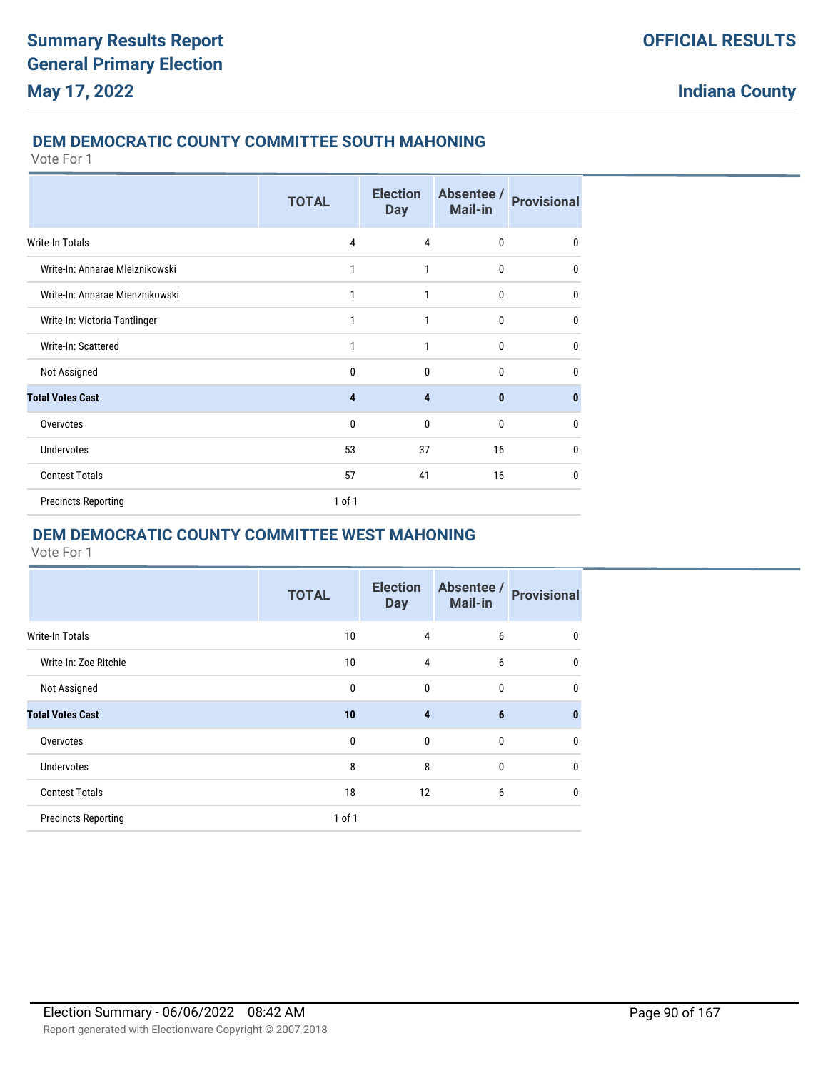## DEM DEMOCRATIC COUNTY COMMITTEE SOUTH MAHONING

Vote For 1

| | TOTAL | Election Day | Absentee / Mail-in | Provisional |
|---|---|---|---|---|
| Write-In Totals | 4 | 4 | 0 | 0 |
| Write-In: Annarae Mlelznikowski | 1 | 1 | 0 | 0 |
| Write-In: Annarae Mienznikowski | 1 | 1 | 0 | 0 |
| Write-In: Victoria Tantlinger | 1 | 1 | 0 | 0 |
| Write-In: Scattered | 1 | 1 | 0 | 0 |
| Not Assigned | 0 | 0 | 0 | 0 |
| **Total Votes Cast** | **4** | **4** | **0** | **0** |
| Overvotes | 0 | 0 | 0 | 0 |
| Undervotes | 53 | 37 | 16 | 0 |
| Contest Totals | 57 | 41 | 16 | 0 |
| Precincts Reporting | 1 of 1 | | | |

## DEM DEMOCRATIC COUNTY COMMITTEE WEST MAHONING

Vote For 1

| | TOTAL | Election Day | Absentee / Mail-in | Provisional |
|---|---|---|---|---|
| Write-In Totals | 10 | 4 | 6 | 0 |
| Write-In: Zoe Ritchie | 10 | 4 | 6 | 0 |
| Not Assigned | 0 | 0 | 0 | 0 |
| **Total Votes Cast** | **10** | **4** | **6** | **0** |
| Overvotes | 0 | 0 | 0 | 0 |
| Undervotes | 8 | 8 | 0 | 0 |
| Contest Totals | 18 | 12 | 6 | 0 |
| Precincts Reporting | 1 of 1 | | | |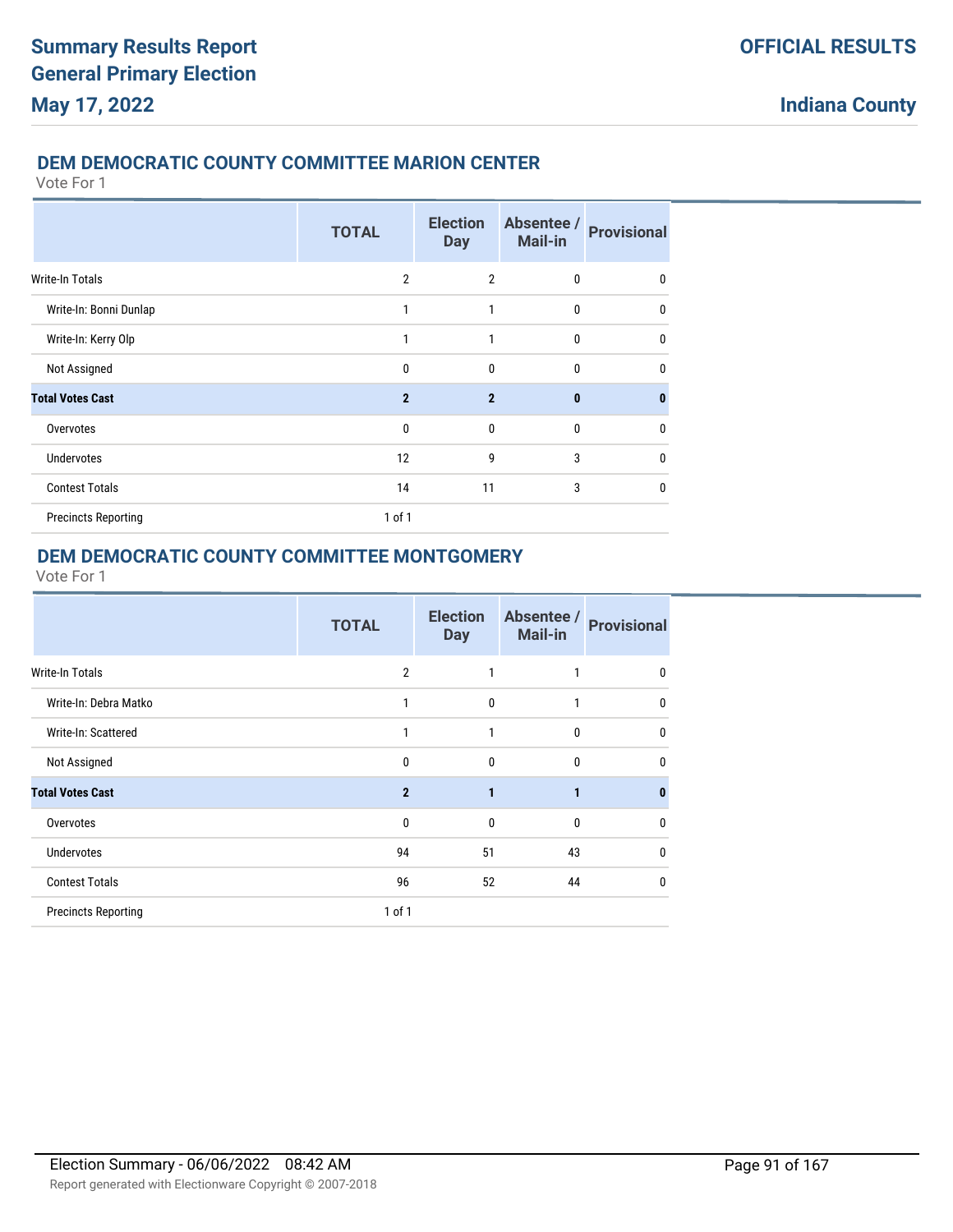## DEM DEMOCRATIC COUNTY COMMITTEE MARION CENTER

Vote For 1

| | TOTAL | Election Day | Absentee / Mail-in | Provisional |
|---|---|---|---|---|
| Write-In Totals | 2 | 2 | 0 | 0 |
| Write-In: Bonni Dunlap | 1 | 1 | 0 | 0 |
| Write-In: Kerry Olp | 1 | 1 | 0 | 0 |
| Not Assigned | 0 | 0 | 0 | 0 |
| **Total Votes Cast** | **2** | **2** | **0** | **0** |
| Overvotes | 0 | 0 | 0 | 0 |
| Undervotes | 12 | 9 | 3 | 0 |
| Contest Totals | 14 | 11 | 3 | 0 |
| Precincts Reporting | 1 of 1 | | | |

## DEM DEMOCRATIC COUNTY COMMITTEE MONTGOMERY

Vote For 1

| | TOTAL | Election Day | Absentee / Mail-in | Provisional |
|---|---|---|---|---|
| Write-In Totals | 2 | 1 | 1 | 0 |
| Write-In: Debra Matko | 1 | 0 | 1 | 0 |
| Write-In: Scattered | 1 | 1 | 0 | 0 |
| Not Assigned | 0 | 0 | 0 | 0 |
| **Total Votes Cast** | **2** | **1** | **1** | **0** |
| Overvotes | 0 | 0 | 0 | 0 |
| Undervotes | 94 | 51 | 43 | 0 |
| Contest Totals | 96 | 52 | 44 | 0 |
| Precincts Reporting | 1 of 1 | | | |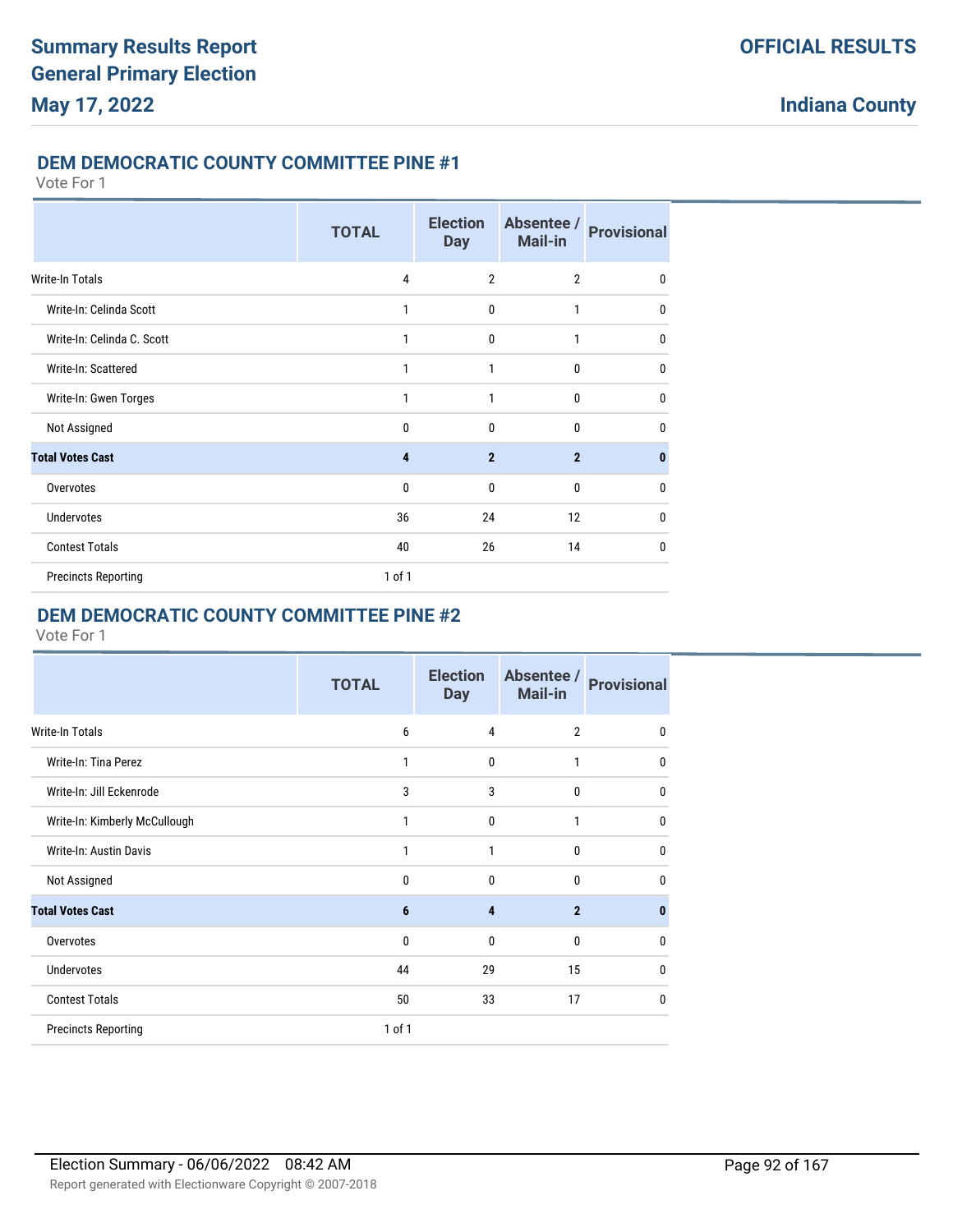## DEM DEMOCRATIC COUNTY COMMITTEE PINE #1

Vote For 1

| | TOTAL | Election Day | Absentee / Mail-in | Provisional |
|---|---|---|---|---|
| Write-In Totals | 4 | 2 | 2 | 0 |
| Write-In: Celinda Scott | 1 | 0 | 1 | 0 |
| Write-In: Celinda C. Scott | 1 | 0 | 1 | 0 |
| Write-In: Scattered | 1 | 1 | 0 | 0 |
| Write-In: Gwen Torges | 1 | 1 | 0 | 0 |
| Not Assigned | 0 | 0 | 0 | 0 |
| **Total Votes Cast** | **4** | **2** | **2** | **0** |
| Overvotes | 0 | 0 | 0 | 0 |
| Undervotes | 36 | 24 | 12 | 0 |
| Contest Totals | 40 | 26 | 14 | 0 |
| Precincts Reporting | 1 of 1 | | | |

## DEM DEMOCRATIC COUNTY COMMITTEE PINE #2

Vote For 1

| | TOTAL | Election Day | Absentee / Mail-in | Provisional |
|---|---|---|---|---|
| Write-In Totals | 6 | 4 | 2 | 0 |
| Write-In: Tina Perez | 1 | 0 | 1 | 0 |
| Write-In: Jill Eckenrode | 3 | 3 | 0 | 0 |
| Write-In: Kimberly McCullough | 1 | 0 | 1 | 0 |
| Write-In: Austin Davis | 1 | 1 | 0 | 0 |
| Not Assigned | 0 | 0 | 0 | 0 |
| **Total Votes Cast** | **6** | **4** | **2** | **0** |
| Overvotes | 0 | 0 | 0 | 0 |
| Undervotes | 44 | 29 | 15 | 0 |
| Contest Totals | 50 | 33 | 17 | 0 |
| Precincts Reporting | 1 of 1 | | | |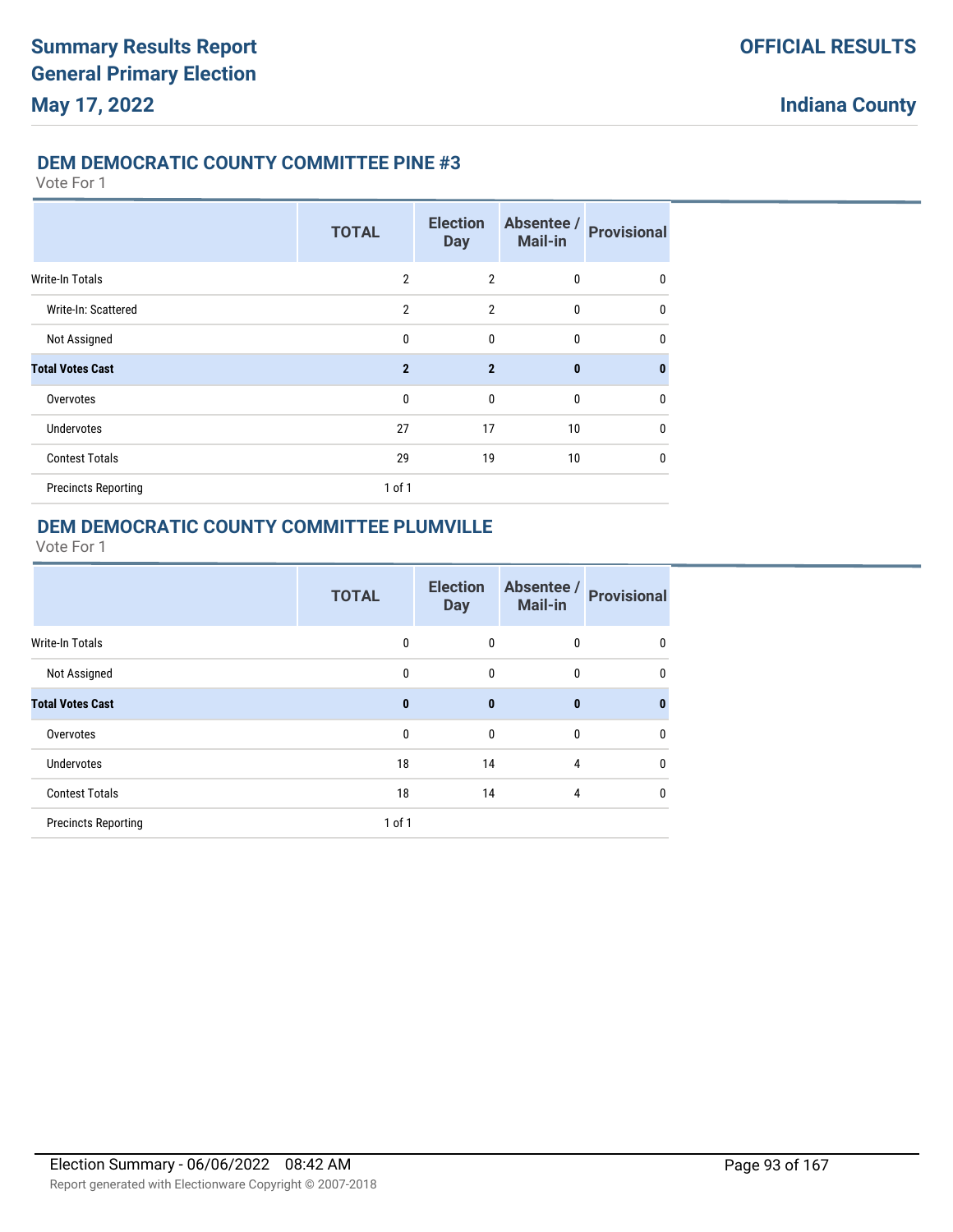## DEM DEMOCRATIC COUNTY COMMITTEE PINE #3

Vote For 1

| | TOTAL | Election Day | Absentee / Mail-in | Provisional |
|---|---|---|---|---|
| Write-In Totals | 2 | 2 | 0 | 0 |
| Write-In: Scattered | 2 | 2 | 0 | 0 |
| Not Assigned | 0 | 0 | 0 | 0 |
| **Total Votes Cast** | **2** | **2** | **0** | **0** |
| Overvotes | 0 | 0 | 0 | 0 |
| Undervotes | 27 | 17 | 10 | 0 |
| Contest Totals | 29 | 19 | 10 | 0 |
| Precincts Reporting | 1 of 1 | | | |

## DEM DEMOCRATIC COUNTY COMMITTEE PLUMVILLE

Vote For 1

| | TOTAL | Election Day | Absentee / Mail-in | Provisional |
|---|---|---|---|---|
| Write-In Totals | 0 | 0 | 0 | 0 |
| Not Assigned | 0 | 0 | 0 | 0 |
| **Total Votes Cast** | **0** | **0** | **0** | **0** |
| Overvotes | 0 | 0 | 0 | 0 |
| Undervotes | 18 | 14 | 4 | 0 |
| Contest Totals | 18 | 14 | 4 | 0 |
| Precincts Reporting | 1 of 1 | | | |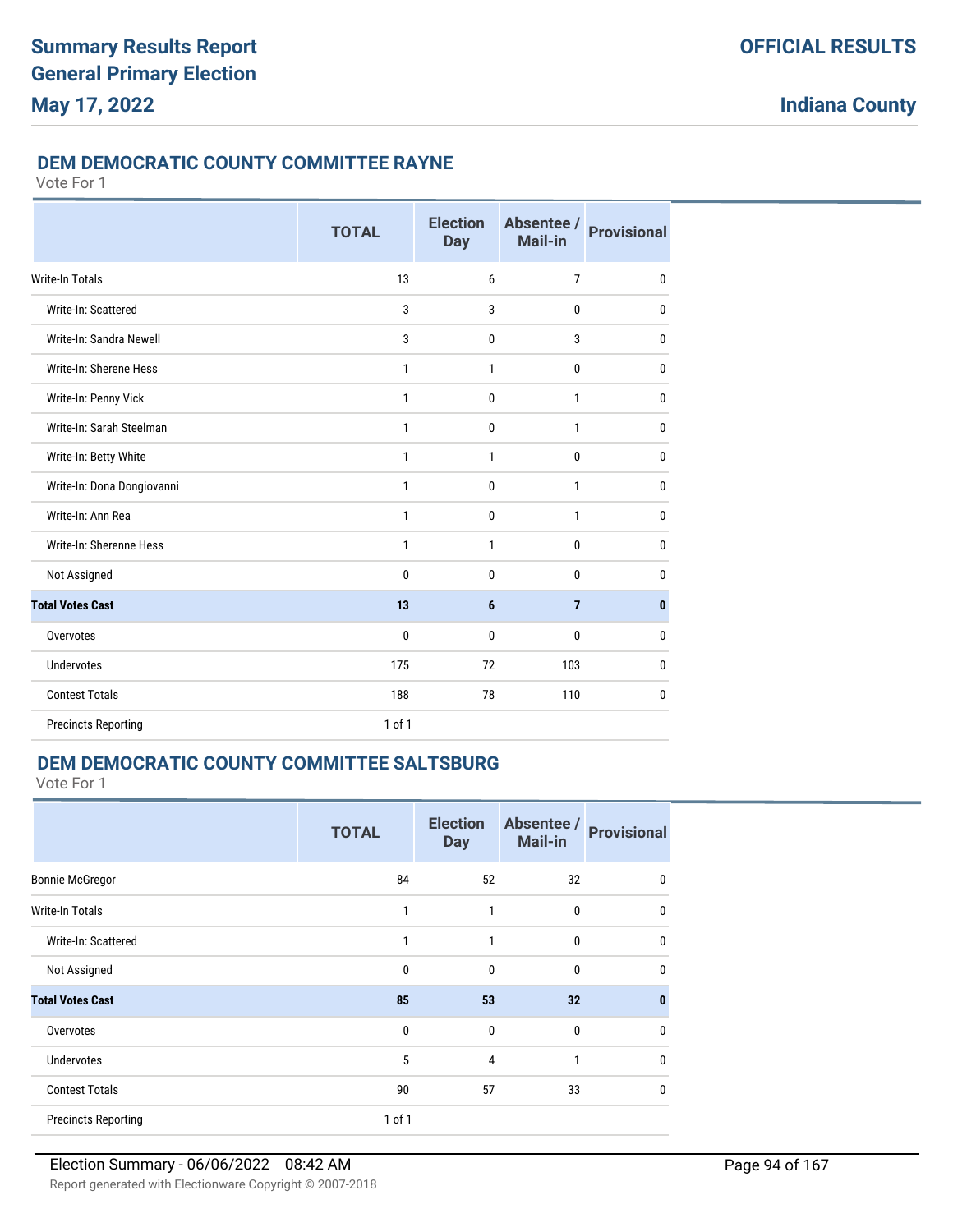# Summary Results Report
# General Primary Election
# May 17, 2022

**OFFICIAL RESULTS**

**Indiana County**

## DEM DEMOCRATIC COUNTY COMMITTEE RAYNE

Vote For 1

| | TOTAL | Election Day | Absentee / Mail-in | Provisional |
|---|---|---|---|---|
| Write-In Totals | 13 | 6 | 7 | 0 |
| Write-In: Scattered | 3 | 3 | 0 | 0 |
| Write-In: Sandra Newell | 3 | 0 | 3 | 0 |
| Write-In: Sherene Hess | 1 | 1 | 0 | 0 |
| Write-In: Penny Vick | 1 | 0 | 1 | 0 |
| Write-In: Sarah Steelman | 1 | 0 | 1 | 0 |
| Write-In: Betty White | 1 | 1 | 0 | 0 |
| Write-In: Dona Dongiovanni | 1 | 0 | 1 | 0 |
| Write-In: Ann Rea | 1 | 0 | 1 | 0 |
| Write-In: Sherenne Hess | 1 | 1 | 0 | 0 |
| Not Assigned | 0 | 0 | 0 | 0 |
| **Total Votes Cast** | **13** | **6** | **7** | **0** |
| Overvotes | 0 | 0 | 0 | 0 |
| Undervotes | 175 | 72 | 103 | 0 |
| Contest Totals | 188 | 78 | 110 | 0 |
| Precincts Reporting | 1 of 1 | | | |

## DEM DEMOCRATIC COUNTY COMMITTEE SALTSBURG

Vote For 1

| | TOTAL | Election Day | Absentee / Mail-in | Provisional |
|---|---|---|---|---|
| Bonnie McGregor | 84 | 52 | 32 | 0 |
| Write-In Totals | 1 | 1 | 0 | 0 |
| Write-In: Scattered | 1 | 1 | 0 | 0 |
| Not Assigned | 0 | 0 | 0 | 0 |
| **Total Votes Cast** | **85** | **53** | **32** | **0** |
| Overvotes | 0 | 0 | 0 | 0 |
| Undervotes | 5 | 4 | 1 | 0 |
| Contest Totals | 90 | 57 | 33 | 0 |
| Precincts Reporting | 1 of 1 | | | |

Election Summary - 06/06/2022 08:42 AM

Report generated with Electionware Copyright © 2007-2018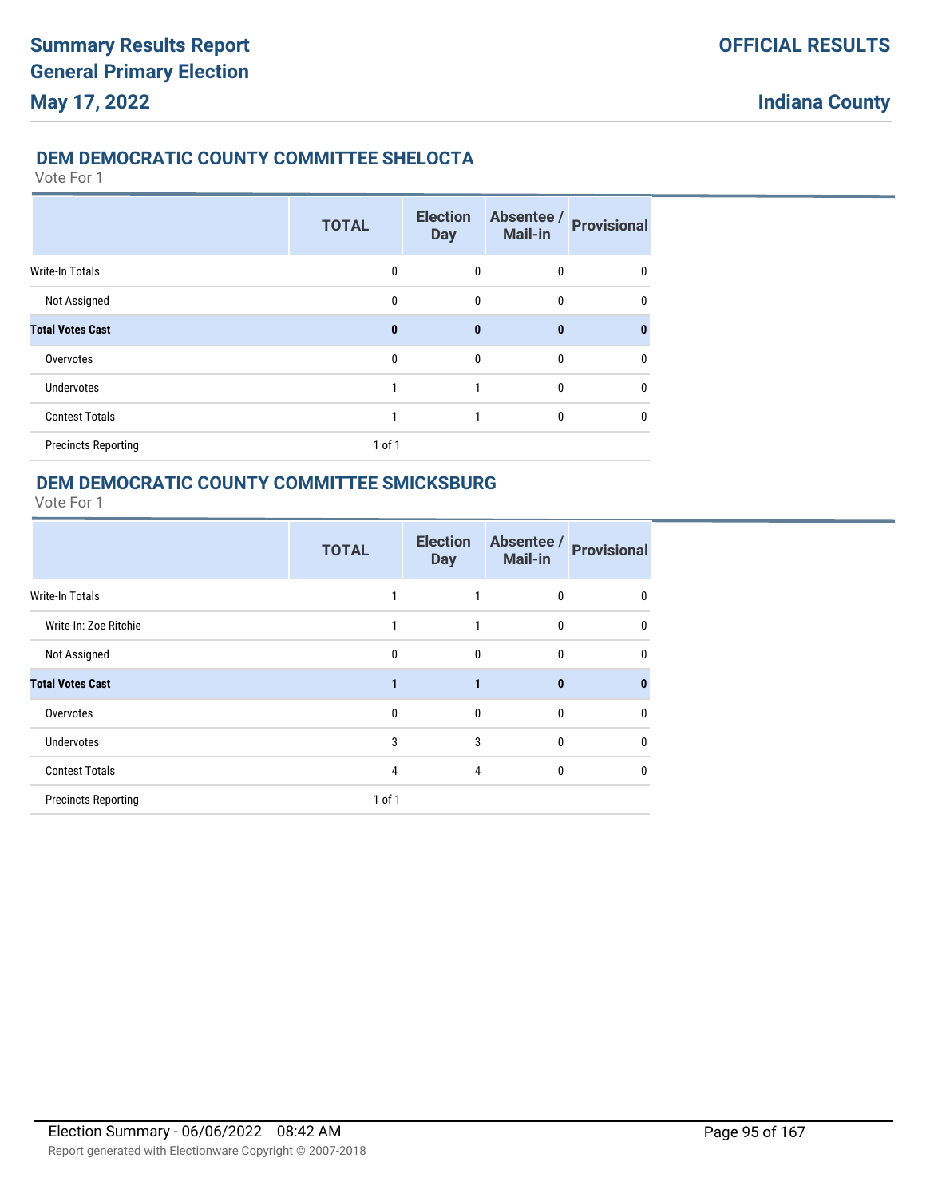# Summary Results Report
# General Primary Election
## May 17, 2022

**OFFICIAL RESULTS**

**Indiana County**

### DEM DEMOCRATIC COUNTY COMMITTEE SHELOCTA

Vote For 1

| | TOTAL | Election Day | Absentee / Mail-in | Provisional |
|---|---|---|---|---|
| Write-In Totals | 0 | 0 | 0 | 0 |
| Not Assigned | 0 | 0 | 0 | 0 |
| **Total Votes Cast** | **0** | **0** | **0** | **0** |
| Overvotes | 0 | 0 | 0 | 0 |
| Undervotes | 1 | 1 | 0 | 0 |
| Contest Totals | 1 | 1 | 0 | 0 |
| Precincts Reporting | 1 of 1 | | | |

### DEM DEMOCRATIC COUNTY COMMITTEE SMICKSBURG

Vote For 1

| | TOTAL | Election Day | Absentee / Mail-in | Provisional |
|---|---|---|---|---|
| Write-In Totals | 1 | 1 | 0 | 0 |
| Write-In: Zoe Ritchie | 1 | 1 | 0 | 0 |
| Not Assigned | 0 | 0 | 0 | 0 |
| **Total Votes Cast** | **1** | **1** | **0** | **0** |
| Overvotes | 0 | 0 | 0 | 0 |
| Undervotes | 3 | 3 | 0 | 0 |
| Contest Totals | 4 | 4 | 0 | 0 |
| Precincts Reporting | 1 of 1 | | | |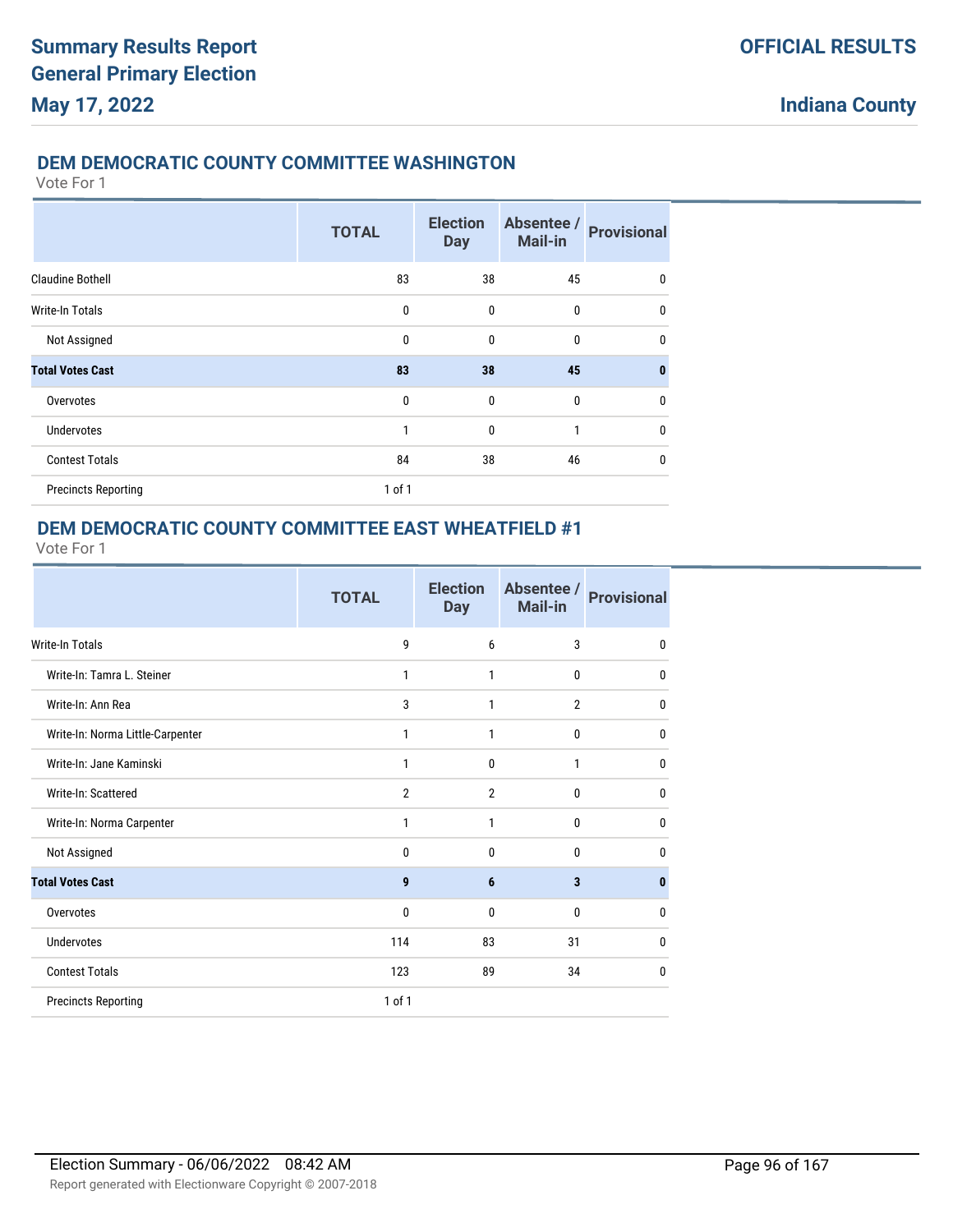## DEM DEMOCRATIC COUNTY COMMITTEE WASHINGTON

Vote For 1

| | TOTAL | Election Day | Absentee / Mail-in | Provisional |
|---|---|---|---|---|
| Claudine Bothell | 83 | 38 | 45 | 0 |
| Write-In Totals | 0 | 0 | 0 | 0 |
| Not Assigned | 0 | 0 | 0 | 0 |
| **Total Votes Cast** | **83** | **38** | **45** | **0** |
| Overvotes | 0 | 0 | 0 | 0 |
| Undervotes | 1 | 0 | 1 | 0 |
| Contest Totals | 84 | 38 | 46 | 0 |
| Precincts Reporting | 1 of 1 | | | |

## DEM DEMOCRATIC COUNTY COMMITTEE EAST WHEATFIELD #1

Vote For 1

| | TOTAL | Election Day | Absentee / Mail-in | Provisional |
|---|---|---|---|---|
| Write-In Totals | 9 | 6 | 3 | 0 |
| Write-In: Tamra L. Steiner | 1 | 1 | 0 | 0 |
| Write-In: Ann Rea | 3 | 1 | 2 | 0 |
| Write-In: Norma Little-Carpenter | 1 | 1 | 0 | 0 |
| Write-In: Jane Kaminski | 1 | 0 | 1 | 0 |
| Write-In: Scattered | 2 | 2 | 0 | 0 |
| Write-In: Norma Carpenter | 1 | 1 | 0 | 0 |
| Not Assigned | 0 | 0 | 0 | 0 |
| **Total Votes Cast** | **9** | **6** | **3** | **0** |
| Overvotes | 0 | 0 | 0 | 0 |
| Undervotes | 114 | 83 | 31 | 0 |
| Contest Totals | 123 | 89 | 34 | 0 |
| Precincts Reporting | 1 of 1 | | | |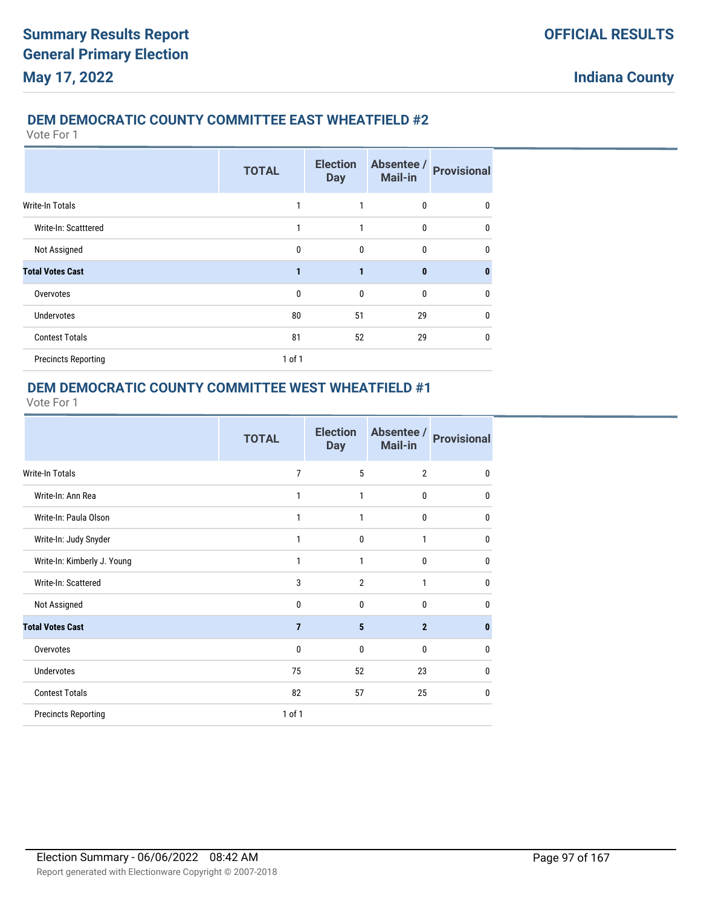## DEM DEMOCRATIC COUNTY COMMITTEE EAST WHEATFIELD #2

Vote For 1

| | TOTAL | Election Day | Absentee / Mail-in | Provisional |
|---|---|---|---|---|
| Write-In Totals | 1 | 1 | 0 | 0 |
| Write-In: Scatttered | 1 | 1 | 0 | 0 |
| Not Assigned | 0 | 0 | 0 | 0 |
| **Total Votes Cast** | **1** | **1** | **0** | **0** |
| Overvotes | 0 | 0 | 0 | 0 |
| Undervotes | 80 | 51 | 29 | 0 |
| Contest Totals | 81 | 52 | 29 | 0 |
| Precincts Reporting | 1 of 1 | | | |

## DEM DEMOCRATIC COUNTY COMMITTEE WEST WHEATFIELD #1

Vote For 1

| | TOTAL | Election Day | Absentee / Mail-in | Provisional |
|---|---|---|---|---|
| Write-In Totals | 7 | 5 | 2 | 0 |
| Write-In: Ann Rea | 1 | 1 | 0 | 0 |
| Write-In: Paula Olson | 1 | 1 | 0 | 0 |
| Write-In: Judy Snyder | 1 | 0 | 1 | 0 |
| Write-In: Kimberly J. Young | 1 | 1 | 0 | 0 |
| Write-In: Scattered | 3 | 2 | 1 | 0 |
| Not Assigned | 0 | 0 | 0 | 0 |
| **Total Votes Cast** | **7** | **5** | **2** | **0** |
| Overvotes | 0 | 0 | 0 | 0 |
| Undervotes | 75 | 52 | 23 | 0 |
| Contest Totals | 82 | 57 | 25 | 0 |
| Precincts Reporting | 1 of 1 | | | |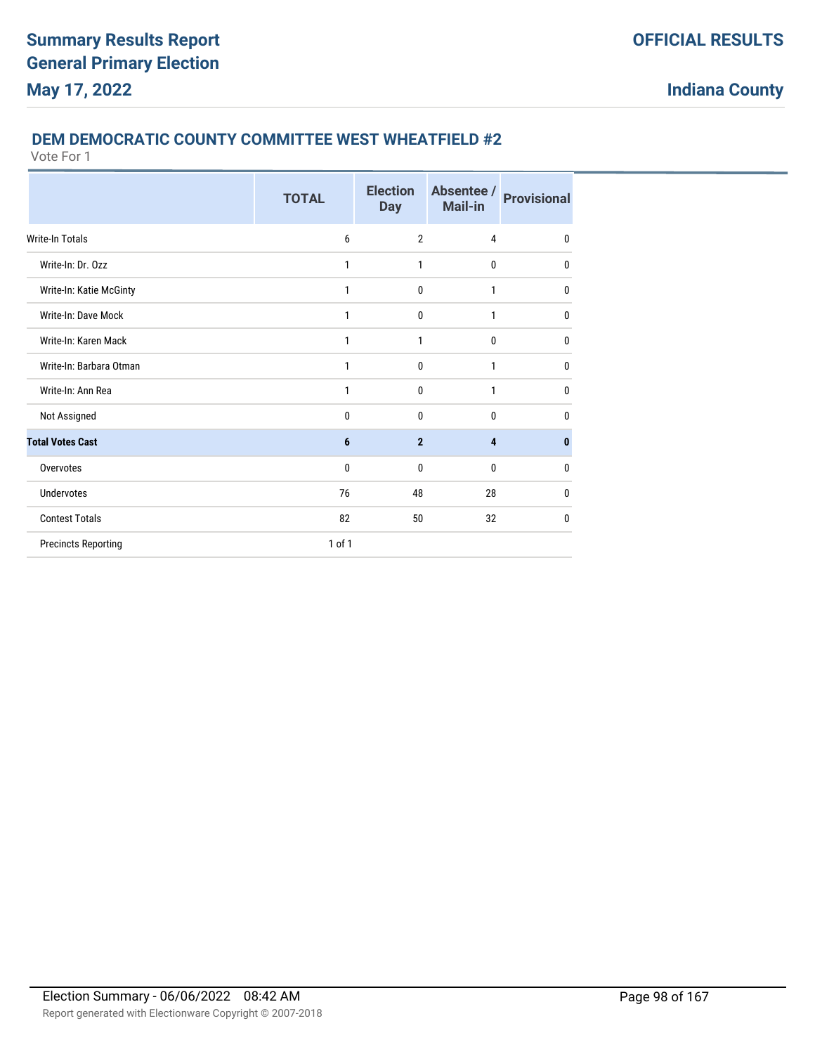## DEM DEMOCRATIC COUNTY COMMITTEE WEST WHEATFIELD #2

Vote For 1

| | TOTAL | Election Day | Absentee / Mail-in | Provisional |
|---|---|---|---|---|
| Write-In Totals | 6 | 2 | 4 | 0 |
| Write-In: Dr. Ozz | 1 | 1 | 0 | 0 |
| Write-In: Katie McGinty | 1 | 0 | 1 | 0 |
| Write-In: Dave Mock | 1 | 0 | 1 | 0 |
| Write-In: Karen Mack | 1 | 1 | 0 | 0 |
| Write-In: Barbara Otman | 1 | 0 | 1 | 0 |
| Write-In: Ann Rea | 1 | 0 | 1 | 0 |
| Not Assigned | 0 | 0 | 0 | 0 |
| **Total Votes Cast** | **6** | **2** | **4** | **0** |
| Overvotes | 0 | 0 | 0 | 0 |
| Undervotes | 76 | 48 | 28 | 0 |
| Contest Totals | 82 | 50 | 32 | 0 |
| Precincts Reporting | 1 of 1 | | | |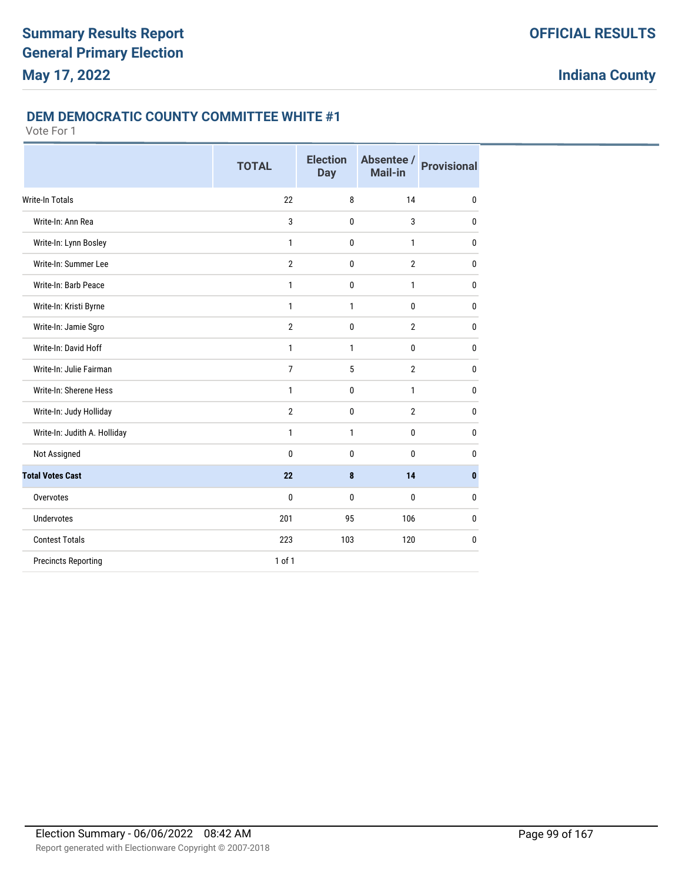## DEM DEMOCRATIC COUNTY COMMITTEE WHITE #1

Vote For 1

| | TOTAL | Election Day | Absentee / Mail-in | Provisional |
|---|---|---|---|---|
| Write-In Totals | 22 | 8 | 14 | 0 |
| Write-In: Ann Rea | 3 | 0 | 3 | 0 |
| Write-In: Lynn Bosley | 1 | 0 | 1 | 0 |
| Write-In: Summer Lee | 2 | 0 | 2 | 0 |
| Write-In: Barb Peace | 1 | 0 | 1 | 0 |
| Write-In: Kristi Byrne | 1 | 1 | 0 | 0 |
| Write-In: Jamie Sgro | 2 | 0 | 2 | 0 |
| Write-In: David Hoff | 1 | 1 | 0 | 0 |
| Write-In: Julie Fairman | 7 | 5 | 2 | 0 |
| Write-In: Sherene Hess | 1 | 0 | 1 | 0 |
| Write-In: Judy Holliday | 2 | 0 | 2 | 0 |
| Write-In: Judith A. Holliday | 1 | 1 | 0 | 0 |
| Not Assigned | 0 | 0 | 0 | 0 |
| **Total Votes Cast** | **22** | **8** | **14** | **0** |
| Overvotes | 0 | 0 | 0 | 0 |
| Undervotes | 201 | 95 | 106 | 0 |
| Contest Totals | 223 | 103 | 120 | 0 |
| Precincts Reporting | 1 of 1 | | | |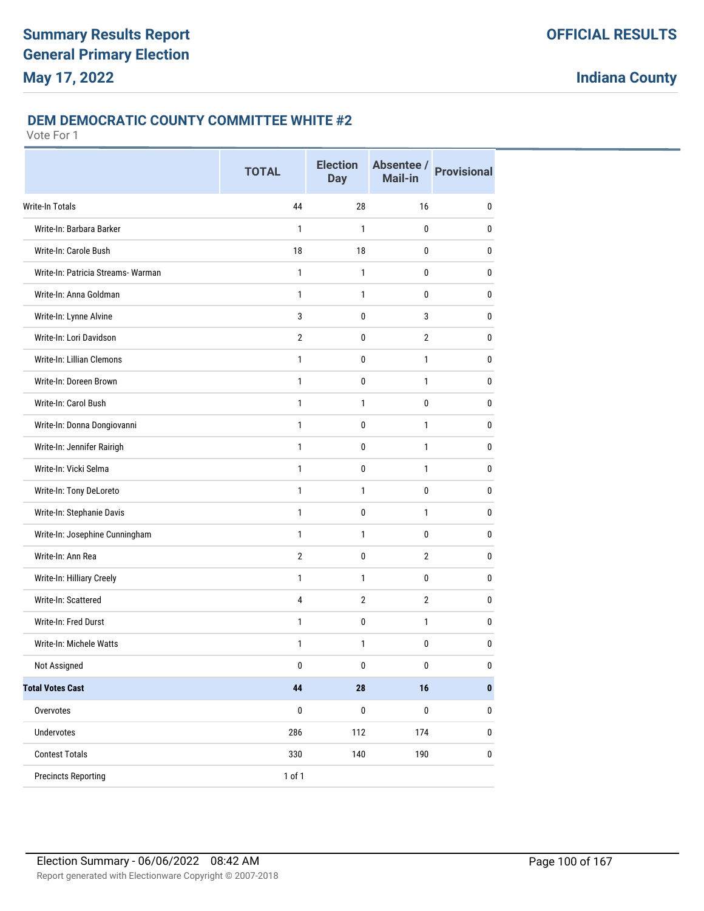# Summary Results Report
# General Primary Election
# May 17, 2022

**OFFICIAL RESULTS**

**Indiana County**

## DEM DEMOCRATIC COUNTY COMMITTEE WHITE #2

Vote For 1

| | TOTAL | Election Day | Absentee / Mail-in | Provisional |
|---|---|---|---|---|
| Write-In Totals | 44 | 28 | 16 | 0 |
| Write-In: Barbara Barker | 1 | 1 | 0 | 0 |
| Write-In: Carole Bush | 18 | 18 | 0 | 0 |
| Write-In: Patricia Streams- Warman | 1 | 1 | 0 | 0 |
| Write-In: Anna Goldman | 1 | 1 | 0 | 0 |
| Write-In: Lynne Alvine | 3 | 0 | 3 | 0 |
| Write-In: Lori Davidson | 2 | 0 | 2 | 0 |
| Write-In: Lillian Clemons | 1 | 0 | 1 | 0 |
| Write-In: Doreen Brown | 1 | 0 | 1 | 0 |
| Write-In: Carol Bush | 1 | 1 | 0 | 0 |
| Write-In: Donna Dongiovanni | 1 | 0 | 1 | 0 |
| Write-In: Jennifer Rairigh | 1 | 0 | 1 | 0 |
| Write-In: Vicki Selma | 1 | 0 | 1 | 0 |
| Write-In: Tony DeLoreto | 1 | 1 | 0 | 0 |
| Write-In: Stephanie Davis | 1 | 0 | 1 | 0 |
| Write-In: Josephine Cunningham | 1 | 1 | 0 | 0 |
| Write-In: Ann Rea | 2 | 0 | 2 | 0 |
| Write-In: Hilliary Creely | 1 | 1 | 0 | 0 |
| Write-In: Scattered | 4 | 2 | 2 | 0 |
| Write-In: Fred Durst | 1 | 0 | 1 | 0 |
| Write-In: Michele Watts | 1 | 1 | 0 | 0 |
| Not Assigned | 0 | 0 | 0 | 0 |
| **Total Votes Cast** | **44** | **28** | **16** | **0** |
| Overvotes | 0 | 0 | 0 | 0 |
| Undervotes | 286 | 112 | 174 | 0 |
| Contest Totals | 330 | 140 | 190 | 0 |
| Precincts Reporting | 1 of 1 | | | |

Election Summary - 06/06/2022 08:42 AM

Report generated with Electionware Copyright © 2007-2018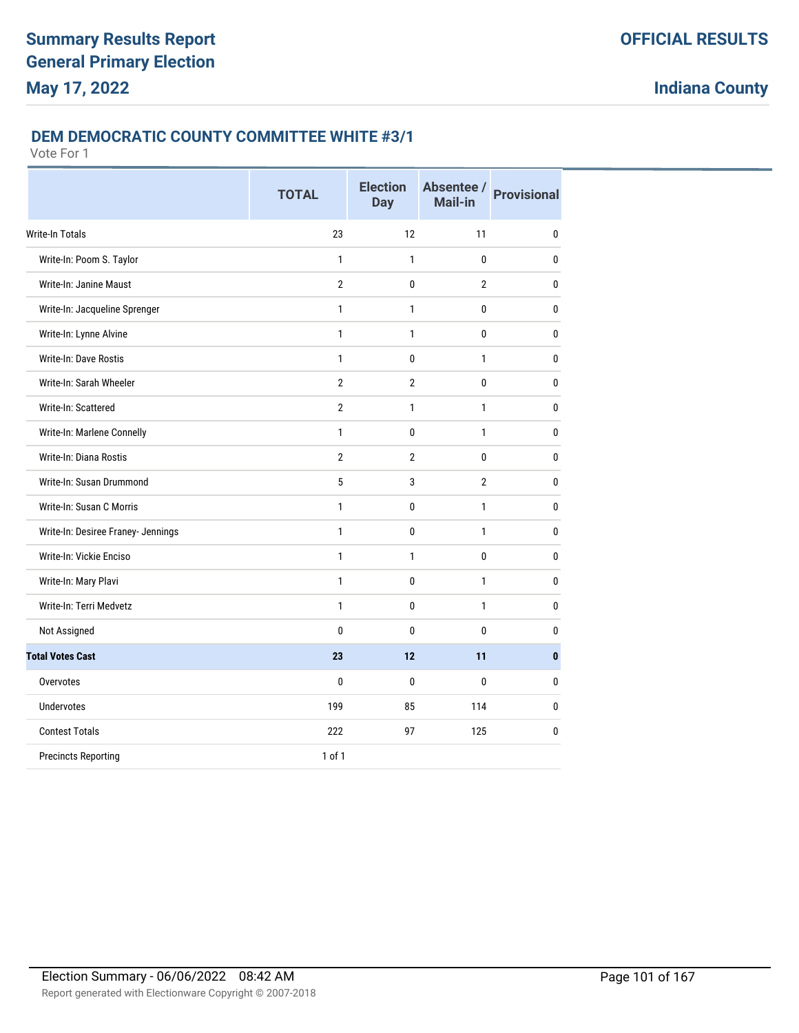# Summary Results Report
# General Primary Election
# May 17, 2022

**OFFICIAL RESULTS**

**Indiana County**

## DEM DEMOCRATIC COUNTY COMMITTEE WHITE #3/1

Vote For 1

| | TOTAL | Election Day | Absentee / Mail-in | Provisional |
|---|---|---|---|---|
| Write-In Totals | 23 | 12 | 11 | 0 |
| Write-In: Poom S. Taylor | 1 | 1 | 0 | 0 |
| Write-In: Janine Maust | 2 | 0 | 2 | 0 |
| Write-In: Jacqueline Sprenger | 1 | 1 | 0 | 0 |
| Write-In: Lynne Alvine | 1 | 1 | 0 | 0 |
| Write-In: Dave Rostis | 1 | 0 | 1 | 0 |
| Write-In: Sarah Wheeler | 2 | 2 | 0 | 0 |
| Write-In: Scattered | 2 | 1 | 1 | 0 |
| Write-In: Marlene Connelly | 1 | 0 | 1 | 0 |
| Write-In: Diana Rostis | 2 | 2 | 0 | 0 |
| Write-In: Susan Drummond | 5 | 3 | 2 | 0 |
| Write-In: Susan C Morris | 1 | 0 | 1 | 0 |
| Write-In: Desiree Franey- Jennings | 1 | 0 | 1 | 0 |
| Write-In: Vickie Enciso | 1 | 1 | 0 | 0 |
| Write-In: Mary Plavi | 1 | 0 | 1 | 0 |
| Write-In: Terri Medvetz | 1 | 0 | 1 | 0 |
| Not Assigned | 0 | 0 | 0 | 0 |
| **Total Votes Cast** | **23** | **12** | **11** | **0** |
| Overvotes | 0 | 0 | 0 | 0 |
| Undervotes | 199 | 85 | 114 | 0 |
| Contest Totals | 222 | 97 | 125 | 0 |
| Precincts Reporting | 1 of 1 | | | |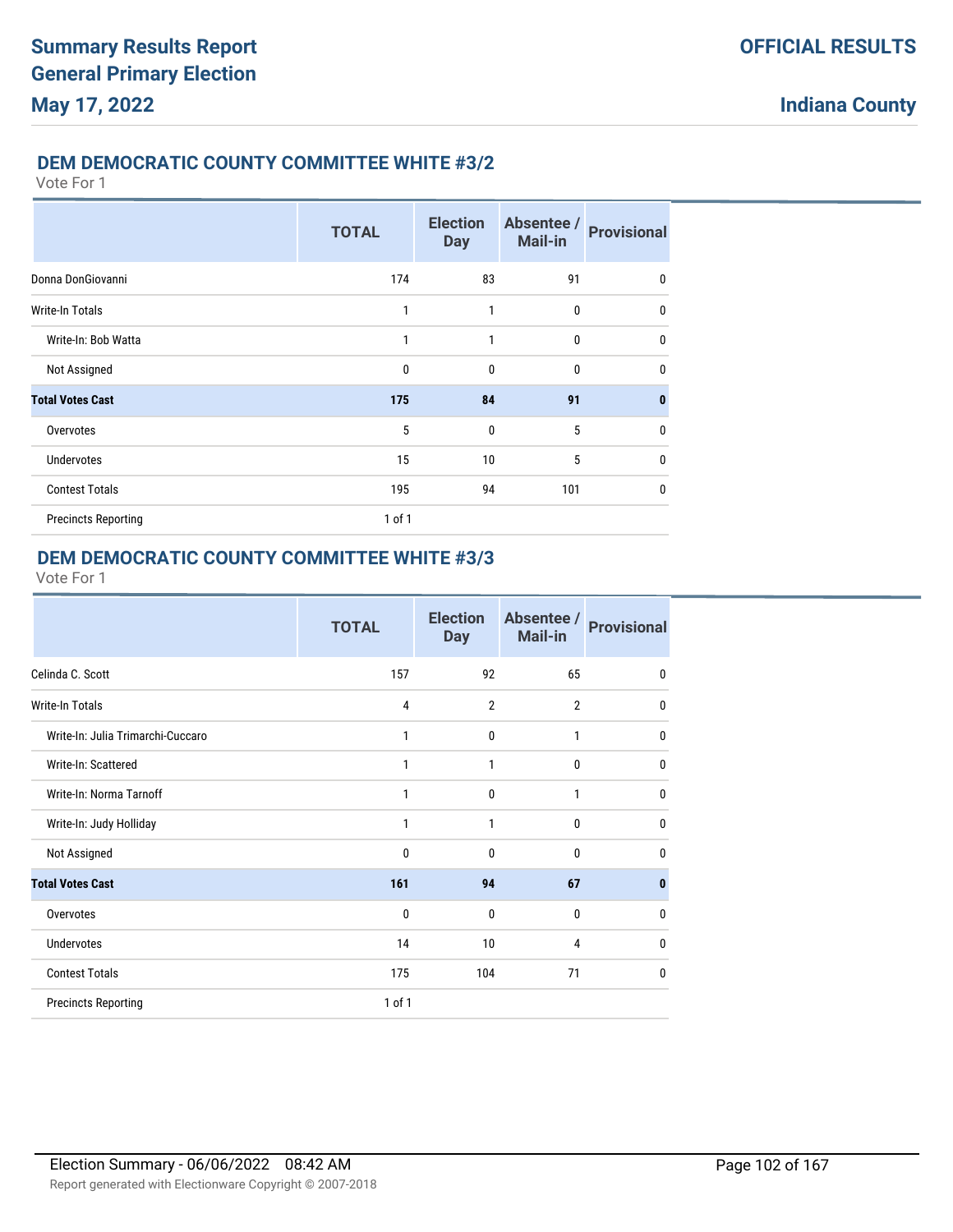## DEM DEMOCRATIC COUNTY COMMITTEE WHITE #3/2

Vote For 1

| | TOTAL | Election Day | Absentee / Mail-in | Provisional |
|---|---|---|---|---|
| Donna DonGiovanni | 174 | 83 | 91 | 0 |
| Write-In Totals | 1 | 1 | 0 | 0 |
| Write-In: Bob Watta | 1 | 1 | 0 | 0 |
| Not Assigned | 0 | 0 | 0 | 0 |
| **Total Votes Cast** | **175** | **84** | **91** | **0** |
| Overvotes | 5 | 0 | 5 | 0 |
| Undervotes | 15 | 10 | 5 | 0 |
| Contest Totals | 195 | 94 | 101 | 0 |
| Precincts Reporting | 1 of 1 | | | |

## DEM DEMOCRATIC COUNTY COMMITTEE WHITE #3/3

Vote For 1

| | TOTAL | Election Day | Absentee / Mail-in | Provisional |
|---|---|---|---|---|
| Celinda C. Scott | 157 | 92 | 65 | 0 |
| Write-In Totals | 4 | 2 | 2 | 0 |
| Write-In: Julia Trimarchi-Cuccaro | 1 | 0 | 1 | 0 |
| Write-In: Scattered | 1 | 1 | 0 | 0 |
| Write-In: Norma Tarnoff | 1 | 0 | 1 | 0 |
| Write-In: Judy Holliday | 1 | 1 | 0 | 0 |
| Not Assigned | 0 | 0 | 0 | 0 |
| **Total Votes Cast** | **161** | **94** | **67** | **0** |
| Overvotes | 0 | 0 | 0 | 0 |
| Undervotes | 14 | 10 | 4 | 0 |
| Contest Totals | 175 | 104 | 71 | 0 |
| Precincts Reporting | 1 of 1 | | | |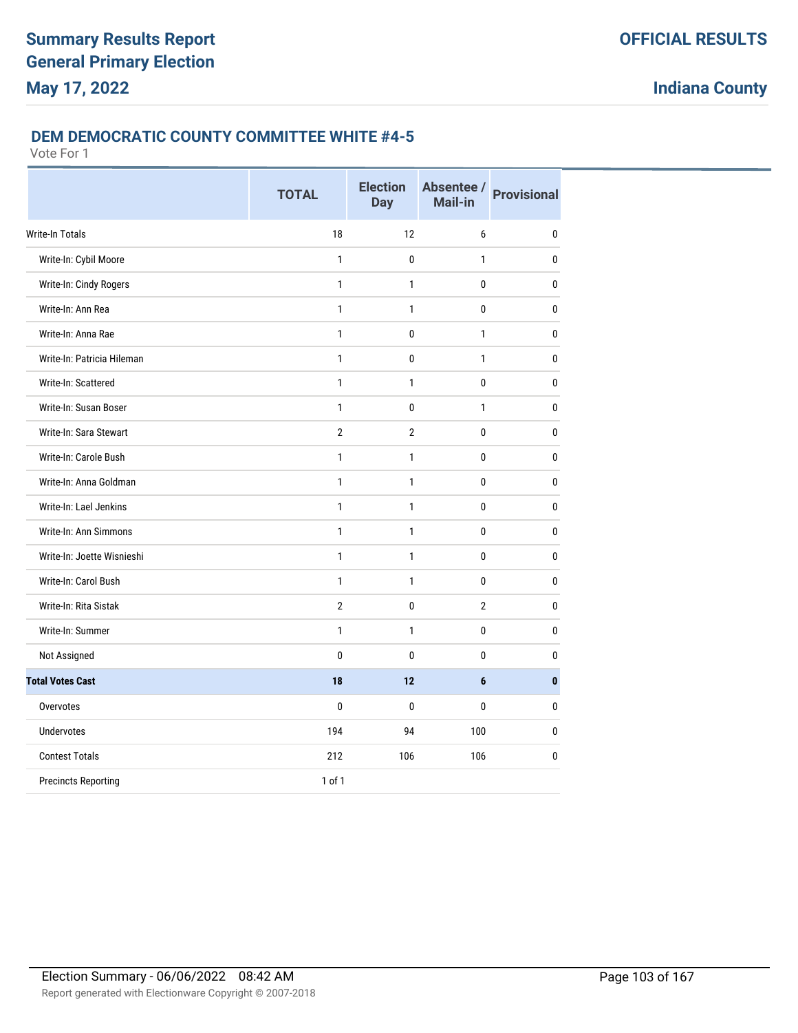**Summary Results Report**
**General Primary Election**
**May 17, 2022**

**OFFICIAL RESULTS**

**Indiana County**

### DEM DEMOCRATIC COUNTY COMMITTEE WHITE #4-5

Vote For 1

| | TOTAL | Election Day | Absentee / Mail-in | Provisional |
|---|---|---|---|---|
| Write-In Totals | 18 | 12 | 6 | 0 |
| Write-In: Cybil Moore | 1 | 0 | 1 | 0 |
| Write-In: Cindy Rogers | 1 | 1 | 0 | 0 |
| Write-In: Ann Rea | 1 | 1 | 0 | 0 |
| Write-In: Anna Rae | 1 | 0 | 1 | 0 |
| Write-In: Patricia Hileman | 1 | 0 | 1 | 0 |
| Write-In: Scattered | 1 | 1 | 0 | 0 |
| Write-In: Susan Boser | 1 | 0 | 1 | 0 |
| Write-In: Sara Stewart | 2 | 2 | 0 | 0 |
| Write-In: Carole Bush | 1 | 1 | 0 | 0 |
| Write-In: Anna Goldman | 1 | 1 | 0 | 0 |
| Write-In: Lael Jenkins | 1 | 1 | 0 | 0 |
| Write-In: Ann Simmons | 1 | 1 | 0 | 0 |
| Write-In: Joette Wisnieshi | 1 | 1 | 0 | 0 |
| Write-In: Carol Bush | 1 | 1 | 0 | 0 |
| Write-In: Rita Sistak | 2 | 0 | 2 | 0 |
| Write-In: Summer | 1 | 1 | 0 | 0 |
| Not Assigned | 0 | 0 | 0 | 0 |
| **Total Votes Cast** | **18** | **12** | **6** | **0** |
| Overvotes | 0 | 0 | 0 | 0 |
| Undervotes | 194 | 94 | 100 | 0 |
| Contest Totals | 212 | 106 | 106 | 0 |
| Precincts Reporting | 1 of 1 | | | |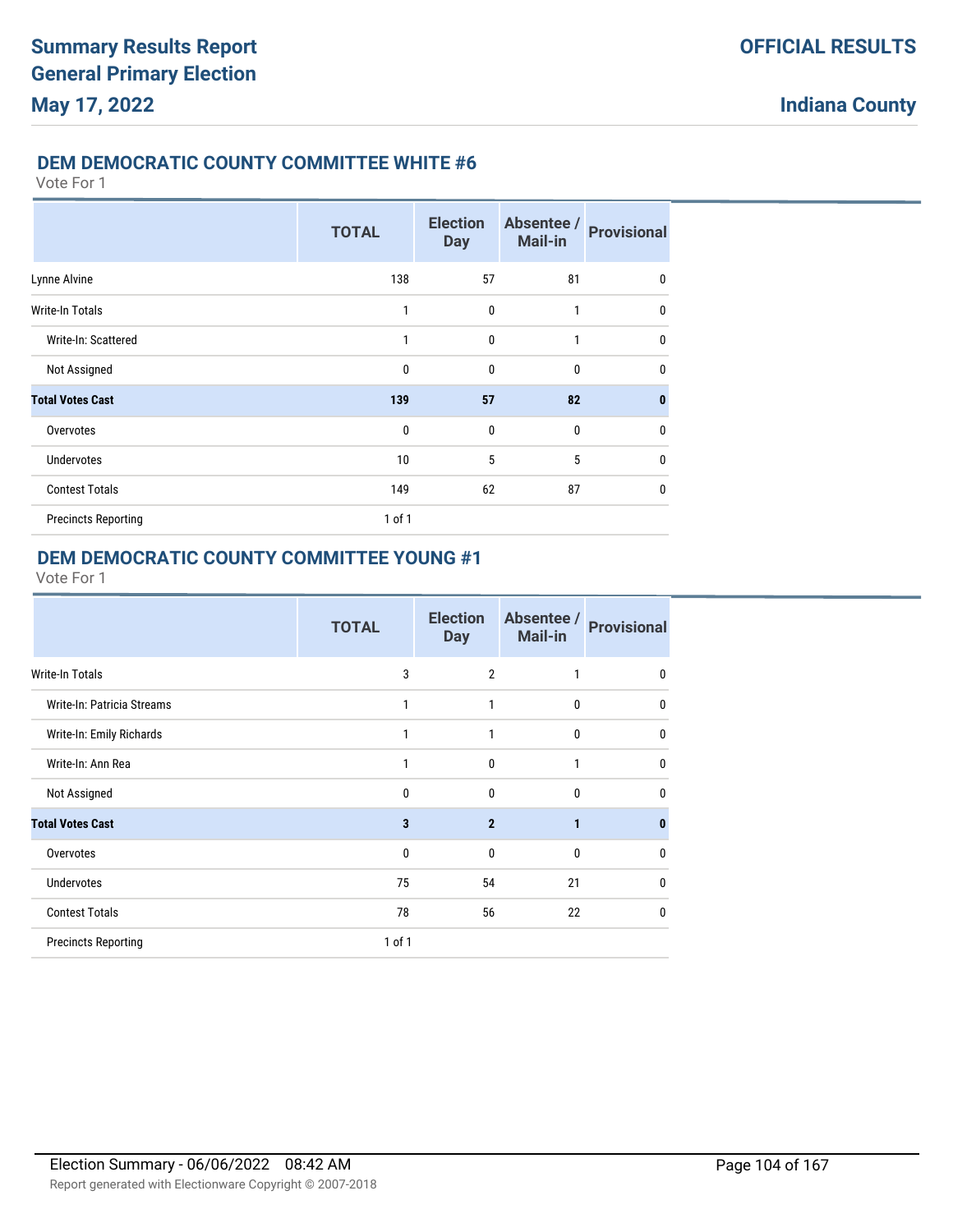## DEM DEMOCRATIC COUNTY COMMITTEE WHITE #6

Vote For 1

| | TOTAL | Election Day | Absentee / Mail-in | Provisional |
|---|---|---|---|---|
| Lynne Alvine | 138 | 57 | 81 | 0 |
| Write-In Totals | 1 | 0 | 1 | 0 |
| Write-In: Scattered | 1 | 0 | 1 | 0 |
| Not Assigned | 0 | 0 | 0 | 0 |
| **Total Votes Cast** | **139** | **57** | **82** | **0** |
| Overvotes | 0 | 0 | 0 | 0 |
| Undervotes | 10 | 5 | 5 | 0 |
| Contest Totals | 149 | 62 | 87 | 0 |
| Precincts Reporting | 1 of 1 | | | |

## DEM DEMOCRATIC COUNTY COMMITTEE YOUNG #1

Vote For 1

| | TOTAL | Election Day | Absentee / Mail-in | Provisional |
|---|---|---|---|---|
| Write-In Totals | 3 | 2 | 1 | 0 |
| Write-In: Patricia Streams | 1 | 1 | 0 | 0 |
| Write-In: Emily Richards | 1 | 1 | 0 | 0 |
| Write-In: Ann Rea | 1 | 0 | 1 | 0 |
| Not Assigned | 0 | 0 | 0 | 0 |
| **Total Votes Cast** | **3** | **2** | **1** | **0** |
| Overvotes | 0 | 0 | 0 | 0 |
| Undervotes | 75 | 54 | 21 | 0 |
| Contest Totals | 78 | 56 | 22 | 0 |
| Precincts Reporting | 1 of 1 | | | |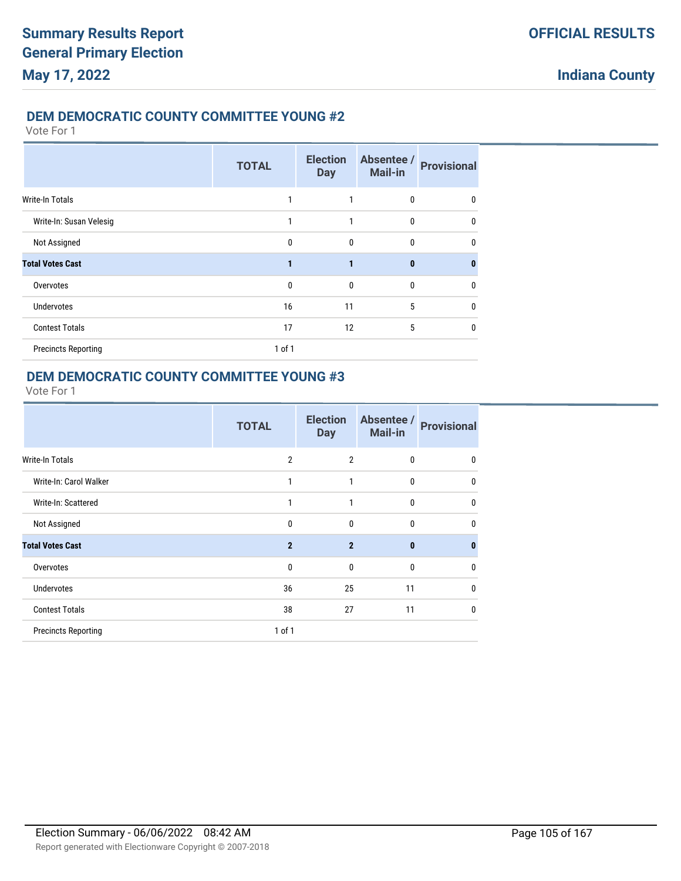## DEM DEMOCRATIC COUNTY COMMITTEE YOUNG #2

Vote For 1

| | TOTAL | Election Day | Absentee / Mail-in | Provisional |
|---|---|---|---|---|
| Write-In Totals | 1 | 1 | 0 | 0 |
| Write-In: Susan Velesig | 1 | 1 | 0 | 0 |
| Not Assigned | 0 | 0 | 0 | 0 |
| **Total Votes Cast** | **1** | **1** | **0** | **0** |
| Overvotes | 0 | 0 | 0 | 0 |
| Undervotes | 16 | 11 | 5 | 0 |
| Contest Totals | 17 | 12 | 5 | 0 |
| Precincts Reporting | 1 of 1 | | | |

## DEM DEMOCRATIC COUNTY COMMITTEE YOUNG #3

Vote For 1

| | TOTAL | Election Day | Absentee / Mail-in | Provisional |
|---|---|---|---|---|
| Write-In Totals | 2 | 2 | 0 | 0 |
| Write-In: Carol Walker | 1 | 1 | 0 | 0 |
| Write-In: Scattered | 1 | 1 | 0 | 0 |
| Not Assigned | 0 | 0 | 0 | 0 |
| **Total Votes Cast** | **2** | **2** | **0** | **0** |
| Overvotes | 0 | 0 | 0 | 0 |
| Undervotes | 36 | 25 | 11 | 0 |
| Contest Totals | 38 | 27 | 11 | 0 |
| Precincts Reporting | 1 of 1 | | | |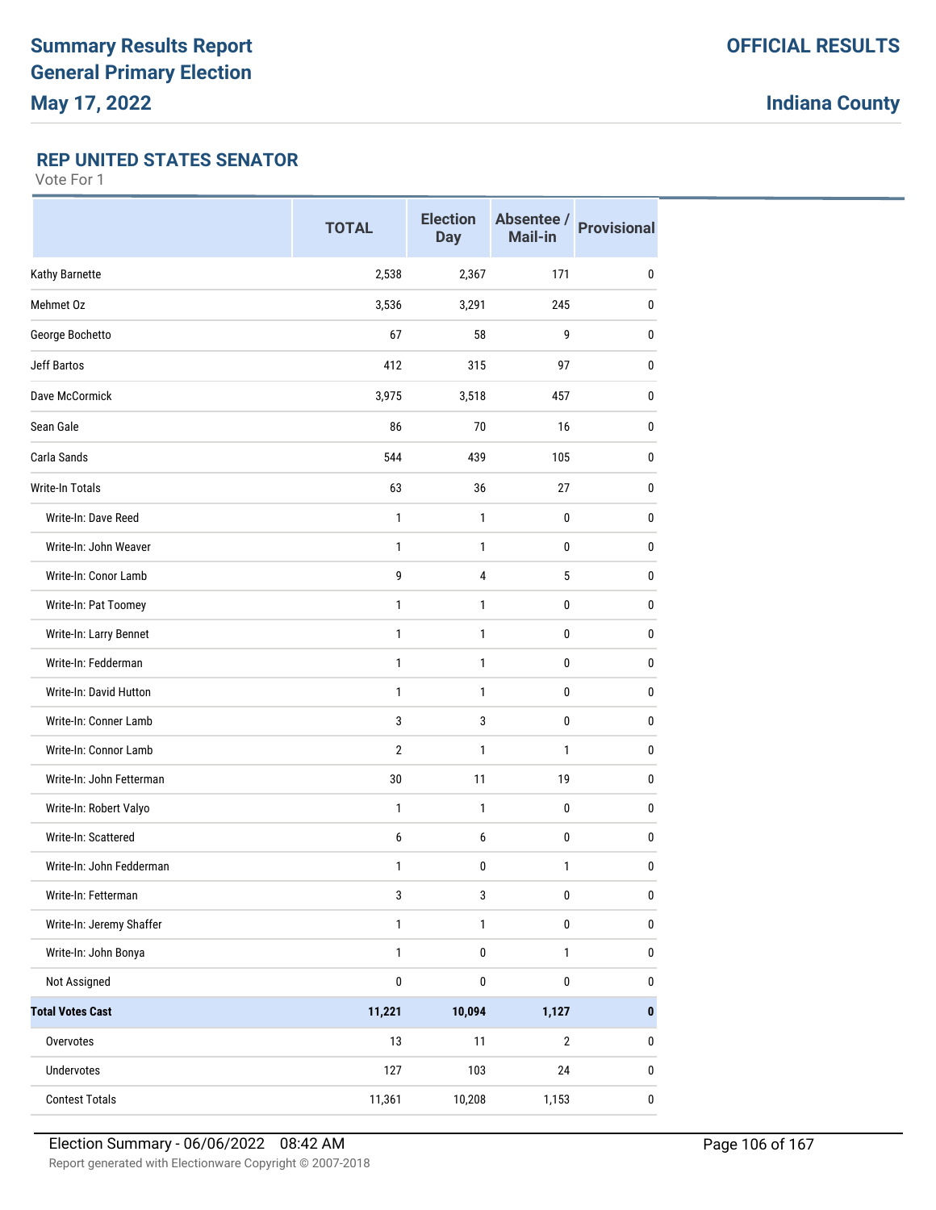# Summary Results Report
# General Primary Election
# May 17, 2022

**OFFICIAL RESULTS**

**Indiana County**

## REP UNITED STATES SENATOR

Vote For 1

| | TOTAL | Election Day | Absentee / Mail-in | Provisional |
|---|---|---|---|---|
| Kathy Barnette | 2,538 | 2,367 | 171 | 0 |
| Mehmet Oz | 3,536 | 3,291 | 245 | 0 |
| George Bochetto | 67 | 58 | 9 | 0 |
| Jeff Bartos | 412 | 315 | 97 | 0 |
| Dave McCormick | 3,975 | 3,518 | 457 | 0 |
| Sean Gale | 86 | 70 | 16 | 0 |
| Carla Sands | 544 | 439 | 105 | 0 |
| Write-In Totals | 63 | 36 | 27 | 0 |
| Write-In: Dave Reed | 1 | 1 | 0 | 0 |
| Write-In: John Weaver | 1 | 1 | 0 | 0 |
| Write-In: Conor Lamb | 9 | 4 | 5 | 0 |
| Write-In: Pat Toomey | 1 | 1 | 0 | 0 |
| Write-In: Larry Bennet | 1 | 1 | 0 | 0 |
| Write-In: Fedderman | 1 | 1 | 0 | 0 |
| Write-In: David Hutton | 1 | 1 | 0 | 0 |
| Write-In: Conner Lamb | 3 | 3 | 0 | 0 |
| Write-In: Connor Lamb | 2 | 1 | 1 | 0 |
| Write-In: John Fetterman | 30 | 11 | 19 | 0 |
| Write-In: Robert Valyo | 1 | 1 | 0 | 0 |
| Write-In: Scattered | 6 | 6 | 0 | 0 |
| Write-In: John Fedderman | 1 | 0 | 1 | 0 |
| Write-In: Fetterman | 3 | 3 | 0 | 0 |
| Write-In: Jeremy Shaffer | 1 | 1 | 0 | 0 |
| Write-In: John Bonya | 1 | 0 | 1 | 0 |
| Not Assigned | 0 | 0 | 0 | 0 |
| **Total Votes Cast** | **11,221** | **10,094** | **1,127** | **0** |
| Overvotes | 13 | 11 | 2 | 0 |
| Undervotes | 127 | 103 | 24 | 0 |
| Contest Totals | 11,361 | 10,208 | 1,153 | 0 |

Election Summary - 06/06/2022 08:42 AM

Report generated with Electionware Copyright © 2007-2018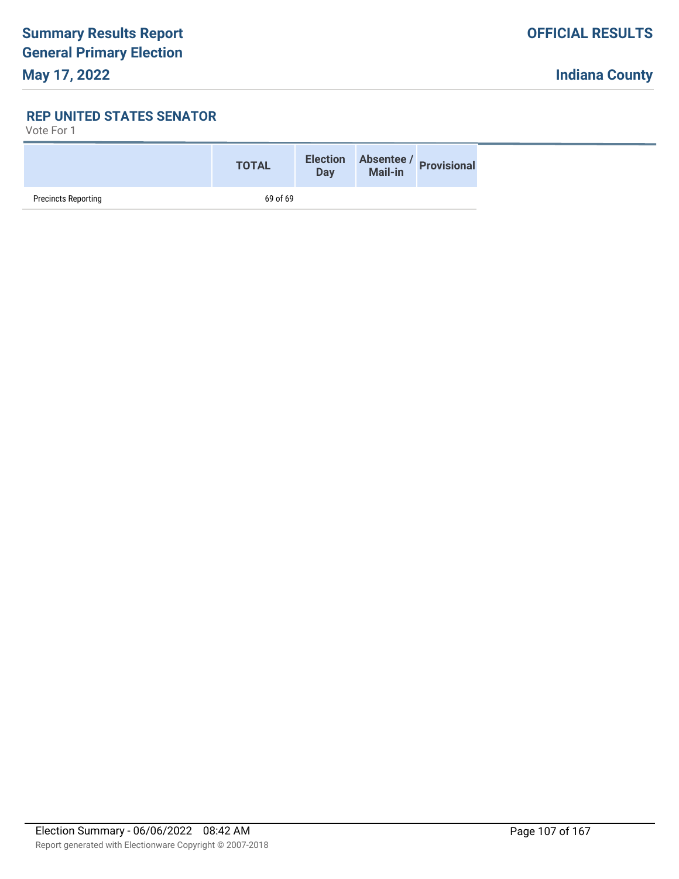### REP UNITED STATES SENATOR

Vote For 1

| | TOTAL | Election Day | Absentee / Mail-in | Provisional |
|---|---|---|---|---|
| Precincts Reporting | 69 of 69 | | | |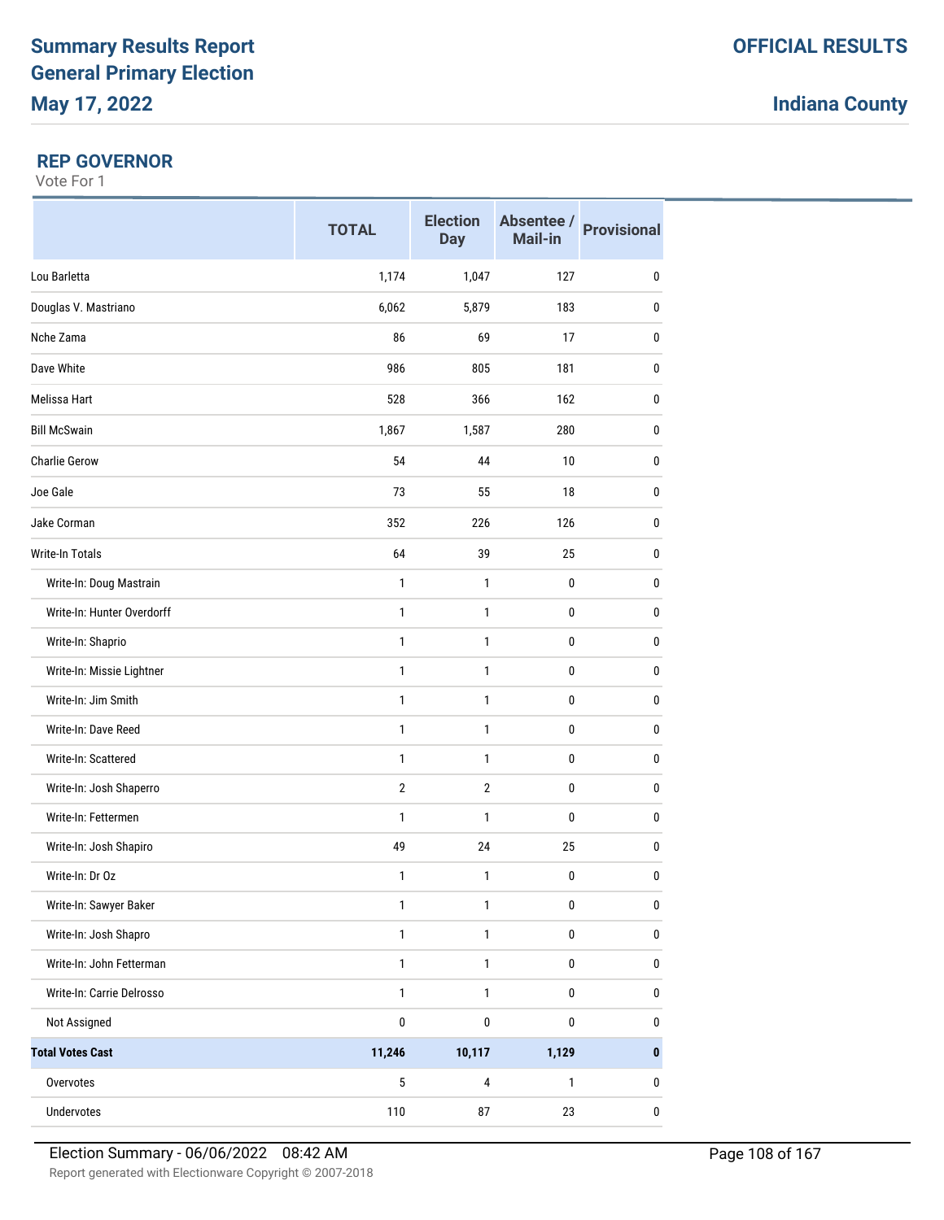**Summary Results Report**
**General Primary Election**
**May 17, 2022**

**OFFICIAL RESULTS**

**Indiana County**

## REP GOVERNOR

Vote For 1

| | TOTAL | Election Day | Absentee / Mail-in | Provisional |
|---|---|---|---|---|
| Lou Barletta | 1,174 | 1,047 | 127 | 0 |
| Douglas V. Mastriano | 6,062 | 5,879 | 183 | 0 |
| Nche Zama | 86 | 69 | 17 | 0 |
| Dave White | 986 | 805 | 181 | 0 |
| Melissa Hart | 528 | 366 | 162 | 0 |
| Bill McSwain | 1,867 | 1,587 | 280 | 0 |
| Charlie Gerow | 54 | 44 | 10 | 0 |
| Joe Gale | 73 | 55 | 18 | 0 |
| Jake Corman | 352 | 226 | 126 | 0 |
| Write-In Totals | 64 | 39 | 25 | 0 |
| Write-In: Doug Mastrain | 1 | 1 | 0 | 0 |
| Write-In: Hunter Overdorff | 1 | 1 | 0 | 0 |
| Write-In: Shaprio | 1 | 1 | 0 | 0 |
| Write-In: Missie Lightner | 1 | 1 | 0 | 0 |
| Write-In: Jim Smith | 1 | 1 | 0 | 0 |
| Write-In: Dave Reed | 1 | 1 | 0 | 0 |
| Write-In: Scattered | 1 | 1 | 0 | 0 |
| Write-In: Josh Shaperro | 2 | 2 | 0 | 0 |
| Write-In: Fettermen | 1 | 1 | 0 | 0 |
| Write-In: Josh Shapiro | 49 | 24 | 25 | 0 |
| Write-In: Dr Oz | 1 | 1 | 0 | 0 |
| Write-In: Sawyer Baker | 1 | 1 | 0 | 0 |
| Write-In: Josh Shapro | 1 | 1 | 0 | 0 |
| Write-In: John Fetterman | 1 | 1 | 0 | 0 |
| Write-In: Carrie Delrosso | 1 | 1 | 0 | 0 |
| Not Assigned | 0 | 0 | 0 | 0 |
| **Total Votes Cast** | **11,246** | **10,117** | **1,129** | **0** |
| Overvotes | 5 | 4 | 1 | 0 |
| Undervotes | 110 | 87 | 23 | 0 |

Election Summary - 06/06/2022 08:42 AM

Report generated with Electionware Copyright © 2007-2018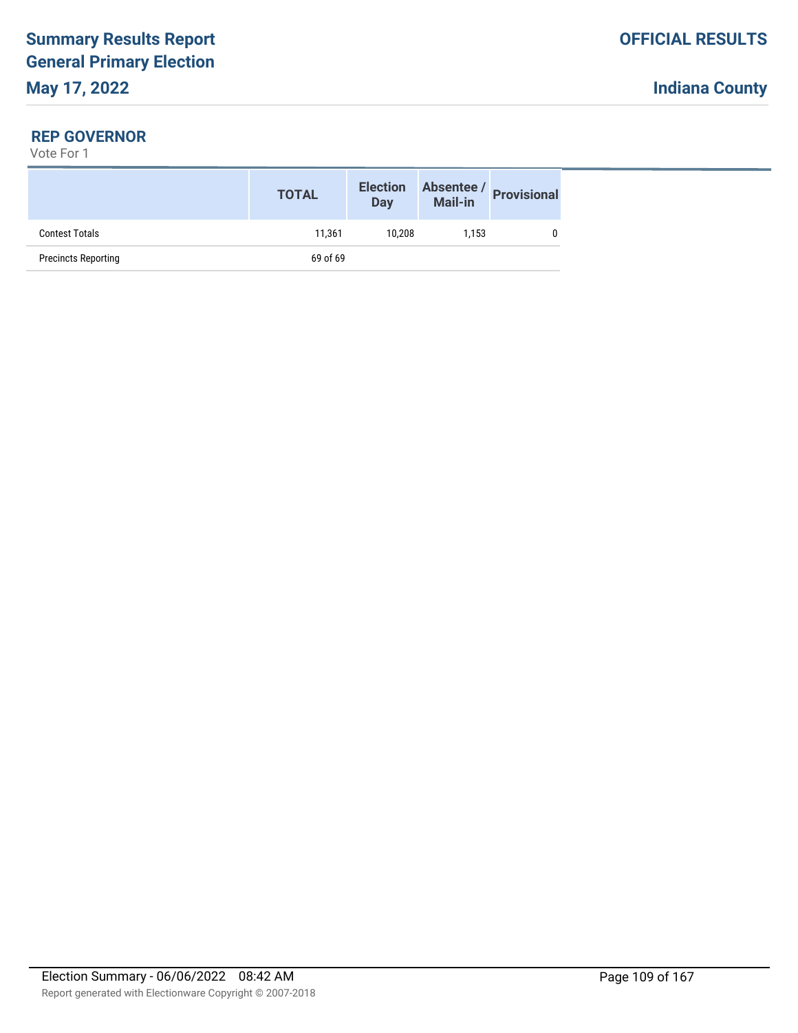## REP GOVERNOR

Vote For 1

| | TOTAL | Election Day | Absentee / Mail-in | Provisional |
|---|---|---|---|---|
| Contest Totals | 11,361 | 10,208 | 1,153 | 0 |
| Precincts Reporting | 69 of 69 | | | |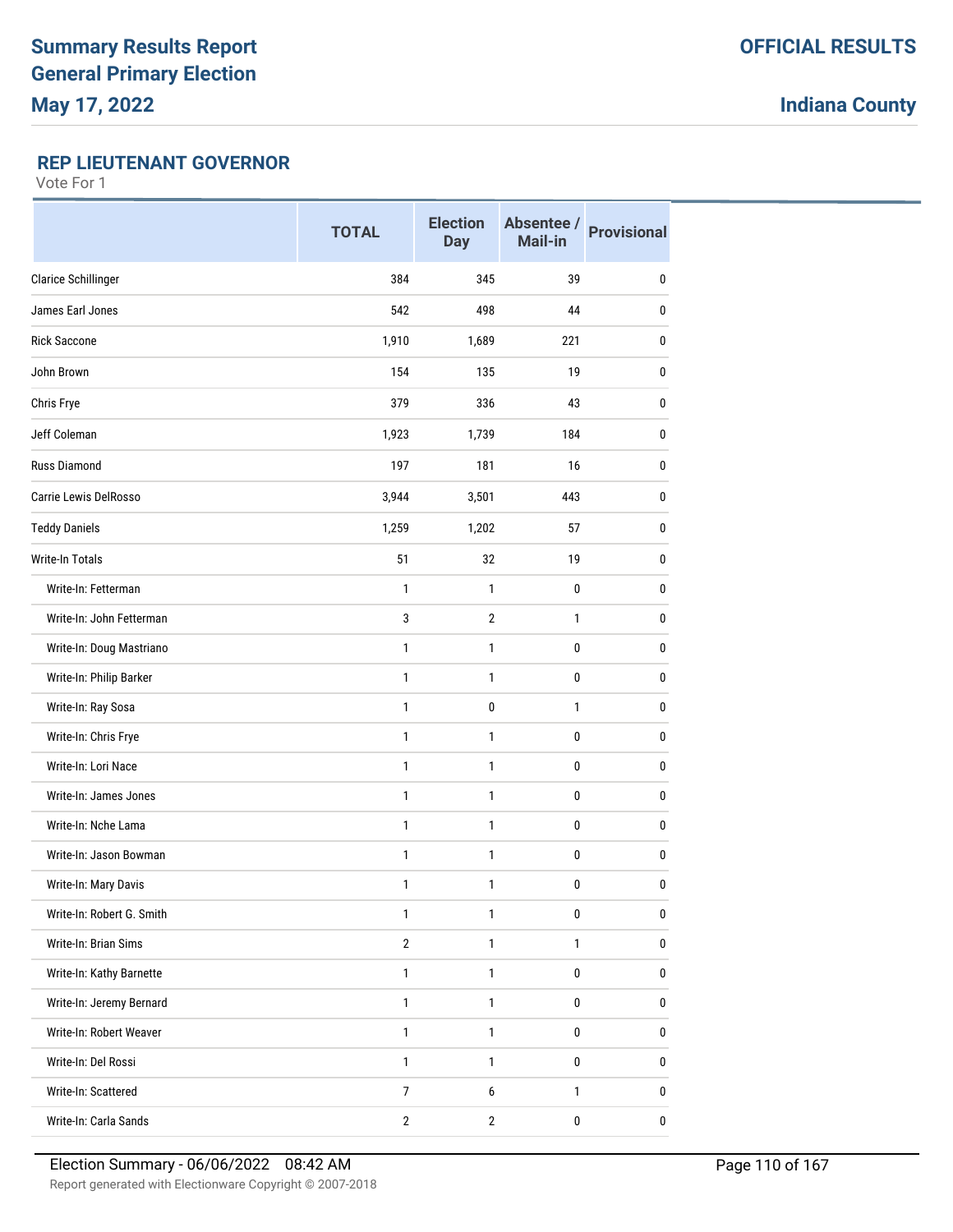## REP LIEUTENANT GOVERNOR

Vote For 1

| | TOTAL | Election Day | Absentee / Mail-in | Provisional |
|---|---|---|---|---|
| Clarice Schillinger | 384 | 345 | 39 | 0 |
| James Earl Jones | 542 | 498 | 44 | 0 |
| Rick Saccone | 1,910 | 1,689 | 221 | 0 |
| John Brown | 154 | 135 | 19 | 0 |
| Chris Frye | 379 | 336 | 43 | 0 |
| Jeff Coleman | 1,923 | 1,739 | 184 | 0 |
| Russ Diamond | 197 | 181 | 16 | 0 |
| Carrie Lewis DelRosso | 3,944 | 3,501 | 443 | 0 |
| Teddy Daniels | 1,259 | 1,202 | 57 | 0 |
| Write-In Totals | 51 | 32 | 19 | 0 |
| Write-In: Fetterman | 1 | 1 | 0 | 0 |
| Write-In: John Fetterman | 3 | 2 | 1 | 0 |
| Write-In: Doug Mastriano | 1 | 1 | 0 | 0 |
| Write-In: Philip Barker | 1 | 1 | 0 | 0 |
| Write-In: Ray Sosa | 1 | 0 | 1 | 0 |
| Write-In: Chris Frye | 1 | 1 | 0 | 0 |
| Write-In: Lori Nace | 1 | 1 | 0 | 0 |
| Write-In: James Jones | 1 | 1 | 0 | 0 |
| Write-In: Nche Lama | 1 | 1 | 0 | 0 |
| Write-In: Jason Bowman | 1 | 1 | 0 | 0 |
| Write-In: Mary Davis | 1 | 1 | 0 | 0 |
| Write-In: Robert G. Smith | 1 | 1 | 0 | 0 |
| Write-In: Brian Sims | 2 | 1 | 1 | 0 |
| Write-In: Kathy Barnette | 1 | 1 | 0 | 0 |
| Write-In: Jeremy Bernard | 1 | 1 | 0 | 0 |
| Write-In: Robert Weaver | 1 | 1 | 0 | 0 |
| Write-In: Del Rossi | 1 | 1 | 0 | 0 |
| Write-In: Scattered | 7 | 6 | 1 | 0 |
| Write-In: Carla Sands | 2 | 2 | 0 | 0 |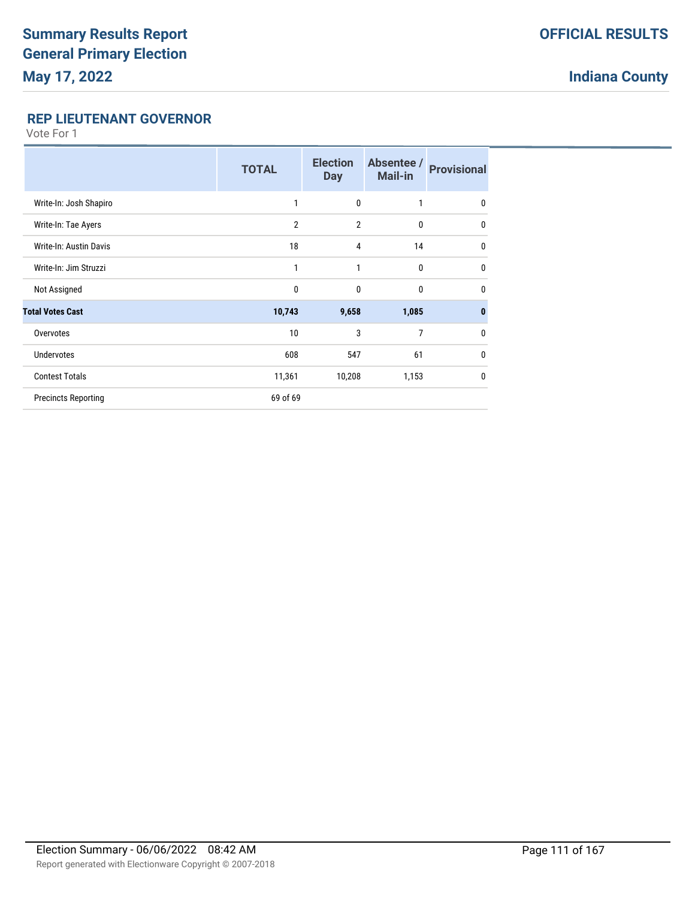# Summary Results Report
# General Primary Election
## May 17, 2022

**OFFICIAL RESULTS**

**Indiana County**

### REP LIEUTENANT GOVERNOR

Vote For 1

| | TOTAL | Election Day | Absentee / Mail-in | Provisional |
|---|---|---|---|---|
| Write-In: Josh Shapiro | 1 | 0 | 1 | 0 |
| Write-In: Tae Ayers | 2 | 2 | 0 | 0 |
| Write-In: Austin Davis | 18 | 4 | 14 | 0 |
| Write-In: Jim Struzzi | 1 | 1 | 0 | 0 |
| Not Assigned | 0 | 0 | 0 | 0 |
| **Total Votes Cast** | **10,743** | **9,658** | **1,085** | **0** |
| Overvotes | 10 | 3 | 7 | 0 |
| Undervotes | 608 | 547 | 61 | 0 |
| Contest Totals | 11,361 | 10,208 | 1,153 | 0 |
| Precincts Reporting | 69 of 69 | | | |

Election Summary - 06/06/2022 08:42 AM

Report generated with Electionware Copyright © 2007-2018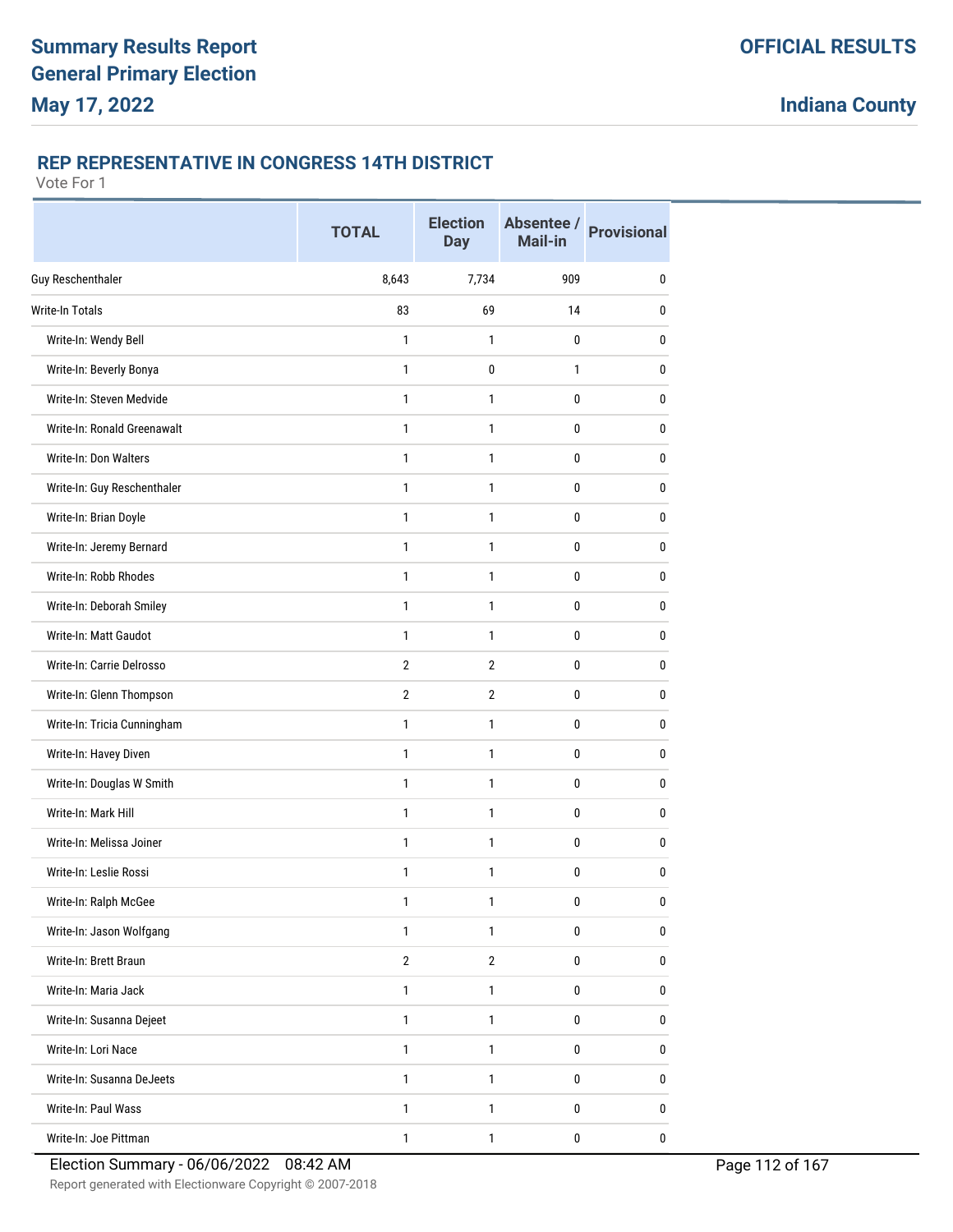## REP REPRESENTATIVE IN CONGRESS 14TH DISTRICT

Vote For 1

| | TOTAL | Election Day | Absentee / Mail-in | Provisional |
|---|---|---|---|---|
| Guy Reschenthaler | 8,643 | 7,734 | 909 | 0 |
| Write-In Totals | 83 | 69 | 14 | 0 |
| Write-In: Wendy Bell | 1 | 1 | 0 | 0 |
| Write-In: Beverly Bonya | 1 | 0 | 1 | 0 |
| Write-In: Steven Medvide | 1 | 1 | 0 | 0 |
| Write-In: Ronald Greenawalt | 1 | 1 | 0 | 0 |
| Write-In: Don Walters | 1 | 1 | 0 | 0 |
| Write-In: Guy Reschenthaler | 1 | 1 | 0 | 0 |
| Write-In: Brian Doyle | 1 | 1 | 0 | 0 |
| Write-In: Jeremy Bernard | 1 | 1 | 0 | 0 |
| Write-In: Robb Rhodes | 1 | 1 | 0 | 0 |
| Write-In: Deborah Smiley | 1 | 1 | 0 | 0 |
| Write-In: Matt Gaudot | 1 | 1 | 0 | 0 |
| Write-In: Carrie Delrosso | 2 | 2 | 0 | 0 |
| Write-In: Glenn Thompson | 2 | 2 | 0 | 0 |
| Write-In: Tricia Cunningham | 1 | 1 | 0 | 0 |
| Write-In: Havey Diven | 1 | 1 | 0 | 0 |
| Write-In: Douglas W Smith | 1 | 1 | 0 | 0 |
| Write-In: Mark Hill | 1 | 1 | 0 | 0 |
| Write-In: Melissa Joiner | 1 | 1 | 0 | 0 |
| Write-In: Leslie Rossi | 1 | 1 | 0 | 0 |
| Write-In: Ralph McGee | 1 | 1 | 0 | 0 |
| Write-In: Jason Wolfgang | 1 | 1 | 0 | 0 |
| Write-In: Brett Braun | 2 | 2 | 0 | 0 |
| Write-In: Maria Jack | 1 | 1 | 0 | 0 |
| Write-In: Susanna Dejeet | 1 | 1 | 0 | 0 |
| Write-In: Lori Nace | 1 | 1 | 0 | 0 |
| Write-In: Susanna DeJeets | 1 | 1 | 0 | 0 |
| Write-In: Paul Wass | 1 | 1 | 0 | 0 |
| Write-In: Joe Pittman | 1 | 1 | 0 | 0 |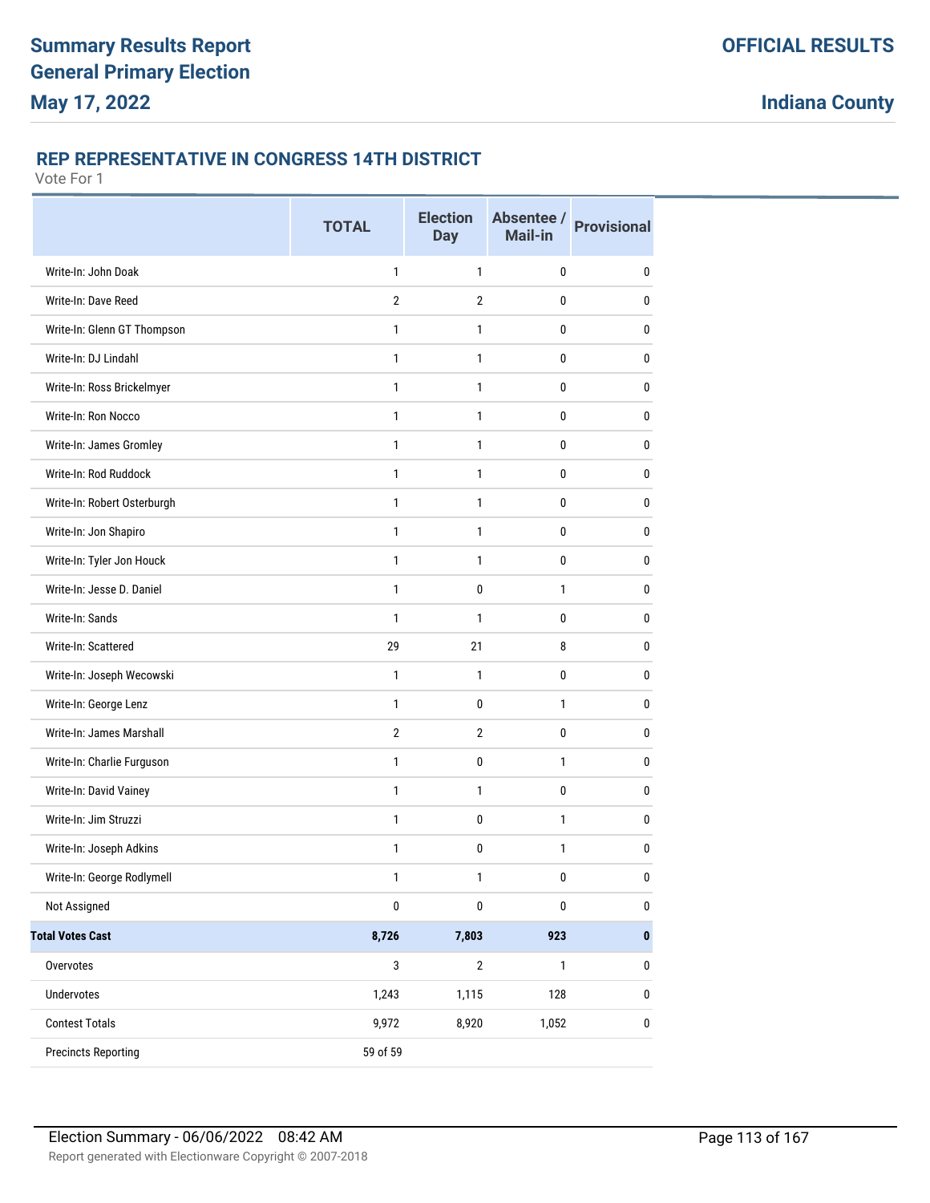**Summary Results Report**
**General Primary Election**
**May 17, 2022**

**OFFICIAL RESULTS**

**Indiana County**

### REP REPRESENTATIVE IN CONGRESS 14TH DISTRICT

Vote For 1

| | TOTAL | Election Day | Absentee / Mail-in | Provisional |
|---|---|---|---|---|
| Write-In: John Doak | 1 | 1 | 0 | 0 |
| Write-In: Dave Reed | 2 | 2 | 0 | 0 |
| Write-In: Glenn GT Thompson | 1 | 1 | 0 | 0 |
| Write-In: DJ Lindahl | 1 | 1 | 0 | 0 |
| Write-In: Ross Brickelmyer | 1 | 1 | 0 | 0 |
| Write-In: Ron Nocco | 1 | 1 | 0 | 0 |
| Write-In: James Gromley | 1 | 1 | 0 | 0 |
| Write-In: Rod Ruddock | 1 | 1 | 0 | 0 |
| Write-In: Robert Osterburgh | 1 | 1 | 0 | 0 |
| Write-In: Jon Shapiro | 1 | 1 | 0 | 0 |
| Write-In: Tyler Jon Houck | 1 | 1 | 0 | 0 |
| Write-In: Jesse D. Daniel | 1 | 0 | 1 | 0 |
| Write-In: Sands | 1 | 1 | 0 | 0 |
| Write-In: Scattered | 29 | 21 | 8 | 0 |
| Write-In: Joseph Wecowski | 1 | 1 | 0 | 0 |
| Write-In: George Lenz | 1 | 0 | 1 | 0 |
| Write-In: James Marshall | 2 | 2 | 0 | 0 |
| Write-In: Charlie Furguson | 1 | 0 | 1 | 0 |
| Write-In: David Vainey | 1 | 1 | 0 | 0 |
| Write-In: Jim Struzzi | 1 | 0 | 1 | 0 |
| Write-In: Joseph Adkins | 1 | 0 | 1 | 0 |
| Write-In: George Rodlymell | 1 | 1 | 0 | 0 |
| Not Assigned | 0 | 0 | 0 | 0 |
| **Total Votes Cast** | **8,726** | **7,803** | **923** | **0** |
| Overvotes | 3 | 2 | 1 | 0 |
| Undervotes | 1,243 | 1,115 | 128 | 0 |
| Contest Totals | 9,972 | 8,920 | 1,052 | 0 |
| Precincts Reporting | 59 of 59 | | | |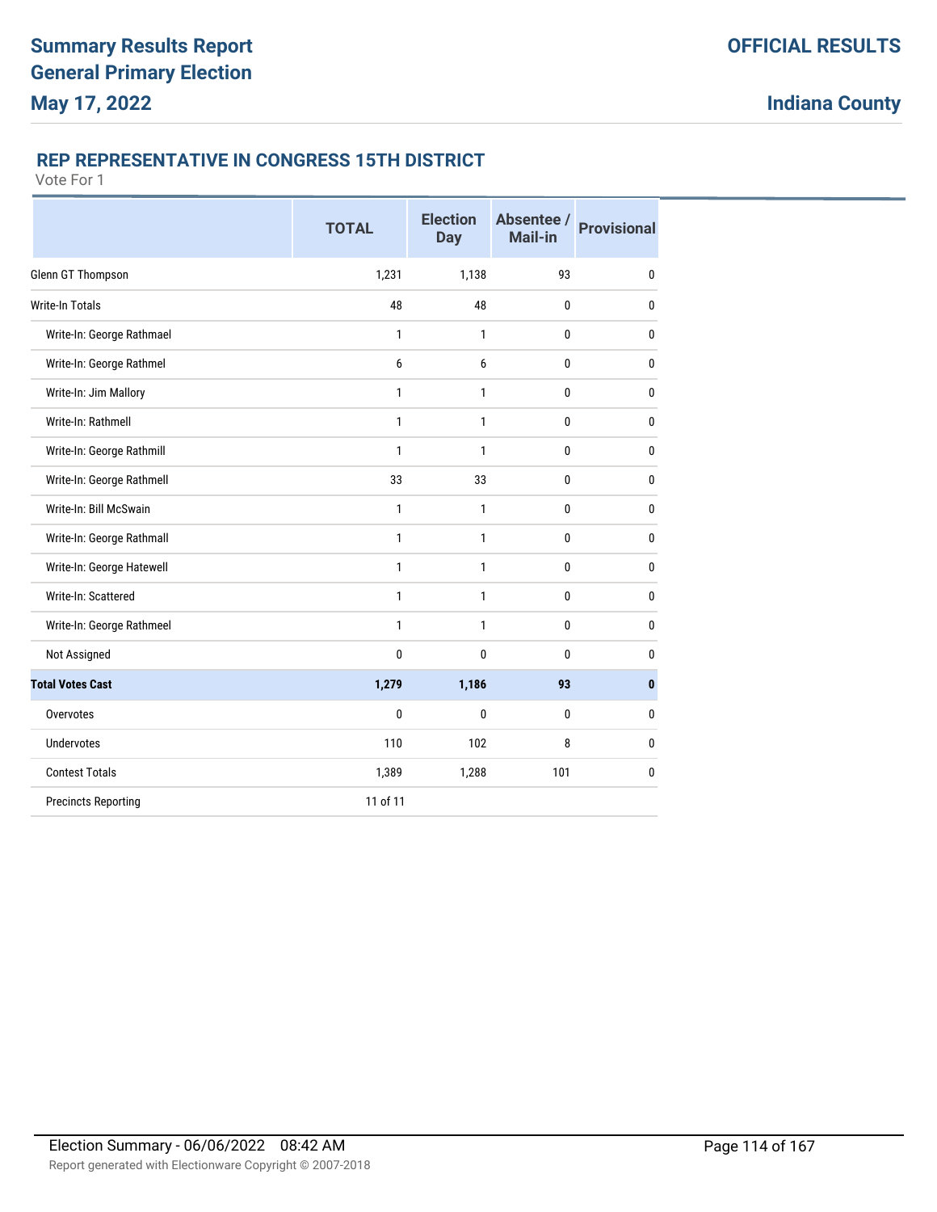# Summary Results Report
# General Primary Election
# May 17, 2022

**OFFICIAL RESULTS**

**Indiana County**

## REP REPRESENTATIVE IN CONGRESS 15TH DISTRICT

Vote For 1

| | TOTAL | Election Day | Absentee / Mail-in | Provisional |
|---|---|---|---|---|
| Glenn GT Thompson | 1,231 | 1,138 | 93 | 0 |
| Write-In Totals | 48 | 48 | 0 | 0 |
| Write-In: George Rathmael | 1 | 1 | 0 | 0 |
| Write-In: George Rathmel | 6 | 6 | 0 | 0 |
| Write-In: Jim Mallory | 1 | 1 | 0 | 0 |
| Write-In: Rathmell | 1 | 1 | 0 | 0 |
| Write-In: George Rathmill | 1 | 1 | 0 | 0 |
| Write-In: George Rathmell | 33 | 33 | 0 | 0 |
| Write-In: Bill McSwain | 1 | 1 | 0 | 0 |
| Write-In: George Rathmall | 1 | 1 | 0 | 0 |
| Write-In: George Hatewell | 1 | 1 | 0 | 0 |
| Write-In: Scattered | 1 | 1 | 0 | 0 |
| Write-In: George Rathmeel | 1 | 1 | 0 | 0 |
| Not Assigned | 0 | 0 | 0 | 0 |
| **Total Votes Cast** | **1,279** | **1,186** | **93** | **0** |
| Overvotes | 0 | 0 | 0 | 0 |
| Undervotes | 110 | 102 | 8 | 0 |
| Contest Totals | 1,389 | 1,288 | 101 | 0 |
| Precincts Reporting | 11 of 11 | | | |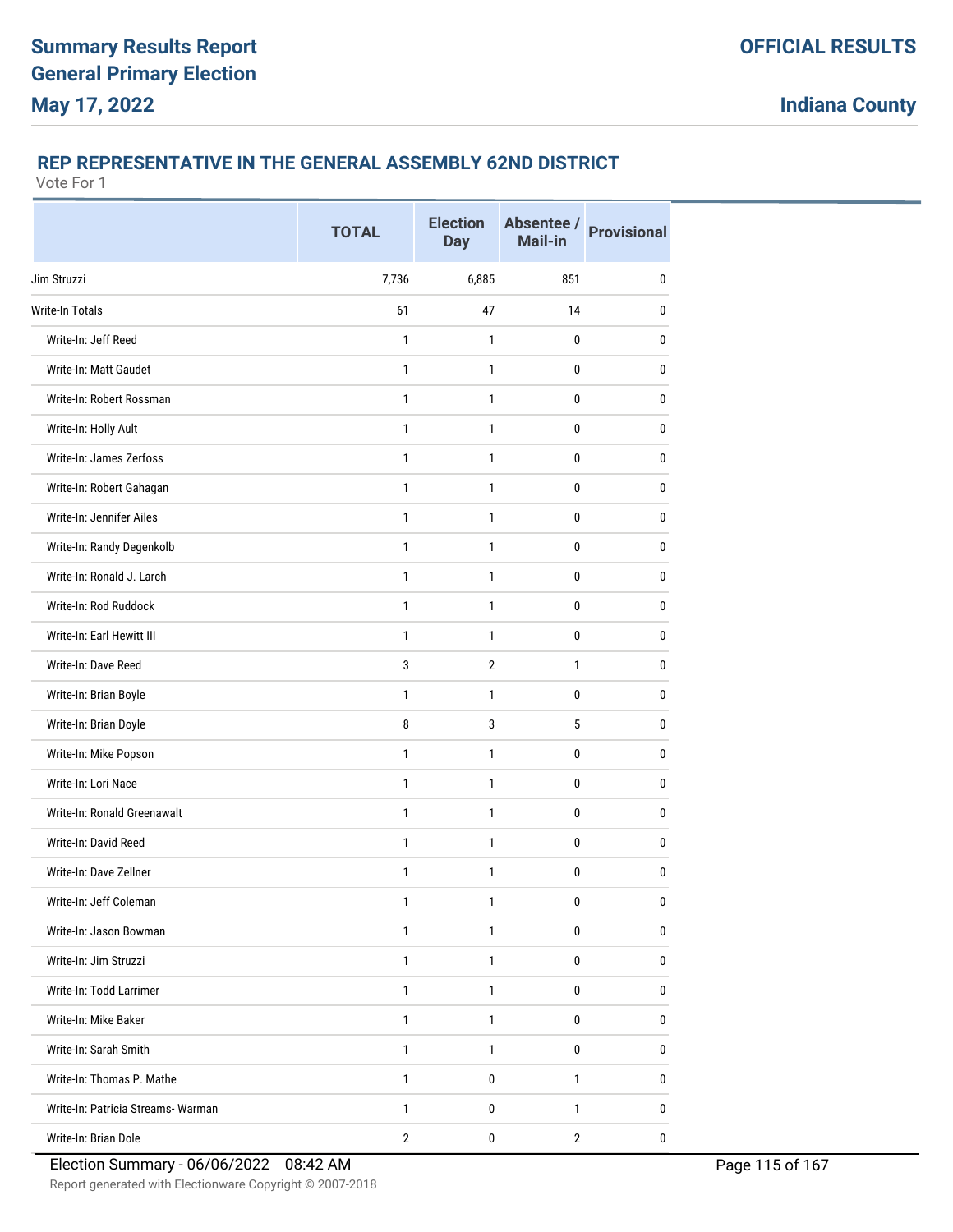## REP REPRESENTATIVE IN THE GENERAL ASSEMBLY 62ND DISTRICT

Vote For 1

| | TOTAL | Election Day | Absentee / Mail-in | Provisional |
|---|---|---|---|---|
| Jim Struzzi | 7,736 | 6,885 | 851 | 0 |
| Write-In Totals | 61 | 47 | 14 | 0 |
| Write-In: Jeff Reed | 1 | 1 | 0 | 0 |
| Write-In: Matt Gaudet | 1 | 1 | 0 | 0 |
| Write-In: Robert Rossman | 1 | 1 | 0 | 0 |
| Write-In: Holly Ault | 1 | 1 | 0 | 0 |
| Write-In: James Zerfoss | 1 | 1 | 0 | 0 |
| Write-In: Robert Gahagan | 1 | 1 | 0 | 0 |
| Write-In: Jennifer Ailes | 1 | 1 | 0 | 0 |
| Write-In: Randy Degenkolb | 1 | 1 | 0 | 0 |
| Write-In: Ronald J. Larch | 1 | 1 | 0 | 0 |
| Write-In: Rod Ruddock | 1 | 1 | 0 | 0 |
| Write-In: Earl Hewitt III | 1 | 1 | 0 | 0 |
| Write-In: Dave Reed | 3 | 2 | 1 | 0 |
| Write-In: Brian Boyle | 1 | 1 | 0 | 0 |
| Write-In: Brian Doyle | 8 | 3 | 5 | 0 |
| Write-In: Mike Popson | 1 | 1 | 0 | 0 |
| Write-In: Lori Nace | 1 | 1 | 0 | 0 |
| Write-In: Ronald Greenawalt | 1 | 1 | 0 | 0 |
| Write-In: David Reed | 1 | 1 | 0 | 0 |
| Write-In: Dave Zellner | 1 | 1 | 0 | 0 |
| Write-In: Jeff Coleman | 1 | 1 | 0 | 0 |
| Write-In: Jason Bowman | 1 | 1 | 0 | 0 |
| Write-In: Jim Struzzi | 1 | 1 | 0 | 0 |
| Write-In: Todd Larrimer | 1 | 1 | 0 | 0 |
| Write-In: Mike Baker | 1 | 1 | 0 | 0 |
| Write-In: Sarah Smith | 1 | 1 | 0 | 0 |
| Write-In: Thomas P. Mathe | 1 | 0 | 1 | 0 |
| Write-In: Patricia Streams- Warman | 1 | 0 | 1 | 0 |
| Write-In: Brian Dole | 2 | 0 | 2 | 0 |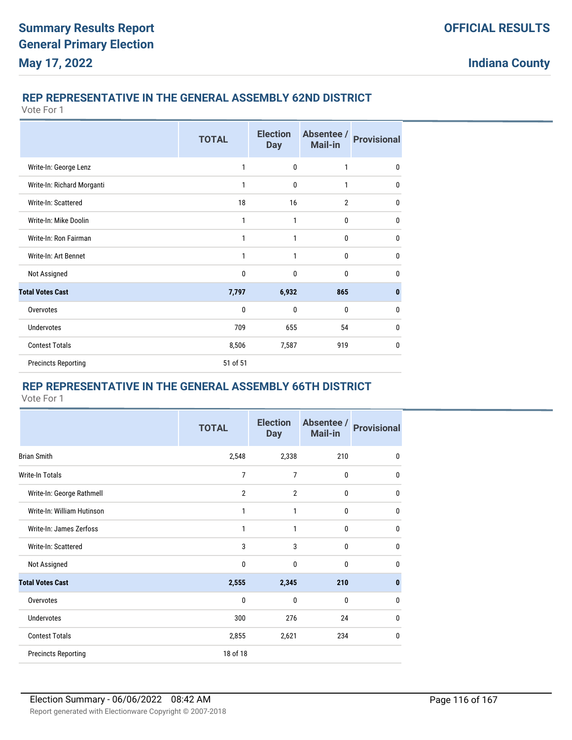## REP REPRESENTATIVE IN THE GENERAL ASSEMBLY 62ND DISTRICT

Vote For 1

| | TOTAL | Election Day | Absentee / Mail-in | Provisional |
|---|---|---|---|---|
| Write-In: George Lenz | 1 | 0 | 1 | 0 |
| Write-In: Richard Morganti | 1 | 0 | 1 | 0 |
| Write-In: Scattered | 18 | 16 | 2 | 0 |
| Write-In: Mike Doolin | 1 | 1 | 0 | 0 |
| Write-In: Ron Fairman | 1 | 1 | 0 | 0 |
| Write-In: Art Bennet | 1 | 1 | 0 | 0 |
| Not Assigned | 0 | 0 | 0 | 0 |
| **Total Votes Cast** | **7,797** | **6,932** | **865** | **0** |
| Overvotes | 0 | 0 | 0 | 0 |
| Undervotes | 709 | 655 | 54 | 0 |
| Contest Totals | 8,506 | 7,587 | 919 | 0 |
| Precincts Reporting | 51 of 51 | | | |

## REP REPRESENTATIVE IN THE GENERAL ASSEMBLY 66TH DISTRICT

Vote For 1

| | TOTAL | Election Day | Absentee / Mail-in | Provisional |
|---|---|---|---|---|
| Brian Smith | 2,548 | 2,338 | 210 | 0 |
| Write-In Totals | 7 | 7 | 0 | 0 |
| Write-In: George Rathmell | 2 | 2 | 0 | 0 |
| Write-In: William Hutinson | 1 | 1 | 0 | 0 |
| Write-In: James Zerfoss | 1 | 1 | 0 | 0 |
| Write-In: Scattered | 3 | 3 | 0 | 0 |
| Not Assigned | 0 | 0 | 0 | 0 |
| **Total Votes Cast** | **2,555** | **2,345** | **210** | **0** |
| Overvotes | 0 | 0 | 0 | 0 |
| Undervotes | 300 | 276 | 24 | 0 |
| Contest Totals | 2,855 | 2,621 | 234 | 0 |
| Precincts Reporting | 18 of 18 | | | |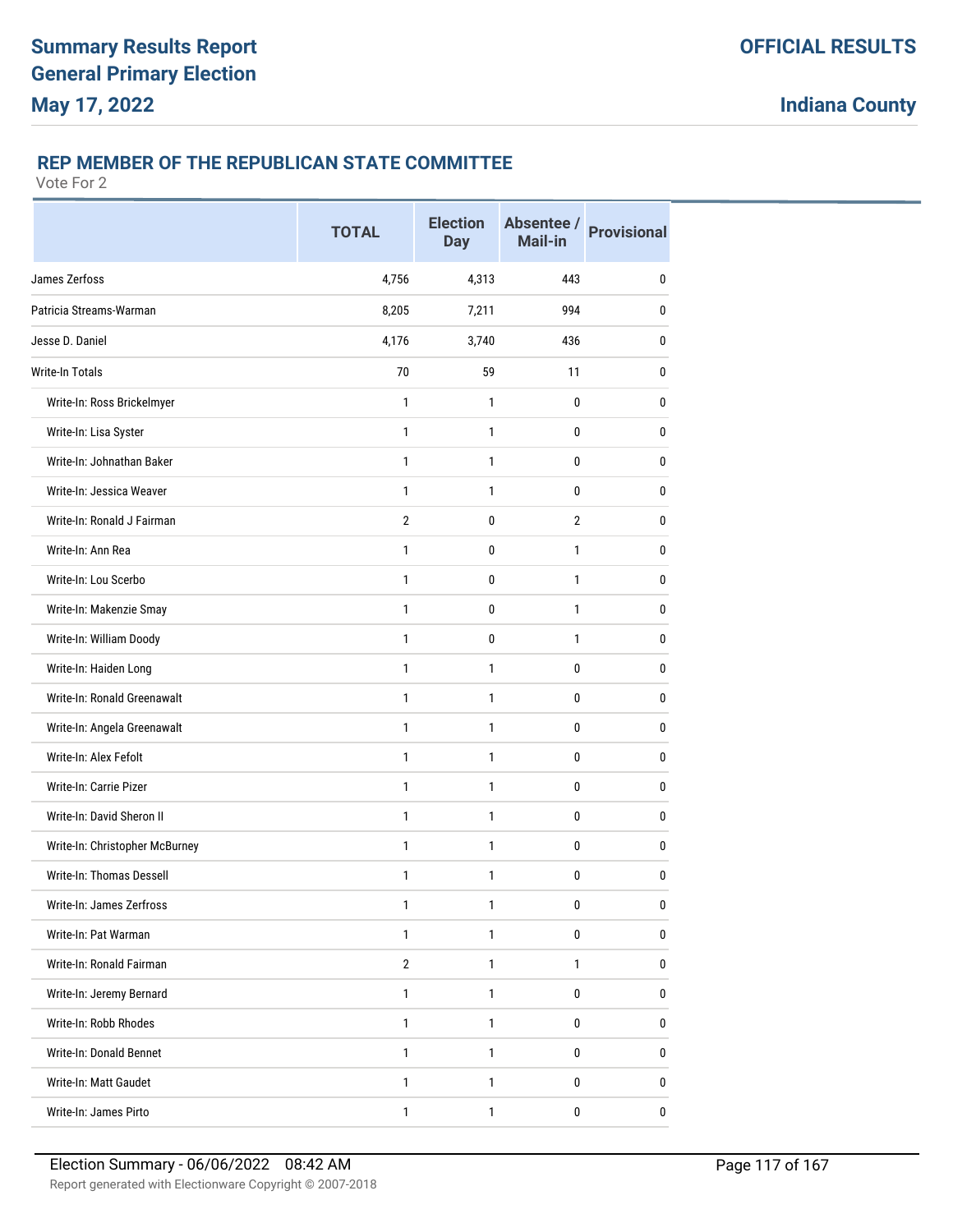# Summary Results Report
# General Primary Election
# May 17, 2022

**OFFICIAL RESULTS**

**Indiana County**

## REP MEMBER OF THE REPUBLICAN STATE COMMITTEE

Vote For 2

| | TOTAL | Election Day | Absentee / Mail-in | Provisional |
|---|---|---|---|---|
| James Zerfoss | 4,756 | 4,313 | 443 | 0 |
| Patricia Streams-Warman | 8,205 | 7,211 | 994 | 0 |
| Jesse D. Daniel | 4,176 | 3,740 | 436 | 0 |
| Write-In Totals | 70 | 59 | 11 | 0 |
| Write-In: Ross Brickelmyer | 1 | 1 | 0 | 0 |
| Write-In: Lisa Syster | 1 | 1 | 0 | 0 |
| Write-In: Johnathan Baker | 1 | 1 | 0 | 0 |
| Write-In: Jessica Weaver | 1 | 1 | 0 | 0 |
| Write-In: Ronald J Fairman | 2 | 0 | 2 | 0 |
| Write-In: Ann Rea | 1 | 0 | 1 | 0 |
| Write-In: Lou Scerbo | 1 | 0 | 1 | 0 |
| Write-In: Makenzie Smay | 1 | 0 | 1 | 0 |
| Write-In: William Doody | 1 | 0 | 1 | 0 |
| Write-In: Haiden Long | 1 | 1 | 0 | 0 |
| Write-In: Ronald Greenawalt | 1 | 1 | 0 | 0 |
| Write-In: Angela Greenawalt | 1 | 1 | 0 | 0 |
| Write-In: Alex Fefolt | 1 | 1 | 0 | 0 |
| Write-In: Carrie Pizer | 1 | 1 | 0 | 0 |
| Write-In: David Sheron II | 1 | 1 | 0 | 0 |
| Write-In: Christopher McBurney | 1 | 1 | 0 | 0 |
| Write-In: Thomas Dessell | 1 | 1 | 0 | 0 |
| Write-In: James Zerfross | 1 | 1 | 0 | 0 |
| Write-In: Pat Warman | 1 | 1 | 0 | 0 |
| Write-In: Ronald Fairman | 2 | 1 | 1 | 0 |
| Write-In: Jeremy Bernard | 1 | 1 | 0 | 0 |
| Write-In: Robb Rhodes | 1 | 1 | 0 | 0 |
| Write-In: Donald Bennet | 1 | 1 | 0 | 0 |
| Write-In: Matt Gaudet | 1 | 1 | 0 | 0 |
| Write-In: James Pirto | 1 | 1 | 0 | 0 |

Election Summary - 06/06/2022 08:42 AM

Report generated with Electionware Copyright © 2007-2018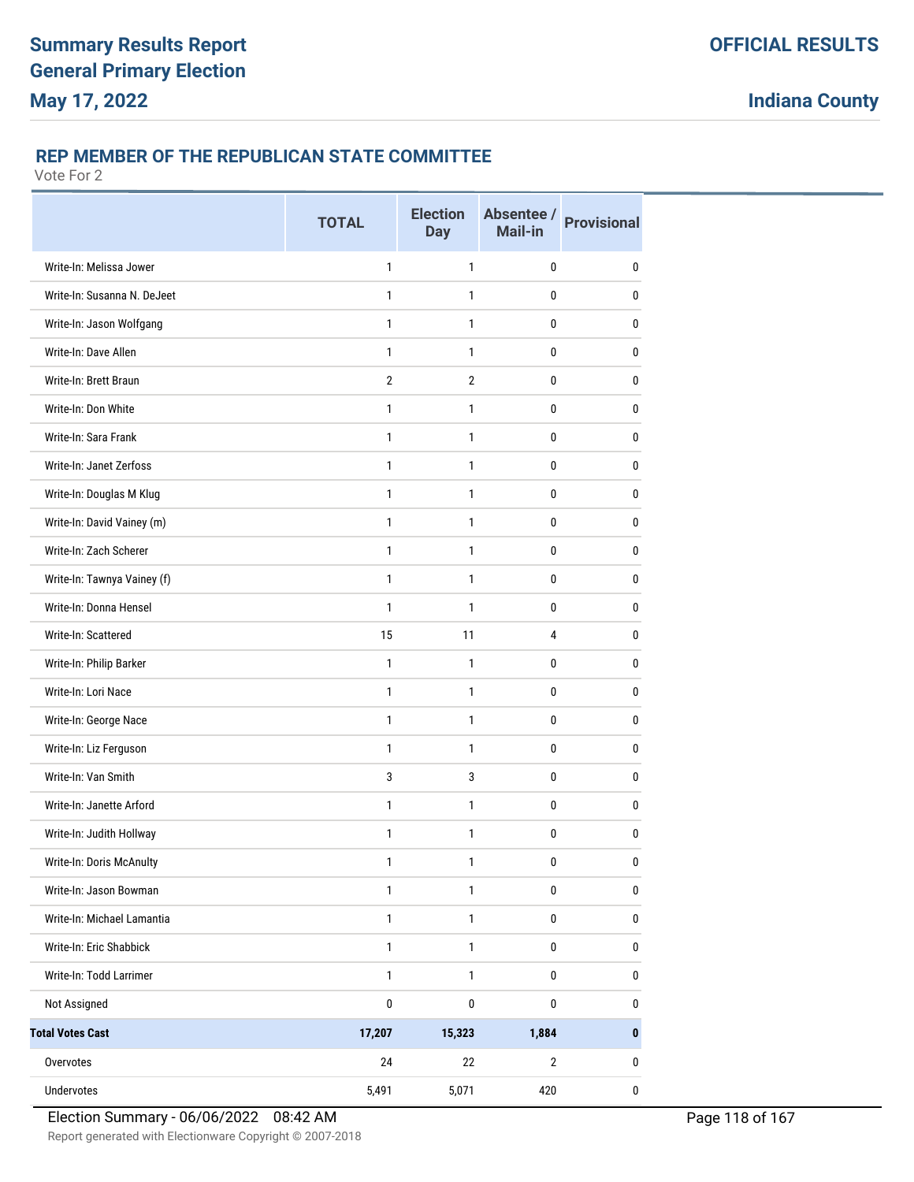# Summary Results Report
# General Primary Election
# May 17, 2022

**OFFICIAL RESULTS**

**Indiana County**

## REP MEMBER OF THE REPUBLICAN STATE COMMITTEE

Vote For 2

| | TOTAL | Election Day | Absentee / Mail-in | Provisional |
|---|---|---|---|---|
| Write-In: Melissa Jower | 1 | 1 | 0 | 0 |
| Write-In: Susanna N. DeJeet | 1 | 1 | 0 | 0 |
| Write-In: Jason Wolfgang | 1 | 1 | 0 | 0 |
| Write-In: Dave Allen | 1 | 1 | 0 | 0 |
| Write-In: Brett Braun | 2 | 2 | 0 | 0 |
| Write-In: Don White | 1 | 1 | 0 | 0 |
| Write-In: Sara Frank | 1 | 1 | 0 | 0 |
| Write-In: Janet Zerfoss | 1 | 1 | 0 | 0 |
| Write-In: Douglas M Klug | 1 | 1 | 0 | 0 |
| Write-In: David Vainey (m) | 1 | 1 | 0 | 0 |
| Write-In: Zach Scherer | 1 | 1 | 0 | 0 |
| Write-In: Tawnya Vainey (f) | 1 | 1 | 0 | 0 |
| Write-In: Donna Hensel | 1 | 1 | 0 | 0 |
| Write-In: Scattered | 15 | 11 | 4 | 0 |
| Write-In: Philip Barker | 1 | 1 | 0 | 0 |
| Write-In: Lori Nace | 1 | 1 | 0 | 0 |
| Write-In: George Nace | 1 | 1 | 0 | 0 |
| Write-In: Liz Ferguson | 1 | 1 | 0 | 0 |
| Write-In: Van Smith | 3 | 3 | 0 | 0 |
| Write-In: Janette Arford | 1 | 1 | 0 | 0 |
| Write-In: Judith Hollway | 1 | 1 | 0 | 0 |
| Write-In: Doris McAnulty | 1 | 1 | 0 | 0 |
| Write-In: Jason Bowman | 1 | 1 | 0 | 0 |
| Write-In: Michael Lamantia | 1 | 1 | 0 | 0 |
| Write-In: Eric Shabbick | 1 | 1 | 0 | 0 |
| Write-In: Todd Larrimer | 1 | 1 | 0 | 0 |
| Not Assigned | 0 | 0 | 0 | 0 |
| **Total Votes Cast** | **17,207** | **15,323** | **1,884** | **0** |
| Overvotes | 24 | 22 | 2 | 0 |
| Undervotes | 5,491 | 5,071 | 420 | 0 |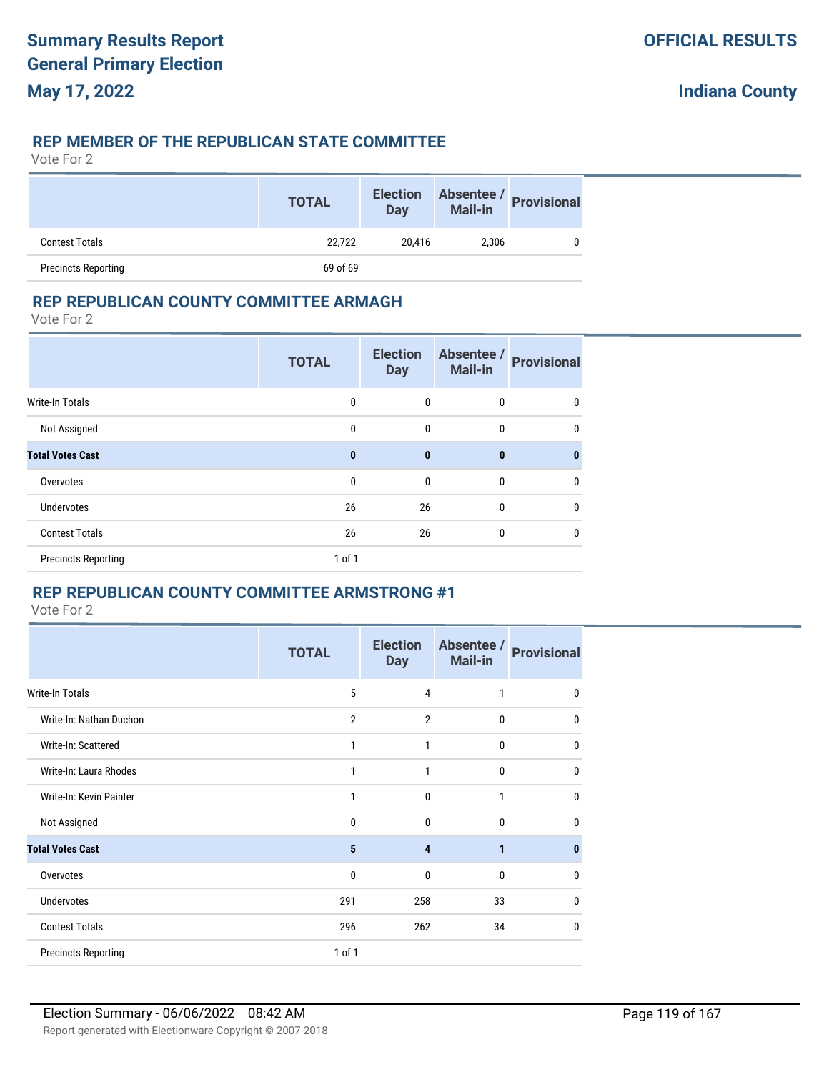# Summary Results Report
# General Primary Election
# May 17, 2022

**OFFICIAL RESULTS**

**Indiana County**

## REP MEMBER OF THE REPUBLICAN STATE COMMITTEE

Vote For 2

| | TOTAL | Election Day | Absentee / Mail-in | Provisional |
|---|---|---|---|---|
| Contest Totals | 22,722 | 20,416 | 2,306 | 0 |
| Precincts Reporting | 69 of 69 | | | |

## REP REPUBLICAN COUNTY COMMITTEE ARMAGH

Vote For 2

| | TOTAL | Election Day | Absentee / Mail-in | Provisional |
|---|---|---|---|---|
| Write-In Totals | 0 | 0 | 0 | 0 |
| Not Assigned | 0 | 0 | 0 | 0 |
| **Total Votes Cast** | **0** | **0** | **0** | **0** |
| Overvotes | 0 | 0 | 0 | 0 |
| Undervotes | 26 | 26 | 0 | 0 |
| Contest Totals | 26 | 26 | 0 | 0 |
| Precincts Reporting | 1 of 1 | | | |

## REP REPUBLICAN COUNTY COMMITTEE ARMSTRONG #1

Vote For 2

| | TOTAL | Election Day | Absentee / Mail-in | Provisional |
|---|---|---|---|---|
| Write-In Totals | 5 | 4 | 1 | 0 |
| Write-In: Nathan Duchon | 2 | 2 | 0 | 0 |
| Write-In: Scattered | 1 | 1 | 0 | 0 |
| Write-In: Laura Rhodes | 1 | 1 | 0 | 0 |
| Write-In: Kevin Painter | 1 | 0 | 1 | 0 |
| Not Assigned | 0 | 0 | 0 | 0 |
| **Total Votes Cast** | **5** | **4** | **1** | **0** |
| Overvotes | 0 | 0 | 0 | 0 |
| Undervotes | 291 | 258 | 33 | 0 |
| Contest Totals | 296 | 262 | 34 | 0 |
| Precincts Reporting | 1 of 1 | | | |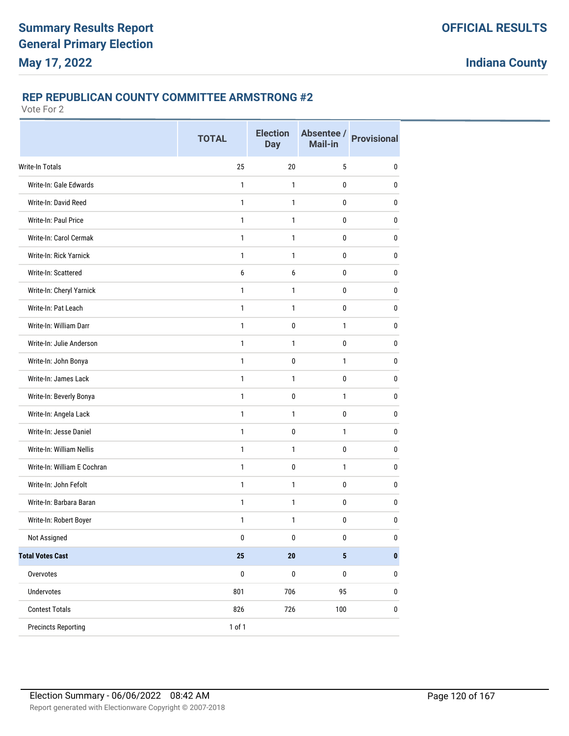# Summary Results Report
# General Primary Election
# May 17, 2022

**OFFICIAL RESULTS**

**Indiana County**

## REP REPUBLICAN COUNTY COMMITTEE ARMSTRONG #2

Vote For 2

| | TOTAL | Election Day | Absentee / Mail-in | Provisional |
|---|---|---|---|---|
| Write-In Totals | 25 | 20 | 5 | 0 |
| Write-In: Gale Edwards | 1 | 1 | 0 | 0 |
| Write-In: David Reed | 1 | 1 | 0 | 0 |
| Write-In: Paul Price | 1 | 1 | 0 | 0 |
| Write-In: Carol Cermak | 1 | 1 | 0 | 0 |
| Write-In: Rick Yarnick | 1 | 1 | 0 | 0 |
| Write-In: Scattered | 6 | 6 | 0 | 0 |
| Write-In: Cheryl Yarnick | 1 | 1 | 0 | 0 |
| Write-In: Pat Leach | 1 | 1 | 0 | 0 |
| Write-In: William Darr | 1 | 0 | 1 | 0 |
| Write-In: Julie Anderson | 1 | 1 | 0 | 0 |
| Write-In: John Bonya | 1 | 0 | 1 | 0 |
| Write-In: James Lack | 1 | 1 | 0 | 0 |
| Write-In: Beverly Bonya | 1 | 0 | 1 | 0 |
| Write-In: Angela Lack | 1 | 1 | 0 | 0 |
| Write-In: Jesse Daniel | 1 | 0 | 1 | 0 |
| Write-In: William Nellis | 1 | 1 | 0 | 0 |
| Write-In: William E Cochran | 1 | 0 | 1 | 0 |
| Write-In: John Fefolt | 1 | 1 | 0 | 0 |
| Write-In: Barbara Baran | 1 | 1 | 0 | 0 |
| Write-In: Robert Boyer | 1 | 1 | 0 | 0 |
| Not Assigned | 0 | 0 | 0 | 0 |
| **Total Votes Cast** | **25** | **20** | **5** | **0** |
| Overvotes | 0 | 0 | 0 | 0 |
| Undervotes | 801 | 706 | 95 | 0 |
| Contest Totals | 826 | 726 | 100 | 0 |
| Precincts Reporting | 1 of 1 | | | |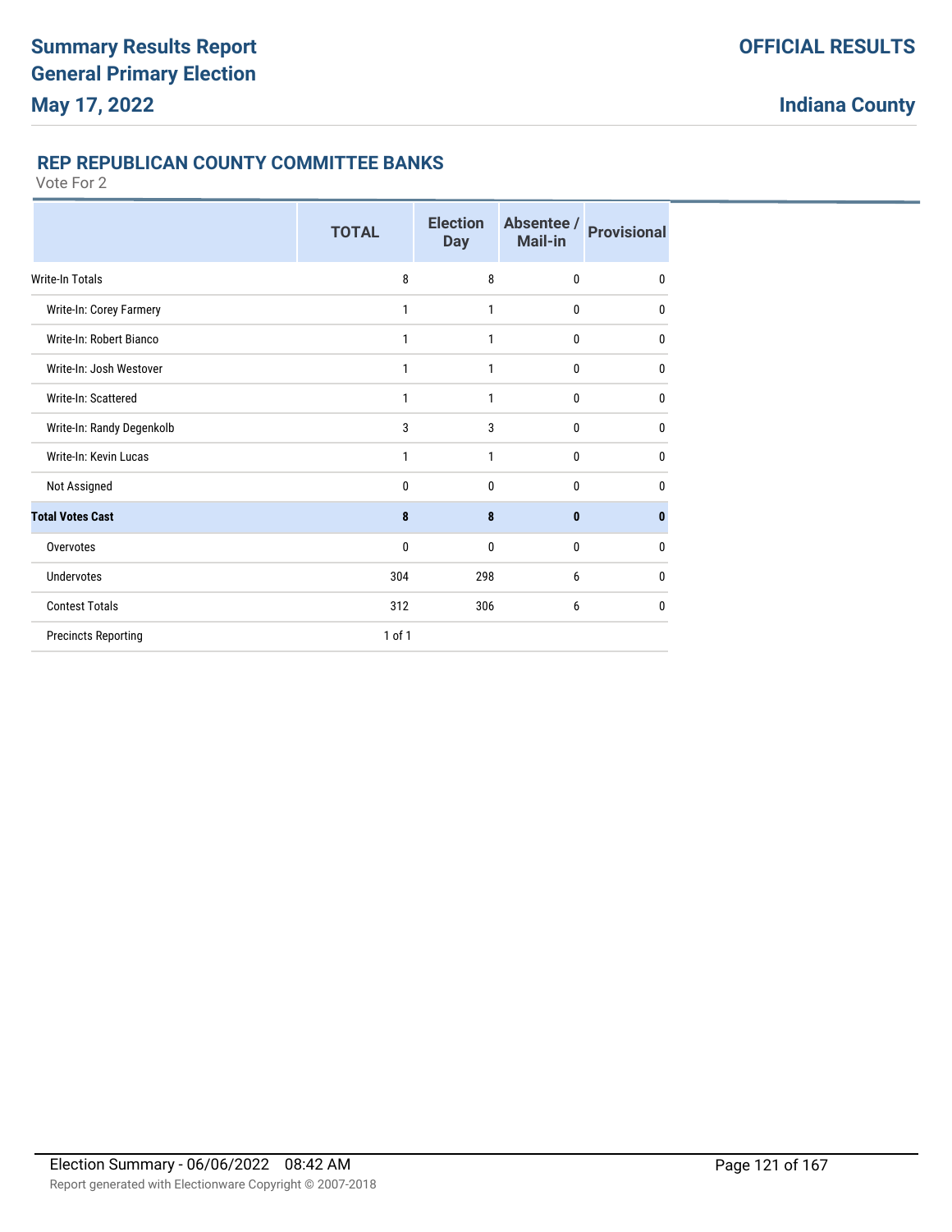# Summary Results Report
# General Primary Election
# May 17, 2022

**OFFICIAL RESULTS**

**Indiana County**

## REP REPUBLICAN COUNTY COMMITTEE BANKS

Vote For 2

| | TOTAL | Election Day | Absentee / Mail-in | Provisional |
|---|---|---|---|---|
| Write-In Totals | 8 | 8 | 0 | 0 |
| Write-In: Corey Farmery | 1 | 1 | 0 | 0 |
| Write-In: Robert Bianco | 1 | 1 | 0 | 0 |
| Write-In: Josh Westover | 1 | 1 | 0 | 0 |
| Write-In: Scattered | 1 | 1 | 0 | 0 |
| Write-In: Randy Degenkolb | 3 | 3 | 0 | 0 |
| Write-In: Kevin Lucas | 1 | 1 | 0 | 0 |
| Not Assigned | 0 | 0 | 0 | 0 |
| **Total Votes Cast** | **8** | **8** | **0** | **0** |
| Overvotes | 0 | 0 | 0 | 0 |
| Undervotes | 304 | 298 | 6 | 0 |
| Contest Totals | 312 | 306 | 6 | 0 |
| Precincts Reporting | 1 of 1 | | | |

Election Summary - 06/06/2022 08:42 AM

Report generated with Electionware Copyright © 2007-2018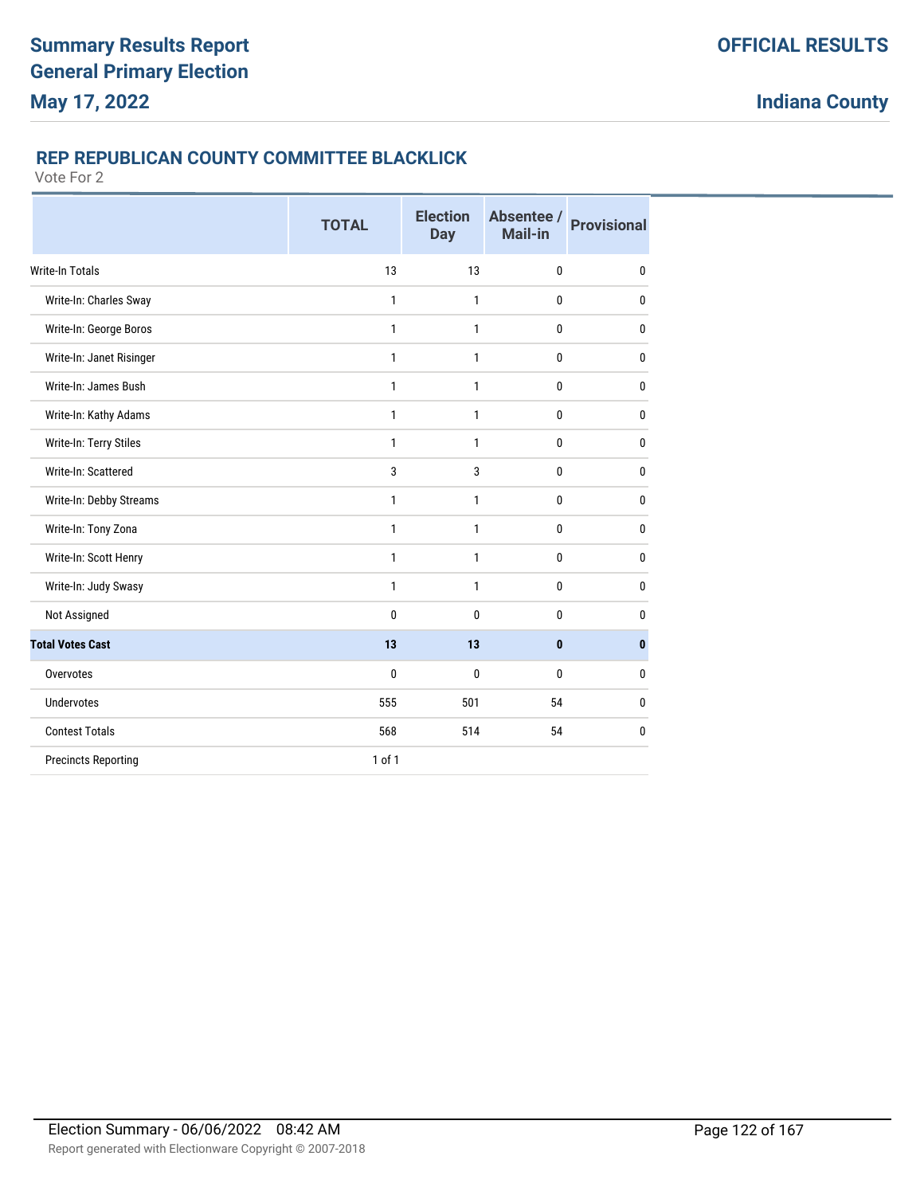Summary Results Report
General Primary Election
May 17, 2022

OFFICIAL RESULTS

Indiana County

## REP REPUBLICAN COUNTY COMMITTEE BLACKLICK

Vote For 2

| | TOTAL | Election Day | Absentee / Mail-in | Provisional |
|---|---|---|---|---|
| Write-In Totals | 13 | 13 | 0 | 0 |
| Write-In: Charles Sway | 1 | 1 | 0 | 0 |
| Write-In: George Boros | 1 | 1 | 0 | 0 |
| Write-In: Janet Risinger | 1 | 1 | 0 | 0 |
| Write-In: James Bush | 1 | 1 | 0 | 0 |
| Write-In: Kathy Adams | 1 | 1 | 0 | 0 |
| Write-In: Terry Stiles | 1 | 1 | 0 | 0 |
| Write-In: Scattered | 3 | 3 | 0 | 0 |
| Write-In: Debby Streams | 1 | 1 | 0 | 0 |
| Write-In: Tony Zona | 1 | 1 | 0 | 0 |
| Write-In: Scott Henry | 1 | 1 | 0 | 0 |
| Write-In: Judy Swasy | 1 | 1 | 0 | 0 |
| Not Assigned | 0 | 0 | 0 | 0 |
| **Total Votes Cast** | **13** | **13** | **0** | **0** |
| Overvotes | 0 | 0 | 0 | 0 |
| Undervotes | 555 | 501 | 54 | 0 |
| Contest Totals | 568 | 514 | 54 | 0 |
| Precincts Reporting | 1 of 1 | | | |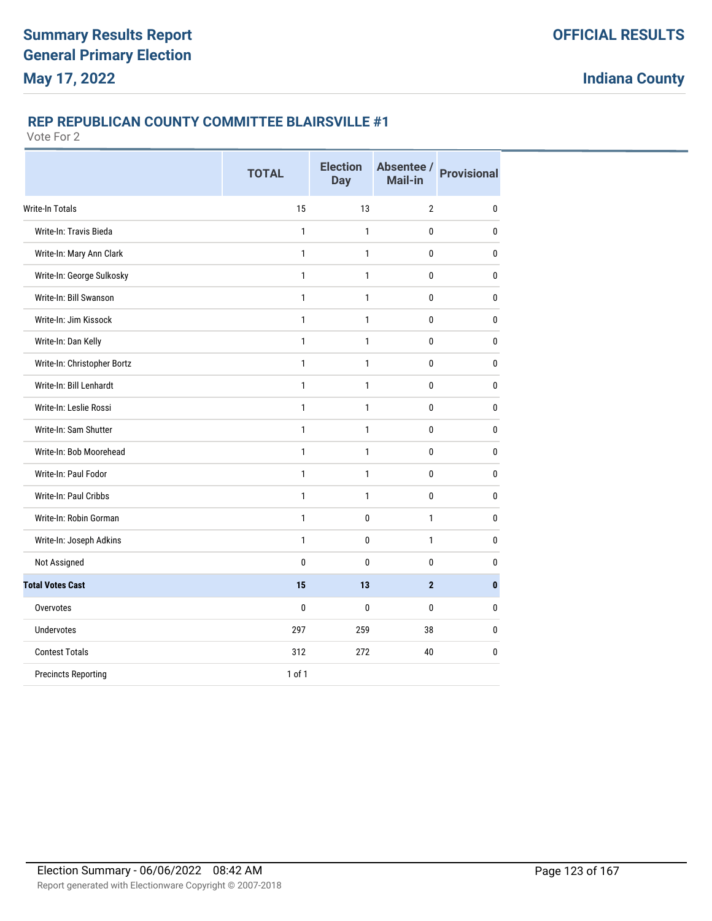# Summary Results Report
# General Primary Election
# May 17, 2022

**OFFICIAL RESULTS**

**Indiana County**

## REP REPUBLICAN COUNTY COMMITTEE BLAIRSVILLE #1

Vote For 2

| | TOTAL | Election Day | Absentee / Mail-in | Provisional |
|---|---|---|---|---|
| Write-In Totals | 15 | 13 | 2 | 0 |
| Write-In: Travis Bieda | 1 | 1 | 0 | 0 |
| Write-In: Mary Ann Clark | 1 | 1 | 0 | 0 |
| Write-In: George Sulkosky | 1 | 1 | 0 | 0 |
| Write-In: Bill Swanson | 1 | 1 | 0 | 0 |
| Write-In: Jim Kissock | 1 | 1 | 0 | 0 |
| Write-In: Dan Kelly | 1 | 1 | 0 | 0 |
| Write-In: Christopher Bortz | 1 | 1 | 0 | 0 |
| Write-In: Bill Lenhardt | 1 | 1 | 0 | 0 |
| Write-In: Leslie Rossi | 1 | 1 | 0 | 0 |
| Write-In: Sam Shutter | 1 | 1 | 0 | 0 |
| Write-In: Bob Moorehead | 1 | 1 | 0 | 0 |
| Write-In: Paul Fodor | 1 | 1 | 0 | 0 |
| Write-In: Paul Cribbs | 1 | 1 | 0 | 0 |
| Write-In: Robin Gorman | 1 | 0 | 1 | 0 |
| Write-In: Joseph Adkins | 1 | 0 | 1 | 0 |
| Not Assigned | 0 | 0 | 0 | 0 |
| **Total Votes Cast** | **15** | **13** | **2** | **0** |
| Overvotes | 0 | 0 | 0 | 0 |
| Undervotes | 297 | 259 | 38 | 0 |
| Contest Totals | 312 | 272 | 40 | 0 |
| Precincts Reporting | 1 of 1 | | | |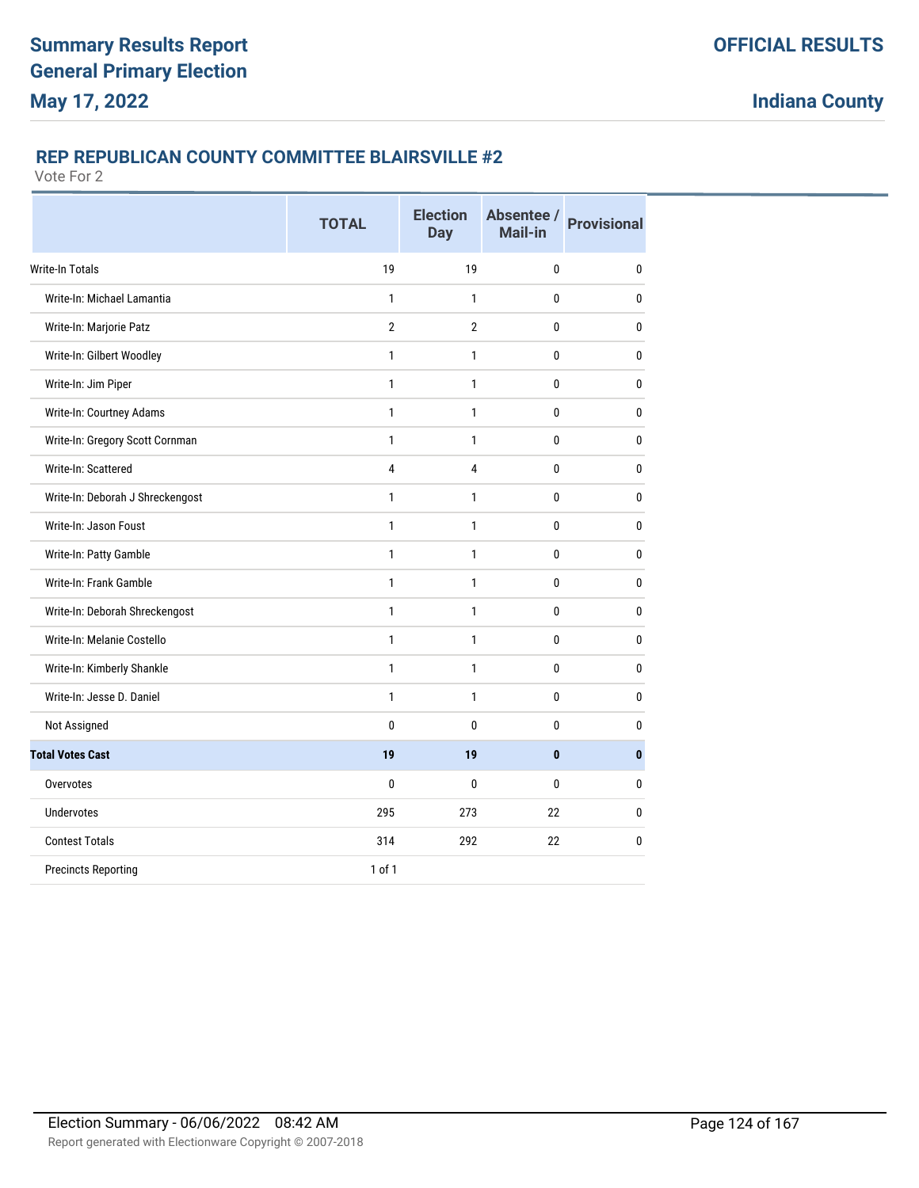## REP REPUBLICAN COUNTY COMMITTEE BLAIRSVILLE #2

Vote For 2

| | TOTAL | Election Day | Absentee / Mail-in | Provisional |
|---|---|---|---|---|
| Write-In Totals | 19 | 19 | 0 | 0 |
| Write-In: Michael Lamantia | 1 | 1 | 0 | 0 |
| Write-In: Marjorie Patz | 2 | 2 | 0 | 0 |
| Write-In: Gilbert Woodley | 1 | 1 | 0 | 0 |
| Write-In: Jim Piper | 1 | 1 | 0 | 0 |
| Write-In: Courtney Adams | 1 | 1 | 0 | 0 |
| Write-In: Gregory Scott Cornman | 1 | 1 | 0 | 0 |
| Write-In: Scattered | 4 | 4 | 0 | 0 |
| Write-In: Deborah J Shreckengost | 1 | 1 | 0 | 0 |
| Write-In: Jason Foust | 1 | 1 | 0 | 0 |
| Write-In: Patty Gamble | 1 | 1 | 0 | 0 |
| Write-In: Frank Gamble | 1 | 1 | 0 | 0 |
| Write-In: Deborah Shreckengost | 1 | 1 | 0 | 0 |
| Write-In: Melanie Costello | 1 | 1 | 0 | 0 |
| Write-In: Kimberly Shankle | 1 | 1 | 0 | 0 |
| Write-In: Jesse D. Daniel | 1 | 1 | 0 | 0 |
| Not Assigned | 0 | 0 | 0 | 0 |
| **Total Votes Cast** | **19** | **19** | **0** | **0** |
| Overvotes | 0 | 0 | 0 | 0 |
| Undervotes | 295 | 273 | 22 | 0 |
| Contest Totals | 314 | 292 | 22 | 0 |
| Precincts Reporting | 1 of 1 | | | |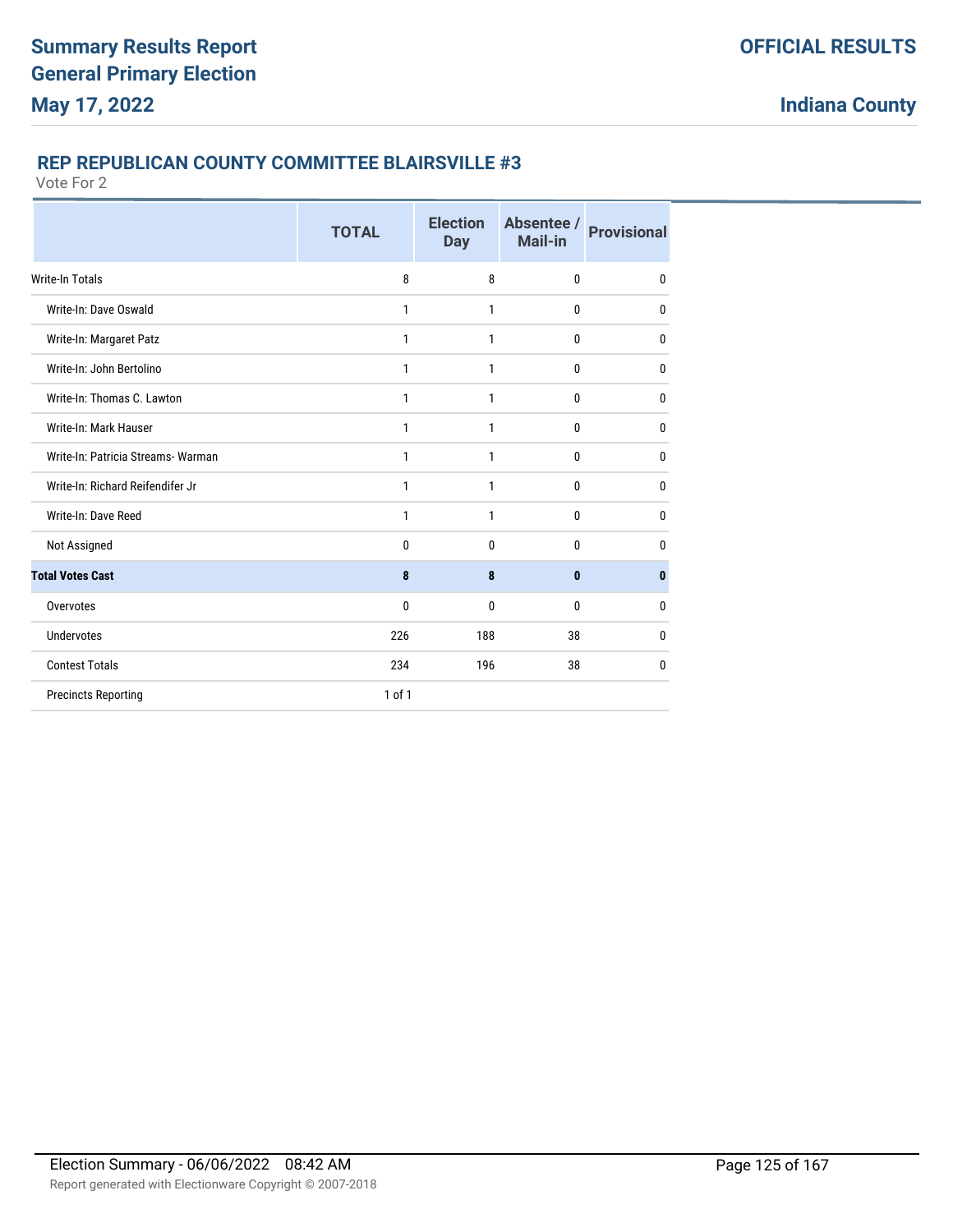# Summary Results Report
# General Primary Election
# May 17, 2022

**OFFICIAL RESULTS**

**Indiana County**

## REP REPUBLICAN COUNTY COMMITTEE BLAIRSVILLE #3

Vote For 2

| | TOTAL | Election Day | Absentee / Mail-in | Provisional |
|---|---|---|---|---|
| Write-In Totals | 8 | 8 | 0 | 0 |
| Write-In: Dave Oswald | 1 | 1 | 0 | 0 |
| Write-In: Margaret Patz | 1 | 1 | 0 | 0 |
| Write-In: John Bertolino | 1 | 1 | 0 | 0 |
| Write-In: Thomas C. Lawton | 1 | 1 | 0 | 0 |
| Write-In: Mark Hauser | 1 | 1 | 0 | 0 |
| Write-In: Patricia Streams- Warman | 1 | 1 | 0 | 0 |
| Write-In: Richard Reifendifer Jr | 1 | 1 | 0 | 0 |
| Write-In: Dave Reed | 1 | 1 | 0 | 0 |
| Not Assigned | 0 | 0 | 0 | 0 |
| **Total Votes Cast** | **8** | **8** | **0** | **0** |
| Overvotes | 0 | 0 | 0 | 0 |
| Undervotes | 226 | 188 | 38 | 0 |
| Contest Totals | 234 | 196 | 38 | 0 |
| Precincts Reporting | 1 of 1 | | | |

Election Summary - 06/06/2022 08:42 AM

Report generated with Electionware Copyright © 2007-2018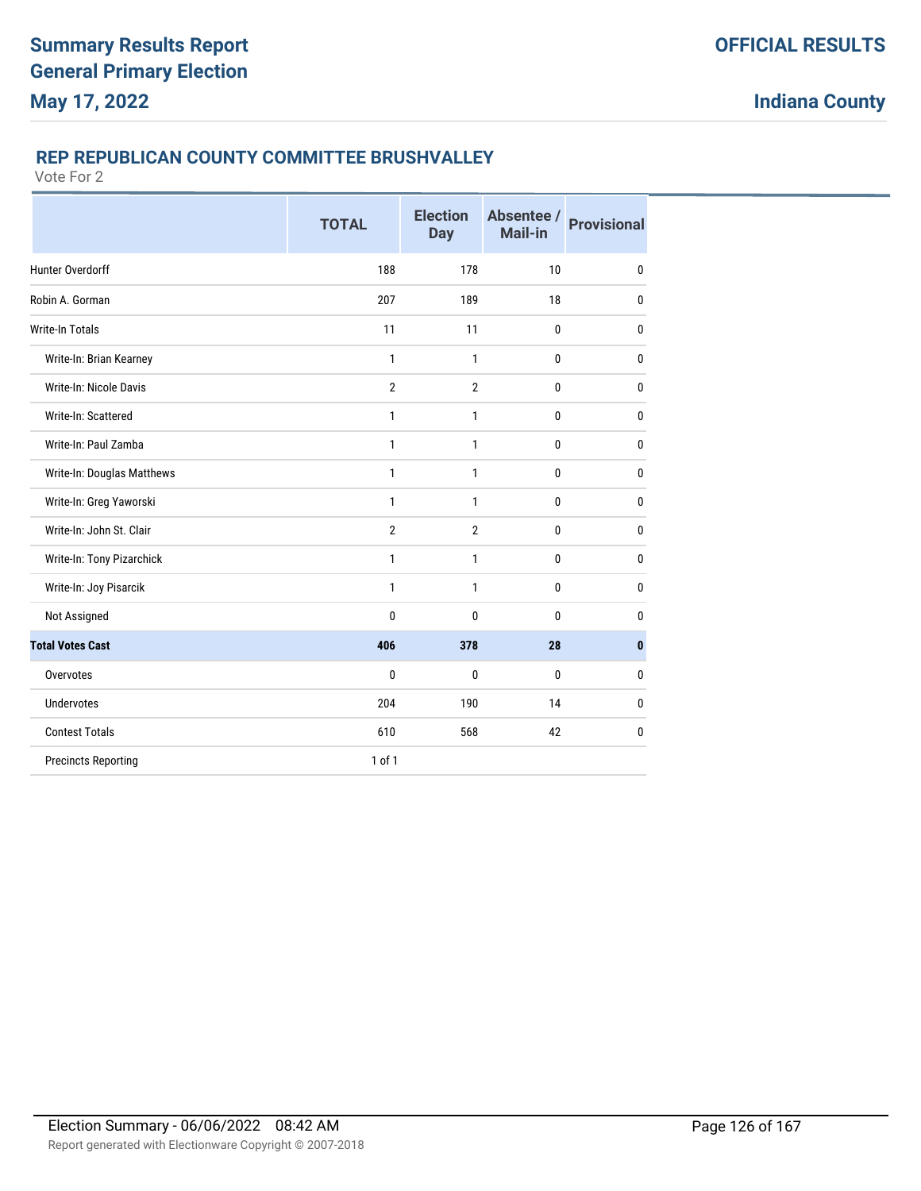# Summary Results Report
# General Primary Election
# May 17, 2022

**OFFICIAL RESULTS**

**Indiana County**

## REP REPUBLICAN COUNTY COMMITTEE BRUSHVALLEY

Vote For 2

| | TOTAL | Election Day | Absentee / Mail-in | Provisional |
|---|---|---|---|---|
| Hunter Overdorff | 188 | 178 | 10 | 0 |
| Robin A. Gorman | 207 | 189 | 18 | 0 |
| Write-In Totals | 11 | 11 | 0 | 0 |
| Write-In: Brian Kearney | 1 | 1 | 0 | 0 |
| Write-In: Nicole Davis | 2 | 2 | 0 | 0 |
| Write-In: Scattered | 1 | 1 | 0 | 0 |
| Write-In: Paul Zamba | 1 | 1 | 0 | 0 |
| Write-In: Douglas Matthews | 1 | 1 | 0 | 0 |
| Write-In: Greg Yaworski | 1 | 1 | 0 | 0 |
| Write-In: John St. Clair | 2 | 2 | 0 | 0 |
| Write-In: Tony Pizarchick | 1 | 1 | 0 | 0 |
| Write-In: Joy Pisarcik | 1 | 1 | 0 | 0 |
| Not Assigned | 0 | 0 | 0 | 0 |
| **Total Votes Cast** | **406** | **378** | **28** | **0** |
| Overvotes | 0 | 0 | 0 | 0 |
| Undervotes | 204 | 190 | 14 | 0 |
| Contest Totals | 610 | 568 | 42 | 0 |
| Precincts Reporting | 1 of 1 | | | |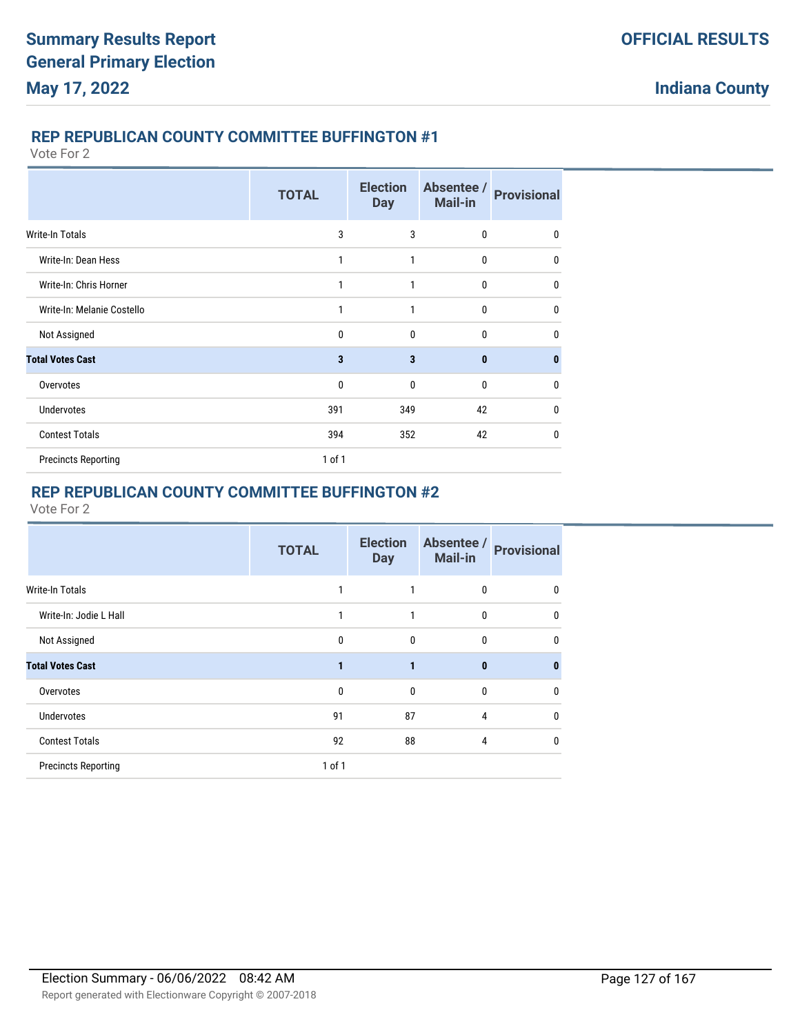## REP REPUBLICAN COUNTY COMMITTEE BUFFINGTON #1

Vote For 2

| | TOTAL | Election Day | Absentee / Mail-in | Provisional |
|---|---|---|---|---|
| Write-In Totals | 3 | 3 | 0 | 0 |
| Write-In: Dean Hess | 1 | 1 | 0 | 0 |
| Write-In: Chris Horner | 1 | 1 | 0 | 0 |
| Write-In: Melanie Costello | 1 | 1 | 0 | 0 |
| Not Assigned | 0 | 0 | 0 | 0 |
| **Total Votes Cast** | **3** | **3** | **0** | **0** |
| Overvotes | 0 | 0 | 0 | 0 |
| Undervotes | 391 | 349 | 42 | 0 |
| Contest Totals | 394 | 352 | 42 | 0 |
| Precincts Reporting | 1 of 1 | | | |

## REP REPUBLICAN COUNTY COMMITTEE BUFFINGTON #2

Vote For 2

| | TOTAL | Election Day | Absentee / Mail-in | Provisional |
|---|---|---|---|---|
| Write-In Totals | 1 | 1 | 0 | 0 |
| Write-In: Jodie L Hall | 1 | 1 | 0 | 0 |
| Not Assigned | 0 | 0 | 0 | 0 |
| **Total Votes Cast** | **1** | **1** | **0** | **0** |
| Overvotes | 0 | 0 | 0 | 0 |
| Undervotes | 91 | 87 | 4 | 0 |
| Contest Totals | 92 | 88 | 4 | 0 |
| Precincts Reporting | 1 of 1 | | | |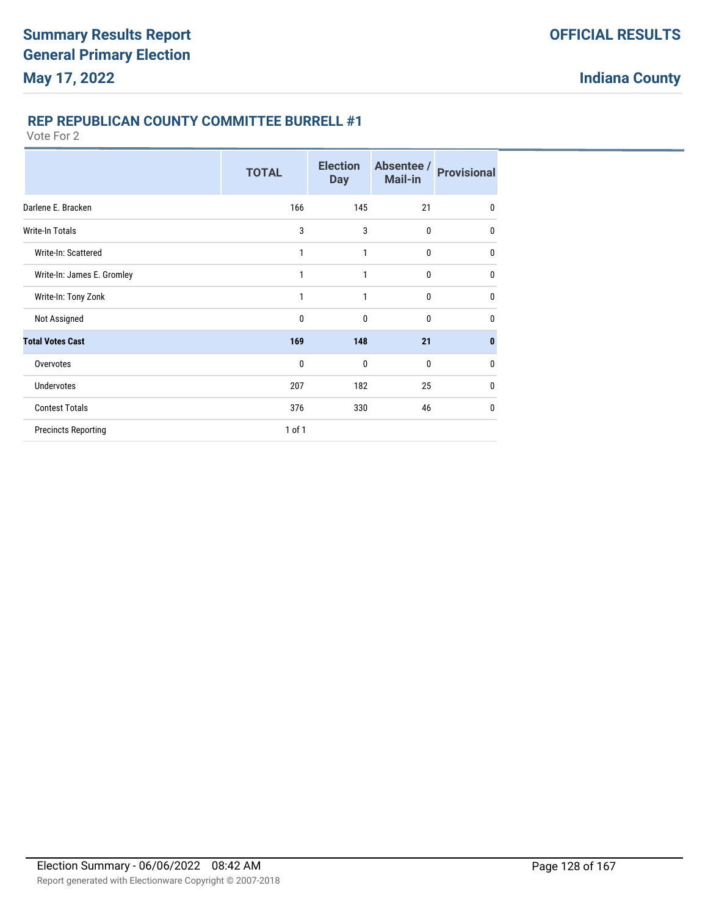## REP REPUBLICAN COUNTY COMMITTEE BURRELL #1

Vote For 2

| | TOTAL | Election Day | Absentee / Mail-in | Provisional |
|---|---|---|---|---|
| Darlene E. Bracken | 166 | 145 | 21 | 0 |
| Write-In Totals | 3 | 3 | 0 | 0 |
| Write-In: Scattered | 1 | 1 | 0 | 0 |
| Write-In: James E. Gromley | 1 | 1 | 0 | 0 |
| Write-In: Tony Zonk | 1 | 1 | 0 | 0 |
| Not Assigned | 0 | 0 | 0 | 0 |
| **Total Votes Cast** | **169** | **148** | **21** | **0** |
| Overvotes | 0 | 0 | 0 | 0 |
| Undervotes | 207 | 182 | 25 | 0 |
| Contest Totals | 376 | 330 | 46 | 0 |
| Precincts Reporting | 1 of 1 | | | |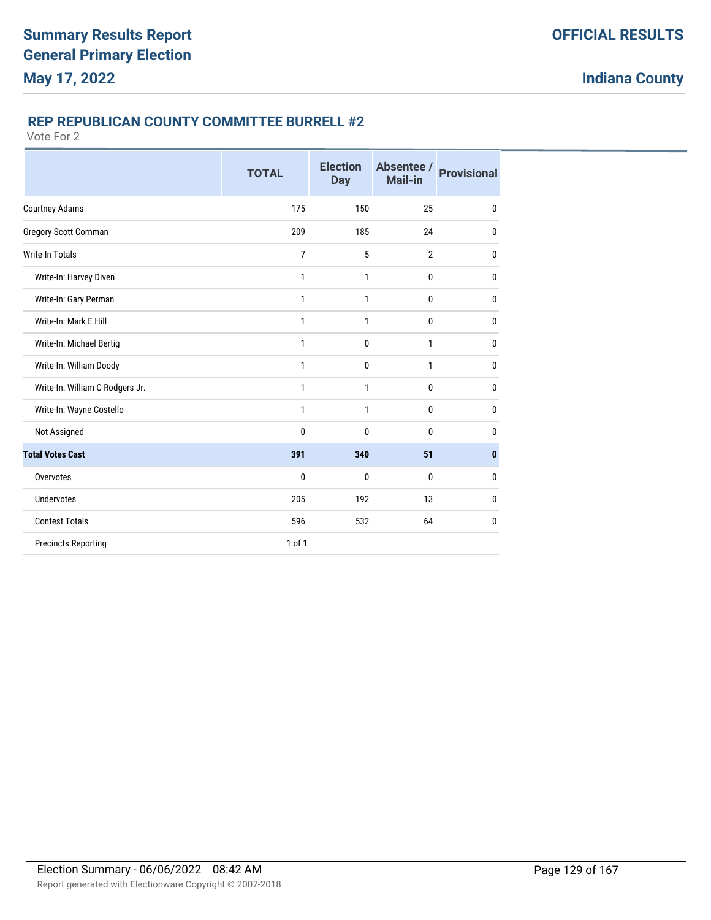# Summary Results Report
# General Primary Election
# May 17, 2022

**OFFICIAL RESULTS**

**Indiana County**

## REP REPUBLICAN COUNTY COMMITTEE BURRELL #2

Vote For 2

| | TOTAL | Election Day | Absentee / Mail-in | Provisional |
|---|---|---|---|---|
| Courtney Adams | 175 | 150 | 25 | 0 |
| Gregory Scott Cornman | 209 | 185 | 24 | 0 |
| Write-In Totals | 7 | 5 | 2 | 0 |
| Write-In: Harvey Diven | 1 | 1 | 0 | 0 |
| Write-In: Gary Perman | 1 | 1 | 0 | 0 |
| Write-In: Mark E Hill | 1 | 1 | 0 | 0 |
| Write-In: Michael Bertig | 1 | 0 | 1 | 0 |
| Write-In: William Doody | 1 | 0 | 1 | 0 |
| Write-In: William C Rodgers Jr. | 1 | 1 | 0 | 0 |
| Write-In: Wayne Costello | 1 | 1 | 0 | 0 |
| Not Assigned | 0 | 0 | 0 | 0 |
| **Total Votes Cast** | **391** | **340** | **51** | **0** |
| Overvotes | 0 | 0 | 0 | 0 |
| Undervotes | 205 | 192 | 13 | 0 |
| Contest Totals | 596 | 532 | 64 | 0 |
| Precincts Reporting | 1 of 1 | | | |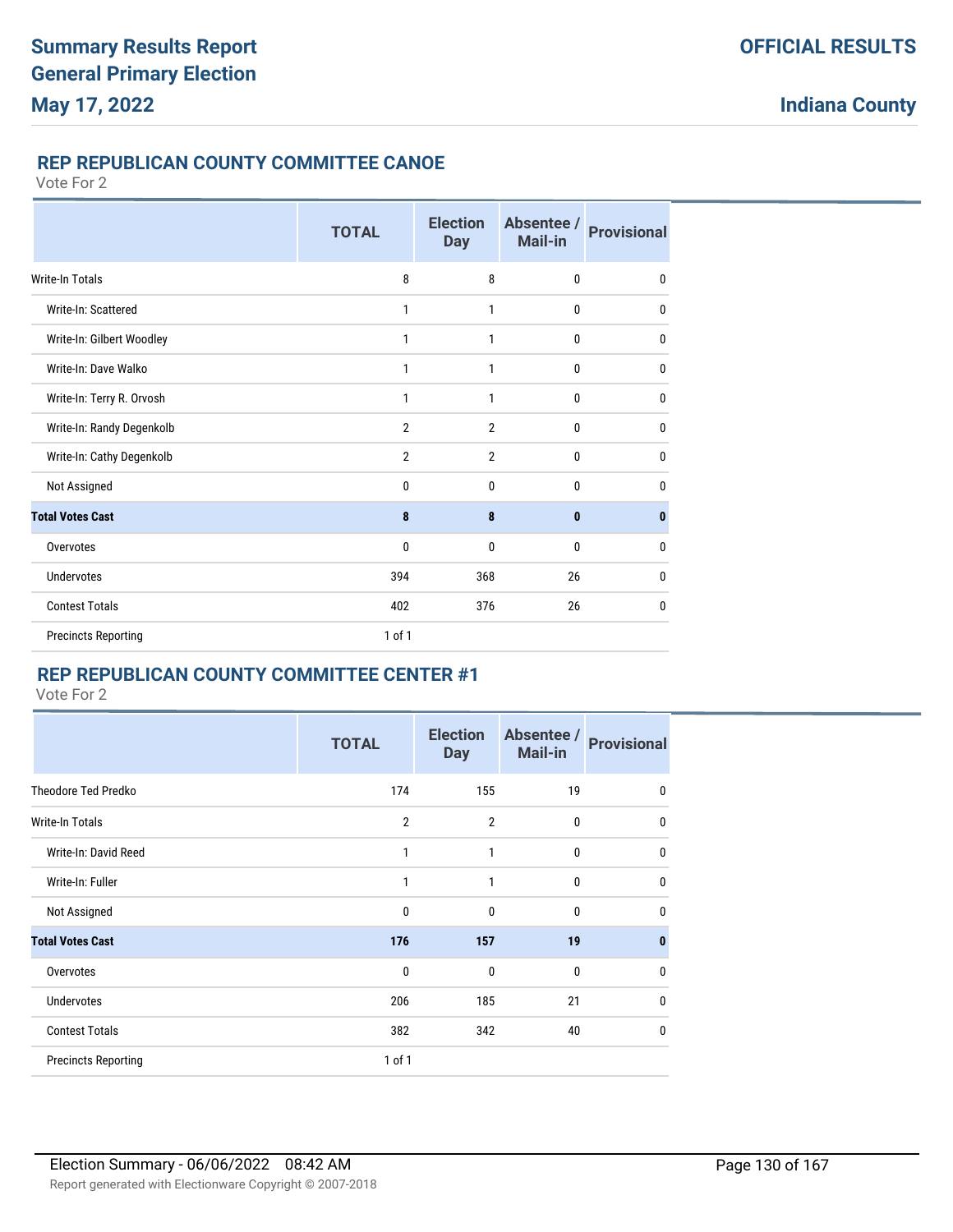## REP REPUBLICAN COUNTY COMMITTEE CANOE

Vote For 2

| | TOTAL | Election Day | Absentee / Mail-in | Provisional |
|---|---|---|---|---|
| Write-In Totals | 8 | 8 | 0 | 0 |
| Write-In: Scattered | 1 | 1 | 0 | 0 |
| Write-In: Gilbert Woodley | 1 | 1 | 0 | 0 |
| Write-In: Dave Walko | 1 | 1 | 0 | 0 |
| Write-In: Terry R. Orvosh | 1 | 1 | 0 | 0 |
| Write-In: Randy Degenkolb | 2 | 2 | 0 | 0 |
| Write-In: Cathy Degenkolb | 2 | 2 | 0 | 0 |
| Not Assigned | 0 | 0 | 0 | 0 |
| **Total Votes Cast** | **8** | **8** | **0** | **0** |
| Overvotes | 0 | 0 | 0 | 0 |
| Undervotes | 394 | 368 | 26 | 0 |
| Contest Totals | 402 | 376 | 26 | 0 |
| Precincts Reporting | 1 of 1 | | | |

## REP REPUBLICAN COUNTY COMMITTEE CENTER #1

Vote For 2

| | TOTAL | Election Day | Absentee / Mail-in | Provisional |
|---|---|---|---|---|
| Theodore Ted Predko | 174 | 155 | 19 | 0 |
| Write-In Totals | 2 | 2 | 0 | 0 |
| Write-In: David Reed | 1 | 1 | 0 | 0 |
| Write-In: Fuller | 1 | 1 | 0 | 0 |
| Not Assigned | 0 | 0 | 0 | 0 |
| **Total Votes Cast** | **176** | **157** | **19** | **0** |
| Overvotes | 0 | 0 | 0 | 0 |
| Undervotes | 206 | 185 | 21 | 0 |
| Contest Totals | 382 | 342 | 40 | 0 |
| Precincts Reporting | 1 of 1 | | | |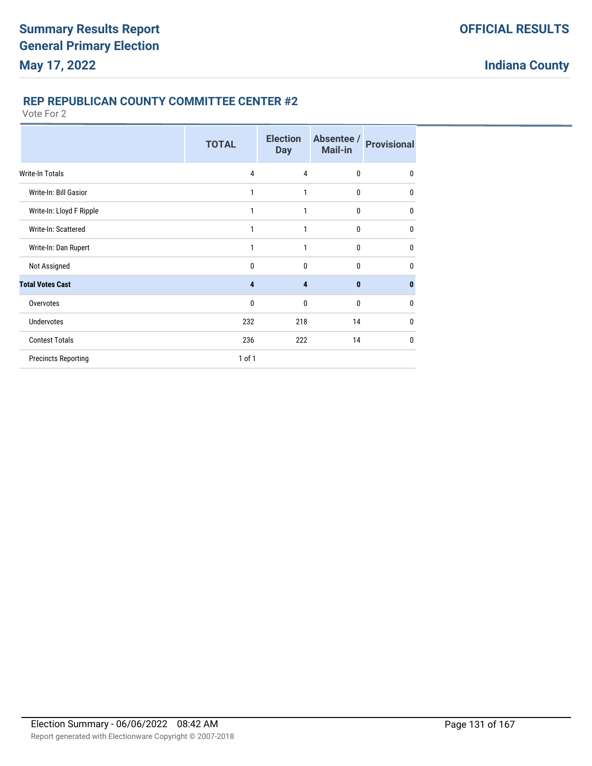## REP REPUBLICAN COUNTY COMMITTEE CENTER #2

Vote For 2

| | TOTAL | Election Day | Absentee / Mail-in | Provisional |
|---|---|---|---|---|
| Write-In Totals | 4 | 4 | 0 | 0 |
| Write-In: Bill Gasior | 1 | 1 | 0 | 0 |
| Write-In: Lloyd F Ripple | 1 | 1 | 0 | 0 |
| Write-In: Scattered | 1 | 1 | 0 | 0 |
| Write-In: Dan Rupert | 1 | 1 | 0 | 0 |
| Not Assigned | 0 | 0 | 0 | 0 |
| **Total Votes Cast** | **4** | **4** | **0** | **0** |
| Overvotes | 0 | 0 | 0 | 0 |
| Undervotes | 232 | 218 | 14 | 0 |
| Contest Totals | 236 | 222 | 14 | 0 |
| Precincts Reporting | 1 of 1 | | | |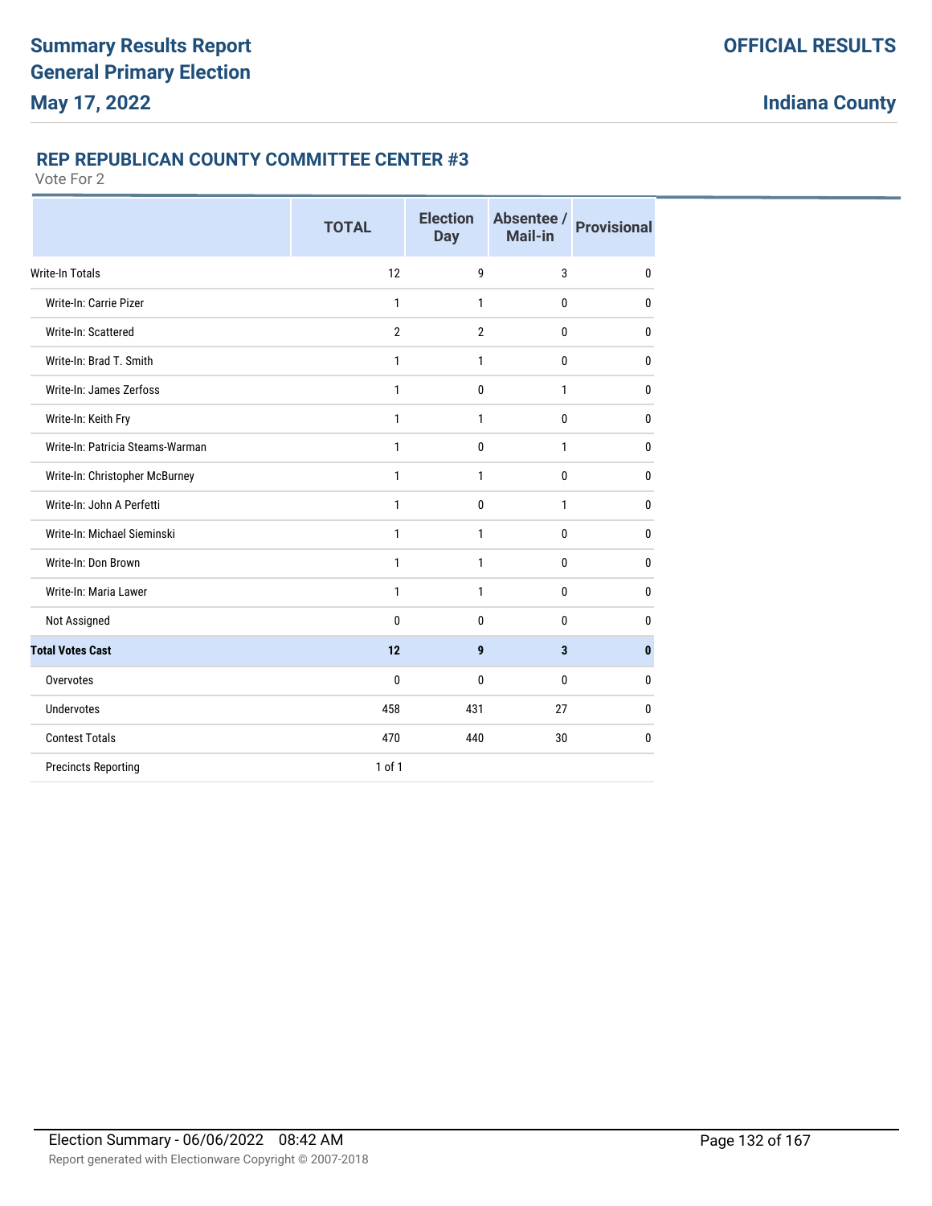## REP REPUBLICAN COUNTY COMMITTEE CENTER #3

Vote For 2

| | TOTAL | Election Day | Absentee / Mail-in | Provisional |
|---|---|---|---|---|
| Write-In Totals | 12 | 9 | 3 | 0 |
| Write-In: Carrie Pizer | 1 | 1 | 0 | 0 |
| Write-In: Scattered | 2 | 2 | 0 | 0 |
| Write-In: Brad T. Smith | 1 | 1 | 0 | 0 |
| Write-In: James Zerfoss | 1 | 0 | 1 | 0 |
| Write-In: Keith Fry | 1 | 1 | 0 | 0 |
| Write-In: Patricia Steams-Warman | 1 | 0 | 1 | 0 |
| Write-In: Christopher McBurney | 1 | 1 | 0 | 0 |
| Write-In: John A Perfetti | 1 | 0 | 1 | 0 |
| Write-In: Michael Sieminski | 1 | 1 | 0 | 0 |
| Write-In: Don Brown | 1 | 1 | 0 | 0 |
| Write-In: Maria Lawer | 1 | 1 | 0 | 0 |
| Not Assigned | 0 | 0 | 0 | 0 |
| **Total Votes Cast** | **12** | **9** | **3** | **0** |
| Overvotes | 0 | 0 | 0 | 0 |
| Undervotes | 458 | 431 | 27 | 0 |
| Contest Totals | 470 | 440 | 30 | 0 |
| Precincts Reporting | 1 of 1 | | | |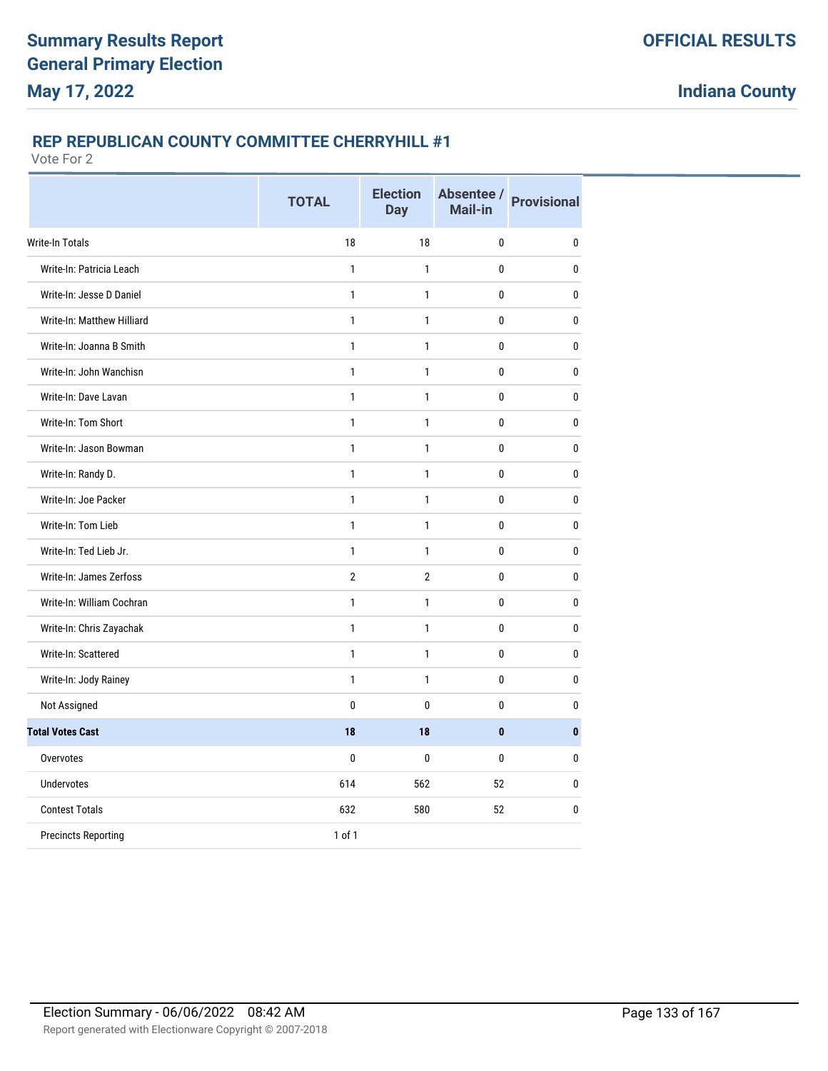# Summary Results Report
# General Primary Election
# May 17, 2022

**OFFICIAL RESULTS**

**Indiana County**

### REP REPUBLICAN COUNTY COMMITTEE CHERRYHILL #1

Vote For 2

| | TOTAL | Election Day | Absentee / Mail-in | Provisional |
|---|---|---|---|---|
| Write-In Totals | 18 | 18 | 0 | 0 |
| Write-In: Patricia Leach | 1 | 1 | 0 | 0 |
| Write-In: Jesse D Daniel | 1 | 1 | 0 | 0 |
| Write-In: Matthew Hilliard | 1 | 1 | 0 | 0 |
| Write-In: Joanna B Smith | 1 | 1 | 0 | 0 |
| Write-In: John Wanchisn | 1 | 1 | 0 | 0 |
| Write-In: Dave Lavan | 1 | 1 | 0 | 0 |
| Write-In: Tom Short | 1 | 1 | 0 | 0 |
| Write-In: Jason Bowman | 1 | 1 | 0 | 0 |
| Write-In: Randy D. | 1 | 1 | 0 | 0 |
| Write-In: Joe Packer | 1 | 1 | 0 | 0 |
| Write-In: Tom Lieb | 1 | 1 | 0 | 0 |
| Write-In: Ted Lieb Jr. | 1 | 1 | 0 | 0 |
| Write-In: James Zerfoss | 2 | 2 | 0 | 0 |
| Write-In: William Cochran | 1 | 1 | 0 | 0 |
| Write-In: Chris Zayachak | 1 | 1 | 0 | 0 |
| Write-In: Scattered | 1 | 1 | 0 | 0 |
| Write-In: Jody Rainey | 1 | 1 | 0 | 0 |
| Not Assigned | 0 | 0 | 0 | 0 |
| **Total Votes Cast** | **18** | **18** | **0** | **0** |
| Overvotes | 0 | 0 | 0 | 0 |
| Undervotes | 614 | 562 | 52 | 0 |
| Contest Totals | 632 | 580 | 52 | 0 |
| Precincts Reporting | 1 of 1 | | | |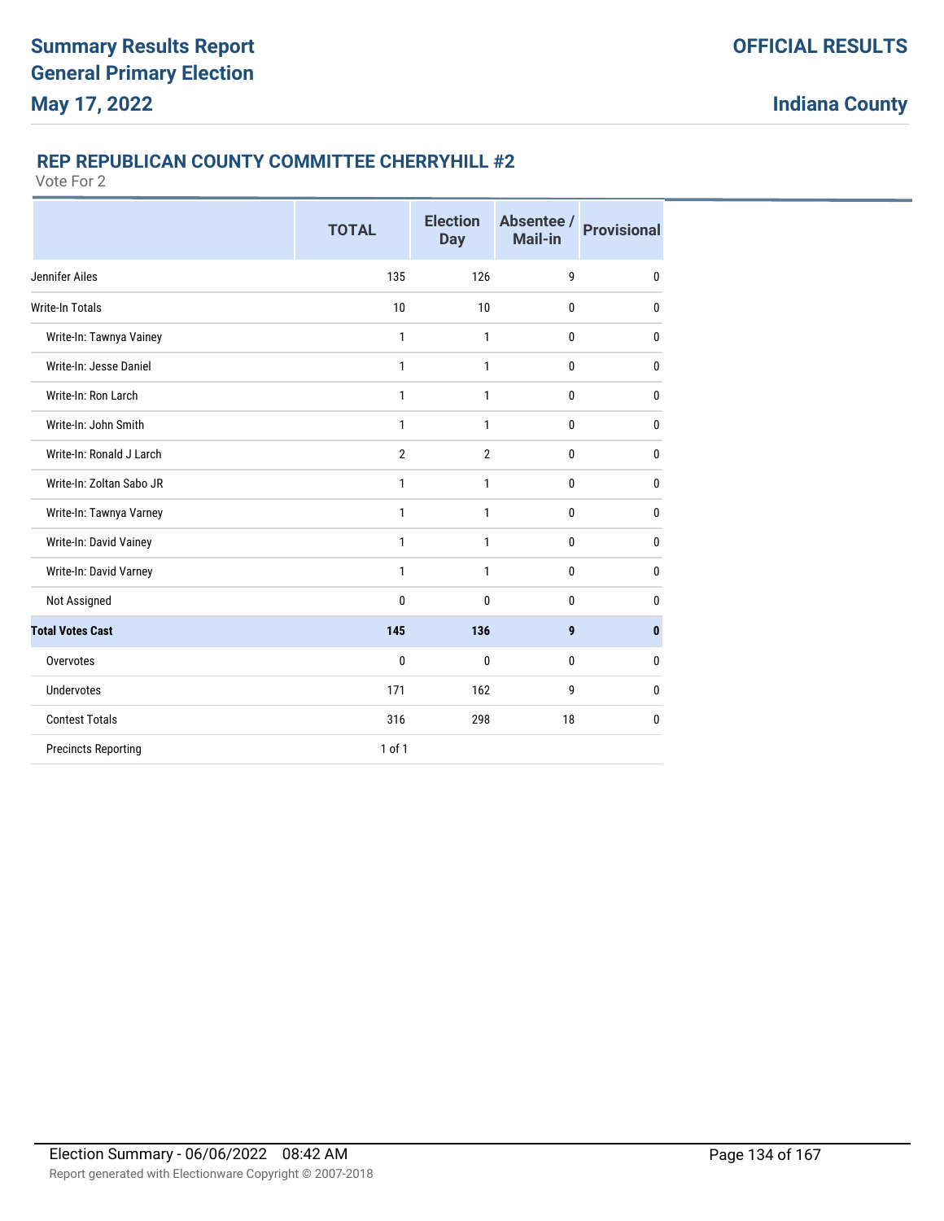# Summary Results Report
# General Primary Election
# May 17, 2022

**OFFICIAL RESULTS**

**Indiana County**

## REP REPUBLICAN COUNTY COMMITTEE CHERRYHILL #2

Vote For 2

| | TOTAL | Election Day | Absentee / Mail-in | Provisional |
|---|---|---|---|---|
| Jennifer Ailes | 135 | 126 | 9 | 0 |
| Write-In Totals | 10 | 10 | 0 | 0 |
| Write-In: Tawnya Vainey | 1 | 1 | 0 | 0 |
| Write-In: Jesse Daniel | 1 | 1 | 0 | 0 |
| Write-In: Ron Larch | 1 | 1 | 0 | 0 |
| Write-In: John Smith | 1 | 1 | 0 | 0 |
| Write-In: Ronald J Larch | 2 | 2 | 0 | 0 |
| Write-In: Zoltan Sabo JR | 1 | 1 | 0 | 0 |
| Write-In: Tawnya Varney | 1 | 1 | 0 | 0 |
| Write-In: David Vainey | 1 | 1 | 0 | 0 |
| Write-In: David Varney | 1 | 1 | 0 | 0 |
| Not Assigned | 0 | 0 | 0 | 0 |
| **Total Votes Cast** | **145** | **136** | **9** | **0** |
| Overvotes | 0 | 0 | 0 | 0 |
| Undervotes | 171 | 162 | 9 | 0 |
| Contest Totals | 316 | 298 | 18 | 0 |
| Precincts Reporting | 1 of 1 | | | |

Election Summary - 06/06/2022 08:42 AM

Report generated with Electionware Copyright © 2007-2018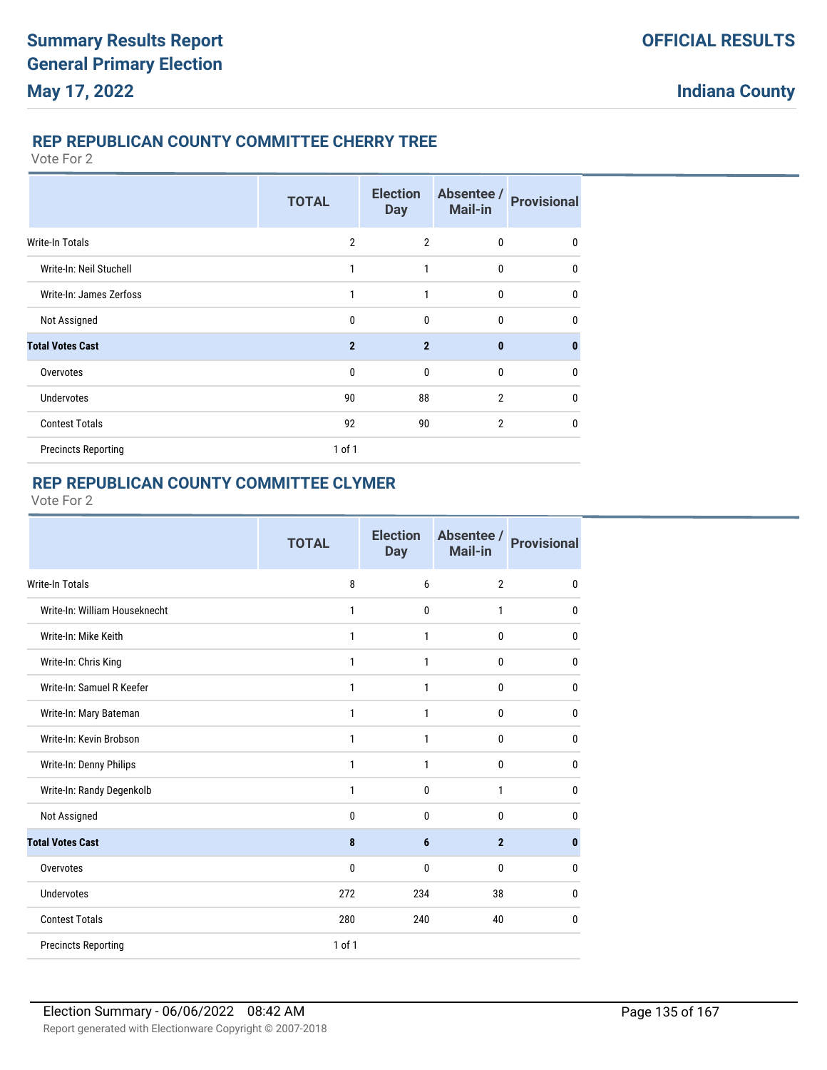## REP REPUBLICAN COUNTY COMMITTEE CHERRY TREE

Vote For 2

| | TOTAL | Election Day | Absentee / Mail-in | Provisional |
|---|---|---|---|---|
| Write-In Totals | 2 | 2 | 0 | 0 |
| Write-In: Neil Stuchell | 1 | 1 | 0 | 0 |
| Write-In: James Zerfoss | 1 | 1 | 0 | 0 |
| Not Assigned | 0 | 0 | 0 | 0 |
| **Total Votes Cast** | **2** | **2** | **0** | **0** |
| Overvotes | 0 | 0 | 0 | 0 |
| Undervotes | 90 | 88 | 2 | 0 |
| Contest Totals | 92 | 90 | 2 | 0 |
| Precincts Reporting | 1 of 1 | | | |

## REP REPUBLICAN COUNTY COMMITTEE CLYMER

Vote For 2

| | TOTAL | Election Day | Absentee / Mail-in | Provisional |
|---|---|---|---|---|
| Write-In Totals | 8 | 6 | 2 | 0 |
| Write-In: William Houseknecht | 1 | 0 | 1 | 0 |
| Write-In: Mike Keith | 1 | 1 | 0 | 0 |
| Write-In: Chris King | 1 | 1 | 0 | 0 |
| Write-In: Samuel R Keefer | 1 | 1 | 0 | 0 |
| Write-In: Mary Bateman | 1 | 1 | 0 | 0 |
| Write-In: Kevin Brobson | 1 | 1 | 0 | 0 |
| Write-In: Denny Philips | 1 | 1 | 0 | 0 |
| Write-In: Randy Degenkolb | 1 | 0 | 1 | 0 |
| Not Assigned | 0 | 0 | 0 | 0 |
| **Total Votes Cast** | **8** | **6** | **2** | **0** |
| Overvotes | 0 | 0 | 0 | 0 |
| Undervotes | 272 | 234 | 38 | 0 |
| Contest Totals | 280 | 240 | 40 | 0 |
| Precincts Reporting | 1 of 1 | | | |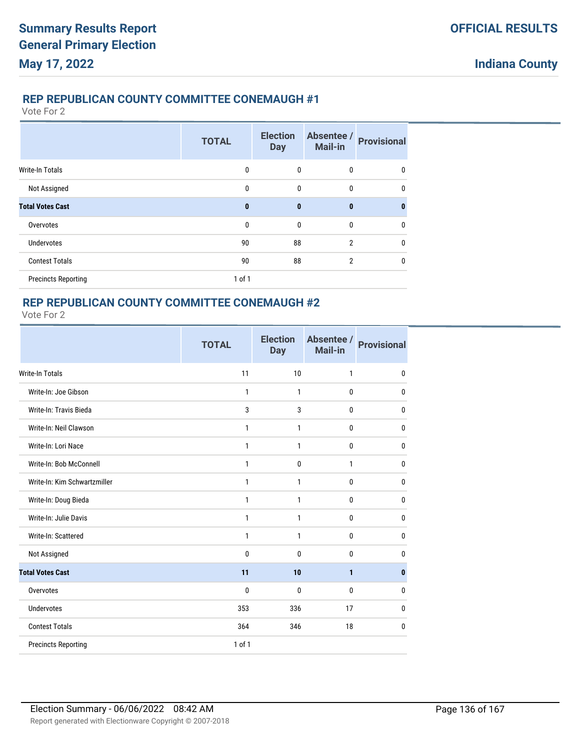# Summary Results Report
# General Primary Election
# May 17, 2022

**OFFICIAL RESULTS**

**Indiana County**

## REP REPUBLICAN COUNTY COMMITTEE CONEMAUGH #1

Vote For 2

| | TOTAL | Election Day | Absentee / Mail-in | Provisional |
|---|---|---|---|---|
| Write-In Totals | 0 | 0 | 0 | 0 |
| Not Assigned | 0 | 0 | 0 | 0 |
| **Total Votes Cast** | **0** | **0** | **0** | **0** |
| Overvotes | 0 | 0 | 0 | 0 |
| Undervotes | 90 | 88 | 2 | 0 |
| Contest Totals | 90 | 88 | 2 | 0 |
| Precincts Reporting | 1 of 1 | | | |

## REP REPUBLICAN COUNTY COMMITTEE CONEMAUGH #2

Vote For 2

| | TOTAL | Election Day | Absentee / Mail-in | Provisional |
|---|---|---|---|---|
| Write-In Totals | 11 | 10 | 1 | 0 |
| Write-In: Joe Gibson | 1 | 1 | 0 | 0 |
| Write-In: Travis Bieda | 3 | 3 | 0 | 0 |
| Write-In: Neil Clawson | 1 | 1 | 0 | 0 |
| Write-In: Lori Nace | 1 | 1 | 0 | 0 |
| Write-In: Bob McConnell | 1 | 0 | 1 | 0 |
| Write-In: Kim Schwartzmiller | 1 | 1 | 0 | 0 |
| Write-In: Doug Bieda | 1 | 1 | 0 | 0 |
| Write-In: Julie Davis | 1 | 1 | 0 | 0 |
| Write-In: Scattered | 1 | 1 | 0 | 0 |
| Not Assigned | 0 | 0 | 0 | 0 |
| **Total Votes Cast** | **11** | **10** | **1** | **0** |
| Overvotes | 0 | 0 | 0 | 0 |
| Undervotes | 353 | 336 | 17 | 0 |
| Contest Totals | 364 | 346 | 18 | 0 |
| Precincts Reporting | 1 of 1 | | | |

Election Summary - 06/06/2022 08:42 AM

Report generated with Electionware Copyright © 2007-2018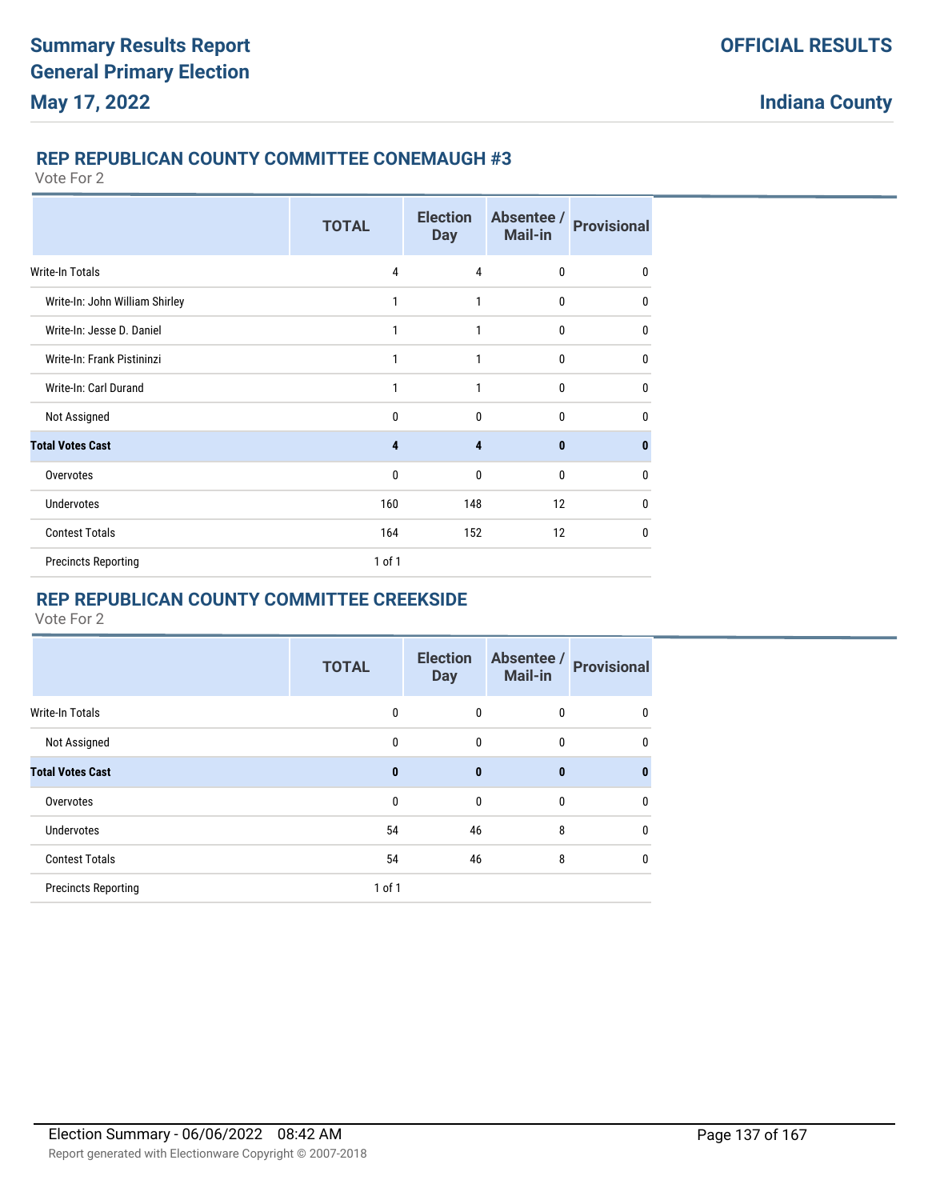# Summary Results Report
# General Primary Election
# May 17, 2022

**OFFICIAL RESULTS**

**Indiana County**

## REP REPUBLICAN COUNTY COMMITTEE CONEMAUGH #3

Vote For 2

| | TOTAL | Election Day | Absentee / Mail-in | Provisional |
|---|---|---|---|---|
| Write-In Totals | 4 | 4 | 0 | 0 |
| Write-In: John William Shirley | 1 | 1 | 0 | 0 |
| Write-In: Jesse D. Daniel | 1 | 1 | 0 | 0 |
| Write-In: Frank Pistininzi | 1 | 1 | 0 | 0 |
| Write-In: Carl Durand | 1 | 1 | 0 | 0 |
| Not Assigned | 0 | 0 | 0 | 0 |
| **Total Votes Cast** | **4** | **4** | **0** | **0** |
| Overvotes | 0 | 0 | 0 | 0 |
| Undervotes | 160 | 148 | 12 | 0 |
| Contest Totals | 164 | 152 | 12 | 0 |
| Precincts Reporting | 1 of 1 | | | |

## REP REPUBLICAN COUNTY COMMITTEE CREEKSIDE

Vote For 2

| | TOTAL | Election Day | Absentee / Mail-in | Provisional |
|---|---|---|---|---|
| Write-In Totals | 0 | 0 | 0 | 0 |
| Not Assigned | 0 | 0 | 0 | 0 |
| **Total Votes Cast** | **0** | **0** | **0** | **0** |
| Overvotes | 0 | 0 | 0 | 0 |
| Undervotes | 54 | 46 | 8 | 0 |
| Contest Totals | 54 | 46 | 8 | 0 |
| Precincts Reporting | 1 of 1 | | | |

Election Summary - 06/06/2022 08:42 AM

Report generated with Electionware Copyright © 2007-2018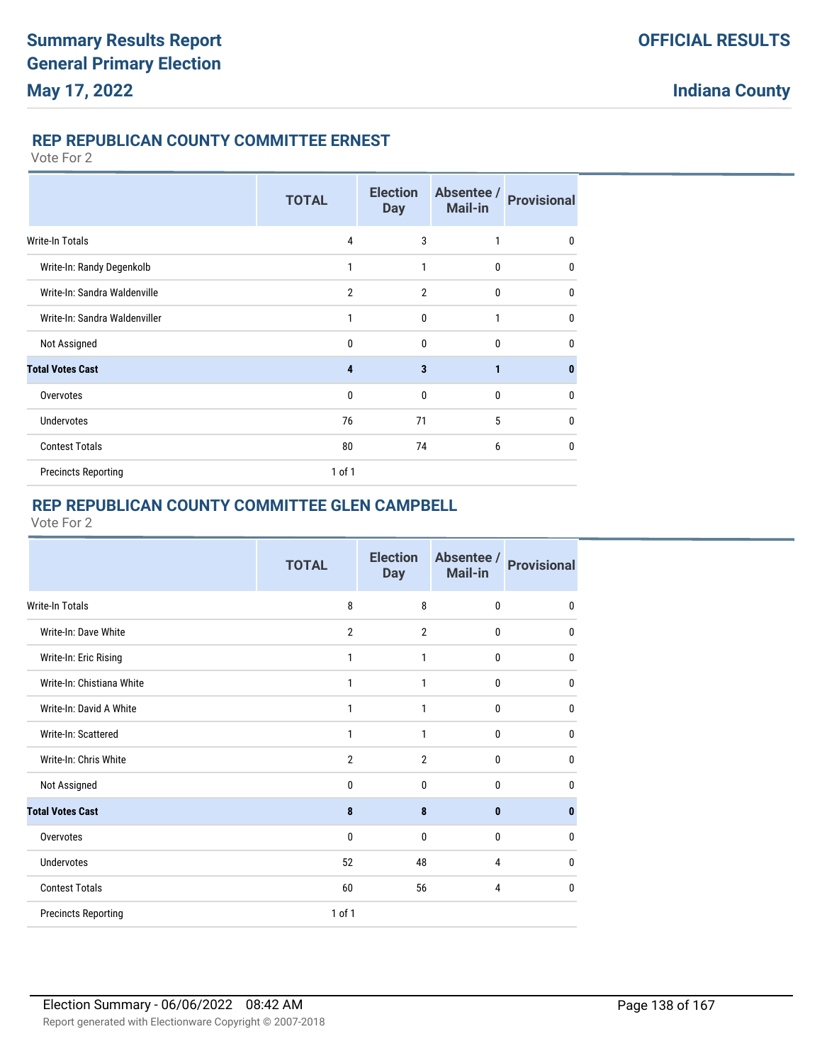## REP REPUBLICAN COUNTY COMMITTEE ERNEST

Vote For 2

| | TOTAL | Election Day | Absentee / Mail-in | Provisional |
|---|---|---|---|---|
| Write-In Totals | 4 | 3 | 1 | 0 |
| Write-In: Randy Degenkolb | 1 | 1 | 0 | 0 |
| Write-In: Sandra Waldenville | 2 | 2 | 0 | 0 |
| Write-In: Sandra Waldenviller | 1 | 0 | 1 | 0 |
| Not Assigned | 0 | 0 | 0 | 0 |
| **Total Votes Cast** | **4** | **3** | **1** | **0** |
| Overvotes | 0 | 0 | 0 | 0 |
| Undervotes | 76 | 71 | 5 | 0 |
| Contest Totals | 80 | 74 | 6 | 0 |
| Precincts Reporting | 1 of 1 | | | |

## REP REPUBLICAN COUNTY COMMITTEE GLEN CAMPBELL

Vote For 2

| | TOTAL | Election Day | Absentee / Mail-in | Provisional |
|---|---|---|---|---|
| Write-In Totals | 8 | 8 | 0 | 0 |
| Write-In: Dave White | 2 | 2 | 0 | 0 |
| Write-In: Eric Rising | 1 | 1 | 0 | 0 |
| Write-In: Chistiana White | 1 | 1 | 0 | 0 |
| Write-In: David A White | 1 | 1 | 0 | 0 |
| Write-In: Scattered | 1 | 1 | 0 | 0 |
| Write-In: Chris White | 2 | 2 | 0 | 0 |
| Not Assigned | 0 | 0 | 0 | 0 |
| **Total Votes Cast** | **8** | **8** | **0** | **0** |
| Overvotes | 0 | 0 | 0 | 0 |
| Undervotes | 52 | 48 | 4 | 0 |
| Contest Totals | 60 | 56 | 4 | 0 |
| Precincts Reporting | 1 of 1 | | | |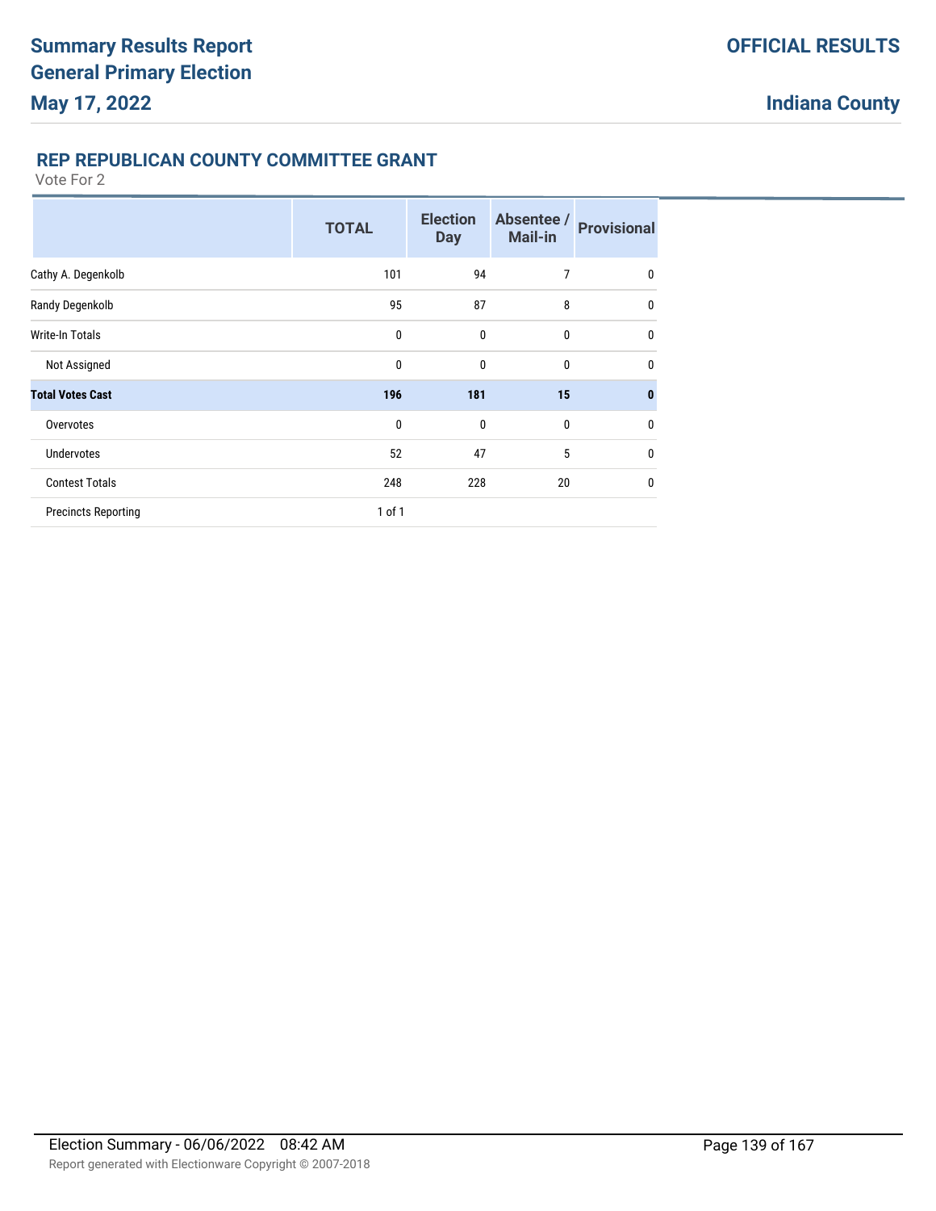## REP REPUBLICAN COUNTY COMMITTEE GRANT

Vote For 2

| | TOTAL | Election Day | Absentee / Mail-in | Provisional |
|---|---|---|---|---|
| Cathy A. Degenkolb | 101 | 94 | 7 | 0 |
| Randy Degenkolb | 95 | 87 | 8 | 0 |
| Write-In Totals | 0 | 0 | 0 | 0 |
| Not Assigned | 0 | 0 | 0 | 0 |
| **Total Votes Cast** | **196** | **181** | **15** | **0** |
| Overvotes | 0 | 0 | 0 | 0 |
| Undervotes | 52 | 47 | 5 | 0 |
| Contest Totals | 248 | 228 | 20 | 0 |
| Precincts Reporting | 1 of 1 | | | |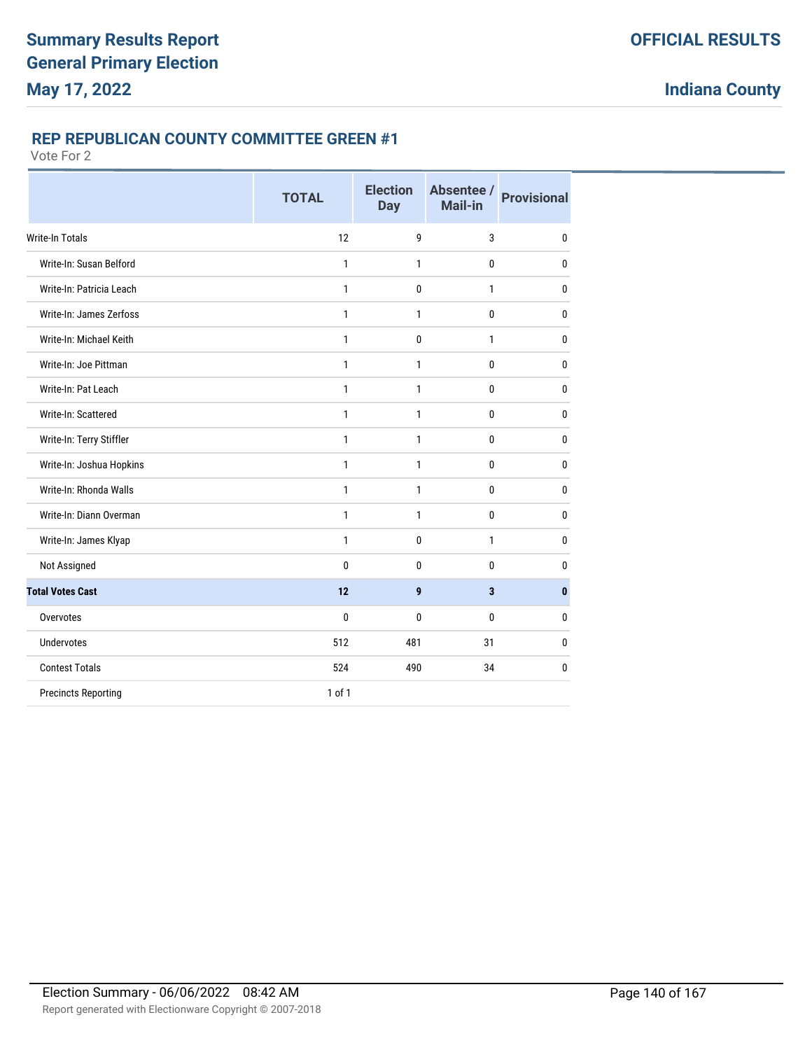# Summary Results Report
# General Primary Election
# May 17, 2022

**OFFICIAL RESULTS**

**Indiana County**

## REP REPUBLICAN COUNTY COMMITTEE GREEN #1

Vote For 2

| | TOTAL | Election Day | Absentee / Mail-in | Provisional |
|---|---|---|---|---|
| Write-In Totals | 12 | 9 | 3 | 0 |
| Write-In: Susan Belford | 1 | 1 | 0 | 0 |
| Write-In: Patricia Leach | 1 | 0 | 1 | 0 |
| Write-In: James Zerfoss | 1 | 1 | 0 | 0 |
| Write-In: Michael Keith | 1 | 0 | 1 | 0 |
| Write-In: Joe Pittman | 1 | 1 | 0 | 0 |
| Write-In: Pat Leach | 1 | 1 | 0 | 0 |
| Write-In: Scattered | 1 | 1 | 0 | 0 |
| Write-In: Terry Stiffler | 1 | 1 | 0 | 0 |
| Write-In: Joshua Hopkins | 1 | 1 | 0 | 0 |
| Write-In: Rhonda Walls | 1 | 1 | 0 | 0 |
| Write-In: Diann Overman | 1 | 1 | 0 | 0 |
| Write-In: James Klyap | 1 | 0 | 1 | 0 |
| Not Assigned | 0 | 0 | 0 | 0 |
| **Total Votes Cast** | **12** | **9** | **3** | **0** |
| Overvotes | 0 | 0 | 0 | 0 |
| Undervotes | 512 | 481 | 31 | 0 |
| Contest Totals | 524 | 490 | 34 | 0 |
| Precincts Reporting | 1 of 1 | | | |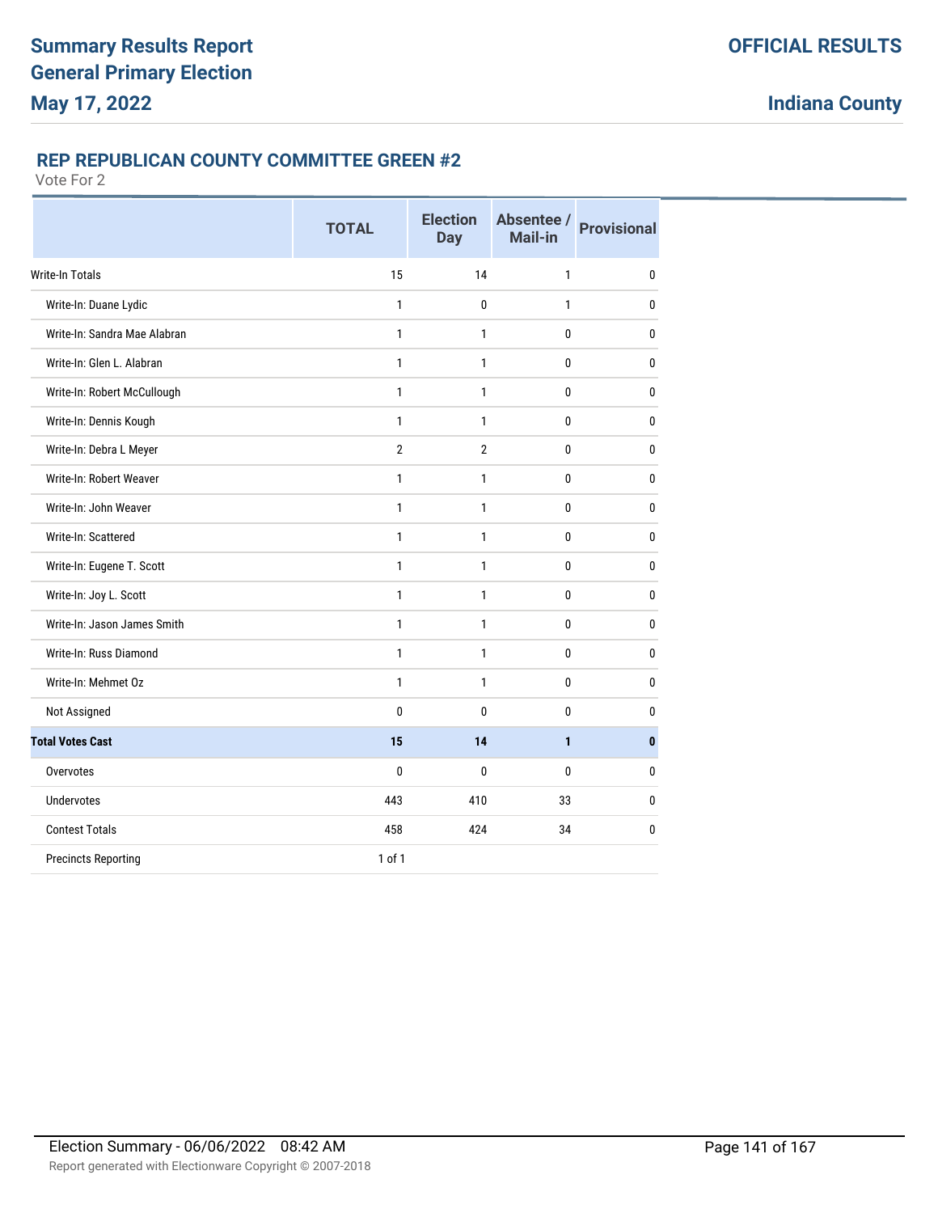# Summary Results Report
# General Primary Election
# May 17, 2022

**OFFICIAL RESULTS**

**Indiana County**

## REP REPUBLICAN COUNTY COMMITTEE GREEN #2

Vote For 2

| | TOTAL | Election Day | Absentee / Mail-in | Provisional |
|---|---|---|---|---|
| Write-In Totals | 15 | 14 | 1 | 0 |
| Write-In: Duane Lydic | 1 | 0 | 1 | 0 |
| Write-In: Sandra Mae Alabran | 1 | 1 | 0 | 0 |
| Write-In: Glen L. Alabran | 1 | 1 | 0 | 0 |
| Write-In: Robert McCullough | 1 | 1 | 0 | 0 |
| Write-In: Dennis Kough | 1 | 1 | 0 | 0 |
| Write-In: Debra L Meyer | 2 | 2 | 0 | 0 |
| Write-In: Robert Weaver | 1 | 1 | 0 | 0 |
| Write-In: John Weaver | 1 | 1 | 0 | 0 |
| Write-In: Scattered | 1 | 1 | 0 | 0 |
| Write-In: Eugene T. Scott | 1 | 1 | 0 | 0 |
| Write-In: Joy L. Scott | 1 | 1 | 0 | 0 |
| Write-In: Jason James Smith | 1 | 1 | 0 | 0 |
| Write-In: Russ Diamond | 1 | 1 | 0 | 0 |
| Write-In: Mehmet Oz | 1 | 1 | 0 | 0 |
| Not Assigned | 0 | 0 | 0 | 0 |
| **Total Votes Cast** | **15** | **14** | **1** | **0** |
| Overvotes | 0 | 0 | 0 | 0 |
| Undervotes | 443 | 410 | 33 | 0 |
| Contest Totals | 458 | 424 | 34 | 0 |
| Precincts Reporting | 1 of 1 | | | |

Election Summary - 06/06/2022 08:42 AM

Report generated with Electionware Copyright © 2007-2018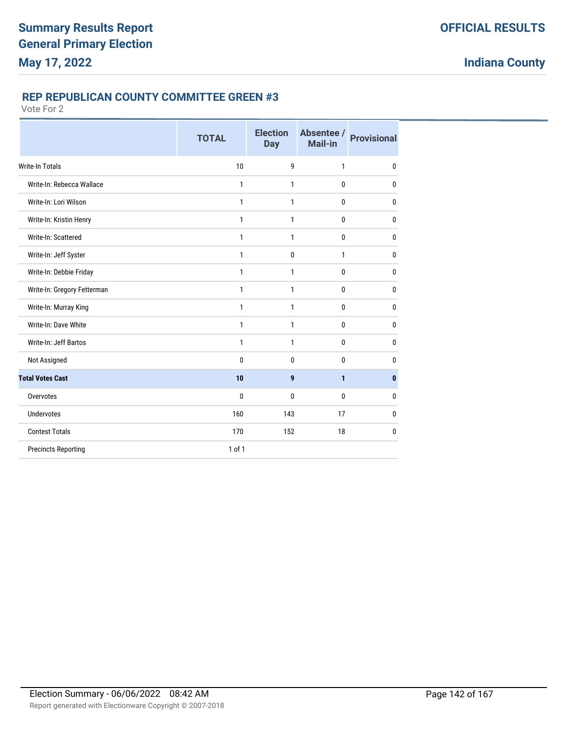# Summary Results Report
# General Primary Election
# May 17, 2022

**OFFICIAL RESULTS**

**Indiana County**

## REP REPUBLICAN COUNTY COMMITTEE GREEN #3

Vote For 2

| | TOTAL | Election Day | Absentee / Mail-in | Provisional |
|---|---|---|---|---|
| Write-In Totals | 10 | 9 | 1 | 0 |
| Write-In: Rebecca Wallace | 1 | 1 | 0 | 0 |
| Write-In: Lori Wilson | 1 | 1 | 0 | 0 |
| Write-In: Kristin Henry | 1 | 1 | 0 | 0 |
| Write-In: Scattered | 1 | 1 | 0 | 0 |
| Write-In: Jeff Syster | 1 | 0 | 1 | 0 |
| Write-In: Debbie Friday | 1 | 1 | 0 | 0 |
| Write-In: Gregory Fetterman | 1 | 1 | 0 | 0 |
| Write-In: Murray King | 1 | 1 | 0 | 0 |
| Write-In: Dave White | 1 | 1 | 0 | 0 |
| Write-In: Jeff Bartos | 1 | 1 | 0 | 0 |
| Not Assigned | 0 | 0 | 0 | 0 |
| **Total Votes Cast** | **10** | **9** | **1** | **0** |
| Overvotes | 0 | 0 | 0 | 0 |
| Undervotes | 160 | 143 | 17 | 0 |
| Contest Totals | 170 | 152 | 18 | 0 |
| Precincts Reporting | 1 of 1 | | | |

Election Summary - 06/06/2022 08:42 AM

Report generated with Electionware Copyright © 2007-2018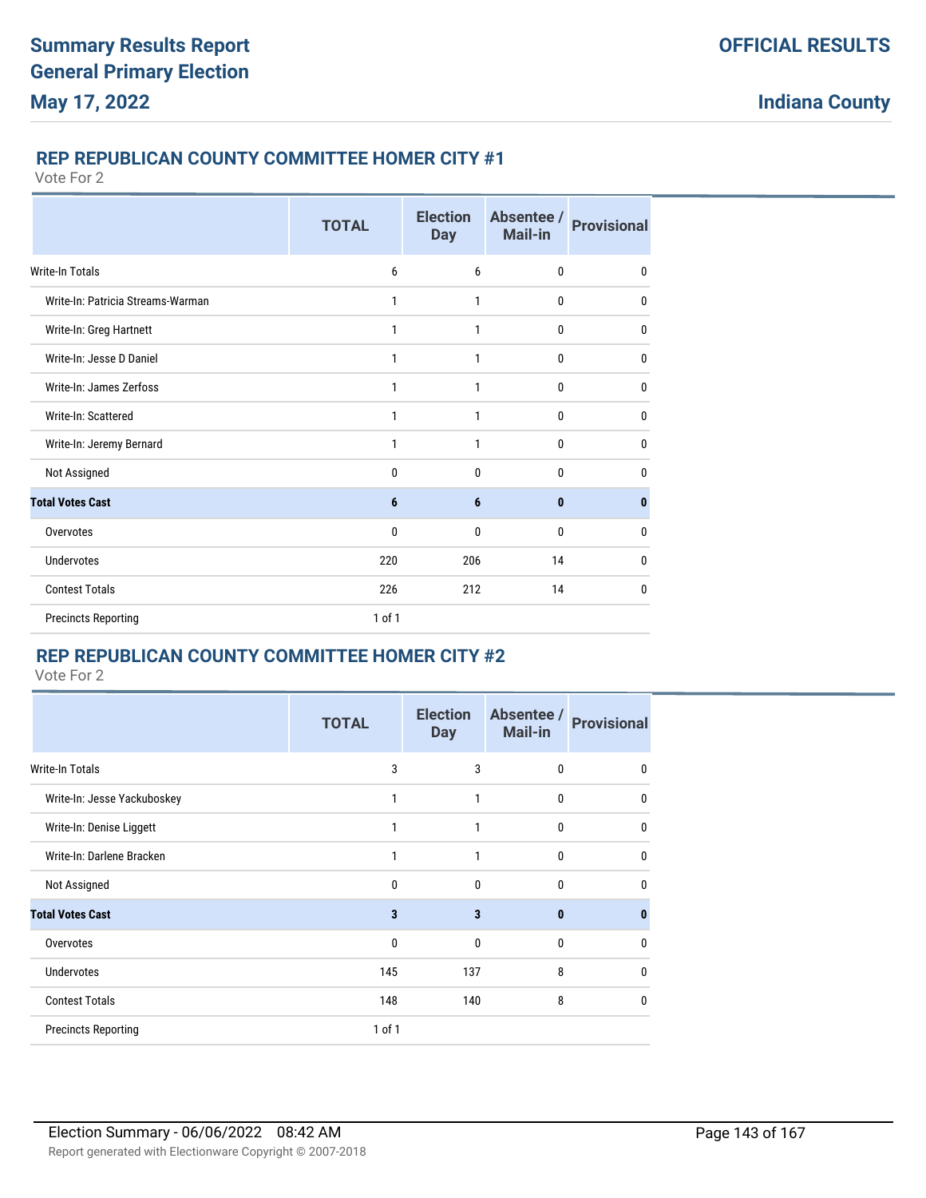# Summary Results Report
## General Primary Election
### May 17, 2022

**OFFICIAL RESULTS**

**Indiana County**

## REP REPUBLICAN COUNTY COMMITTEE HOMER CITY #1

Vote For 2

| | TOTAL | Election Day | Absentee / Mail-in | Provisional |
|---|---|---|---|---|
| Write-In Totals | 6 | 6 | 0 | 0 |
| Write-In: Patricia Streams-Warman | 1 | 1 | 0 | 0 |
| Write-In: Greg Hartnett | 1 | 1 | 0 | 0 |
| Write-In: Jesse D Daniel | 1 | 1 | 0 | 0 |
| Write-In: James Zerfoss | 1 | 1 | 0 | 0 |
| Write-In: Scattered | 1 | 1 | 0 | 0 |
| Write-In: Jeremy Bernard | 1 | 1 | 0 | 0 |
| Not Assigned | 0 | 0 | 0 | 0 |
| **Total Votes Cast** | **6** | **6** | **0** | **0** |
| Overvotes | 0 | 0 | 0 | 0 |
| Undervotes | 220 | 206 | 14 | 0 |
| Contest Totals | 226 | 212 | 14 | 0 |
| Precincts Reporting | 1 of 1 | | | |

## REP REPUBLICAN COUNTY COMMITTEE HOMER CITY #2

Vote For 2

| | TOTAL | Election Day | Absentee / Mail-in | Provisional |
|---|---|---|---|---|
| Write-In Totals | 3 | 3 | 0 | 0 |
| Write-In: Jesse Yackuboskey | 1 | 1 | 0 | 0 |
| Write-In: Denise Liggett | 1 | 1 | 0 | 0 |
| Write-In: Darlene Bracken | 1 | 1 | 0 | 0 |
| Not Assigned | 0 | 0 | 0 | 0 |
| **Total Votes Cast** | **3** | **3** | **0** | **0** |
| Overvotes | 0 | 0 | 0 | 0 |
| Undervotes | 145 | 137 | 8 | 0 |
| Contest Totals | 148 | 140 | 8 | 0 |
| Precincts Reporting | 1 of 1 | | | |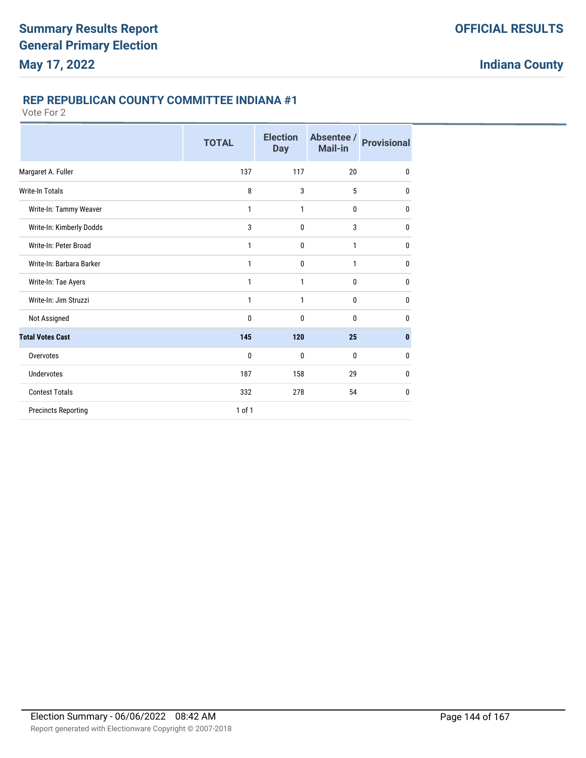# Summary Results Report
# General Primary Election
## May 17, 2022

**OFFICIAL RESULTS**

**Indiana County**

### REP REPUBLICAN COUNTY COMMITTEE INDIANA #1

Vote For 2

| | TOTAL | Election Day | Absentee / Mail-in | Provisional |
|---|---|---|---|---|
| Margaret A. Fuller | 137 | 117 | 20 | 0 |
| Write-In Totals | 8 | 3 | 5 | 0 |
| Write-In: Tammy Weaver | 1 | 1 | 0 | 0 |
| Write-In: Kimberly Dodds | 3 | 0 | 3 | 0 |
| Write-In: Peter Broad | 1 | 0 | 1 | 0 |
| Write-In: Barbara Barker | 1 | 0 | 1 | 0 |
| Write-In: Tae Ayers | 1 | 1 | 0 | 0 |
| Write-In: Jim Struzzi | 1 | 1 | 0 | 0 |
| Not Assigned | 0 | 0 | 0 | 0 |
| **Total Votes Cast** | **145** | **120** | **25** | **0** |
| Overvotes | 0 | 0 | 0 | 0 |
| Undervotes | 187 | 158 | 29 | 0 |
| Contest Totals | 332 | 278 | 54 | 0 |
| Precincts Reporting | 1 of 1 | | | |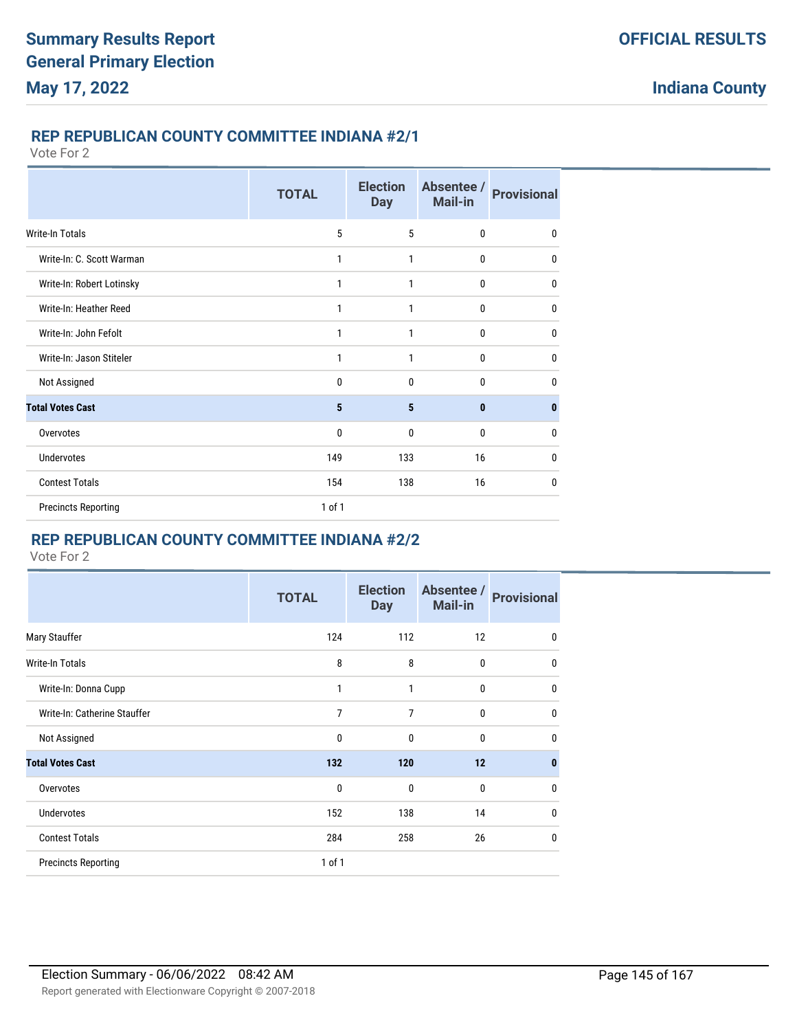# Summary Results Report General Primary Election May 17, 2022

**OFFICIAL RESULTS**

**Indiana County**

## REP REPUBLICAN COUNTY COMMITTEE INDIANA #2/1

Vote For 2

| | TOTAL | Election Day | Absentee / Mail-in | Provisional |
|---|---|---|---|---|
| Write-In Totals | 5 | 5 | 0 | 0 |
| Write-In: C. Scott Warman | 1 | 1 | 0 | 0 |
| Write-In: Robert Lotinsky | 1 | 1 | 0 | 0 |
| Write-In: Heather Reed | 1 | 1 | 0 | 0 |
| Write-In: John Fefolt | 1 | 1 | 0 | 0 |
| Write-In: Jason Stiteler | 1 | 1 | 0 | 0 |
| Not Assigned | 0 | 0 | 0 | 0 |
| **Total Votes Cast** | **5** | **5** | **0** | **0** |
| Overvotes | 0 | 0 | 0 | 0 |
| Undervotes | 149 | 133 | 16 | 0 |
| Contest Totals | 154 | 138 | 16 | 0 |
| Precincts Reporting | 1 of 1 | | | |

## REP REPUBLICAN COUNTY COMMITTEE INDIANA #2/2

Vote For 2

| | TOTAL | Election Day | Absentee / Mail-in | Provisional |
|---|---|---|---|---|
| Mary Stauffer | 124 | 112 | 12 | 0 |
| Write-In Totals | 8 | 8 | 0 | 0 |
| Write-In: Donna Cupp | 1 | 1 | 0 | 0 |
| Write-In: Catherine Stauffer | 7 | 7 | 0 | 0 |
| Not Assigned | 0 | 0 | 0 | 0 |
| **Total Votes Cast** | **132** | **120** | **12** | **0** |
| Overvotes | 0 | 0 | 0 | 0 |
| Undervotes | 152 | 138 | 14 | 0 |
| Contest Totals | 284 | 258 | 26 | 0 |
| Precincts Reporting | 1 of 1 | | | |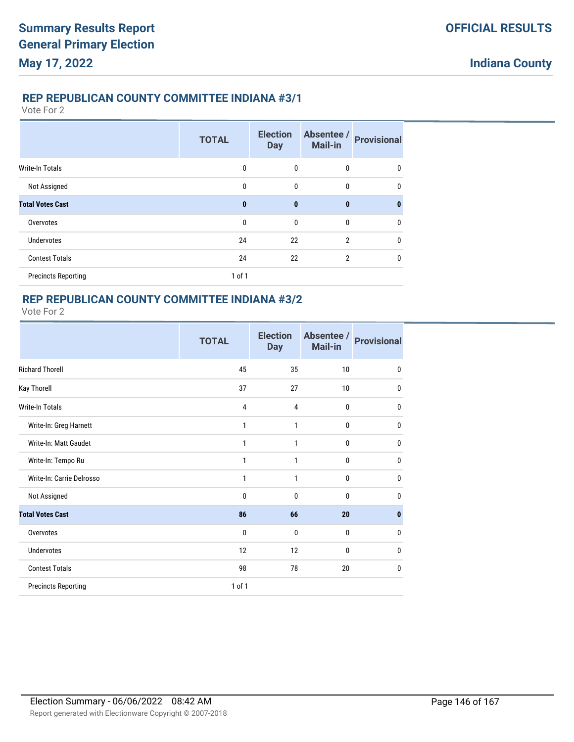# Summary Results Report
# General Primary Election
# May 17, 2022

**OFFICIAL RESULTS**

**Indiana County**

## REP REPUBLICAN COUNTY COMMITTEE INDIANA #3/1

Vote For 2

| | TOTAL | Election Day | Absentee / Mail-in | Provisional |
|---|---|---|---|---|
| Write-In Totals | 0 | 0 | 0 | 0 |
| Not Assigned | 0 | 0 | 0 | 0 |
| **Total Votes Cast** | **0** | **0** | **0** | **0** |
| Overvotes | 0 | 0 | 0 | 0 |
| Undervotes | 24 | 22 | 2 | 0 |
| Contest Totals | 24 | 22 | 2 | 0 |
| Precincts Reporting | 1 of 1 | | | |

## REP REPUBLICAN COUNTY COMMITTEE INDIANA #3/2

Vote For 2

| | TOTAL | Election Day | Absentee / Mail-in | Provisional |
|---|---|---|---|---|
| Richard Thorell | 45 | 35 | 10 | 0 |
| Kay Thorell | 37 | 27 | 10 | 0 |
| Write-In Totals | 4 | 4 | 0 | 0 |
| Write-In: Greg Harnett | 1 | 1 | 0 | 0 |
| Write-In: Matt Gaudet | 1 | 1 | 0 | 0 |
| Write-In: Tempo Ru | 1 | 1 | 0 | 0 |
| Write-In: Carrie Delrosso | 1 | 1 | 0 | 0 |
| Not Assigned | 0 | 0 | 0 | 0 |
| **Total Votes Cast** | **86** | **66** | **20** | **0** |
| Overvotes | 0 | 0 | 0 | 0 |
| Undervotes | 12 | 12 | 0 | 0 |
| Contest Totals | 98 | 78 | 20 | 0 |
| Precincts Reporting | 1 of 1 | | | |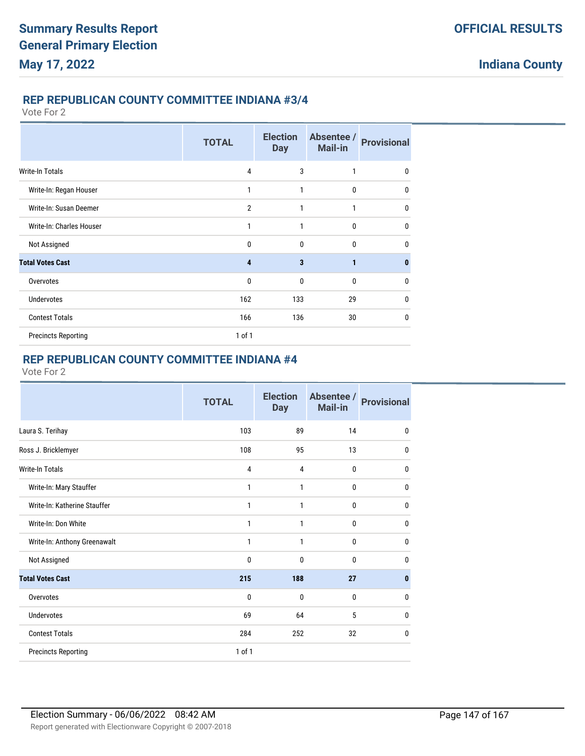## REP REPUBLICAN COUNTY COMMITTEE INDIANA #3/4

Vote For 2

| | TOTAL | Election Day | Absentee / Mail-in | Provisional |
|---|---|---|---|---|
| Write-In Totals | 4 | 3 | 1 | 0 |
| Write-In: Regan Houser | 1 | 1 | 0 | 0 |
| Write-In: Susan Deemer | 2 | 1 | 1 | 0 |
| Write-In: Charles Houser | 1 | 1 | 0 | 0 |
| Not Assigned | 0 | 0 | 0 | 0 |
| **Total Votes Cast** | **4** | **3** | **1** | **0** |
| Overvotes | 0 | 0 | 0 | 0 |
| Undervotes | 162 | 133 | 29 | 0 |
| Contest Totals | 166 | 136 | 30 | 0 |
| Precincts Reporting | 1 of 1 | | | |

## REP REPUBLICAN COUNTY COMMITTEE INDIANA #4

Vote For 2

| | TOTAL | Election Day | Absentee / Mail-in | Provisional |
|---|---|---|---|---|
| Laura S. Terihay | 103 | 89 | 14 | 0 |
| Ross J. Bricklemyer | 108 | 95 | 13 | 0 |
| Write-In Totals | 4 | 4 | 0 | 0 |
| Write-In: Mary Stauffer | 1 | 1 | 0 | 0 |
| Write-In: Katherine Stauffer | 1 | 1 | 0 | 0 |
| Write-In: Don White | 1 | 1 | 0 | 0 |
| Write-In: Anthony Greenawalt | 1 | 1 | 0 | 0 |
| Not Assigned | 0 | 0 | 0 | 0 |
| **Total Votes Cast** | **215** | **188** | **27** | **0** |
| Overvotes | 0 | 0 | 0 | 0 |
| Undervotes | 69 | 64 | 5 | 0 |
| Contest Totals | 284 | 252 | 32 | 0 |
| Precincts Reporting | 1 of 1 | | | |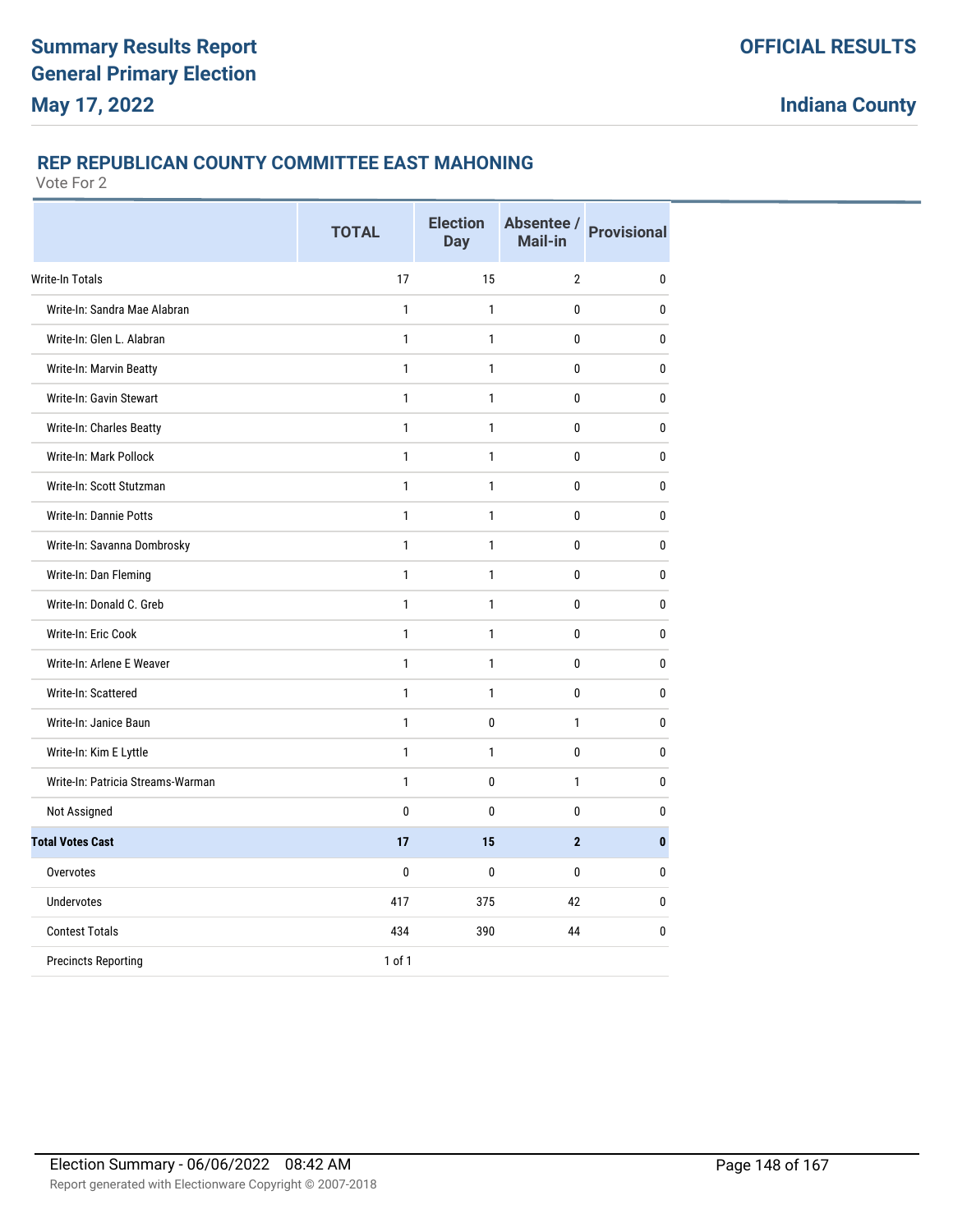# Summary Results Report
# General Primary Election
## May 17, 2022

**OFFICIAL RESULTS**

**Indiana County**

### REP REPUBLICAN COUNTY COMMITTEE EAST MAHONING

Vote For 2

| | TOTAL | Election Day | Absentee / Mail-in | Provisional |
|---|---|---|---|---|
| Write-In Totals | 17 | 15 | 2 | 0 |
| Write-In: Sandra Mae Alabran | 1 | 1 | 0 | 0 |
| Write-In: Glen L. Alabran | 1 | 1 | 0 | 0 |
| Write-In: Marvin Beatty | 1 | 1 | 0 | 0 |
| Write-In: Gavin Stewart | 1 | 1 | 0 | 0 |
| Write-In: Charles Beatty | 1 | 1 | 0 | 0 |
| Write-In: Mark Pollock | 1 | 1 | 0 | 0 |
| Write-In: Scott Stutzman | 1 | 1 | 0 | 0 |
| Write-In: Dannie Potts | 1 | 1 | 0 | 0 |
| Write-In: Savanna Dombrosky | 1 | 1 | 0 | 0 |
| Write-In: Dan Fleming | 1 | 1 | 0 | 0 |
| Write-In: Donald C. Greb | 1 | 1 | 0 | 0 |
| Write-In: Eric Cook | 1 | 1 | 0 | 0 |
| Write-In: Arlene E Weaver | 1 | 1 | 0 | 0 |
| Write-In: Scattered | 1 | 1 | 0 | 0 |
| Write-In: Janice Baun | 1 | 0 | 1 | 0 |
| Write-In: Kim E Lyttle | 1 | 1 | 0 | 0 |
| Write-In: Patricia Streams-Warman | 1 | 0 | 1 | 0 |
| Not Assigned | 0 | 0 | 0 | 0 |
| **Total Votes Cast** | **17** | **15** | **2** | **0** |
| Overvotes | 0 | 0 | 0 | 0 |
| Undervotes | 417 | 375 | 42 | 0 |
| Contest Totals | 434 | 390 | 44 | 0 |
| Precincts Reporting | 1 of 1 | | | |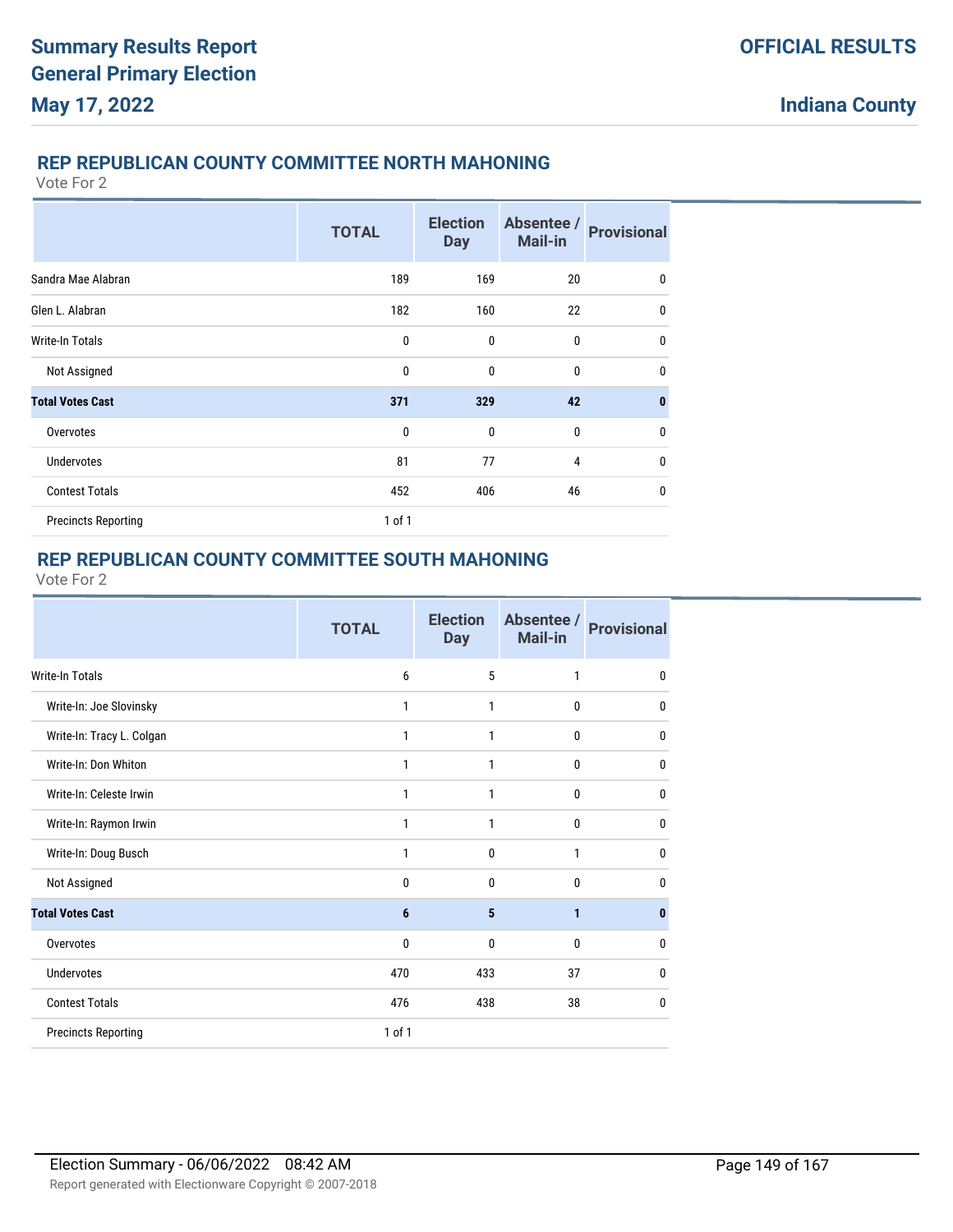## REP REPUBLICAN COUNTY COMMITTEE NORTH MAHONING

Vote For 2

| | TOTAL | Election Day | Absentee / Mail-in | Provisional |
|---|---|---|---|---|
| Sandra Mae Alabran | 189 | 169 | 20 | 0 |
| Glen L. Alabran | 182 | 160 | 22 | 0 |
| Write-In Totals | 0 | 0 | 0 | 0 |
| Not Assigned | 0 | 0 | 0 | 0 |
| **Total Votes Cast** | **371** | **329** | **42** | **0** |
| Overvotes | 0 | 0 | 0 | 0 |
| Undervotes | 81 | 77 | 4 | 0 |
| Contest Totals | 452 | 406 | 46 | 0 |
| Precincts Reporting | 1 of 1 | | | |

## REP REPUBLICAN COUNTY COMMITTEE SOUTH MAHONING

Vote For 2

| | TOTAL | Election Day | Absentee / Mail-in | Provisional |
|---|---|---|---|---|
| Write-In Totals | 6 | 5 | 1 | 0 |
| Write-In: Joe Slovinsky | 1 | 1 | 0 | 0 |
| Write-In: Tracy L. Colgan | 1 | 1 | 0 | 0 |
| Write-In: Don Whiton | 1 | 1 | 0 | 0 |
| Write-In: Celeste Irwin | 1 | 1 | 0 | 0 |
| Write-In: Raymon Irwin | 1 | 1 | 0 | 0 |
| Write-In: Doug Busch | 1 | 0 | 1 | 0 |
| Not Assigned | 0 | 0 | 0 | 0 |
| **Total Votes Cast** | **6** | **5** | **1** | **0** |
| Overvotes | 0 | 0 | 0 | 0 |
| Undervotes | 470 | 433 | 37 | 0 |
| Contest Totals | 476 | 438 | 38 | 0 |
| Precincts Reporting | 1 of 1 | | | |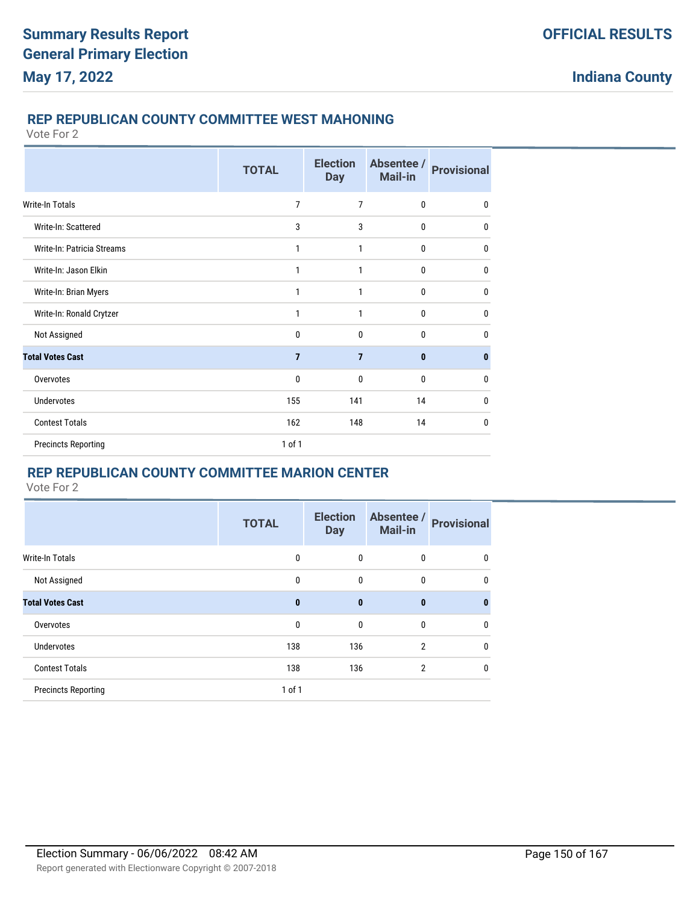## REP REPUBLICAN COUNTY COMMITTEE WEST MAHONING

Vote For 2

| | TOTAL | Election Day | Absentee / Mail-in | Provisional |
|---|---|---|---|---|
| Write-In Totals | 7 | 7 | 0 | 0 |
| Write-In: Scattered | 3 | 3 | 0 | 0 |
| Write-In: Patricia Streams | 1 | 1 | 0 | 0 |
| Write-In: Jason Elkin | 1 | 1 | 0 | 0 |
| Write-In: Brian Myers | 1 | 1 | 0 | 0 |
| Write-In: Ronald Crytzer | 1 | 1 | 0 | 0 |
| Not Assigned | 0 | 0 | 0 | 0 |
| **Total Votes Cast** | **7** | **7** | **0** | **0** |
| Overvotes | 0 | 0 | 0 | 0 |
| Undervotes | 155 | 141 | 14 | 0 |
| Contest Totals | 162 | 148 | 14 | 0 |
| Precincts Reporting | 1 of 1 | | | |

## REP REPUBLICAN COUNTY COMMITTEE MARION CENTER

Vote For 2

| | TOTAL | Election Day | Absentee / Mail-in | Provisional |
|---|---|---|---|---|
| Write-In Totals | 0 | 0 | 0 | 0 |
| Not Assigned | 0 | 0 | 0 | 0 |
| **Total Votes Cast** | **0** | **0** | **0** | **0** |
| Overvotes | 0 | 0 | 0 | 0 |
| Undervotes | 138 | 136 | 2 | 0 |
| Contest Totals | 138 | 136 | 2 | 0 |
| Precincts Reporting | 1 of 1 | | | |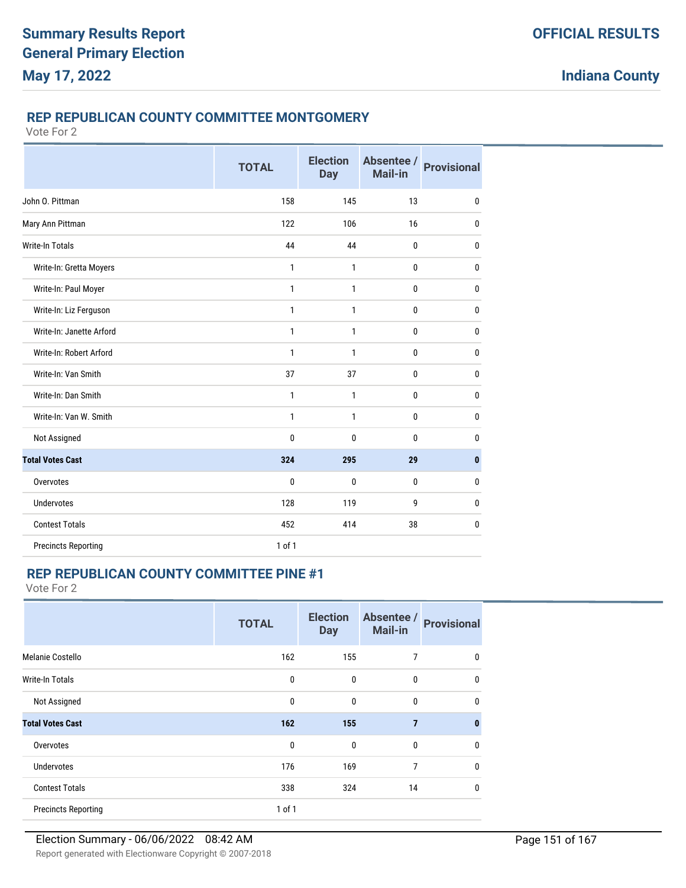# Summary Results Report
# General Primary Election
## May 17, 2022

**OFFICIAL RESULTS**

**Indiana County**

### REP REPUBLICAN COUNTY COMMITTEE MONTGOMERY

Vote For 2

| | TOTAL | Election Day | Absentee / Mail-in | Provisional |
|---|---|---|---|---|
| John O. Pittman | 158 | 145 | 13 | 0 |
| Mary Ann Pittman | 122 | 106 | 16 | 0 |
| Write-In Totals | 44 | 44 | 0 | 0 |
| Write-In: Gretta Moyers | 1 | 1 | 0 | 0 |
| Write-In: Paul Moyer | 1 | 1 | 0 | 0 |
| Write-In: Liz Ferguson | 1 | 1 | 0 | 0 |
| Write-In: Janette Arford | 1 | 1 | 0 | 0 |
| Write-In: Robert Arford | 1 | 1 | 0 | 0 |
| Write-In: Van Smith | 37 | 37 | 0 | 0 |
| Write-In: Dan Smith | 1 | 1 | 0 | 0 |
| Write-In: Van W. Smith | 1 | 1 | 0 | 0 |
| Not Assigned | 0 | 0 | 0 | 0 |
| **Total Votes Cast** | **324** | **295** | **29** | **0** |
| Overvotes | 0 | 0 | 0 | 0 |
| Undervotes | 128 | 119 | 9 | 0 |
| Contest Totals | 452 | 414 | 38 | 0 |
| Precincts Reporting | 1 of 1 | | | |

### REP REPUBLICAN COUNTY COMMITTEE PINE #1

Vote For 2

| | TOTAL | Election Day | Absentee / Mail-in | Provisional |
|---|---|---|---|---|
| Melanie Costello | 162 | 155 | 7 | 0 |
| Write-In Totals | 0 | 0 | 0 | 0 |
| Not Assigned | 0 | 0 | 0 | 0 |
| **Total Votes Cast** | **162** | **155** | **7** | **0** |
| Overvotes | 0 | 0 | 0 | 0 |
| Undervotes | 176 | 169 | 7 | 0 |
| Contest Totals | 338 | 324 | 14 | 0 |
| Precincts Reporting | 1 of 1 | | | |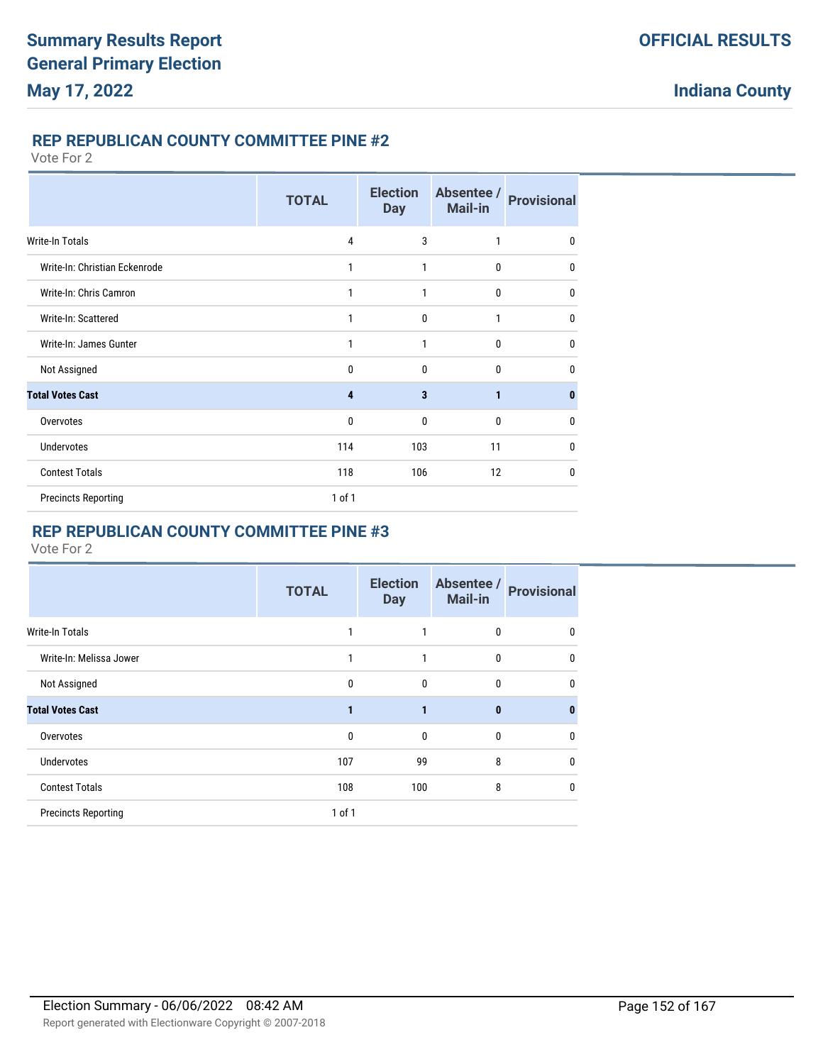# Summary Results Report
# General Primary Election
# May 17, 2022

**OFFICIAL RESULTS**

**Indiana County**

## REP REPUBLICAN COUNTY COMMITTEE PINE #2

Vote For 2

| | TOTAL | Election Day | Absentee / Mail-in | Provisional |
|---|---|---|---|---|
| Write-In Totals | 4 | 3 | 1 | 0 |
| Write-In: Christian Eckenrode | 1 | 1 | 0 | 0 |
| Write-In: Chris Camron | 1 | 1 | 0 | 0 |
| Write-In: Scattered | 1 | 0 | 1 | 0 |
| Write-In: James Gunter | 1 | 1 | 0 | 0 |
| Not Assigned | 0 | 0 | 0 | 0 |
| **Total Votes Cast** | **4** | **3** | **1** | **0** |
| Overvotes | 0 | 0 | 0 | 0 |
| Undervotes | 114 | 103 | 11 | 0 |
| Contest Totals | 118 | 106 | 12 | 0 |
| Precincts Reporting | 1 of 1 | | | |

## REP REPUBLICAN COUNTY COMMITTEE PINE #3

Vote For 2

| | TOTAL | Election Day | Absentee / Mail-in | Provisional |
|---|---|---|---|---|
| Write-In Totals | 1 | 1 | 0 | 0 |
| Write-In: Melissa Jower | 1 | 1 | 0 | 0 |
| Not Assigned | 0 | 0 | 0 | 0 |
| **Total Votes Cast** | **1** | **1** | **0** | **0** |
| Overvotes | 0 | 0 | 0 | 0 |
| Undervotes | 107 | 99 | 8 | 0 |
| Contest Totals | 108 | 100 | 8 | 0 |
| Precincts Reporting | 1 of 1 | | | |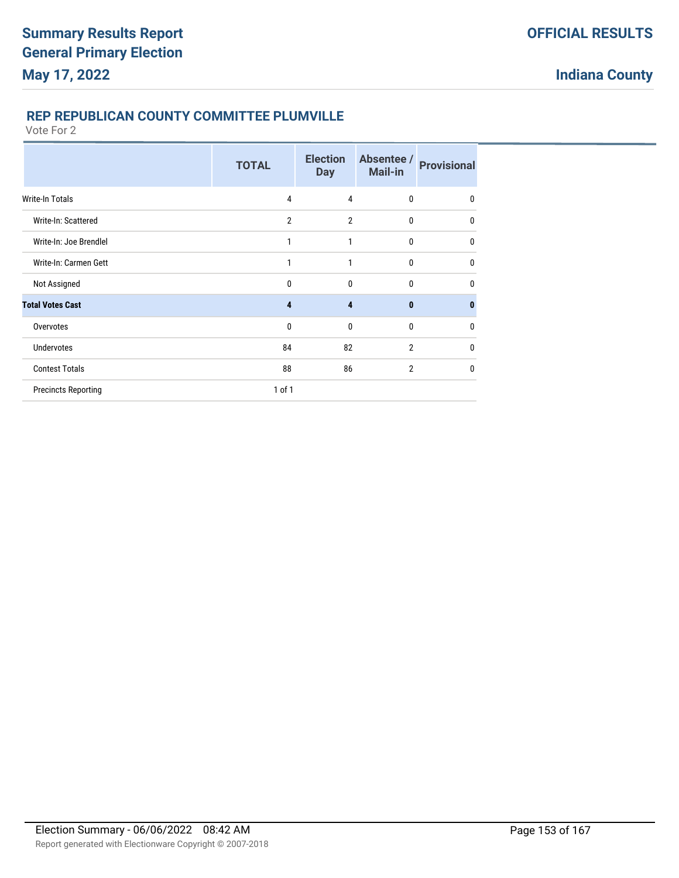## REP REPUBLICAN COUNTY COMMITTEE PLUMVILLE

Vote For 2

| | TOTAL | Election Day | Absentee / Mail-in | Provisional |
|---|---|---|---|---|
| Write-In Totals | 4 | 4 | 0 | 0 |
| Write-In: Scattered | 2 | 2 | 0 | 0 |
| Write-In: Joe Brendlel | 1 | 1 | 0 | 0 |
| Write-In: Carmen Gett | 1 | 1 | 0 | 0 |
| Not Assigned | 0 | 0 | 0 | 0 |
| **Total Votes Cast** | **4** | **4** | **0** | **0** |
| Overvotes | 0 | 0 | 0 | 0 |
| Undervotes | 84 | 82 | 2 | 0 |
| Contest Totals | 88 | 86 | 2 | 0 |
| Precincts Reporting | 1 of 1 | | | |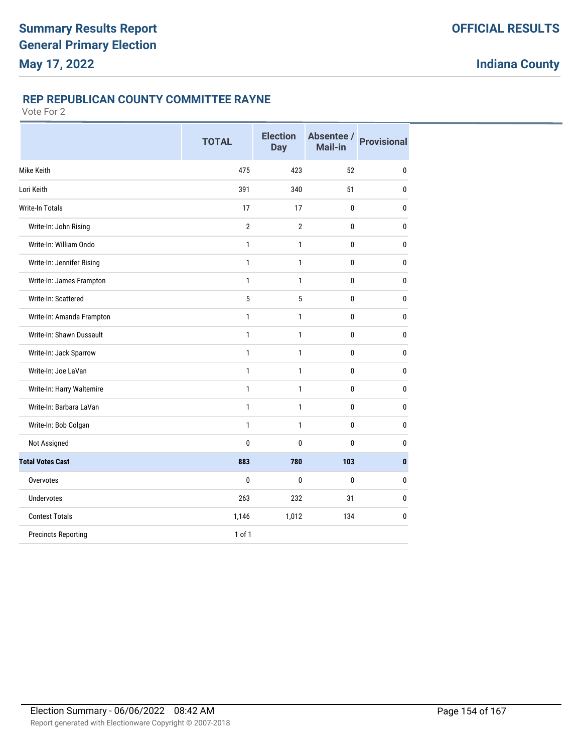## REP REPUBLICAN COUNTY COMMITTEE RAYNE

Vote For 2

| | TOTAL | Election Day | Absentee / Mail-in | Provisional |
|---|---|---|---|---|
| Mike Keith | 475 | 423 | 52 | 0 |
| Lori Keith | 391 | 340 | 51 | 0 |
| Write-In Totals | 17 | 17 | 0 | 0 |
| Write-In: John Rising | 2 | 2 | 0 | 0 |
| Write-In: William Ondo | 1 | 1 | 0 | 0 |
| Write-In: Jennifer Rising | 1 | 1 | 0 | 0 |
| Write-In: James Frampton | 1 | 1 | 0 | 0 |
| Write-In: Scattered | 5 | 5 | 0 | 0 |
| Write-In: Amanda Frampton | 1 | 1 | 0 | 0 |
| Write-In: Shawn Dussault | 1 | 1 | 0 | 0 |
| Write-In: Jack Sparrow | 1 | 1 | 0 | 0 |
| Write-In: Joe LaVan | 1 | 1 | 0 | 0 |
| Write-In: Harry Waltemire | 1 | 1 | 0 | 0 |
| Write-In: Barbara LaVan | 1 | 1 | 0 | 0 |
| Write-In: Bob Colgan | 1 | 1 | 0 | 0 |
| Not Assigned | 0 | 0 | 0 | 0 |
| **Total Votes Cast** | **883** | **780** | **103** | **0** |
| Overvotes | 0 | 0 | 0 | 0 |
| Undervotes | 263 | 232 | 31 | 0 |
| Contest Totals | 1,146 | 1,012 | 134 | 0 |
| Precincts Reporting | 1 of 1 | | | |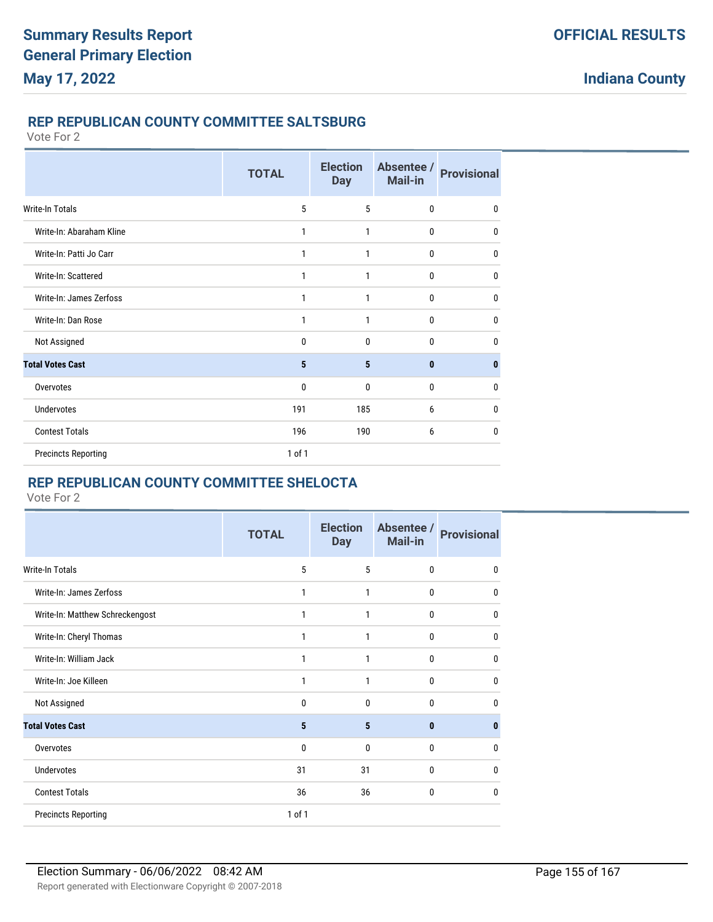## REP REPUBLICAN COUNTY COMMITTEE SALTSBURG

Vote For 2

| | TOTAL | Election Day | Absentee / Mail-in | Provisional |
|---|---|---|---|---|
| Write-In Totals | 5 | 5 | 0 | 0 |
| Write-In: Abaraham Kline | 1 | 1 | 0 | 0 |
| Write-In: Patti Jo Carr | 1 | 1 | 0 | 0 |
| Write-In: Scattered | 1 | 1 | 0 | 0 |
| Write-In: James Zerfoss | 1 | 1 | 0 | 0 |
| Write-In: Dan Rose | 1 | 1 | 0 | 0 |
| Not Assigned | 0 | 0 | 0 | 0 |
| **Total Votes Cast** | **5** | **5** | **0** | **0** |
| Overvotes | 0 | 0 | 0 | 0 |
| Undervotes | 191 | 185 | 6 | 0 |
| Contest Totals | 196 | 190 | 6 | 0 |
| Precincts Reporting | 1 of 1 | | | |

## REP REPUBLICAN COUNTY COMMITTEE SHELOCTA

Vote For 2

| | TOTAL | Election Day | Absentee / Mail-in | Provisional |
|---|---|---|---|---|
| Write-In Totals | 5 | 5 | 0 | 0 |
| Write-In: James Zerfoss | 1 | 1 | 0 | 0 |
| Write-In: Matthew Schreckengost | 1 | 1 | 0 | 0 |
| Write-In: Cheryl Thomas | 1 | 1 | 0 | 0 |
| Write-In: William Jack | 1 | 1 | 0 | 0 |
| Write-In: Joe Killeen | 1 | 1 | 0 | 0 |
| Not Assigned | 0 | 0 | 0 | 0 |
| **Total Votes Cast** | **5** | **5** | **0** | **0** |
| Overvotes | 0 | 0 | 0 | 0 |
| Undervotes | 31 | 31 | 0 | 0 |
| Contest Totals | 36 | 36 | 0 | 0 |
| Precincts Reporting | 1 of 1 | | | |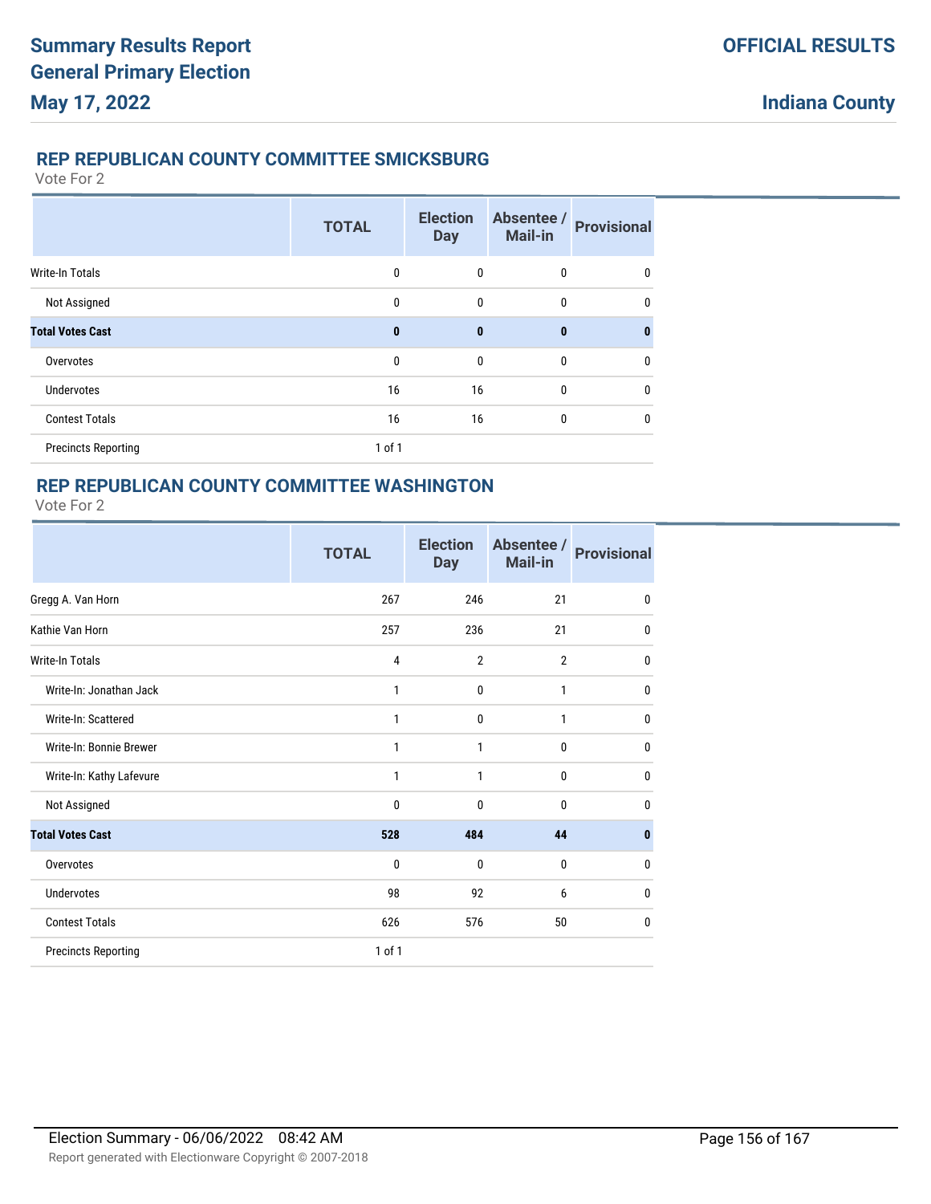## REP REPUBLICAN COUNTY COMMITTEE SMICKSBURG

Vote For 2

| | TOTAL | Election Day | Absentee / Mail-in | Provisional |
|---|---|---|---|---|
| Write-In Totals | 0 | 0 | 0 | 0 |
| Not Assigned | 0 | 0 | 0 | 0 |
| **Total Votes Cast** | **0** | **0** | **0** | **0** |
| Overvotes | 0 | 0 | 0 | 0 |
| Undervotes | 16 | 16 | 0 | 0 |
| Contest Totals | 16 | 16 | 0 | 0 |
| Precincts Reporting | 1 of 1 | | | |

## REP REPUBLICAN COUNTY COMMITTEE WASHINGTON

Vote For 2

| | TOTAL | Election Day | Absentee / Mail-in | Provisional |
|---|---|---|---|---|
| Gregg A. Van Horn | 267 | 246 | 21 | 0 |
| Kathie Van Horn | 257 | 236 | 21 | 0 |
| Write-In Totals | 4 | 2 | 2 | 0 |
| Write-In: Jonathan Jack | 1 | 0 | 1 | 0 |
| Write-In: Scattered | 1 | 0 | 1 | 0 |
| Write-In: Bonnie Brewer | 1 | 1 | 0 | 0 |
| Write-In: Kathy Lafevure | 1 | 1 | 0 | 0 |
| Not Assigned | 0 | 0 | 0 | 0 |
| **Total Votes Cast** | **528** | **484** | **44** | **0** |
| Overvotes | 0 | 0 | 0 | 0 |
| Undervotes | 98 | 92 | 6 | 0 |
| Contest Totals | 626 | 576 | 50 | 0 |
| Precincts Reporting | 1 of 1 | | | |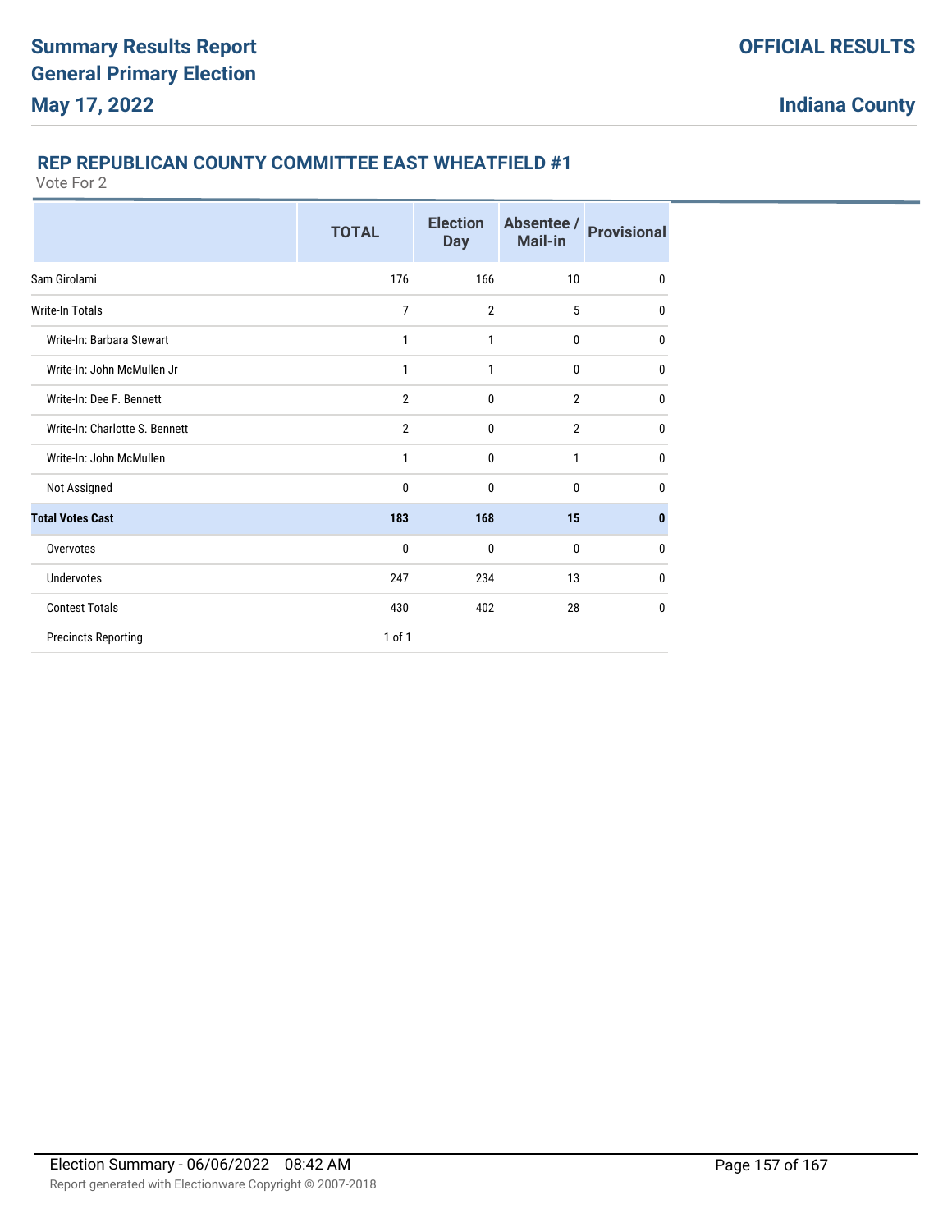# Summary Results Report
# General Primary Election
# May 17, 2022

**OFFICIAL RESULTS**

**Indiana County**

## REP REPUBLICAN COUNTY COMMITTEE EAST WHEATFIELD #1

Vote For 2

| | TOTAL | Election Day | Absentee / Mail-in | Provisional |
|---|---|---|---|---|
| Sam Girolami | 176 | 166 | 10 | 0 |
| Write-In Totals | 7 | 2 | 5 | 0 |
| Write-In: Barbara Stewart | 1 | 1 | 0 | 0 |
| Write-In: John McMullen Jr | 1 | 1 | 0 | 0 |
| Write-In: Dee F. Bennett | 2 | 0 | 2 | 0 |
| Write-In: Charlotte S. Bennett | 2 | 0 | 2 | 0 |
| Write-In: John McMullen | 1 | 0 | 1 | 0 |
| Not Assigned | 0 | 0 | 0 | 0 |
| **Total Votes Cast** | **183** | **168** | **15** | **0** |
| Overvotes | 0 | 0 | 0 | 0 |
| Undervotes | 247 | 234 | 13 | 0 |
| Contest Totals | 430 | 402 | 28 | 0 |
| Precincts Reporting | 1 of 1 | | | |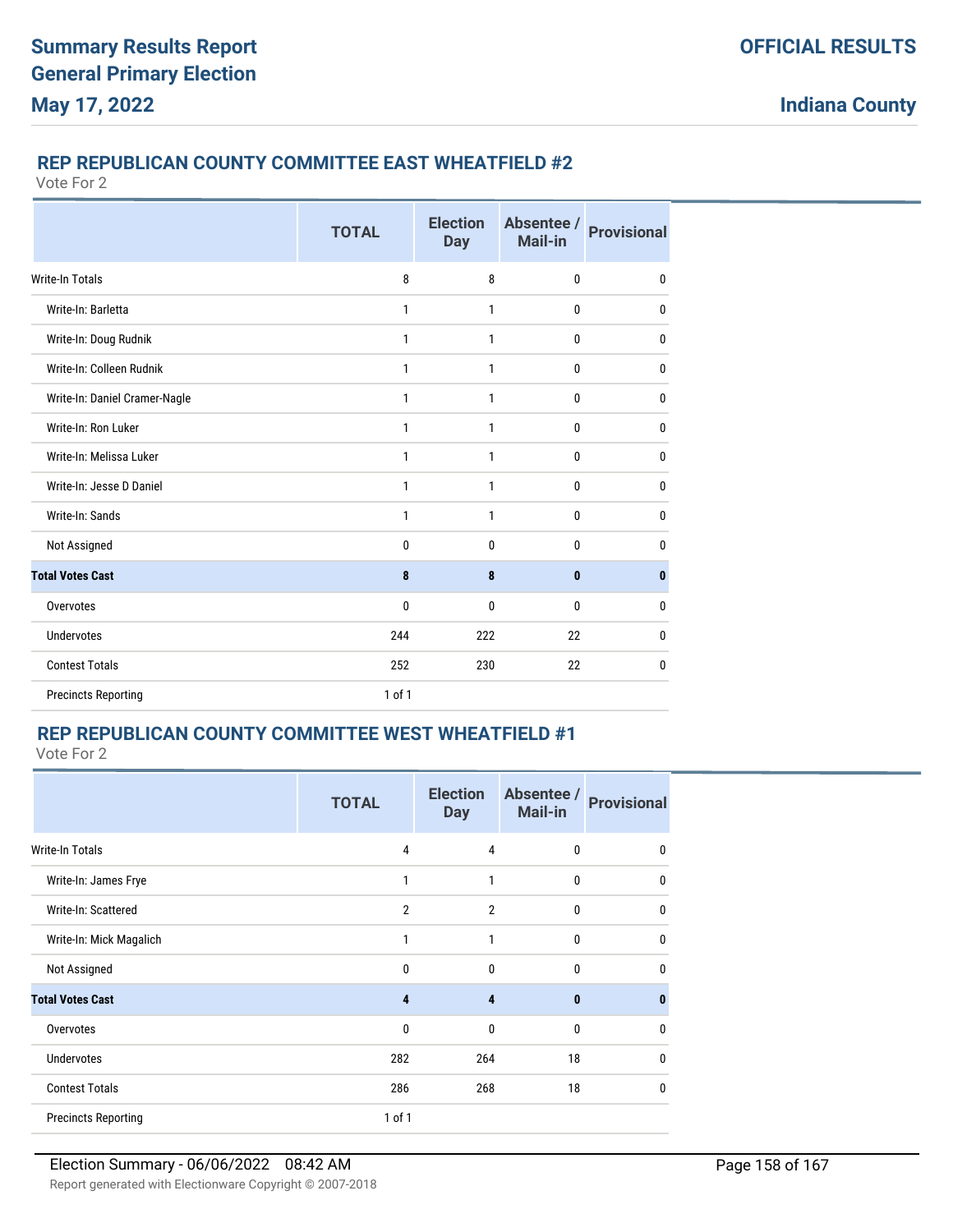## REP REPUBLICAN COUNTY COMMITTEE EAST WHEATFIELD #2

Vote For 2

| | TOTAL | Election Day | Absentee / Mail-in | Provisional |
|---|---|---|---|---|
| Write-In Totals | 8 | 8 | 0 | 0 |
| Write-In: Barletta | 1 | 1 | 0 | 0 |
| Write-In: Doug Rudnik | 1 | 1 | 0 | 0 |
| Write-In: Colleen Rudnik | 1 | 1 | 0 | 0 |
| Write-In: Daniel Cramer-Nagle | 1 | 1 | 0 | 0 |
| Write-In: Ron Luker | 1 | 1 | 0 | 0 |
| Write-In: Melissa Luker | 1 | 1 | 0 | 0 |
| Write-In: Jesse D Daniel | 1 | 1 | 0 | 0 |
| Write-In: Sands | 1 | 1 | 0 | 0 |
| Not Assigned | 0 | 0 | 0 | 0 |
| **Total Votes Cast** | **8** | **8** | **0** | **0** |
| Overvotes | 0 | 0 | 0 | 0 |
| Undervotes | 244 | 222 | 22 | 0 |
| Contest Totals | 252 | 230 | 22 | 0 |
| Precincts Reporting | 1 of 1 | | | |

## REP REPUBLICAN COUNTY COMMITTEE WEST WHEATFIELD #1

Vote For 2

| | TOTAL | Election Day | Absentee / Mail-in | Provisional |
|---|---|---|---|---|
| Write-In Totals | 4 | 4 | 0 | 0 |
| Write-In: James Frye | 1 | 1 | 0 | 0 |
| Write-In: Scattered | 2 | 2 | 0 | 0 |
| Write-In: Mick Magalich | 1 | 1 | 0 | 0 |
| Not Assigned | 0 | 0 | 0 | 0 |
| **Total Votes Cast** | **4** | **4** | **0** | **0** |
| Overvotes | 0 | 0 | 0 | 0 |
| Undervotes | 282 | 264 | 18 | 0 |
| Contest Totals | 286 | 268 | 18 | 0 |
| Precincts Reporting | 1 of 1 | | | |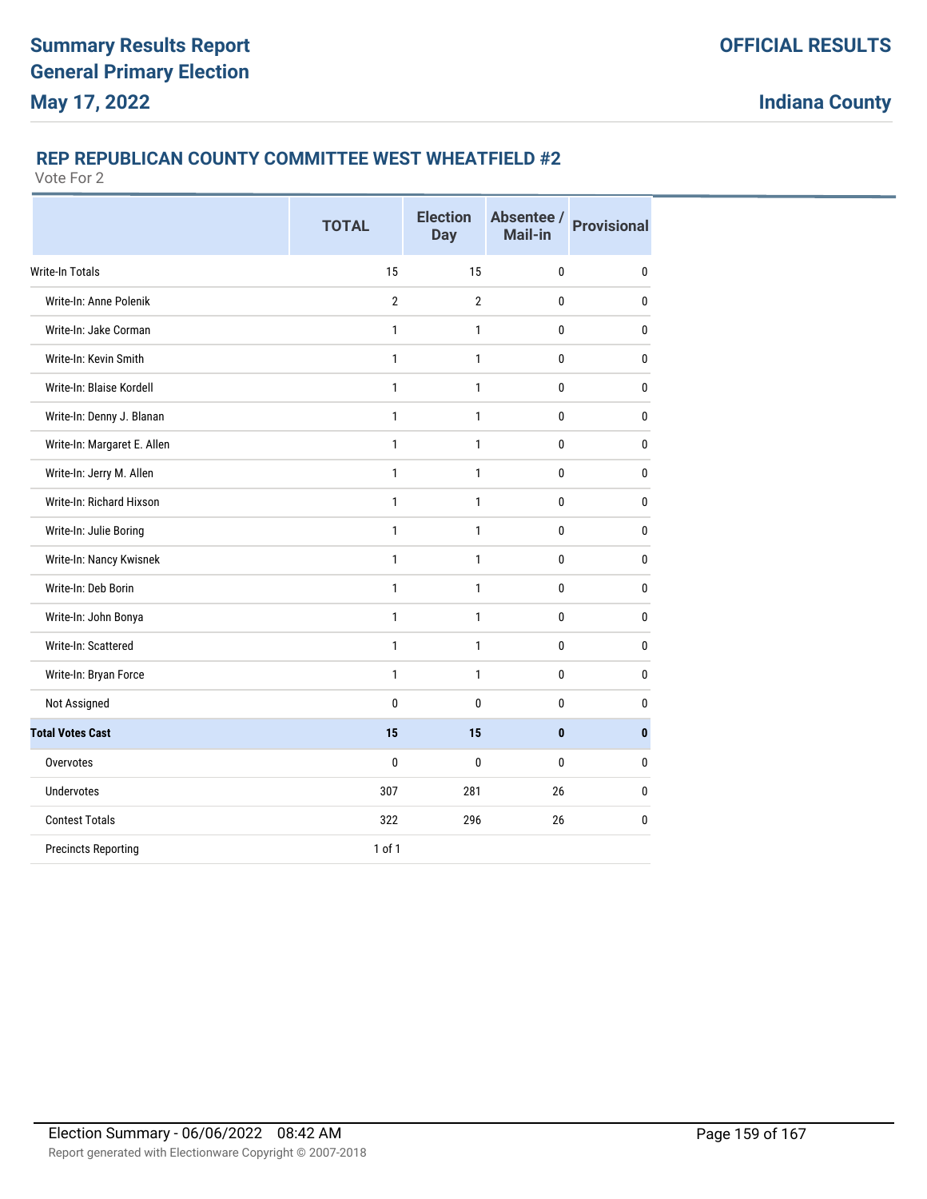# Summary Results Report
# General Primary Election
# May 17, 2022

**OFFICIAL RESULTS**

**Indiana County**

### REP REPUBLICAN COUNTY COMMITTEE WEST WHEATFIELD #2

Vote For 2

| | TOTAL | Election Day | Absentee / Mail-in | Provisional |
|---|---|---|---|---|
| Write-In Totals | 15 | 15 | 0 | 0 |
| Write-In: Anne Polenik | 2 | 2 | 0 | 0 |
| Write-In: Jake Corman | 1 | 1 | 0 | 0 |
| Write-In: Kevin Smith | 1 | 1 | 0 | 0 |
| Write-In: Blaise Kordell | 1 | 1 | 0 | 0 |
| Write-In: Denny J. Blanan | 1 | 1 | 0 | 0 |
| Write-In: Margaret E. Allen | 1 | 1 | 0 | 0 |
| Write-In: Jerry M. Allen | 1 | 1 | 0 | 0 |
| Write-In: Richard Hixson | 1 | 1 | 0 | 0 |
| Write-In: Julie Boring | 1 | 1 | 0 | 0 |
| Write-In: Nancy Kwisnek | 1 | 1 | 0 | 0 |
| Write-In: Deb Borin | 1 | 1 | 0 | 0 |
| Write-In: John Bonya | 1 | 1 | 0 | 0 |
| Write-In: Scattered | 1 | 1 | 0 | 0 |
| Write-In: Bryan Force | 1 | 1 | 0 | 0 |
| Not Assigned | 0 | 0 | 0 | 0 |
| **Total Votes Cast** | **15** | **15** | **0** | **0** |
| Overvotes | 0 | 0 | 0 | 0 |
| Undervotes | 307 | 281 | 26 | 0 |
| Contest Totals | 322 | 296 | 26 | 0 |
| Precincts Reporting | 1 of 1 | | | |

Election Summary - 06/06/2022 08:42 AM

Report generated with Electionware Copyright © 2007-2018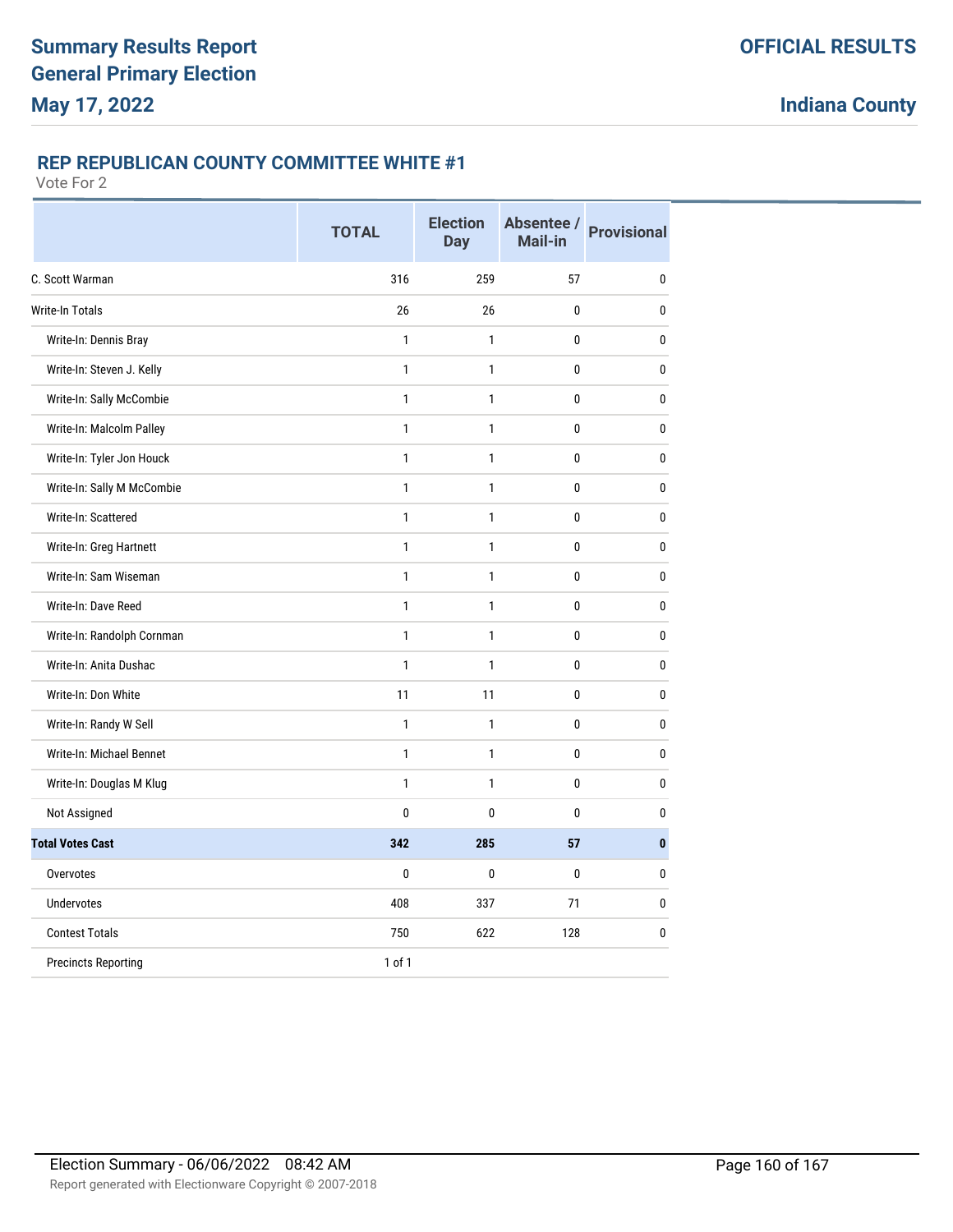Summary Results Report
General Primary Election
May 17, 2022

OFFICIAL RESULTS

Indiana County

## REP REPUBLICAN COUNTY COMMITTEE WHITE #1

Vote For 2

| | TOTAL | Election Day | Absentee / Mail-in | Provisional |
|---|---|---|---|---|
| C. Scott Warman | 316 | 259 | 57 | 0 |
| Write-In Totals | 26 | 26 | 0 | 0 |
| Write-In: Dennis Bray | 1 | 1 | 0 | 0 |
| Write-In: Steven J. Kelly | 1 | 1 | 0 | 0 |
| Write-In: Sally McCombie | 1 | 1 | 0 | 0 |
| Write-In: Malcolm Palley | 1 | 1 | 0 | 0 |
| Write-In: Tyler Jon Houck | 1 | 1 | 0 | 0 |
| Write-In: Sally M McCombie | 1 | 1 | 0 | 0 |
| Write-In: Scattered | 1 | 1 | 0 | 0 |
| Write-In: Greg Hartnett | 1 | 1 | 0 | 0 |
| Write-In: Sam Wiseman | 1 | 1 | 0 | 0 |
| Write-In: Dave Reed | 1 | 1 | 0 | 0 |
| Write-In: Randolph Cornman | 1 | 1 | 0 | 0 |
| Write-In: Anita Dushac | 1 | 1 | 0 | 0 |
| Write-In: Don White | 11 | 11 | 0 | 0 |
| Write-In: Randy W Sell | 1 | 1 | 0 | 0 |
| Write-In: Michael Bennet | 1 | 1 | 0 | 0 |
| Write-In: Douglas M Klug | 1 | 1 | 0 | 0 |
| Not Assigned | 0 | 0 | 0 | 0 |
| **Total Votes Cast** | **342** | **285** | **57** | **0** |
| Overvotes | 0 | 0 | 0 | 0 |
| Undervotes | 408 | 337 | 71 | 0 |
| Contest Totals | 750 | 622 | 128 | 0 |
| Precincts Reporting | 1 of 1 | | | |

Election Summary - 06/06/2022 08:42 AM

Report generated with Electionware Copyright © 2007-2018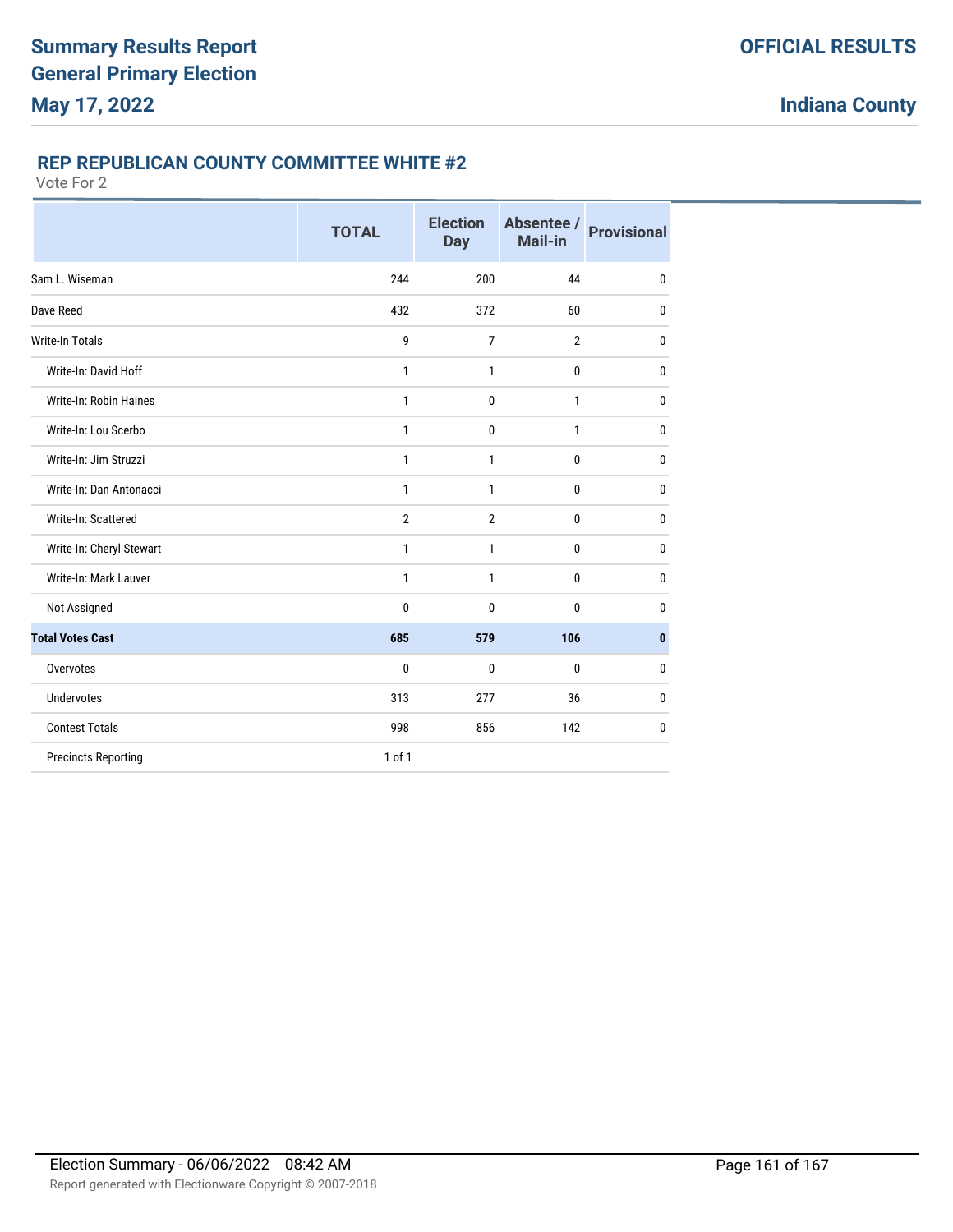# Summary Results Report
# General Primary Election
# May 17, 2022

**OFFICIAL RESULTS**

**Indiana County**

## REP REPUBLICAN COUNTY COMMITTEE WHITE #2

Vote For 2

| | TOTAL | Election Day | Absentee / Mail-in | Provisional |
|---|---|---|---|---|
| Sam L. Wiseman | 244 | 200 | 44 | 0 |
| Dave Reed | 432 | 372 | 60 | 0 |
| Write-In Totals | 9 | 7 | 2 | 0 |
| Write-In: David Hoff | 1 | 1 | 0 | 0 |
| Write-In: Robin Haines | 1 | 0 | 1 | 0 |
| Write-In: Lou Scerbo | 1 | 0 | 1 | 0 |
| Write-In: Jim Struzzi | 1 | 1 | 0 | 0 |
| Write-In: Dan Antonacci | 1 | 1 | 0 | 0 |
| Write-In: Scattered | 2 | 2 | 0 | 0 |
| Write-In: Cheryl Stewart | 1 | 1 | 0 | 0 |
| Write-In: Mark Lauver | 1 | 1 | 0 | 0 |
| Not Assigned | 0 | 0 | 0 | 0 |
| **Total Votes Cast** | **685** | **579** | **106** | **0** |
| Overvotes | 0 | 0 | 0 | 0 |
| Undervotes | 313 | 277 | 36 | 0 |
| Contest Totals | 998 | 856 | 142 | 0 |
| Precincts Reporting | 1 of 1 | | | |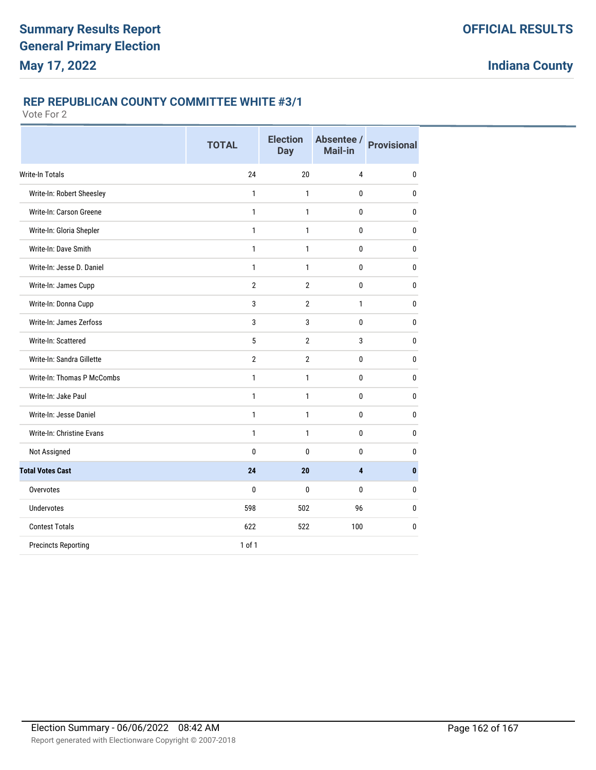## REP REPUBLICAN COUNTY COMMITTEE WHITE #3/1

Vote For 2

| | TOTAL | Election Day | Absentee / Mail-in | Provisional |
|---|---|---|---|---|
| Write-In Totals | 24 | 20 | 4 | 0 |
| Write-In: Robert Sheesley | 1 | 1 | 0 | 0 |
| Write-In: Carson Greene | 1 | 1 | 0 | 0 |
| Write-In: Gloria Shepler | 1 | 1 | 0 | 0 |
| Write-In: Dave Smith | 1 | 1 | 0 | 0 |
| Write-In: Jesse D. Daniel | 1 | 1 | 0 | 0 |
| Write-In: James Cupp | 2 | 2 | 0 | 0 |
| Write-In: Donna Cupp | 3 | 2 | 1 | 0 |
| Write-In: James Zerfoss | 3 | 3 | 0 | 0 |
| Write-In: Scattered | 5 | 2 | 3 | 0 |
| Write-In: Sandra Gillette | 2 | 2 | 0 | 0 |
| Write-In: Thomas P McCombs | 1 | 1 | 0 | 0 |
| Write-In: Jake Paul | 1 | 1 | 0 | 0 |
| Write-In: Jesse Daniel | 1 | 1 | 0 | 0 |
| Write-In: Christine Evans | 1 | 1 | 0 | 0 |
| Not Assigned | 0 | 0 | 0 | 0 |
| **Total Votes Cast** | **24** | **20** | **4** | **0** |
| Overvotes | 0 | 0 | 0 | 0 |
| Undervotes | 598 | 502 | 96 | 0 |
| Contest Totals | 622 | 522 | 100 | 0 |
| Precincts Reporting | 1 of 1 | | | |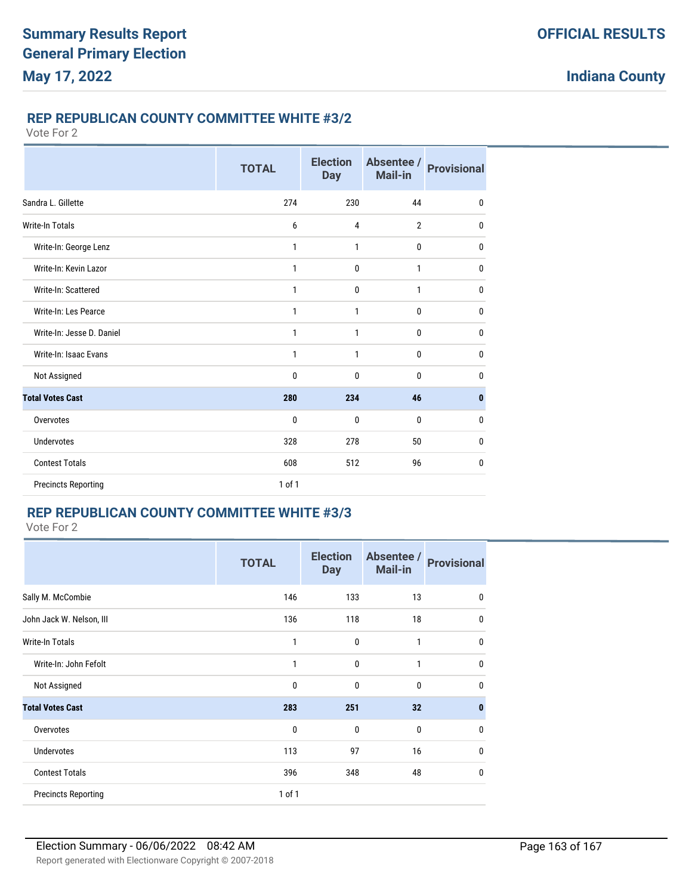## REP REPUBLICAN COUNTY COMMITTEE WHITE #3/2

Vote For 2

| | TOTAL | Election Day | Absentee / Mail-in | Provisional |
|---|---|---|---|---|
| Sandra L. Gillette | 274 | 230 | 44 | 0 |
| Write-In Totals | 6 | 4 | 2 | 0 |
| Write-In: George Lenz | 1 | 1 | 0 | 0 |
| Write-In: Kevin Lazor | 1 | 0 | 1 | 0 |
| Write-In: Scattered | 1 | 0 | 1 | 0 |
| Write-In: Les Pearce | 1 | 1 | 0 | 0 |
| Write-In: Jesse D. Daniel | 1 | 1 | 0 | 0 |
| Write-In: Isaac Evans | 1 | 1 | 0 | 0 |
| Not Assigned | 0 | 0 | 0 | 0 |
| **Total Votes Cast** | **280** | **234** | **46** | **0** |
| Overvotes | 0 | 0 | 0 | 0 |
| Undervotes | 328 | 278 | 50 | 0 |
| Contest Totals | 608 | 512 | 96 | 0 |
| Precincts Reporting | 1 of 1 | | | |

## REP REPUBLICAN COUNTY COMMITTEE WHITE #3/3

Vote For 2

| | TOTAL | Election Day | Absentee / Mail-in | Provisional |
|---|---|---|---|---|
| Sally M. McCombie | 146 | 133 | 13 | 0 |
| John Jack W. Nelson, III | 136 | 118 | 18 | 0 |
| Write-In Totals | 1 | 0 | 1 | 0 |
| Write-In: John Fefolt | 1 | 0 | 1 | 0 |
| Not Assigned | 0 | 0 | 0 | 0 |
| **Total Votes Cast** | **283** | **251** | **32** | **0** |
| Overvotes | 0 | 0 | 0 | 0 |
| Undervotes | 113 | 97 | 16 | 0 |
| Contest Totals | 396 | 348 | 48 | 0 |
| Precincts Reporting | 1 of 1 | | | |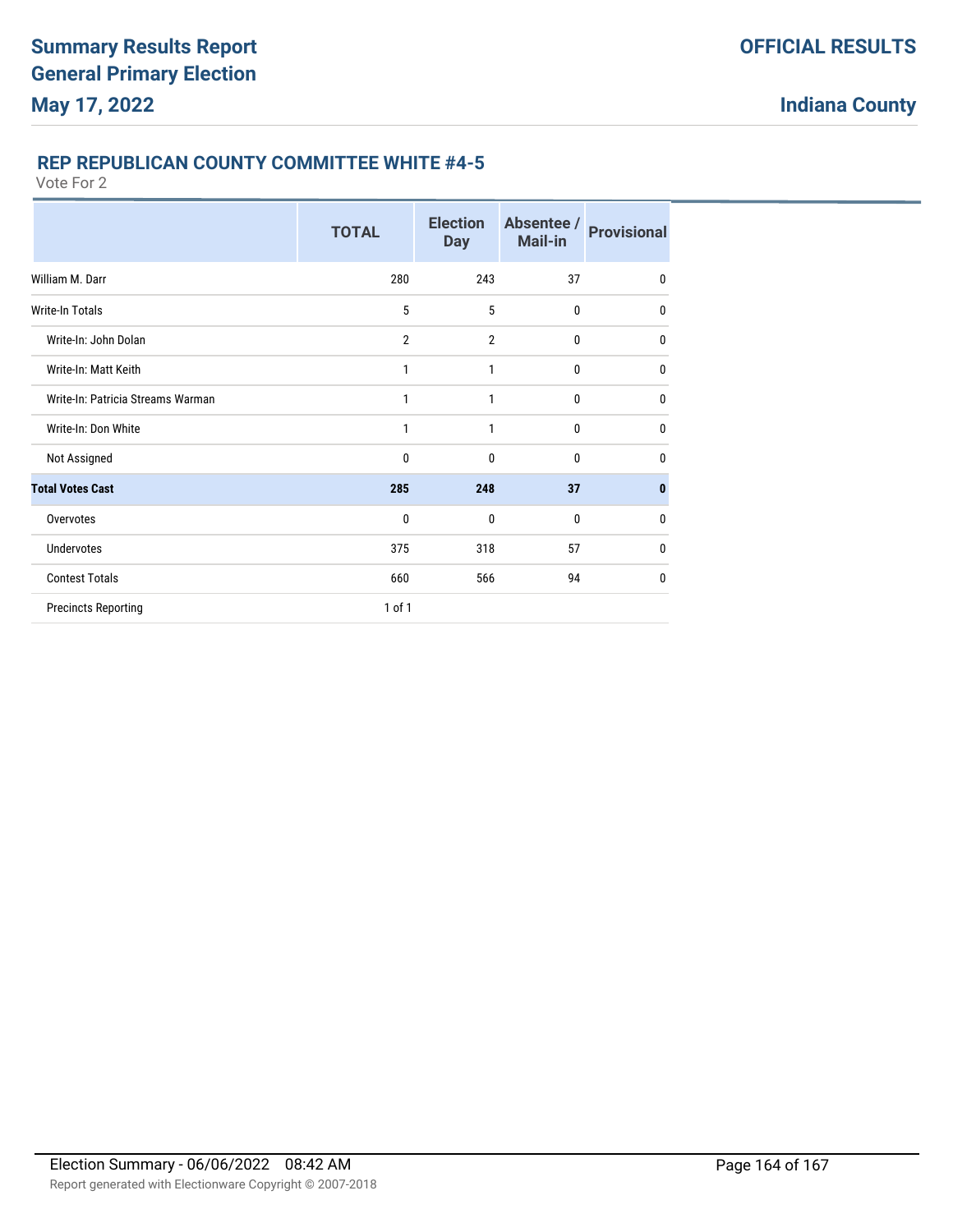## REP REPUBLICAN COUNTY COMMITTEE WHITE #4-5

Vote For 2

| | TOTAL | Election Day | Absentee / Mail-in | Provisional |
|---|---|---|---|---|
| William M. Darr | 280 | 243 | 37 | 0 |
| Write-In Totals | 5 | 5 | 0 | 0 |
| Write-In: John Dolan | 2 | 2 | 0 | 0 |
| Write-In: Matt Keith | 1 | 1 | 0 | 0 |
| Write-In: Patricia Streams Warman | 1 | 1 | 0 | 0 |
| Write-In: Don White | 1 | 1 | 0 | 0 |
| Not Assigned | 0 | 0 | 0 | 0 |
| **Total Votes Cast** | **285** | **248** | **37** | **0** |
| Overvotes | 0 | 0 | 0 | 0 |
| Undervotes | 375 | 318 | 57 | 0 |
| Contest Totals | 660 | 566 | 94 | 0 |
| Precincts Reporting | 1 of 1 | | | |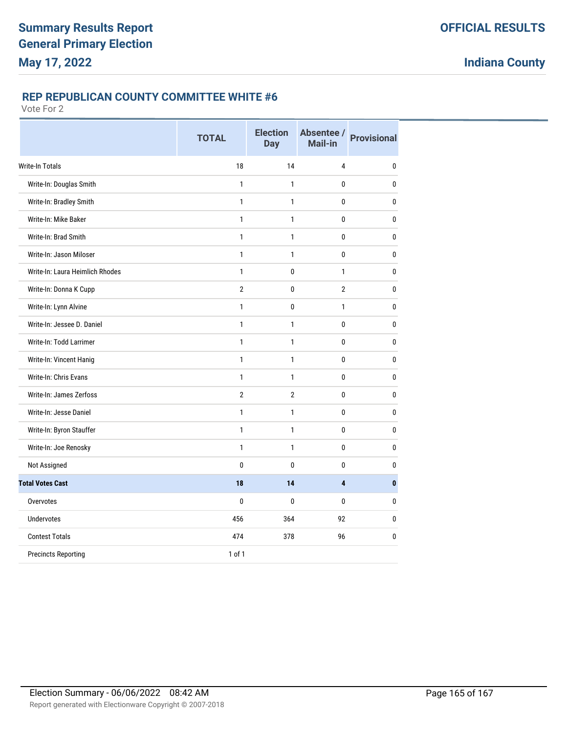## REP REPUBLICAN COUNTY COMMITTEE WHITE #6

Vote For 2

| | TOTAL | Election Day | Absentee / Mail-in | Provisional |
|---|---|---|---|---|
| Write-In Totals | 18 | 14 | 4 | 0 |
| Write-In: Douglas Smith | 1 | 1 | 0 | 0 |
| Write-In: Bradley Smith | 1 | 1 | 0 | 0 |
| Write-In: Mike Baker | 1 | 1 | 0 | 0 |
| Write-In: Brad Smith | 1 | 1 | 0 | 0 |
| Write-In: Jason Miloser | 1 | 1 | 0 | 0 |
| Write-In: Laura Heimlich Rhodes | 1 | 0 | 1 | 0 |
| Write-In: Donna K Cupp | 2 | 0 | 2 | 0 |
| Write-In: Lynn Alvine | 1 | 0 | 1 | 0 |
| Write-In: Jessee D. Daniel | 1 | 1 | 0 | 0 |
| Write-In: Todd Larrimer | 1 | 1 | 0 | 0 |
| Write-In: Vincent Hanig | 1 | 1 | 0 | 0 |
| Write-In: Chris Evans | 1 | 1 | 0 | 0 |
| Write-In: James Zerfoss | 2 | 2 | 0 | 0 |
| Write-In: Jesse Daniel | 1 | 1 | 0 | 0 |
| Write-In: Byron Stauffer | 1 | 1 | 0 | 0 |
| Write-In: Joe Renosky | 1 | 1 | 0 | 0 |
| Not Assigned | 0 | 0 | 0 | 0 |
| **Total Votes Cast** | **18** | **14** | **4** | **0** |
| Overvotes | 0 | 0 | 0 | 0 |
| Undervotes | 456 | 364 | 92 | 0 |
| Contest Totals | 474 | 378 | 96 | 0 |
| Precincts Reporting | 1 of 1 | | | |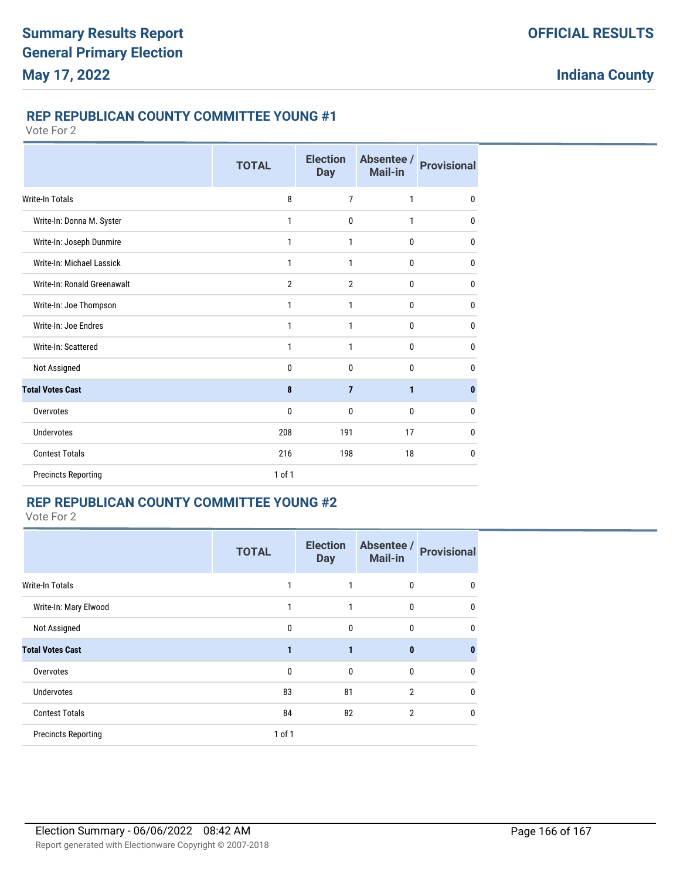## REP REPUBLICAN COUNTY COMMITTEE YOUNG #1

Vote For 2

| | TOTAL | Election Day | Absentee / Mail-in | Provisional |
|---|---|---|---|---|
| Write-In Totals | 8 | 7 | 1 | 0 |
| Write-In: Donna M. Syster | 1 | 0 | 1 | 0 |
| Write-In: Joseph Dunmire | 1 | 1 | 0 | 0 |
| Write-In: Michael Lassick | 1 | 1 | 0 | 0 |
| Write-In: Ronald Greenawalt | 2 | 2 | 0 | 0 |
| Write-In: Joe Thompson | 1 | 1 | 0 | 0 |
| Write-In: Joe Endres | 1 | 1 | 0 | 0 |
| Write-In: Scattered | 1 | 1 | 0 | 0 |
| Not Assigned | 0 | 0 | 0 | 0 |
| **Total Votes Cast** | **8** | **7** | **1** | **0** |
| Overvotes | 0 | 0 | 0 | 0 |
| Undervotes | 208 | 191 | 17 | 0 |
| Contest Totals | 216 | 198 | 18 | 0 |
| Precincts Reporting | 1 of 1 | | | |

## REP REPUBLICAN COUNTY COMMITTEE YOUNG #2

Vote For 2

| | TOTAL | Election Day | Absentee / Mail-in | Provisional |
|---|---|---|---|---|
| Write-In Totals | 1 | 1 | 0 | 0 |
| Write-In: Mary Elwood | 1 | 1 | 0 | 0 |
| Not Assigned | 0 | 0 | 0 | 0 |
| **Total Votes Cast** | **1** | **1** | **0** | **0** |
| Overvotes | 0 | 0 | 0 | 0 |
| Undervotes | 83 | 81 | 2 | 0 |
| Contest Totals | 84 | 82 | 2 | 0 |
| Precincts Reporting | 1 of 1 | | | |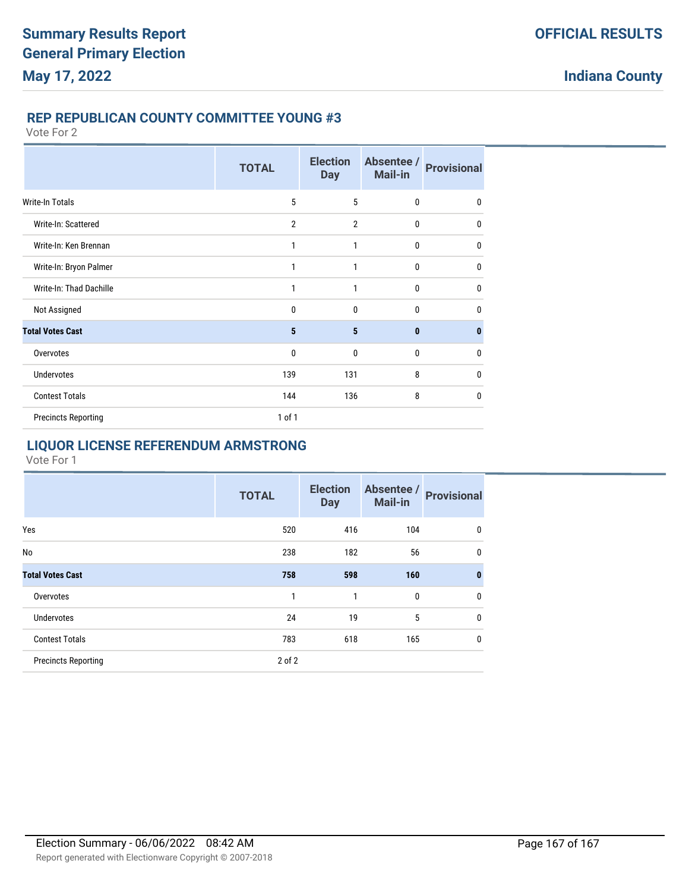## REP REPUBLICAN COUNTY COMMITTEE YOUNG #3

Vote For 2

| | TOTAL | Election Day | Absentee / Mail-in | Provisional |
|---|---|---|---|---|
| Write-In Totals | 5 | 5 | 0 | 0 |
| Write-In: Scattered | 2 | 2 | 0 | 0 |
| Write-In: Ken Brennan | 1 | 1 | 0 | 0 |
| Write-In: Bryon Palmer | 1 | 1 | 0 | 0 |
| Write-In: Thad Dachille | 1 | 1 | 0 | 0 |
| Not Assigned | 0 | 0 | 0 | 0 |
| **Total Votes Cast** | **5** | **5** | **0** | **0** |
| Overvotes | 0 | 0 | 0 | 0 |
| Undervotes | 139 | 131 | 8 | 0 |
| Contest Totals | 144 | 136 | 8 | 0 |
| Precincts Reporting | 1 of 1 | | | |

## LIQUOR LICENSE REFERENDUM ARMSTRONG

Vote For 1

| | TOTAL | Election Day | Absentee / Mail-in | Provisional |
|---|---|---|---|---|
| Yes | 520 | 416 | 104 | 0 |
| No | 238 | 182 | 56 | 0 |
| **Total Votes Cast** | **758** | **598** | **160** | **0** |
| Overvotes | 1 | 1 | 0 | 0 |
| Undervotes | 24 | 19 | 5 | 0 |
| Contest Totals | 783 | 618 | 165 | 0 |
| Precincts Reporting | 2 of 2 | | | |